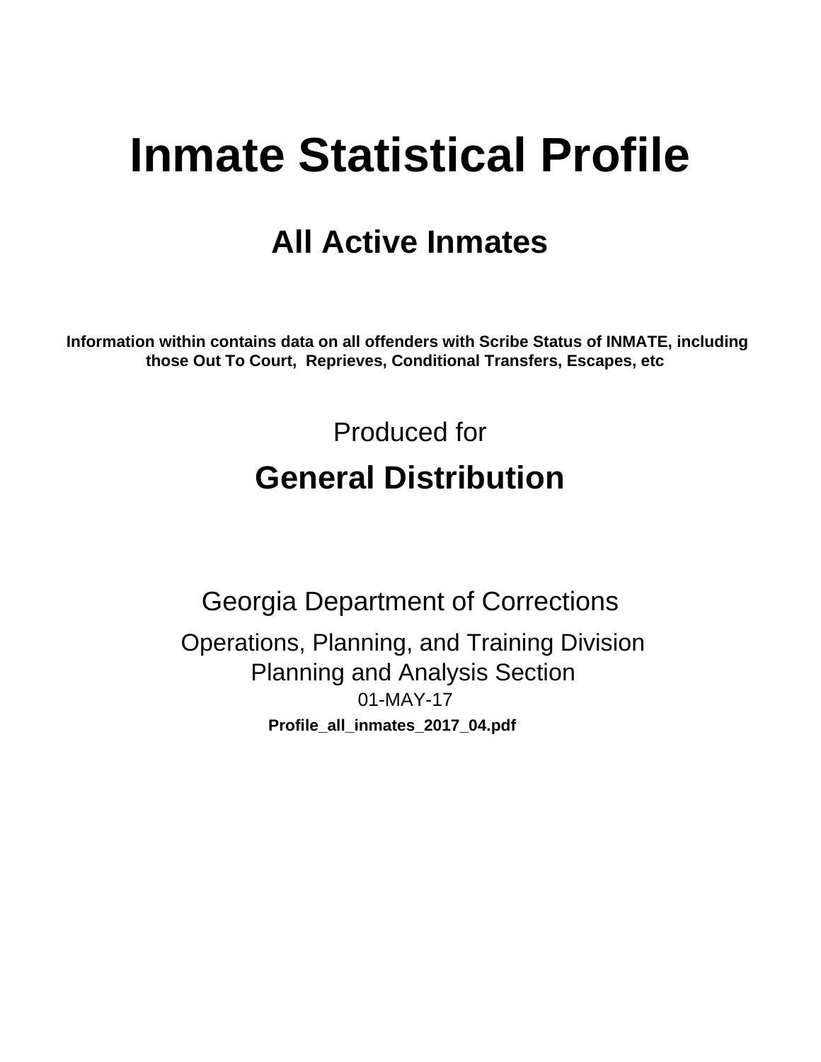# Inmate Statistical Profile

## All Active Inmates

**Information within contains data on all offenders with Scribe Status of INMATE, including those Out To Court, Reprieves, Conditional Transfers, Escapes, etc**

Produced for

## General Distribution

Georgia Department of Corrections

Operations, Planning, and Training Division
Planning and Analysis Section
01-MAY-17

**Profile_all_inmates_2017_04.pdf**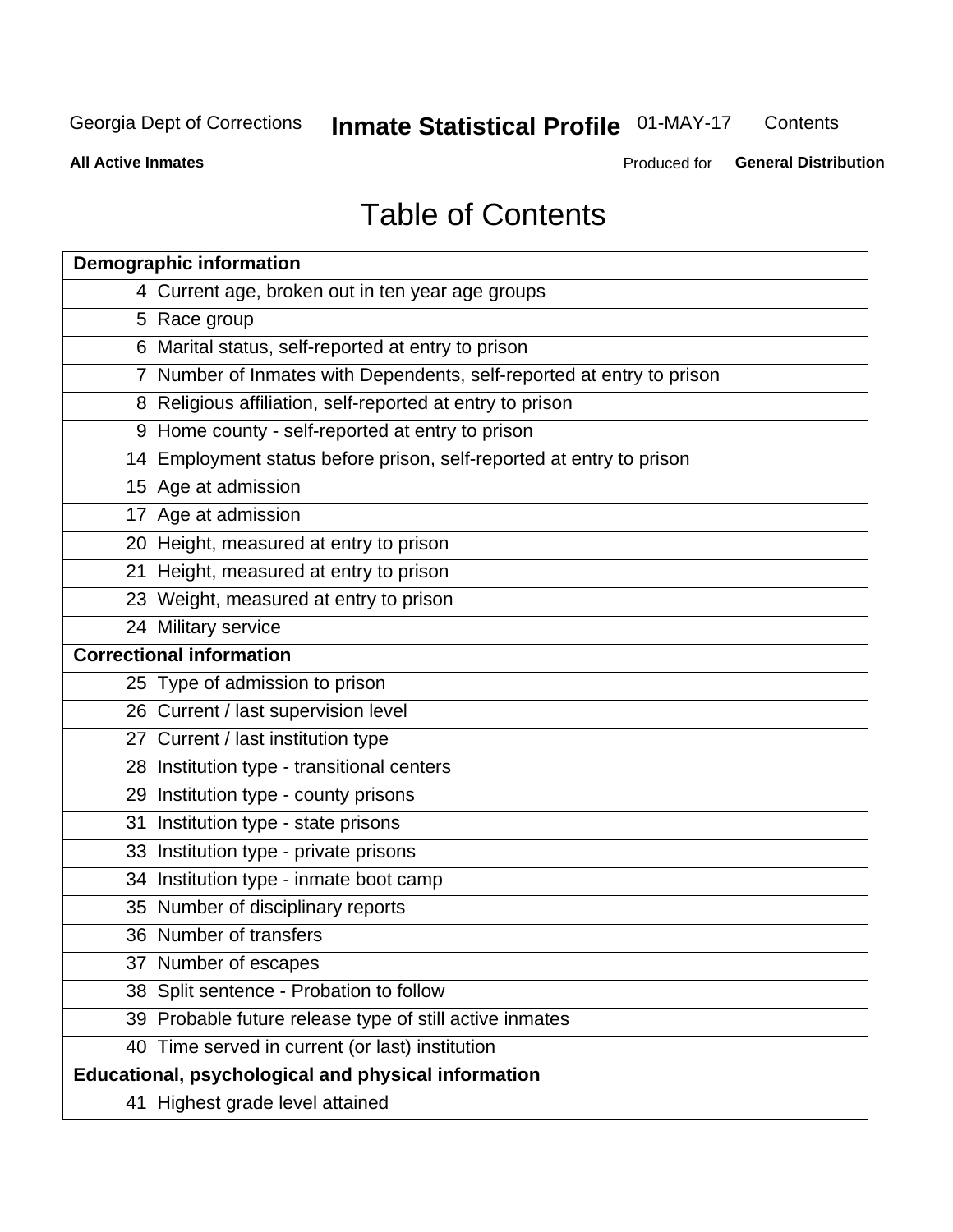# Table of Contents

| | |
|---|---|
| **Demographic information** | |
| 4 | Current age, broken out in ten year age groups |
| 5 | Race group |
| 6 | Marital status, self-reported at entry to prison |
| 7 | Number of Inmates with Dependents, self-reported at entry to prison |
| 8 | Religious affiliation, self-reported at entry to prison |
| 9 | Home county - self-reported at entry to prison |
| 14 | Employment status before prison, self-reported at entry to prison |
| 15 | Age at admission |
| 17 | Age at admission |
| 20 | Height, measured at entry to prison |
| 21 | Height, measured at entry to prison |
| 23 | Weight, measured at entry to prison |
| 24 | Military service |
| **Correctional information** | |
| 25 | Type of admission to prison |
| 26 | Current / last supervision level |
| 27 | Current / last institution type |
| 28 | Institution type - transitional centers |
| 29 | Institution type - county prisons |
| 31 | Institution type - state prisons |
| 33 | Institution type - private prisons |
| 34 | Institution type - inmate boot camp |
| 35 | Number of disciplinary reports |
| 36 | Number of transfers |
| 37 | Number of escapes |
| 38 | Split sentence - Probation to follow |
| 39 | Probable future release type of still active inmates |
| 40 | Time served in current (or last) institution |
| **Educational, psychological and physical information** | |
| 41 | Highest grade level attained |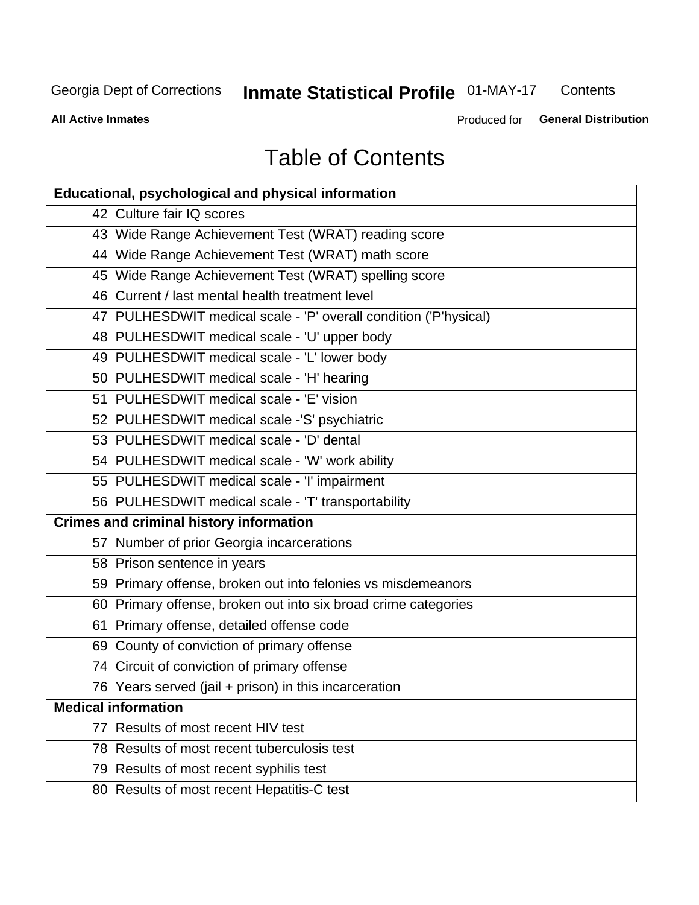# Table of Contents

| Educational, psychological and physical information |
|---|
| 42 Culture fair IQ scores |
| 43 Wide Range Achievement Test (WRAT) reading score |
| 44 Wide Range Achievement Test (WRAT) math score |
| 45 Wide Range Achievement Test (WRAT) spelling score |
| 46 Current / last mental health treatment level |
| 47 PULHESDWIT medical scale - 'P' overall condition ('P'hysical) |
| 48 PULHESDWIT medical scale - 'U' upper body |
| 49 PULHESDWIT medical scale - 'L' lower body |
| 50 PULHESDWIT medical scale - 'H' hearing |
| 51 PULHESDWIT medical scale - 'E' vision |
| 52 PULHESDWIT medical scale -'S' psychiatric |
| 53 PULHESDWIT medical scale - 'D' dental |
| 54 PULHESDWIT medical scale - 'W' work ability |
| 55 PULHESDWIT medical scale - 'I' impairment |
| 56 PULHESDWIT medical scale - 'T' transportability |
| **Crimes and criminal history information** |
| 57 Number of prior Georgia incarcerations |
| 58 Prison sentence in years |
| 59 Primary offense, broken out into felonies vs misdemeanors |
| 60 Primary offense, broken out into six broad crime categories |
| 61 Primary offense, detailed offense code |
| 69 County of conviction of primary offense |
| 74 Circuit of conviction of primary offense |
| 76 Years served (jail + prison) in this incarceration |
| **Medical information** |
| 77 Results of most recent HIV test |
| 78 Results of most recent tuberculosis test |
| 79 Results of most recent syphilis test |
| 80 Results of most recent Hepatitis-C test |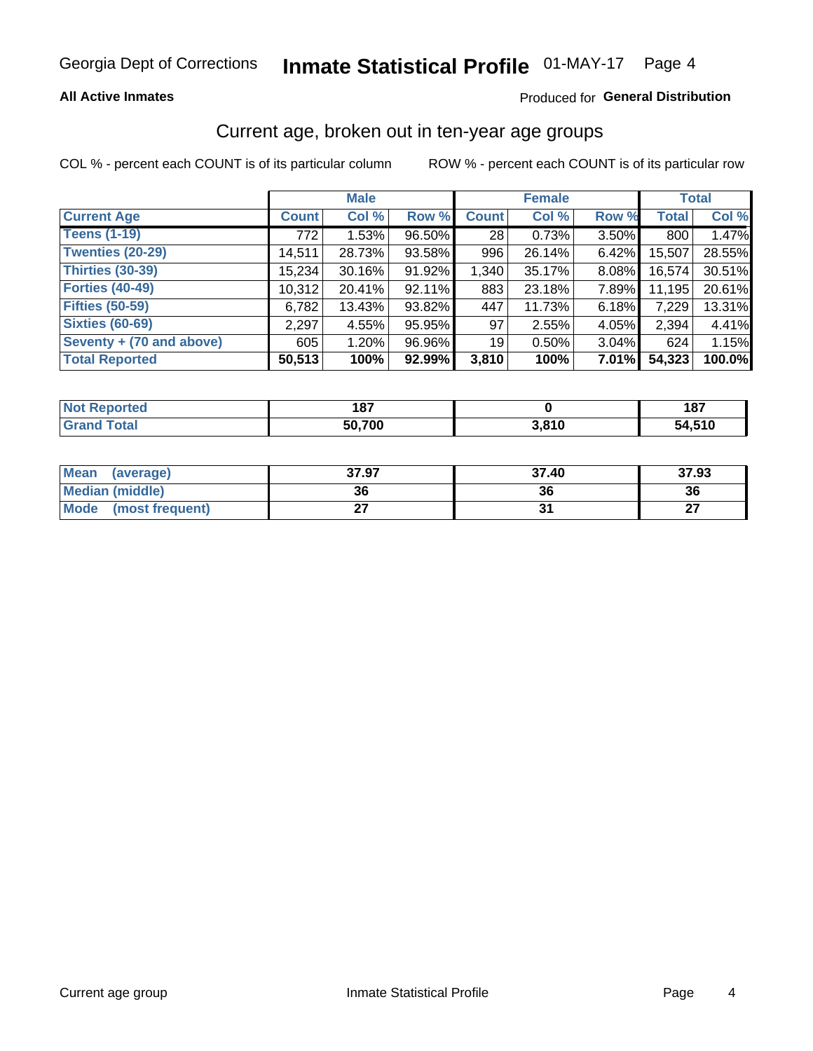Georgia Dept of Corrections **Inmate Statistical Profile** 01-MAY-17

**All Active Inmates**

Produced for **General Distribution**

## Current age, broken out in ten-year age groups

COL % - percent each COUNT is of its particular column ROW % - percent each COUNT is of its particular row

| | Male | | | Female | | | Total | |
|---|---|---|---|---|---|---|---|---|
| **Current Age** | **Count** | **Col %** | **Row %** | **Count** | **Col %** | **Row %** | **Total** | **Col %** |
| **Teens (1-19)** | 772 | 1.53% | 96.50% | 28 | 0.73% | 3.50% | 800 | 1.47% |
| **Twenties (20-29)** | 14,511 | 28.73% | 93.58% | 996 | 26.14% | 6.42% | 15,507 | 28.55% |
| **Thirties (30-39)** | 15,234 | 30.16% | 91.92% | 1,340 | 35.17% | 8.08% | 16,574 | 30.51% |
| **Forties (40-49)** | 10,312 | 20.41% | 92.11% | 883 | 23.18% | 7.89% | 11,195 | 20.61% |
| **Fifties (50-59)** | 6,782 | 13.43% | 93.82% | 447 | 11.73% | 6.18% | 7,229 | 13.31% |
| **Sixties (60-69)** | 2,297 | 4.55% | 95.95% | 97 | 2.55% | 4.05% | 2,394 | 4.41% |
| **Seventy + (70 and above)** | 605 | 1.20% | 96.96% | 19 | 0.50% | 3.04% | 624 | 1.15% |
| **Total Reported** | **50,513** | **100%** | **92.99%** | **3,810** | **100%** | **7.01%** | **54,323** | **100.0%** |

| | Male | Female | Total |
|---|---|---|---|
| **Not Reported** | **187** | **0** | **187** |
| **Grand Total** | **50,700** | **3,810** | **54,510** |

| | Male | Female | Total |
|---|---|---|---|
| **Mean (average)** | **37.97** | **37.40** | **37.93** |
| **Median (middle)** | **36** | **36** | **36** |
| **Mode (most frequent)** | **27** | **31** | **27** |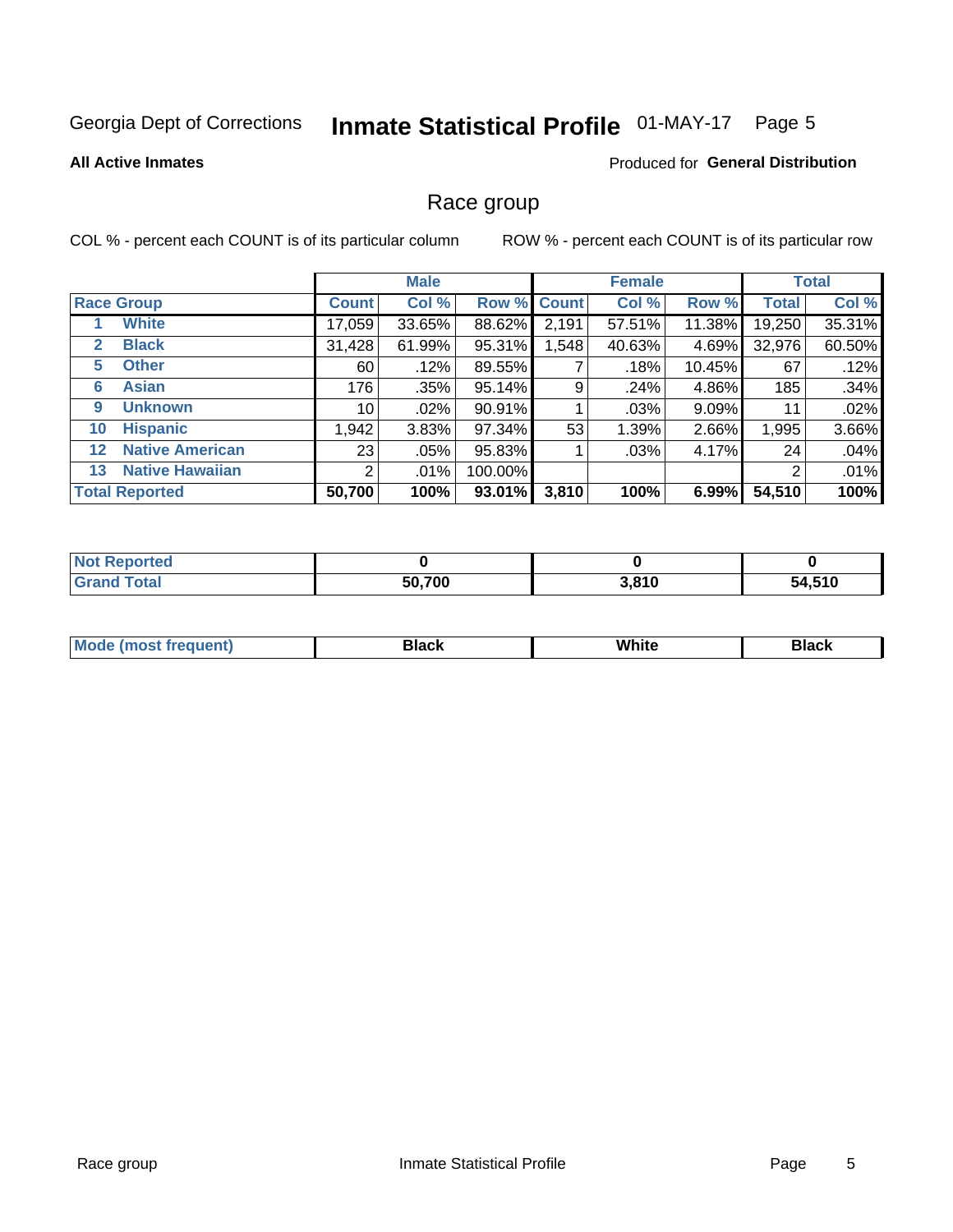Georgia Dept of Corrections **Inmate Statistical Profile** 01-MAY-17

**All Active Inmates** Produced for **General Distribution**

## Race group

COL % - percent each COUNT is of its particular column ROW % - percent each COUNT is of its particular row

| | | Male | | | Female | | | Total | |
|---|---|---|---|---|---|---|---|---|---|
| **Race Group** | | **Count** | **Col %** | **Row %** | **Count** | **Col %** | **Row %** | **Total** | **Col %** |
| 1 | White | 17,059 | 33.65% | 88.62% | 2,191 | 57.51% | 11.38% | 19,250 | 35.31% |
| 2 | Black | 31,428 | 61.99% | 95.31% | 1,548 | 40.63% | 4.69% | 32,976 | 60.50% |
| 5 | Other | 60 | .12% | 89.55% | 7 | .18% | 10.45% | 67 | .12% |
| 6 | Asian | 176 | .35% | 95.14% | 9 | .24% | 4.86% | 185 | .34% |
| 9 | Unknown | 10 | .02% | 90.91% | 1 | .03% | 9.09% | 11 | .02% |
| 10 | Hispanic | 1,942 | 3.83% | 97.34% | 53 | 1.39% | 2.66% | 1,995 | 3.66% |
| 12 | Native American | 23 | .05% | 95.83% | 1 | .03% | 4.17% | 24 | .04% |
| 13 | Native Hawaiian | 2 | .01% | 100.00% | | | | 2 | .01% |
| **Total Reported** | | **50,700** | **100%** | **93.01%** | **3,810** | **100%** | **6.99%** | **54,510** | **100%** |

| | Male | Female | Total |
|---|---|---|---|
| Not Reported | 0 | 0 | 0 |
| Grand Total | 50,700 | 3,810 | 54,510 |

| | Male | Female | Total |
|---|---|---|---|
| Mode (most frequent) | Black | White | Black |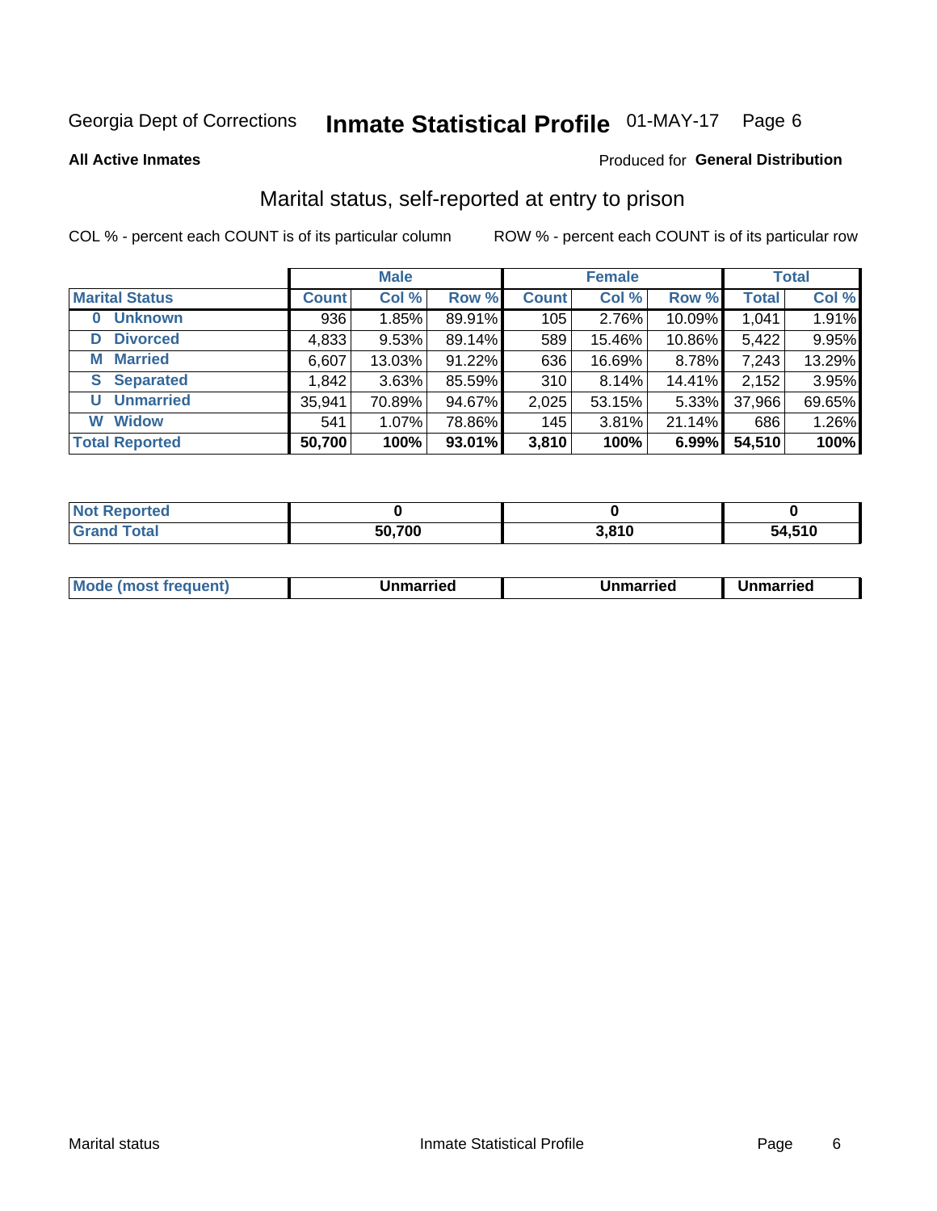Georgia Dept of Corrections **Inmate Statistical Profile** 01-MAY-17

**All Active Inmates**

Produced for **General Distribution**

## Marital status, self-reported at entry to prison

COL % - percent each COUNT is of its particular column

ROW % - percent each COUNT is of its particular row

| | Male | | | Female | | | Total | |
|---|---|---|---|---|---|---|---|---|
| **Marital Status** | **Count** | **Col %** | **Row %** | **Count** | **Col %** | **Row %** | **Total** | **Col %** |
| **0 Unknown** | 936 | 1.85% | 89.91% | 105 | 2.76% | 10.09% | 1,041 | 1.91% |
| **D Divorced** | 4,833 | 9.53% | 89.14% | 589 | 15.46% | 10.86% | 5,422 | 9.95% |
| **M Married** | 6,607 | 13.03% | 91.22% | 636 | 16.69% | 8.78% | 7,243 | 13.29% |
| **S Separated** | 1,842 | 3.63% | 85.59% | 310 | 8.14% | 14.41% | 2,152 | 3.95% |
| **U Unmarried** | 35,941 | 70.89% | 94.67% | 2,025 | 53.15% | 5.33% | 37,966 | 69.65% |
| **W Widow** | 541 | 1.07% | 78.86% | 145 | 3.81% | 21.14% | 686 | 1.26% |
| **Total Reported** | **50,700** | **100%** | **93.01%** | **3,810** | **100%** | **6.99%** | **54,510** | **100%** |

| | Male | Female | Total |
|---|---|---|---|
| **Not Reported** | **0** | **0** | **0** |
| **Grand Total** | **50,700** | **3,810** | **54,510** |

| | Male | Female | Total |
|---|---|---|---|
| **Mode (most frequent)** | **Unmarried** | **Unmarried** | **Unmarried** |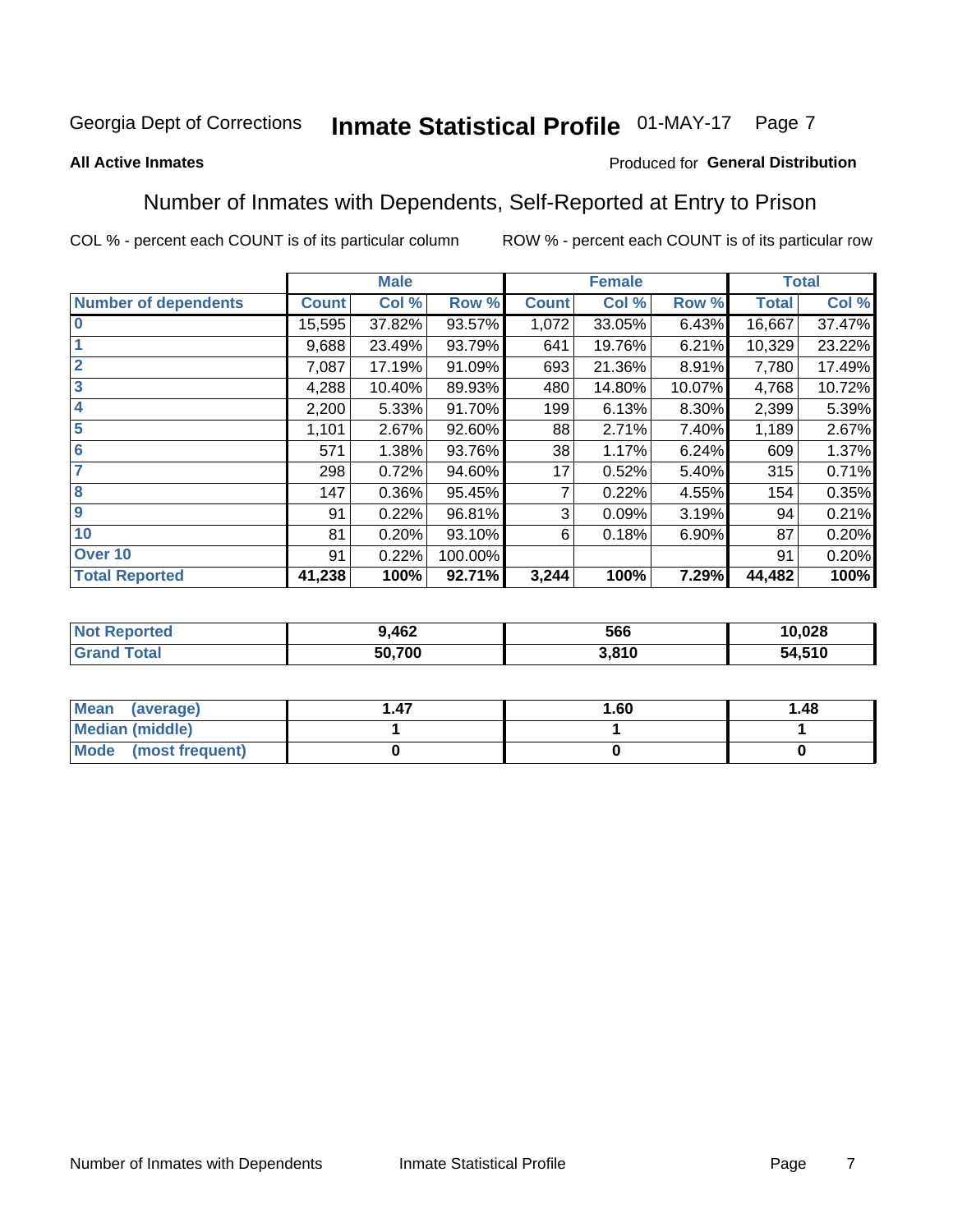Georgia Dept of Corrections **Inmate Statistical Profile** 01-MAY-17

**All Active Inmates**

Produced for **General Distribution**

## Number of Inmates with Dependents, Self-Reported at Entry to Prison

COL % - percent each COUNT is of its particular column

ROW % - percent each COUNT is of its particular row

| | Male | | | Female | | | Total | |
|---|---|---|---|---|---|---|---|---|
| **Number of dependents** | **Count** | **Col %** | **Row %** | **Count** | **Col %** | **Row %** | **Total** | **Col %** |
| **0** | 15,595 | 37.82% | 93.57% | 1,072 | 33.05% | 6.43% | 16,667 | 37.47% |
| **1** | 9,688 | 23.49% | 93.79% | 641 | 19.76% | 6.21% | 10,329 | 23.22% |
| **2** | 7,087 | 17.19% | 91.09% | 693 | 21.36% | 8.91% | 7,780 | 17.49% |
| **3** | 4,288 | 10.40% | 89.93% | 480 | 14.80% | 10.07% | 4,768 | 10.72% |
| **4** | 2,200 | 5.33% | 91.70% | 199 | 6.13% | 8.30% | 2,399 | 5.39% |
| **5** | 1,101 | 2.67% | 92.60% | 88 | 2.71% | 7.40% | 1,189 | 2.67% |
| **6** | 571 | 1.38% | 93.76% | 38 | 1.17% | 6.24% | 609 | 1.37% |
| **7** | 298 | 0.72% | 94.60% | 17 | 0.52% | 5.40% | 315 | 0.71% |
| **8** | 147 | 0.36% | 95.45% | 7 | 0.22% | 4.55% | 154 | 0.35% |
| **9** | 91 | 0.22% | 96.81% | 3 | 0.09% | 3.19% | 94 | 0.21% |
| **10** | 81 | 0.20% | 93.10% | 6 | 0.18% | 6.90% | 87 | 0.20% |
| **Over 10** | 91 | 0.22% | 100.00% | | | | 91 | 0.20% |
| **Total Reported** | **41,238** | **100%** | **92.71%** | **3,244** | **100%** | **7.29%** | **44,482** | **100%** |

| | Male | Female | Total |
|---|---|---|---|
| **Not Reported** | **9,462** | **566** | **10,028** |
| **Grand Total** | **50,700** | **3,810** | **54,510** |

| | Male | Female | Total |
|---|---|---|---|
| **Mean (average)** | **1.47** | **1.60** | **1.48** |
| **Median (middle)** | **1** | **1** | **1** |
| **Mode (most frequent)** | **0** | **0** | **0** |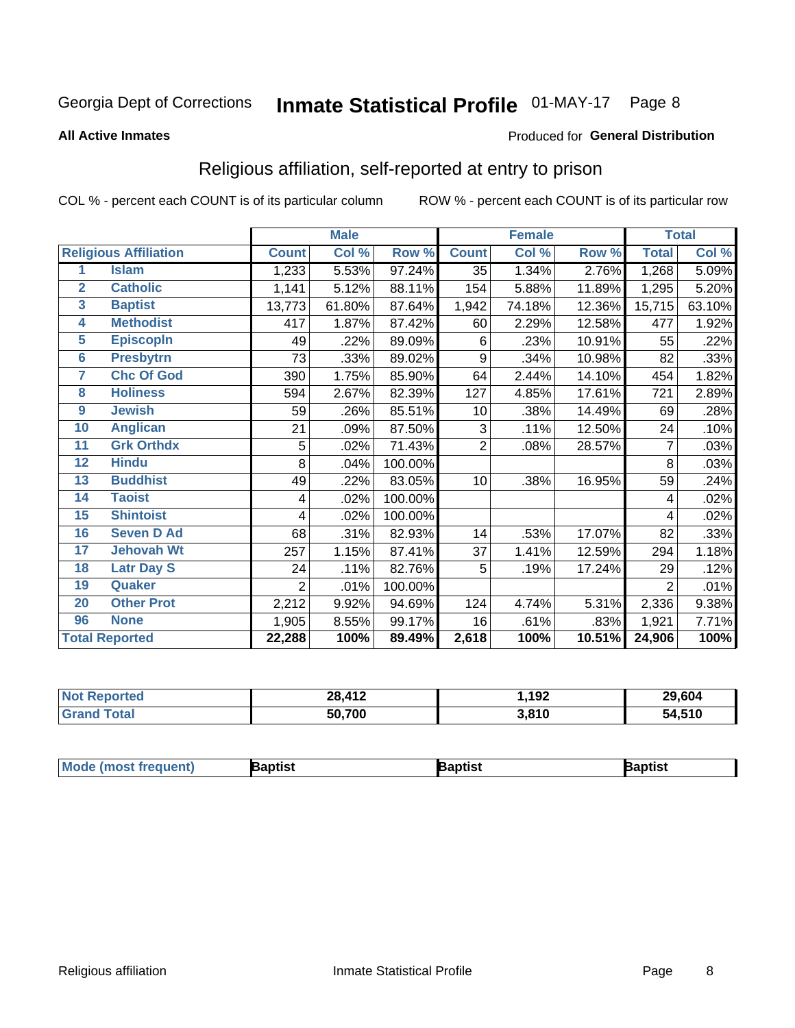Georgia Dept of Corrections **Inmate Statistical Profile** 01-MAY-17

**All Active Inmates**

Produced for **General Distribution**

## Religious affiliation, self-reported at entry to prison

COL % - percent each COUNT is of its particular column ROW % - percent each COUNT is of its particular row

| | | Male | | | Female | | | Total | |
|---|---|---|---|---|---|---|---|---|---|
| **Religious Affiliation** | | **Count** | **Col %** | **Row %** | **Count** | **Col %** | **Row %** | **Total** | **Col %** |
| 1 | Islam | 1,233 | 5.53% | 97.24% | 35 | 1.34% | 2.76% | 1,268 | 5.09% |
| 2 | Catholic | 1,141 | 5.12% | 88.11% | 154 | 5.88% | 11.89% | 1,295 | 5.20% |
| 3 | Baptist | 13,773 | 61.80% | 87.64% | 1,942 | 74.18% | 12.36% | 15,715 | 63.10% |
| 4 | Methodist | 417 | 1.87% | 87.42% | 60 | 2.29% | 12.58% | 477 | 1.92% |
| 5 | Episcopln | 49 | .22% | 89.09% | 6 | .23% | 10.91% | 55 | .22% |
| 6 | Presbytrn | 73 | .33% | 89.02% | 9 | .34% | 10.98% | 82 | .33% |
| 7 | Chc Of God | 390 | 1.75% | 85.90% | 64 | 2.44% | 14.10% | 454 | 1.82% |
| 8 | Holiness | 594 | 2.67% | 82.39% | 127 | 4.85% | 17.61% | 721 | 2.89% |
| 9 | Jewish | 59 | .26% | 85.51% | 10 | .38% | 14.49% | 69 | .28% |
| 10 | Anglican | 21 | .09% | 87.50% | 3 | .11% | 12.50% | 24 | .10% |
| 11 | Grk Orthdx | 5 | .02% | 71.43% | 2 | .08% | 28.57% | 7 | .03% |
| 12 | Hindu | 8 | .04% | 100.00% | | | | 8 | .03% |
| 13 | Buddhist | 49 | .22% | 83.05% | 10 | .38% | 16.95% | 59 | .24% |
| 14 | Taoist | 4 | .02% | 100.00% | | | | 4 | .02% |
| 15 | Shintoist | 4 | .02% | 100.00% | | | | 4 | .02% |
| 16 | Seven D Ad | 68 | .31% | 82.93% | 14 | .53% | 17.07% | 82 | .33% |
| 17 | Jehovah Wt | 257 | 1.15% | 87.41% | 37 | 1.41% | 12.59% | 294 | 1.18% |
| 18 | Latr Day S | 24 | .11% | 82.76% | 5 | .19% | 17.24% | 29 | .12% |
| 19 | Quaker | 2 | .01% | 100.00% | | | | 2 | .01% |
| 20 | Other Prot | 2,212 | 9.92% | 94.69% | 124 | 4.74% | 5.31% | 2,336 | 9.38% |
| 96 | None | 1,905 | 8.55% | 99.17% | 16 | .61% | .83% | 1,921 | 7.71% |
| **Total Reported** | | **22,288** | **100%** | **89.49%** | **2,618** | **100%** | **10.51%** | **24,906** | **100%** |

| | Male | Female | Total |
|---|---|---|---|
| **Not Reported** | **28,412** | **1,192** | **29,604** |
| **Grand Total** | **50,700** | **3,810** | **54,510** |

| | | | |
|---|---|---|---|
| **Mode (most frequent)** | **Baptist** | **Baptist** | **Baptist** |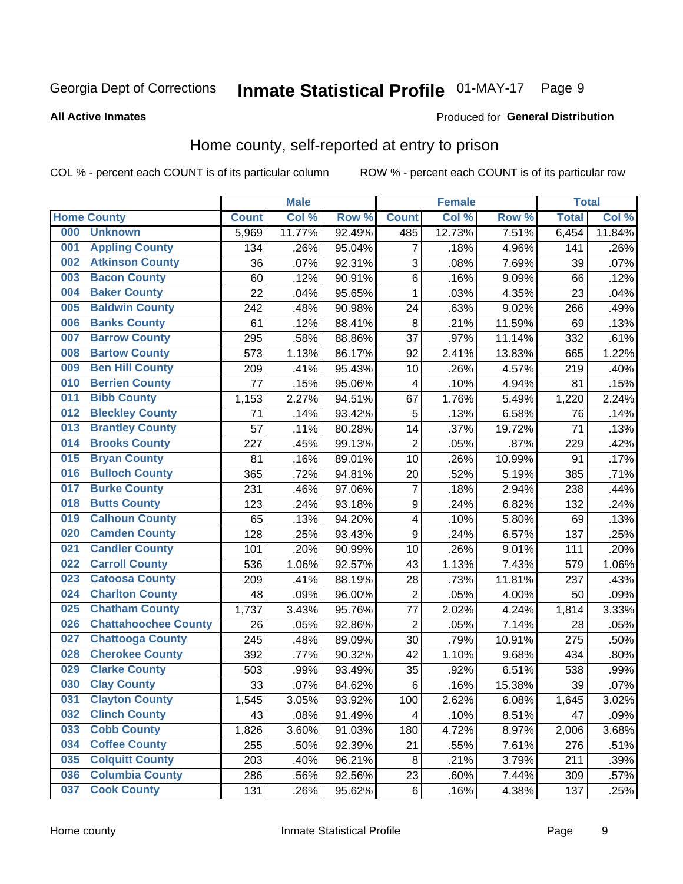Georgia Dept of Corrections **Inmate Statistical Profile** 01-MAY-17 Page 9

**All Active Inmates**

Produced for **General Distribution**

## Home county, self-reported at entry to prison

COL % - percent each COUNT is of its particular column ROW % - percent each COUNT is of its particular row

| Home County | | Male | | | Female | | | Total | |
|---|---|---|---|---|---|---|---|---|---|
| | | Count | Col % | Row % | Count | Col % | Row % | Total | Col % |
| 000 | Unknown | 5,969 | 11.77% | 92.49% | 485 | 12.73% | 7.51% | 6,454 | 11.84% |
| 001 | Appling County | 134 | .26% | 95.04% | 7 | .18% | 4.96% | 141 | .26% |
| 002 | Atkinson County | 36 | .07% | 92.31% | 3 | .08% | 7.69% | 39 | .07% |
| 003 | Bacon County | 60 | .12% | 90.91% | 6 | .16% | 9.09% | 66 | .12% |
| 004 | Baker County | 22 | .04% | 95.65% | 1 | .03% | 4.35% | 23 | .04% |
| 005 | Baldwin County | 242 | .48% | 90.98% | 24 | .63% | 9.02% | 266 | .49% |
| 006 | Banks County | 61 | .12% | 88.41% | 8 | .21% | 11.59% | 69 | .13% |
| 007 | Barrow County | 295 | .58% | 88.86% | 37 | .97% | 11.14% | 332 | .61% |
| 008 | Bartow County | 573 | 1.13% | 86.17% | 92 | 2.41% | 13.83% | 665 | 1.22% |
| 009 | Ben Hill County | 209 | .41% | 95.43% | 10 | .26% | 4.57% | 219 | .40% |
| 010 | Berrien County | 77 | .15% | 95.06% | 4 | .10% | 4.94% | 81 | .15% |
| 011 | Bibb County | 1,153 | 2.27% | 94.51% | 67 | 1.76% | 5.49% | 1,220 | 2.24% |
| 012 | Bleckley County | 71 | .14% | 93.42% | 5 | .13% | 6.58% | 76 | .14% |
| 013 | Brantley County | 57 | .11% | 80.28% | 14 | .37% | 19.72% | 71 | .13% |
| 014 | Brooks County | 227 | .45% | 99.13% | 2 | .05% | .87% | 229 | .42% |
| 015 | Bryan County | 81 | .16% | 89.01% | 10 | .26% | 10.99% | 91 | .17% |
| 016 | Bulloch County | 365 | .72% | 94.81% | 20 | .52% | 5.19% | 385 | .71% |
| 017 | Burke County | 231 | .46% | 97.06% | 7 | .18% | 2.94% | 238 | .44% |
| 018 | Butts County | 123 | .24% | 93.18% | 9 | .24% | 6.82% | 132 | .24% |
| 019 | Calhoun County | 65 | .13% | 94.20% | 4 | .10% | 5.80% | 69 | .13% |
| 020 | Camden County | 128 | .25% | 93.43% | 9 | .24% | 6.57% | 137 | .25% |
| 021 | Candler County | 101 | .20% | 90.99% | 10 | .26% | 9.01% | 111 | .20% |
| 022 | Carroll County | 536 | 1.06% | 92.57% | 43 | 1.13% | 7.43% | 579 | 1.06% |
| 023 | Catoosa County | 209 | .41% | 88.19% | 28 | .73% | 11.81% | 237 | .43% |
| 024 | Charlton County | 48 | .09% | 96.00% | 2 | .05% | 4.00% | 50 | .09% |
| 025 | Chatham County | 1,737 | 3.43% | 95.76% | 77 | 2.02% | 4.24% | 1,814 | 3.33% |
| 026 | Chattahoochee County | 26 | .05% | 92.86% | 2 | .05% | 7.14% | 28 | .05% |
| 027 | Chattooga County | 245 | .48% | 89.09% | 30 | .79% | 10.91% | 275 | .50% |
| 028 | Cherokee County | 392 | .77% | 90.32% | 42 | 1.10% | 9.68% | 434 | .80% |
| 029 | Clarke County | 503 | .99% | 93.49% | 35 | .92% | 6.51% | 538 | .99% |
| 030 | Clay County | 33 | .07% | 84.62% | 6 | .16% | 15.38% | 39 | .07% |
| 031 | Clayton County | 1,545 | 3.05% | 93.92% | 100 | 2.62% | 6.08% | 1,645 | 3.02% |
| 032 | Clinch County | 43 | .08% | 91.49% | 4 | .10% | 8.51% | 47 | .09% |
| 033 | Cobb County | 1,826 | 3.60% | 91.03% | 180 | 4.72% | 8.97% | 2,006 | 3.68% |
| 034 | Coffee County | 255 | .50% | 92.39% | 21 | .55% | 7.61% | 276 | .51% |
| 035 | Colquitt County | 203 | .40% | 96.21% | 8 | .21% | 3.79% | 211 | .39% |
| 036 | Columbia County | 286 | .56% | 92.56% | 23 | .60% | 7.44% | 309 | .57% |
| 037 | Cook County | 131 | .26% | 95.62% | 6 | .16% | 4.38% | 137 | .25% |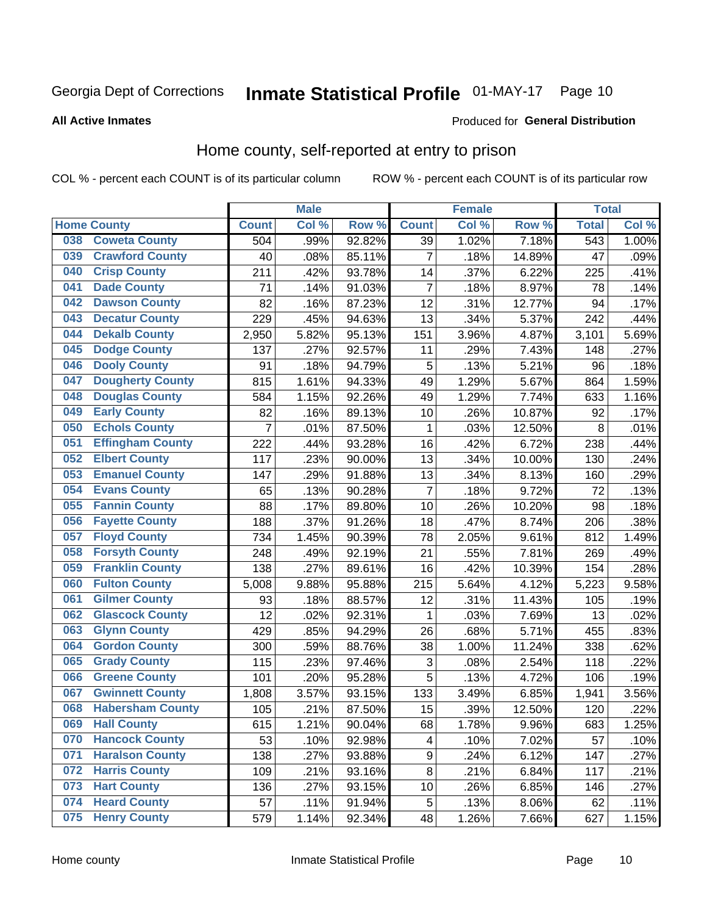Georgia Dept of Corrections **Inmate Statistical Profile** 01-MAY-17 Page 10

**All Active Inmates**

Produced for **General Distribution**

## Home county, self-reported at entry to prison

COL % - percent each COUNT is of its particular column ROW % - percent each COUNT is of its particular row

| Home County | | Male | | | Female | | | Total | |
|---|---|---|---|---|---|---|---|---|---|
| | | Count | Col % | Row % | Count | Col % | Row % | Total | Col % |
| 038 | Coweta County | 504 | .99% | 92.82% | 39 | 1.02% | 7.18% | 543 | 1.00% |
| 039 | Crawford County | 40 | .08% | 85.11% | 7 | .18% | 14.89% | 47 | .09% |
| 040 | Crisp County | 211 | .42% | 93.78% | 14 | .37% | 6.22% | 225 | .41% |
| 041 | Dade County | 71 | .14% | 91.03% | 7 | .18% | 8.97% | 78 | .14% |
| 042 | Dawson County | 82 | .16% | 87.23% | 12 | .31% | 12.77% | 94 | .17% |
| 043 | Decatur County | 229 | .45% | 94.63% | 13 | .34% | 5.37% | 242 | .44% |
| 044 | Dekalb County | 2,950 | 5.82% | 95.13% | 151 | 3.96% | 4.87% | 3,101 | 5.69% |
| 045 | Dodge County | 137 | .27% | 92.57% | 11 | .29% | 7.43% | 148 | .27% |
| 046 | Dooly County | 91 | .18% | 94.79% | 5 | .13% | 5.21% | 96 | .18% |
| 047 | Dougherty County | 815 | 1.61% | 94.33% | 49 | 1.29% | 5.67% | 864 | 1.59% |
| 048 | Douglas County | 584 | 1.15% | 92.26% | 49 | 1.29% | 7.74% | 633 | 1.16% |
| 049 | Early County | 82 | .16% | 89.13% | 10 | .26% | 10.87% | 92 | .17% |
| 050 | Echols County | 7 | .01% | 87.50% | 1 | .03% | 12.50% | 8 | .01% |
| 051 | Effingham County | 222 | .44% | 93.28% | 16 | .42% | 6.72% | 238 | .44% |
| 052 | Elbert County | 117 | .23% | 90.00% | 13 | .34% | 10.00% | 130 | .24% |
| 053 | Emanuel County | 147 | .29% | 91.88% | 13 | .34% | 8.13% | 160 | .29% |
| 054 | Evans County | 65 | .13% | 90.28% | 7 | .18% | 9.72% | 72 | .13% |
| 055 | Fannin County | 88 | .17% | 89.80% | 10 | .26% | 10.20% | 98 | .18% |
| 056 | Fayette County | 188 | .37% | 91.26% | 18 | .47% | 8.74% | 206 | .38% |
| 057 | Floyd County | 734 | 1.45% | 90.39% | 78 | 2.05% | 9.61% | 812 | 1.49% |
| 058 | Forsyth County | 248 | .49% | 92.19% | 21 | .55% | 7.81% | 269 | .49% |
| 059 | Franklin County | 138 | .27% | 89.61% | 16 | .42% | 10.39% | 154 | .28% |
| 060 | Fulton County | 5,008 | 9.88% | 95.88% | 215 | 5.64% | 4.12% | 5,223 | 9.58% |
| 061 | Gilmer County | 93 | .18% | 88.57% | 12 | .31% | 11.43% | 105 | .19% |
| 062 | Glascock County | 12 | .02% | 92.31% | 1 | .03% | 7.69% | 13 | .02% |
| 063 | Glynn County | 429 | .85% | 94.29% | 26 | .68% | 5.71% | 455 | .83% |
| 064 | Gordon County | 300 | .59% | 88.76% | 38 | 1.00% | 11.24% | 338 | .62% |
| 065 | Grady County | 115 | .23% | 97.46% | 3 | .08% | 2.54% | 118 | .22% |
| 066 | Greene County | 101 | .20% | 95.28% | 5 | .13% | 4.72% | 106 | .19% |
| 067 | Gwinnett County | 1,808 | 3.57% | 93.15% | 133 | 3.49% | 6.85% | 1,941 | 3.56% |
| 068 | Habersham County | 105 | .21% | 87.50% | 15 | .39% | 12.50% | 120 | .22% |
| 069 | Hall County | 615 | 1.21% | 90.04% | 68 | 1.78% | 9.96% | 683 | 1.25% |
| 070 | Hancock County | 53 | .10% | 92.98% | 4 | .10% | 7.02% | 57 | .10% |
| 071 | Haralson County | 138 | .27% | 93.88% | 9 | .24% | 6.12% | 147 | .27% |
| 072 | Harris County | 109 | .21% | 93.16% | 8 | .21% | 6.84% | 117 | .21% |
| 073 | Hart County | 136 | .27% | 93.15% | 10 | .26% | 6.85% | 146 | .27% |
| 074 | Heard County | 57 | .11% | 91.94% | 5 | .13% | 8.06% | 62 | .11% |
| 075 | Henry County | 579 | 1.14% | 92.34% | 48 | 1.26% | 7.66% | 627 | 1.15% |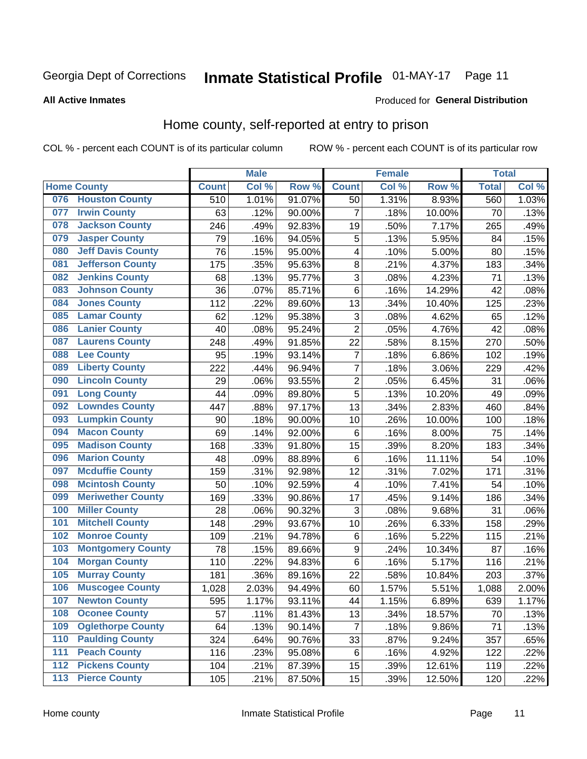Georgia Dept of Corrections **Inmate Statistical Profile** 01-MAY-17

**All Active Inmates**

Produced for **General Distribution**

## Home county, self-reported at entry to prison

COL % - percent each COUNT is of its particular column ROW % - percent each COUNT is of its particular row

| Home County | | Male | | | Female | | | Total | |
|---|---|---|---|---|---|---|---|---|---|
| | | Count | Col % | Row % | Count | Col % | Row % | Total | Col % |
| 076 | Houston County | 510 | 1.01% | 91.07% | 50 | 1.31% | 8.93% | 560 | 1.03% |
| 077 | Irwin County | 63 | .12% | 90.00% | 7 | .18% | 10.00% | 70 | .13% |
| 078 | Jackson County | 246 | .49% | 92.83% | 19 | .50% | 7.17% | 265 | .49% |
| 079 | Jasper County | 79 | .16% | 94.05% | 5 | .13% | 5.95% | 84 | .15% |
| 080 | Jeff Davis County | 76 | .15% | 95.00% | 4 | .10% | 5.00% | 80 | .15% |
| 081 | Jefferson County | 175 | .35% | 95.63% | 8 | .21% | 4.37% | 183 | .34% |
| 082 | Jenkins County | 68 | .13% | 95.77% | 3 | .08% | 4.23% | 71 | .13% |
| 083 | Johnson County | 36 | .07% | 85.71% | 6 | .16% | 14.29% | 42 | .08% |
| 084 | Jones County | 112 | .22% | 89.60% | 13 | .34% | 10.40% | 125 | .23% |
| 085 | Lamar County | 62 | .12% | 95.38% | 3 | .08% | 4.62% | 65 | .12% |
| 086 | Lanier County | 40 | .08% | 95.24% | 2 | .05% | 4.76% | 42 | .08% |
| 087 | Laurens County | 248 | .49% | 91.85% | 22 | .58% | 8.15% | 270 | .50% |
| 088 | Lee County | 95 | .19% | 93.14% | 7 | .18% | 6.86% | 102 | .19% |
| 089 | Liberty County | 222 | .44% | 96.94% | 7 | .18% | 3.06% | 229 | .42% |
| 090 | Lincoln County | 29 | .06% | 93.55% | 2 | .05% | 6.45% | 31 | .06% |
| 091 | Long County | 44 | .09% | 89.80% | 5 | .13% | 10.20% | 49 | .09% |
| 092 | Lowndes County | 447 | .88% | 97.17% | 13 | .34% | 2.83% | 460 | .84% |
| 093 | Lumpkin County | 90 | .18% | 90.00% | 10 | .26% | 10.00% | 100 | .18% |
| 094 | Macon County | 69 | .14% | 92.00% | 6 | .16% | 8.00% | 75 | .14% |
| 095 | Madison County | 168 | .33% | 91.80% | 15 | .39% | 8.20% | 183 | .34% |
| 096 | Marion County | 48 | .09% | 88.89% | 6 | .16% | 11.11% | 54 | .10% |
| 097 | Mcduffie County | 159 | .31% | 92.98% | 12 | .31% | 7.02% | 171 | .31% |
| 098 | Mcintosh County | 50 | .10% | 92.59% | 4 | .10% | 7.41% | 54 | .10% |
| 099 | Meriwether County | 169 | .33% | 90.86% | 17 | .45% | 9.14% | 186 | .34% |
| 100 | Miller County | 28 | .06% | 90.32% | 3 | .08% | 9.68% | 31 | .06% |
| 101 | Mitchell County | 148 | .29% | 93.67% | 10 | .26% | 6.33% | 158 | .29% |
| 102 | Monroe County | 109 | .21% | 94.78% | 6 | .16% | 5.22% | 115 | .21% |
| 103 | Montgomery County | 78 | .15% | 89.66% | 9 | .24% | 10.34% | 87 | .16% |
| 104 | Morgan County | 110 | .22% | 94.83% | 6 | .16% | 5.17% | 116 | .21% |
| 105 | Murray County | 181 | .36% | 89.16% | 22 | .58% | 10.84% | 203 | .37% |
| 106 | Muscogee County | 1,028 | 2.03% | 94.49% | 60 | 1.57% | 5.51% | 1,088 | 2.00% |
| 107 | Newton County | 595 | 1.17% | 93.11% | 44 | 1.15% | 6.89% | 639 | 1.17% |
| 108 | Oconee County | 57 | .11% | 81.43% | 13 | .34% | 18.57% | 70 | .13% |
| 109 | Oglethorpe County | 64 | .13% | 90.14% | 7 | .18% | 9.86% | 71 | .13% |
| 110 | Paulding County | 324 | .64% | 90.76% | 33 | .87% | 9.24% | 357 | .65% |
| 111 | Peach County | 116 | .23% | 95.08% | 6 | .16% | 4.92% | 122 | .22% |
| 112 | Pickens County | 104 | .21% | 87.39% | 15 | .39% | 12.61% | 119 | .22% |
| 113 | Pierce County | 105 | .21% | 87.50% | 15 | .39% | 12.50% | 120 | .22% |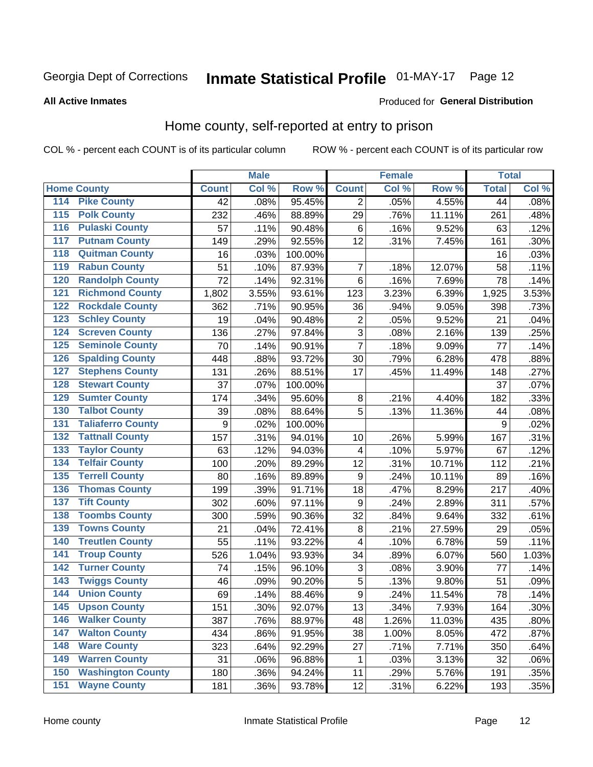Georgia Dept of Corrections **Inmate Statistical Profile** 01-MAY-17 Page 12

**All Active Inmates**

Produced for **General Distribution**

## Home county, self-reported at entry to prison

COL % - percent each COUNT is of its particular column ROW % - percent each COUNT is of its particular row

| Home County | | Male | | | Female | | | Total | |
|---|---|---|---|---|---|---|---|---|---|
| | | Count | Col % | Row % | Count | Col % | Row % | Total | Col % |
| 114 | Pike County | 42 | .08% | 95.45% | 2 | .05% | 4.55% | 44 | .08% |
| 115 | Polk County | 232 | .46% | 88.89% | 29 | .76% | 11.11% | 261 | .48% |
| 116 | Pulaski County | 57 | .11% | 90.48% | 6 | .16% | 9.52% | 63 | .12% |
| 117 | Putnam County | 149 | .29% | 92.55% | 12 | .31% | 7.45% | 161 | .30% |
| 118 | Quitman County | 16 | .03% | 100.00% | | | | 16 | .03% |
| 119 | Rabun County | 51 | .10% | 87.93% | 7 | .18% | 12.07% | 58 | .11% |
| 120 | Randolph County | 72 | .14% | 92.31% | 6 | .16% | 7.69% | 78 | .14% |
| 121 | Richmond County | 1,802 | 3.55% | 93.61% | 123 | 3.23% | 6.39% | 1,925 | 3.53% |
| 122 | Rockdale County | 362 | .71% | 90.95% | 36 | .94% | 9.05% | 398 | .73% |
| 123 | Schley County | 19 | .04% | 90.48% | 2 | .05% | 9.52% | 21 | .04% |
| 124 | Screven County | 136 | .27% | 97.84% | 3 | .08% | 2.16% | 139 | .25% |
| 125 | Seminole County | 70 | .14% | 90.91% | 7 | .18% | 9.09% | 77 | .14% |
| 126 | Spalding County | 448 | .88% | 93.72% | 30 | .79% | 6.28% | 478 | .88% |
| 127 | Stephens County | 131 | .26% | 88.51% | 17 | .45% | 11.49% | 148 | .27% |
| 128 | Stewart County | 37 | .07% | 100.00% | | | | 37 | .07% |
| 129 | Sumter County | 174 | .34% | 95.60% | 8 | .21% | 4.40% | 182 | .33% |
| 130 | Talbot County | 39 | .08% | 88.64% | 5 | .13% | 11.36% | 44 | .08% |
| 131 | Taliaferro County | 9 | .02% | 100.00% | | | | 9 | .02% |
| 132 | Tattnall County | 157 | .31% | 94.01% | 10 | .26% | 5.99% | 167 | .31% |
| 133 | Taylor County | 63 | .12% | 94.03% | 4 | .10% | 5.97% | 67 | .12% |
| 134 | Telfair County | 100 | .20% | 89.29% | 12 | .31% | 10.71% | 112 | .21% |
| 135 | Terrell County | 80 | .16% | 89.89% | 9 | .24% | 10.11% | 89 | .16% |
| 136 | Thomas County | 199 | .39% | 91.71% | 18 | .47% | 8.29% | 217 | .40% |
| 137 | Tift County | 302 | .60% | 97.11% | 9 | .24% | 2.89% | 311 | .57% |
| 138 | Toombs County | 300 | .59% | 90.36% | 32 | .84% | 9.64% | 332 | .61% |
| 139 | Towns County | 21 | .04% | 72.41% | 8 | .21% | 27.59% | 29 | .05% |
| 140 | Treutlen County | 55 | .11% | 93.22% | 4 | .10% | 6.78% | 59 | .11% |
| 141 | Troup County | 526 | 1.04% | 93.93% | 34 | .89% | 6.07% | 560 | 1.03% |
| 142 | Turner County | 74 | .15% | 96.10% | 3 | .08% | 3.90% | 77 | .14% |
| 143 | Twiggs County | 46 | .09% | 90.20% | 5 | .13% | 9.80% | 51 | .09% |
| 144 | Union County | 69 | .14% | 88.46% | 9 | .24% | 11.54% | 78 | .14% |
| 145 | Upson County | 151 | .30% | 92.07% | 13 | .34% | 7.93% | 164 | .30% |
| 146 | Walker County | 387 | .76% | 88.97% | 48 | 1.26% | 11.03% | 435 | .80% |
| 147 | Walton County | 434 | .86% | 91.95% | 38 | 1.00% | 8.05% | 472 | .87% |
| 148 | Ware County | 323 | .64% | 92.29% | 27 | .71% | 7.71% | 350 | .64% |
| 149 | Warren County | 31 | .06% | 96.88% | 1 | .03% | 3.13% | 32 | .06% |
| 150 | Washington County | 180 | .36% | 94.24% | 11 | .29% | 5.76% | 191 | .35% |
| 151 | Wayne County | 181 | .36% | 93.78% | 12 | .31% | 6.22% | 193 | .35% |

Home county Inmate Statistical Profile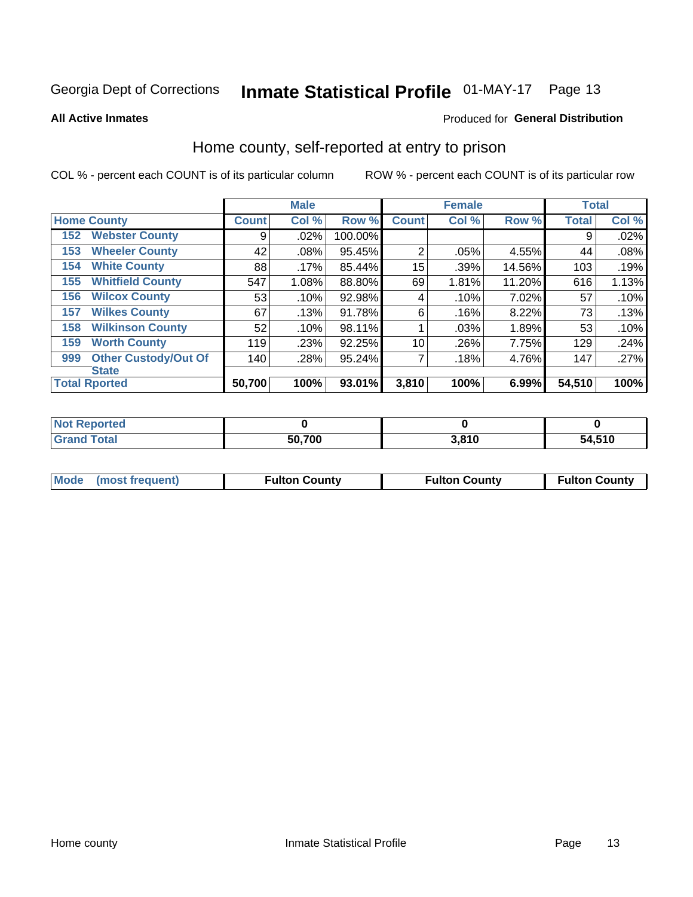Georgia Dept of Corrections **Inmate Statistical Profile** 01-MAY-17 Page 13

**All Active Inmates**

Produced for **General Distribution**

## Home county, self-reported at entry to prison

COL % - percent each COUNT is of its particular column

ROW % - percent each COUNT is of its particular row

| | | Male | | | Female | | | Total | |
|---|---|---|---|---|---|---|---|---|---|
| **Home County** | | **Count** | **Col %** | **Row %** | **Count** | **Col %** | **Row %** | **Total** | **Col %** |
| 152 | Webster County | 9 | .02% | 100.00% | | | | 9 | .02% |
| 153 | Wheeler County | 42 | .08% | 95.45% | 2 | .05% | 4.55% | 44 | .08% |
| 154 | White County | 88 | .17% | 85.44% | 15 | .39% | 14.56% | 103 | .19% |
| 155 | Whitfield County | 547 | 1.08% | 88.80% | 69 | 1.81% | 11.20% | 616 | 1.13% |
| 156 | Wilcox County | 53 | .10% | 92.98% | 4 | .10% | 7.02% | 57 | .10% |
| 157 | Wilkes County | 67 | .13% | 91.78% | 6 | .16% | 8.22% | 73 | .13% |
| 158 | Wilkinson County | 52 | .10% | 98.11% | 1 | .03% | 1.89% | 53 | .10% |
| 159 | Worth County | 119 | .23% | 92.25% | 10 | .26% | 7.75% | 129 | .24% |
| 999 | Other Custody/Out Of State | 140 | .28% | 95.24% | 7 | .18% | 4.76% | 147 | .27% |
| **Total Rported** | | **50,700** | **100%** | **93.01%** | **3,810** | **100%** | **6.99%** | **54,510** | **100%** |

| | Male | Female | Total |
|---|---|---|---|
| **Not Reported** | **0** | **0** | **0** |
| **Grand Total** | **50,700** | **3,810** | **54,510** |

| | Male | Female | Total |
|---|---|---|---|
| **Mode (most frequent)** | **Fulton County** | **Fulton County** | **Fulton County** |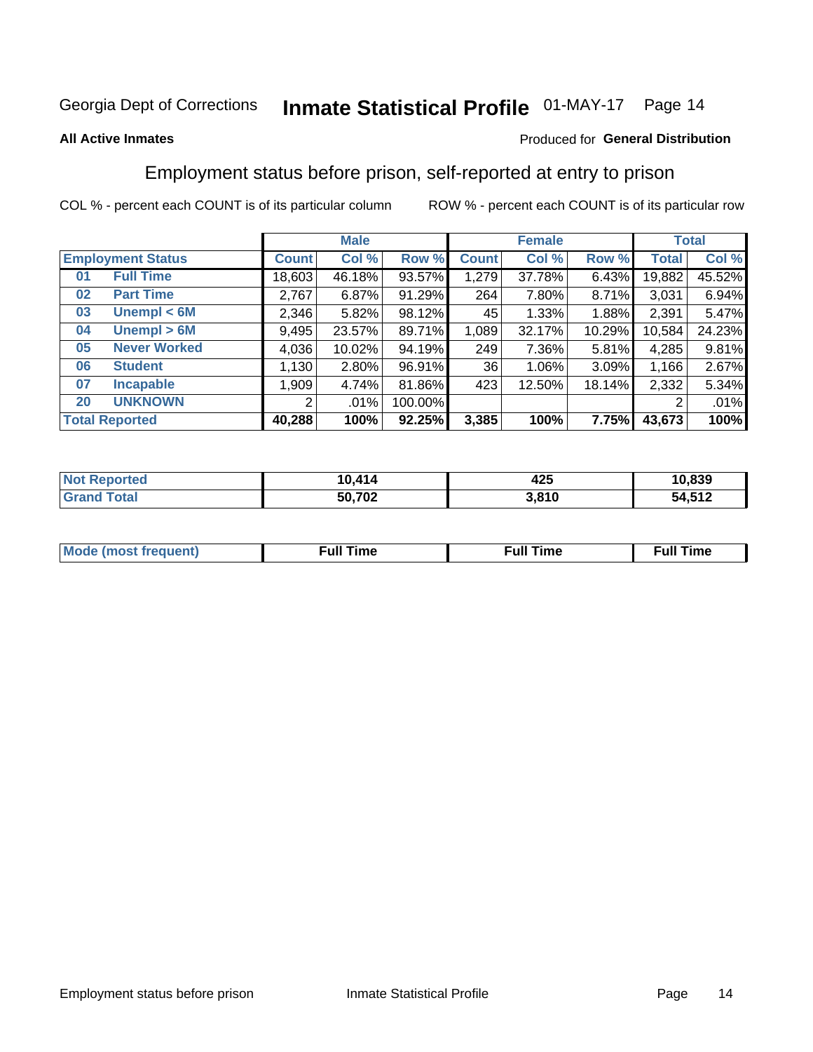# Georgia Dept of Corrections **Inmate Statistical Profile** 01-MAY-17 Page 14

**All Active Inmates**

Produced for **General Distribution**

## Employment status before prison, self-reported at entry to prison

COL % - percent each COUNT is of its particular column

ROW % - percent each COUNT is of its particular row

| | | Male | | | Female | | | Total | |
|---|---|---|---|---|---|---|---|---|---|
| **Employment Status** | | **Count** | **Col %** | **Row %** | **Count** | **Col %** | **Row %** | **Total** | **Col %** |
| 01 | **Full Time** | 18,603 | 46.18% | 93.57% | 1,279 | 37.78% | 6.43% | 19,882 | 45.52% |
| 02 | **Part Time** | 2,767 | 6.87% | 91.29% | 264 | 7.80% | 8.71% | 3,031 | 6.94% |
| 03 | **Unempl < 6M** | 2,346 | 5.82% | 98.12% | 45 | 1.33% | 1.88% | 2,391 | 5.47% |
| 04 | **Unempl > 6M** | 9,495 | 23.57% | 89.71% | 1,089 | 32.17% | 10.29% | 10,584 | 24.23% |
| 05 | **Never Worked** | 4,036 | 10.02% | 94.19% | 249 | 7.36% | 5.81% | 4,285 | 9.81% |
| 06 | **Student** | 1,130 | 2.80% | 96.91% | 36 | 1.06% | 3.09% | 1,166 | 2.67% |
| 07 | **Incapable** | 1,909 | 4.74% | 81.86% | 423 | 12.50% | 18.14% | 2,332 | 5.34% |
| 20 | **UNKNOWN** | 2 | .01% | 100.00% | | | | 2 | .01% |
| **Total Reported** | | **40,288** | **100%** | **92.25%** | **3,385** | **100%** | **7.75%** | **43,673** | **100%** |

| | Male | Female | Total |
|---|---|---|---|
| **Not Reported** | **10,414** | **425** | **10,839** |
| **Grand Total** | **50,702** | **3,810** | **54,512** |

| | Male | Female | Total |
|---|---|---|---|
| **Mode (most frequent)** | **Full Time** | **Full Time** | **Full Time** |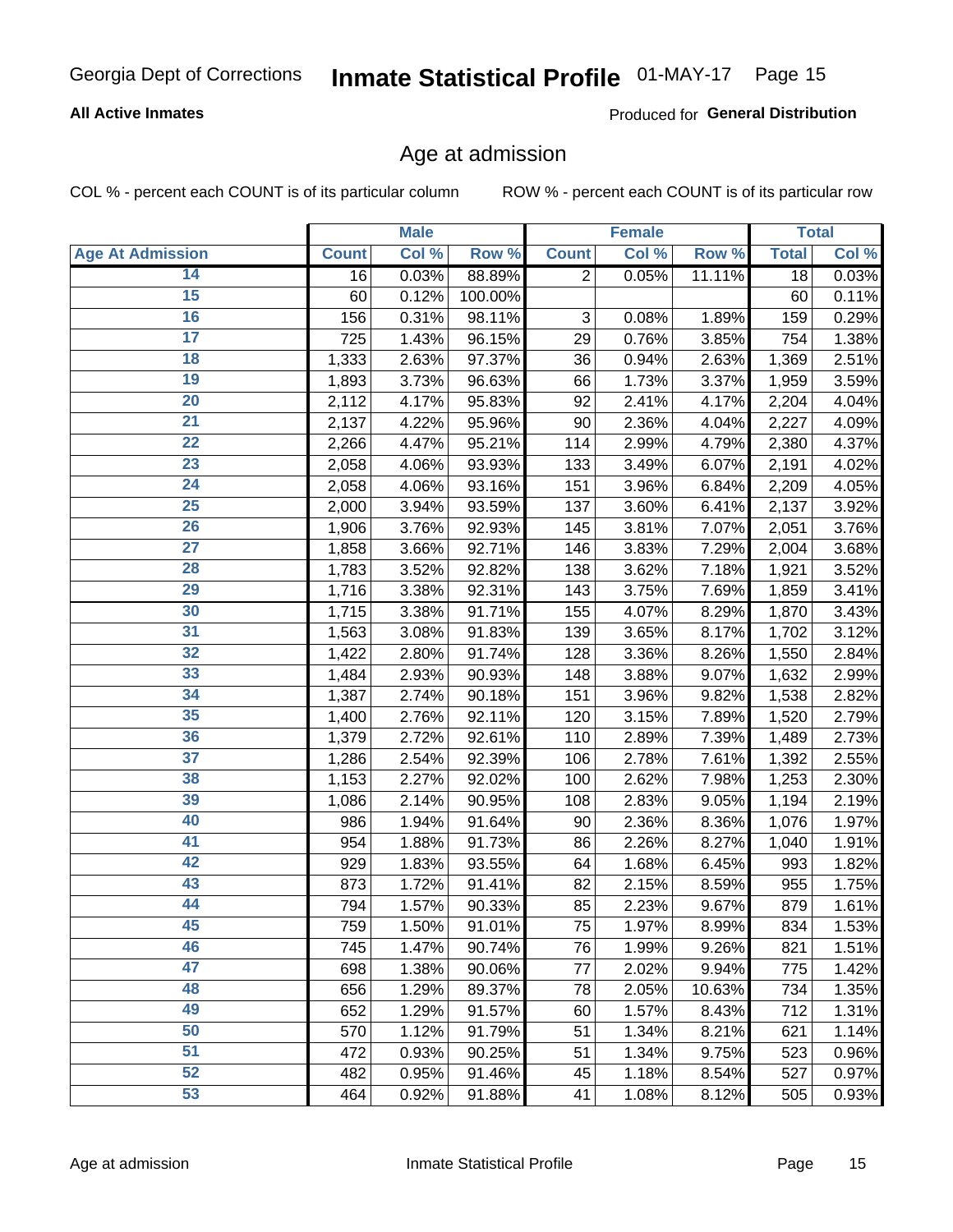Georgia Dept of Corrections **Inmate Statistical Profile** 01-MAY-17

**All Active Inmates**

Produced for **General Distribution**

## Age at admission

COL % - percent each COUNT is of its particular column ROW % - percent each COUNT is of its particular row

| | Male | | | Female | | | Total | |
|---|---|---|---|---|---|---|---|---|
| **Age At Admission** | **Count** | **Col %** | **Row %** | **Count** | **Col %** | **Row %** | **Total** | **Col %** |
| 14 | 16 | 0.03% | 88.89% | 2 | 0.05% | 11.11% | 18 | 0.03% |
| 15 | 60 | 0.12% | 100.00% | | | | 60 | 0.11% |
| 16 | 156 | 0.31% | 98.11% | 3 | 0.08% | 1.89% | 159 | 0.29% |
| 17 | 725 | 1.43% | 96.15% | 29 | 0.76% | 3.85% | 754 | 1.38% |
| 18 | 1,333 | 2.63% | 97.37% | 36 | 0.94% | 2.63% | 1,369 | 2.51% |
| 19 | 1,893 | 3.73% | 96.63% | 66 | 1.73% | 3.37% | 1,959 | 3.59% |
| 20 | 2,112 | 4.17% | 95.83% | 92 | 2.41% | 4.17% | 2,204 | 4.04% |
| 21 | 2,137 | 4.22% | 95.96% | 90 | 2.36% | 4.04% | 2,227 | 4.09% |
| 22 | 2,266 | 4.47% | 95.21% | 114 | 2.99% | 4.79% | 2,380 | 4.37% |
| 23 | 2,058 | 4.06% | 93.93% | 133 | 3.49% | 6.07% | 2,191 | 4.02% |
| 24 | 2,058 | 4.06% | 93.16% | 151 | 3.96% | 6.84% | 2,209 | 4.05% |
| 25 | 2,000 | 3.94% | 93.59% | 137 | 3.60% | 6.41% | 2,137 | 3.92% |
| 26 | 1,906 | 3.76% | 92.93% | 145 | 3.81% | 7.07% | 2,051 | 3.76% |
| 27 | 1,858 | 3.66% | 92.71% | 146 | 3.83% | 7.29% | 2,004 | 3.68% |
| 28 | 1,783 | 3.52% | 92.82% | 138 | 3.62% | 7.18% | 1,921 | 3.52% |
| 29 | 1,716 | 3.38% | 92.31% | 143 | 3.75% | 7.69% | 1,859 | 3.41% |
| 30 | 1,715 | 3.38% | 91.71% | 155 | 4.07% | 8.29% | 1,870 | 3.43% |
| 31 | 1,563 | 3.08% | 91.83% | 139 | 3.65% | 8.17% | 1,702 | 3.12% |
| 32 | 1,422 | 2.80% | 91.74% | 128 | 3.36% | 8.26% | 1,550 | 2.84% |
| 33 | 1,484 | 2.93% | 90.93% | 148 | 3.88% | 9.07% | 1,632 | 2.99% |
| 34 | 1,387 | 2.74% | 90.18% | 151 | 3.96% | 9.82% | 1,538 | 2.82% |
| 35 | 1,400 | 2.76% | 92.11% | 120 | 3.15% | 7.89% | 1,520 | 2.79% |
| 36 | 1,379 | 2.72% | 92.61% | 110 | 2.89% | 7.39% | 1,489 | 2.73% |
| 37 | 1,286 | 2.54% | 92.39% | 106 | 2.78% | 7.61% | 1,392 | 2.55% |
| 38 | 1,153 | 2.27% | 92.02% | 100 | 2.62% | 7.98% | 1,253 | 2.30% |
| 39 | 1,086 | 2.14% | 90.95% | 108 | 2.83% | 9.05% | 1,194 | 2.19% |
| 40 | 986 | 1.94% | 91.64% | 90 | 2.36% | 8.36% | 1,076 | 1.97% |
| 41 | 954 | 1.88% | 91.73% | 86 | 2.26% | 8.27% | 1,040 | 1.91% |
| 42 | 929 | 1.83% | 93.55% | 64 | 1.68% | 6.45% | 993 | 1.82% |
| 43 | 873 | 1.72% | 91.41% | 82 | 2.15% | 8.59% | 955 | 1.75% |
| 44 | 794 | 1.57% | 90.33% | 85 | 2.23% | 9.67% | 879 | 1.61% |
| 45 | 759 | 1.50% | 91.01% | 75 | 1.97% | 8.99% | 834 | 1.53% |
| 46 | 745 | 1.47% | 90.74% | 76 | 1.99% | 9.26% | 821 | 1.51% |
| 47 | 698 | 1.38% | 90.06% | 77 | 2.02% | 9.94% | 775 | 1.42% |
| 48 | 656 | 1.29% | 89.37% | 78 | 2.05% | 10.63% | 734 | 1.35% |
| 49 | 652 | 1.29% | 91.57% | 60 | 1.57% | 8.43% | 712 | 1.31% |
| 50 | 570 | 1.12% | 91.79% | 51 | 1.34% | 8.21% | 621 | 1.14% |
| 51 | 472 | 0.93% | 90.25% | 51 | 1.34% | 9.75% | 523 | 0.96% |
| 52 | 482 | 0.95% | 91.46% | 45 | 1.18% | 8.54% | 527 | 0.97% |
| 53 | 464 | 0.92% | 91.88% | 41 | 1.08% | 8.12% | 505 | 0.93% |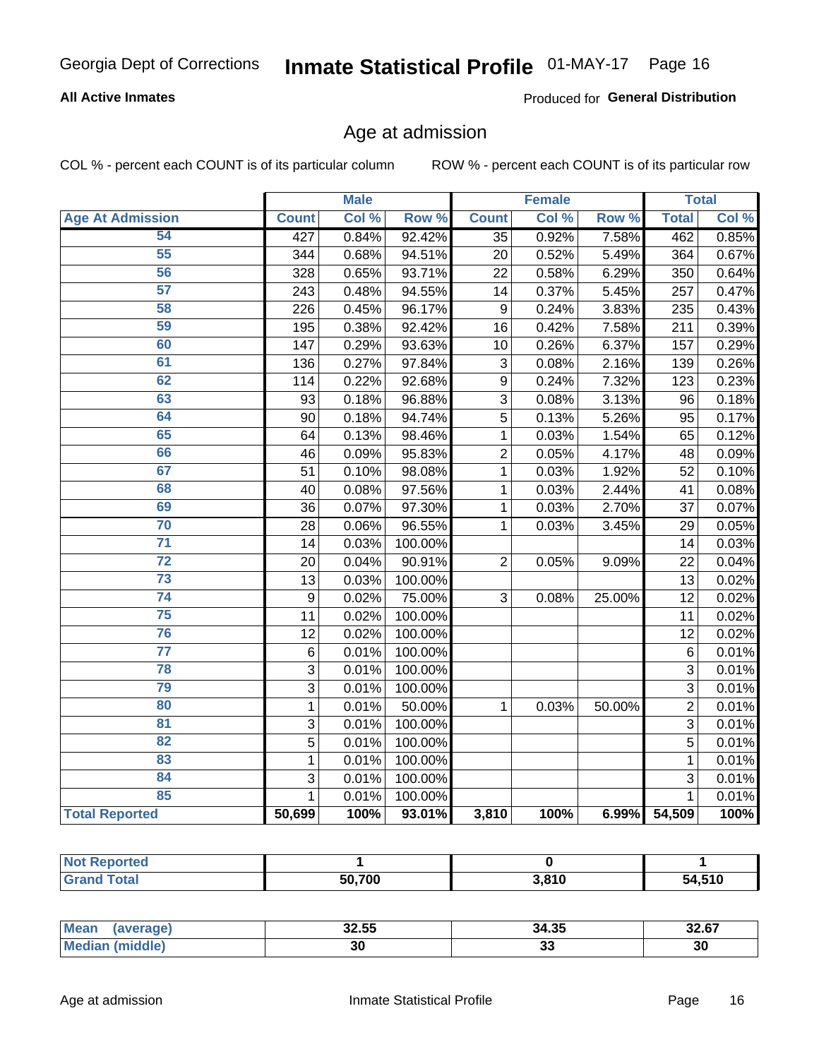Georgia Dept of Corrections **Inmate Statistical Profile** 01-MAY-17

**All Active Inmates**

Produced for **General Distribution**

## Age at admission

COL % - percent each COUNT is of its particular column

ROW % - percent each COUNT is of its particular row

| | Male | | | Female | | | Total | |
|---|---|---|---|---|---|---|---|---|
| **Age At Admission** | **Count** | **Col %** | **Row %** | **Count** | **Col %** | **Row %** | **Total** | **Col %** |
| 54 | 427 | 0.84% | 92.42% | 35 | 0.92% | 7.58% | 462 | 0.85% |
| 55 | 344 | 0.68% | 94.51% | 20 | 0.52% | 5.49% | 364 | 0.67% |
| 56 | 328 | 0.65% | 93.71% | 22 | 0.58% | 6.29% | 350 | 0.64% |
| 57 | 243 | 0.48% | 94.55% | 14 | 0.37% | 5.45% | 257 | 0.47% |
| 58 | 226 | 0.45% | 96.17% | 9 | 0.24% | 3.83% | 235 | 0.43% |
| 59 | 195 | 0.38% | 92.42% | 16 | 0.42% | 7.58% | 211 | 0.39% |
| 60 | 147 | 0.29% | 93.63% | 10 | 0.26% | 6.37% | 157 | 0.29% |
| 61 | 136 | 0.27% | 97.84% | 3 | 0.08% | 2.16% | 139 | 0.26% |
| 62 | 114 | 0.22% | 92.68% | 9 | 0.24% | 7.32% | 123 | 0.23% |
| 63 | 93 | 0.18% | 96.88% | 3 | 0.08% | 3.13% | 96 | 0.18% |
| 64 | 90 | 0.18% | 94.74% | 5 | 0.13% | 5.26% | 95 | 0.17% |
| 65 | 64 | 0.13% | 98.46% | 1 | 0.03% | 1.54% | 65 | 0.12% |
| 66 | 46 | 0.09% | 95.83% | 2 | 0.05% | 4.17% | 48 | 0.09% |
| 67 | 51 | 0.10% | 98.08% | 1 | 0.03% | 1.92% | 52 | 0.10% |
| 68 | 40 | 0.08% | 97.56% | 1 | 0.03% | 2.44% | 41 | 0.08% |
| 69 | 36 | 0.07% | 97.30% | 1 | 0.03% | 2.70% | 37 | 0.07% |
| 70 | 28 | 0.06% | 96.55% | 1 | 0.03% | 3.45% | 29 | 0.05% |
| 71 | 14 | 0.03% | 100.00% | | | | 14 | 0.03% |
| 72 | 20 | 0.04% | 90.91% | 2 | 0.05% | 9.09% | 22 | 0.04% |
| 73 | 13 | 0.03% | 100.00% | | | | 13 | 0.02% |
| 74 | 9 | 0.02% | 75.00% | 3 | 0.08% | 25.00% | 12 | 0.02% |
| 75 | 11 | 0.02% | 100.00% | | | | 11 | 0.02% |
| 76 | 12 | 0.02% | 100.00% | | | | 12 | 0.02% |
| 77 | 6 | 0.01% | 100.00% | | | | 6 | 0.01% |
| 78 | 3 | 0.01% | 100.00% | | | | 3 | 0.01% |
| 79 | 3 | 0.01% | 100.00% | | | | 3 | 0.01% |
| 80 | 1 | 0.01% | 50.00% | 1 | 0.03% | 50.00% | 2 | 0.01% |
| 81 | 3 | 0.01% | 100.00% | | | | 3 | 0.01% |
| 82 | 5 | 0.01% | 100.00% | | | | 5 | 0.01% |
| 83 | 1 | 0.01% | 100.00% | | | | 1 | 0.01% |
| 84 | 3 | 0.01% | 100.00% | | | | 3 | 0.01% |
| 85 | 1 | 0.01% | 100.00% | | | | 1 | 0.01% |
| **Total Reported** | **50,699** | **100%** | **93.01%** | **3,810** | **100%** | **6.99%** | **54,509** | **100%** |

| | Male | Female | Total |
|---|---|---|---|
| **Not Reported** | **1** | **0** | **1** |
| **Grand Total** | **50,700** | **3,810** | **54,510** |

| | Male | Female | Total |
|---|---|---|---|
| **Mean (average)** | **32.55** | **34.35** | **32.67** |
| **Median (middle)** | **30** | **33** | **30** |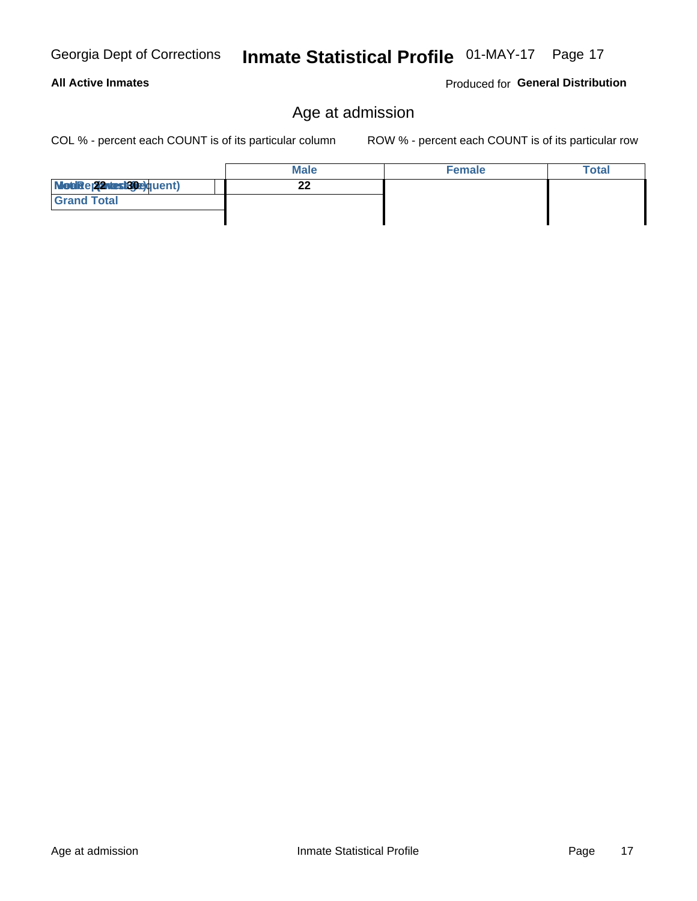# Age at admission

COL % - percent each COUNT is of its particular column ROW % - percent each COUNT is of its particular row

| | Male | Female | Total |
|---|---|---|---|
| Mode (Most Frequent) / Median / 22 / 30 | 22 | | |
| Grand Total | | | |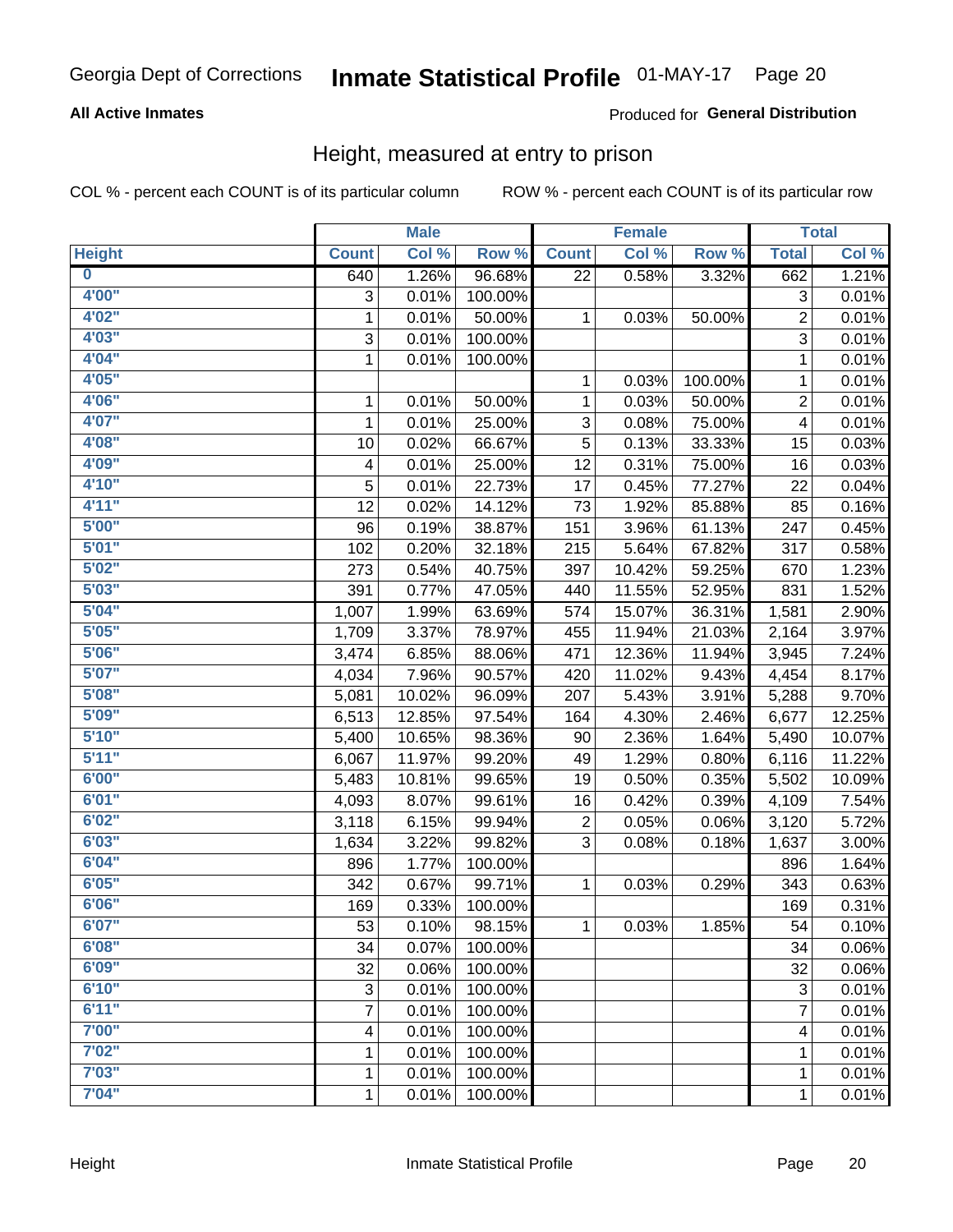## Height, measured at entry to prison

COL % - percent each COUNT is of its particular column        ROW % - percent each COUNT is of its particular row

| | Male | | | Female | | | Total | |
|---|---|---|---|---|---|---|---|---|
| **Height** | **Count** | **Col %** | **Row %** | **Count** | **Col %** | **Row %** | **Total** | **Col %** |
| 0 | 640 | 1.26% | 96.68% | 22 | 0.58% | 3.32% | 662 | 1.21% |
| 4'00" | 3 | 0.01% | 100.00% | | | | 3 | 0.01% |
| 4'02" | 1 | 0.01% | 50.00% | 1 | 0.03% | 50.00% | 2 | 0.01% |
| 4'03" | 3 | 0.01% | 100.00% | | | | 3 | 0.01% |
| 4'04" | 1 | 0.01% | 100.00% | | | | 1 | 0.01% |
| 4'05" | | | | 1 | 0.03% | 100.00% | 1 | 0.01% |
| 4'06" | 1 | 0.01% | 50.00% | 1 | 0.03% | 50.00% | 2 | 0.01% |
| 4'07" | 1 | 0.01% | 25.00% | 3 | 0.08% | 75.00% | 4 | 0.01% |
| 4'08" | 10 | 0.02% | 66.67% | 5 | 0.13% | 33.33% | 15 | 0.03% |
| 4'09" | 4 | 0.01% | 25.00% | 12 | 0.31% | 75.00% | 16 | 0.03% |
| 4'10" | 5 | 0.01% | 22.73% | 17 | 0.45% | 77.27% | 22 | 0.04% |
| 4'11" | 12 | 0.02% | 14.12% | 73 | 1.92% | 85.88% | 85 | 0.16% |
| 5'00" | 96 | 0.19% | 38.87% | 151 | 3.96% | 61.13% | 247 | 0.45% |
| 5'01" | 102 | 0.20% | 32.18% | 215 | 5.64% | 67.82% | 317 | 0.58% |
| 5'02" | 273 | 0.54% | 40.75% | 397 | 10.42% | 59.25% | 670 | 1.23% |
| 5'03" | 391 | 0.77% | 47.05% | 440 | 11.55% | 52.95% | 831 | 1.52% |
| 5'04" | 1,007 | 1.99% | 63.69% | 574 | 15.07% | 36.31% | 1,581 | 2.90% |
| 5'05" | 1,709 | 3.37% | 78.97% | 455 | 11.94% | 21.03% | 2,164 | 3.97% |
| 5'06" | 3,474 | 6.85% | 88.06% | 471 | 12.36% | 11.94% | 3,945 | 7.24% |
| 5'07" | 4,034 | 7.96% | 90.57% | 420 | 11.02% | 9.43% | 4,454 | 8.17% |
| 5'08" | 5,081 | 10.02% | 96.09% | 207 | 5.43% | 3.91% | 5,288 | 9.70% |
| 5'09" | 6,513 | 12.85% | 97.54% | 164 | 4.30% | 2.46% | 6,677 | 12.25% |
| 5'10" | 5,400 | 10.65% | 98.36% | 90 | 2.36% | 1.64% | 5,490 | 10.07% |
| 5'11" | 6,067 | 11.97% | 99.20% | 49 | 1.29% | 0.80% | 6,116 | 11.22% |
| 6'00" | 5,483 | 10.81% | 99.65% | 19 | 0.50% | 0.35% | 5,502 | 10.09% |
| 6'01" | 4,093 | 8.07% | 99.61% | 16 | 0.42% | 0.39% | 4,109 | 7.54% |
| 6'02" | 3,118 | 6.15% | 99.94% | 2 | 0.05% | 0.06% | 3,120 | 5.72% |
| 6'03" | 1,634 | 3.22% | 99.82% | 3 | 0.08% | 0.18% | 1,637 | 3.00% |
| 6'04" | 896 | 1.77% | 100.00% | | | | 896 | 1.64% |
| 6'05" | 342 | 0.67% | 99.71% | 1 | 0.03% | 0.29% | 343 | 0.63% |
| 6'06" | 169 | 0.33% | 100.00% | | | | 169 | 0.31% |
| 6'07" | 53 | 0.10% | 98.15% | 1 | 0.03% | 1.85% | 54 | 0.10% |
| 6'08" | 34 | 0.07% | 100.00% | | | | 34 | 0.06% |
| 6'09" | 32 | 0.06% | 100.00% | | | | 32 | 0.06% |
| 6'10" | 3 | 0.01% | 100.00% | | | | 3 | 0.01% |
| 6'11" | 7 | 0.01% | 100.00% | | | | 7 | 0.01% |
| 7'00" | 4 | 0.01% | 100.00% | | | | 4 | 0.01% |
| 7'02" | 1 | 0.01% | 100.00% | | | | 1 | 0.01% |
| 7'03" | 1 | 0.01% | 100.00% | | | | 1 | 0.01% |
| 7'04" | 1 | 0.01% | 100.00% | | | | 1 | 0.01% |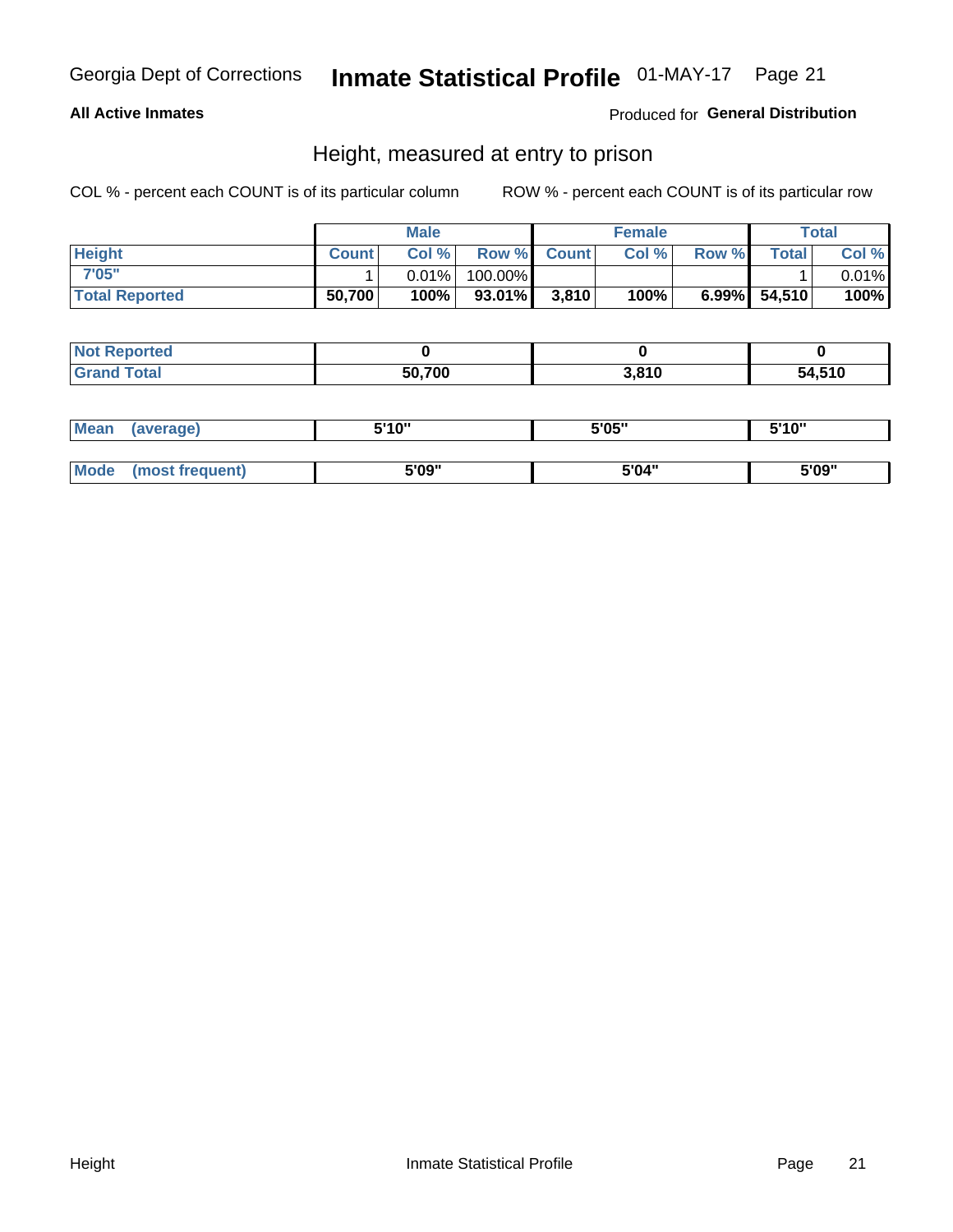Georgia Dept of Corrections **Inmate Statistical Profile** 01-MAY-17

**All Active Inmates**

Produced for **General Distribution**

## Height, measured at entry to prison

COL % - percent each COUNT is of its particular column ROW % - percent each COUNT is of its particular row

| | Male | | | Female | | | Total | |
|---|---|---|---|---|---|---|---|---|
| **Height** | **Count** | **Col %** | **Row %** | **Count** | **Col %** | **Row %** | **Total** | **Col %** |
| 7'05" | 1 | 0.01% | 100.00% | | | | 1 | 0.01% |
| **Total Reported** | **50,700** | **100%** | **93.01%** | **3,810** | **100%** | **6.99%** | **54,510** | **100%** |

| | Male | Female | Total |
|---|---|---|---|
| **Not Reported** | **0** | **0** | **0** |
| **Grand Total** | **50,700** | **3,810** | **54,510** |

| | Male | Female | Total |
|---|---|---|---|
| **Mean (average)** | **5'10"** | **5'05"** | **5'10"** |
| **Mode (most frequent)** | **5'09"** | **5'04"** | **5'09"** |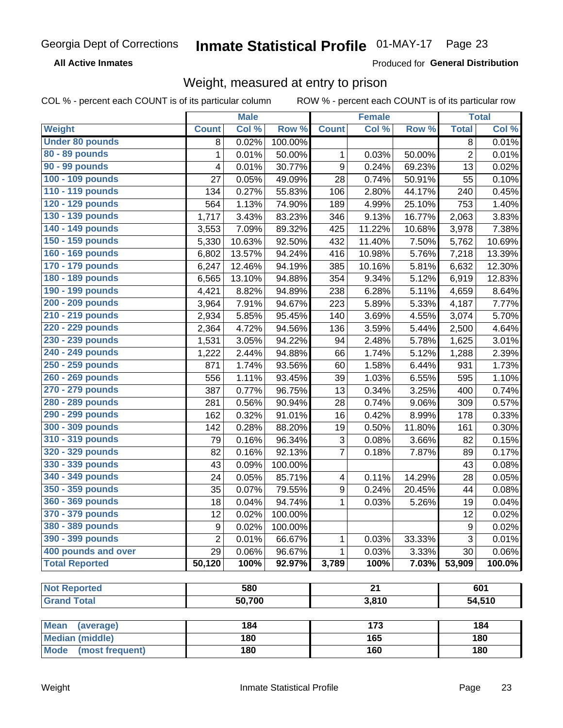Georgia Dept of Corrections **Inmate Statistical Profile** 01-MAY-17

**All Active Inmates** Produced for **General Distribution**

## Weight, measured at entry to prison

COL % - percent each COUNT is of its particular column ROW % - percent each COUNT is of its particular row

| | Male | | | Female | | | Total | |
|---|---|---|---|---|---|---|---|---|
| **Weight** | **Count** | **Col %** | **Row %** | **Count** | **Col %** | **Row %** | **Total** | **Col %** |
| **Under 80 pounds** | 8 | 0.02% | 100.00% | | | | 8 | 0.01% |
| **80 - 89 pounds** | 1 | 0.01% | 50.00% | 1 | 0.03% | 50.00% | 2 | 0.01% |
| **90 - 99 pounds** | 4 | 0.01% | 30.77% | 9 | 0.24% | 69.23% | 13 | 0.02% |
| **100 - 109 pounds** | 27 | 0.05% | 49.09% | 28 | 0.74% | 50.91% | 55 | 0.10% |
| **110 - 119 pounds** | 134 | 0.27% | 55.83% | 106 | 2.80% | 44.17% | 240 | 0.45% |
| **120 - 129 pounds** | 564 | 1.13% | 74.90% | 189 | 4.99% | 25.10% | 753 | 1.40% |
| **130 - 139 pounds** | 1,717 | 3.43% | 83.23% | 346 | 9.13% | 16.77% | 2,063 | 3.83% |
| **140 - 149 pounds** | 3,553 | 7.09% | 89.32% | 425 | 11.22% | 10.68% | 3,978 | 7.38% |
| **150 - 159 pounds** | 5,330 | 10.63% | 92.50% | 432 | 11.40% | 7.50% | 5,762 | 10.69% |
| **160 - 169 pounds** | 6,802 | 13.57% | 94.24% | 416 | 10.98% | 5.76% | 7,218 | 13.39% |
| **170 - 179 pounds** | 6,247 | 12.46% | 94.19% | 385 | 10.16% | 5.81% | 6,632 | 12.30% |
| **180 - 189 pounds** | 6,565 | 13.10% | 94.88% | 354 | 9.34% | 5.12% | 6,919 | 12.83% |
| **190 - 199 pounds** | 4,421 | 8.82% | 94.89% | 238 | 6.28% | 5.11% | 4,659 | 8.64% |
| **200 - 209 pounds** | 3,964 | 7.91% | 94.67% | 223 | 5.89% | 5.33% | 4,187 | 7.77% |
| **210 - 219 pounds** | 2,934 | 5.85% | 95.45% | 140 | 3.69% | 4.55% | 3,074 | 5.70% |
| **220 - 229 pounds** | 2,364 | 4.72% | 94.56% | 136 | 3.59% | 5.44% | 2,500 | 4.64% |
| **230 - 239 pounds** | 1,531 | 3.05% | 94.22% | 94 | 2.48% | 5.78% | 1,625 | 3.01% |
| **240 - 249 pounds** | 1,222 | 2.44% | 94.88% | 66 | 1.74% | 5.12% | 1,288 | 2.39% |
| **250 - 259 pounds** | 871 | 1.74% | 93.56% | 60 | 1.58% | 6.44% | 931 | 1.73% |
| **260 - 269 pounds** | 556 | 1.11% | 93.45% | 39 | 1.03% | 6.55% | 595 | 1.10% |
| **270 - 279 pounds** | 387 | 0.77% | 96.75% | 13 | 0.34% | 3.25% | 400 | 0.74% |
| **280 - 289 pounds** | 281 | 0.56% | 90.94% | 28 | 0.74% | 9.06% | 309 | 0.57% |
| **290 - 299 pounds** | 162 | 0.32% | 91.01% | 16 | 0.42% | 8.99% | 178 | 0.33% |
| **300 - 309 pounds** | 142 | 0.28% | 88.20% | 19 | 0.50% | 11.80% | 161 | 0.30% |
| **310 - 319 pounds** | 79 | 0.16% | 96.34% | 3 | 0.08% | 3.66% | 82 | 0.15% |
| **320 - 329 pounds** | 82 | 0.16% | 92.13% | 7 | 0.18% | 7.87% | 89 | 0.17% |
| **330 - 339 pounds** | 43 | 0.09% | 100.00% | | | | 43 | 0.08% |
| **340 - 349 pounds** | 24 | 0.05% | 85.71% | 4 | 0.11% | 14.29% | 28 | 0.05% |
| **350 - 359 pounds** | 35 | 0.07% | 79.55% | 9 | 0.24% | 20.45% | 44 | 0.08% |
| **360 - 369 pounds** | 18 | 0.04% | 94.74% | 1 | 0.03% | 5.26% | 19 | 0.04% |
| **370 - 379 pounds** | 12 | 0.02% | 100.00% | | | | 12 | 0.02% |
| **380 - 389 pounds** | 9 | 0.02% | 100.00% | | | | 9 | 0.02% |
| **390 - 399 pounds** | 2 | 0.01% | 66.67% | 1 | 0.03% | 33.33% | 3 | 0.01% |
| **400 pounds and over** | 29 | 0.06% | 96.67% | 1 | 0.03% | 3.33% | 30 | 0.06% |
| **Total Reported** | **50,120** | **100%** | **92.97%** | **3,789** | **100%** | **7.03%** | **53,909** | **100.0%** |

| | Male | Female | Total |
|---|---|---|---|
| **Not Reported** | **580** | **21** | **601** |
| **Grand Total** | **50,700** | **3,810** | **54,510** |

| | Male | Female | Total |
|---|---|---|---|
| **Mean (average)** | **184** | **173** | **184** |
| **Median (middle)** | **180** | **165** | **180** |
| **Mode (most frequent)** | **180** | **160** | **180** |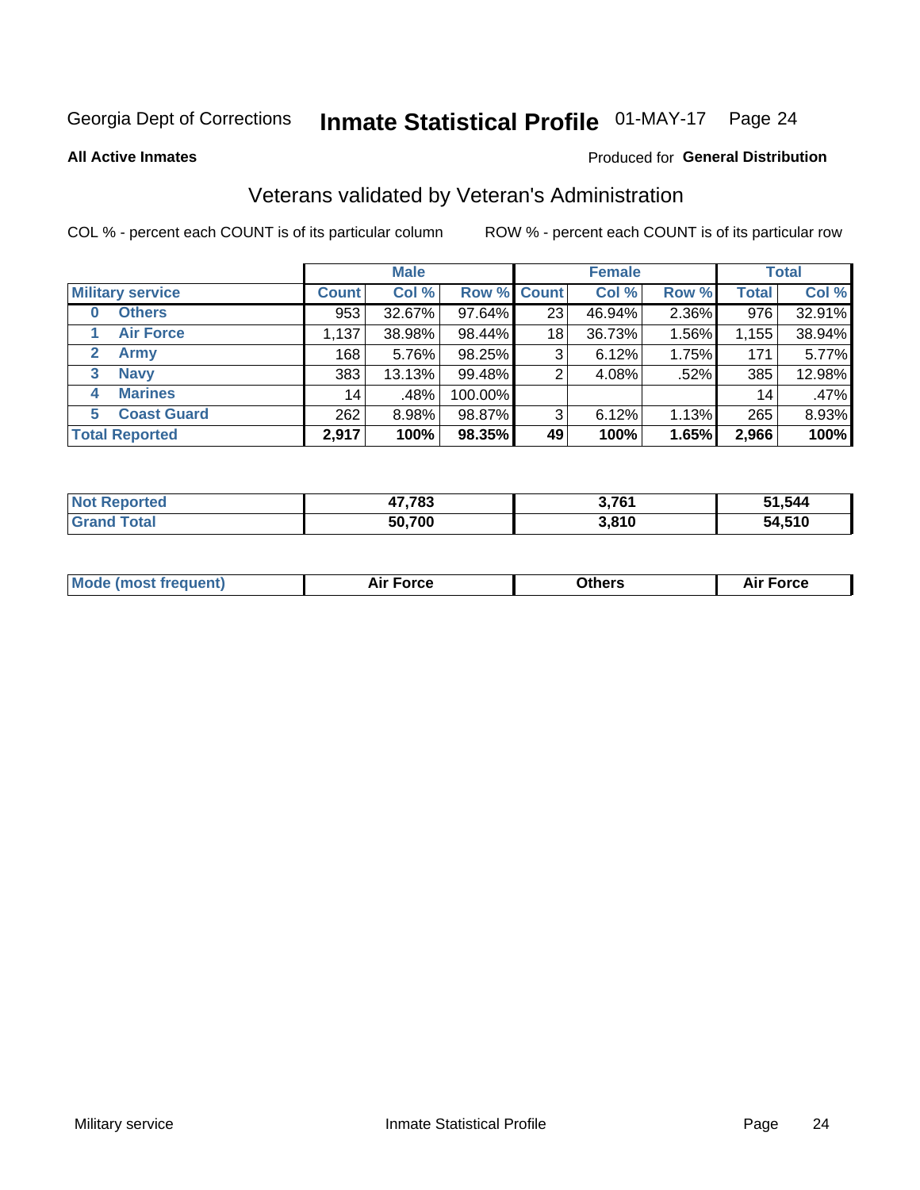Georgia Dept of Corrections **Inmate Statistical Profile** 01-MAY-17 Page 24

**All Active Inmates**

Produced for **General Distribution**

## Veterans validated by Veteran's Administration

COL % - percent each COUNT is of its particular column ROW % - percent each COUNT is of its particular row

| | Male | | | Female | | | Total | |
|---|---|---|---|---|---|---|---|---|
| **Military service** | **Count** | **Col %** | **Row %** | **Count** | **Col %** | **Row %** | **Total** | **Col %** |
| **0 Others** | 953 | 32.67% | 97.64% | 23 | 46.94% | 2.36% | 976 | 32.91% |
| **1 Air Force** | 1,137 | 38.98% | 98.44% | 18 | 36.73% | 1.56% | 1,155 | 38.94% |
| **2 Army** | 168 | 5.76% | 98.25% | 3 | 6.12% | 1.75% | 171 | 5.77% |
| **3 Navy** | 383 | 13.13% | 99.48% | 2 | 4.08% | .52% | 385 | 12.98% |
| **4 Marines** | 14 | .48% | 100.00% | | | | 14 | .47% |
| **5 Coast Guard** | 262 | 8.98% | 98.87% | 3 | 6.12% | 1.13% | 265 | 8.93% |
| **Total Reported** | **2,917** | **100%** | **98.35%** | **49** | **100%** | **1.65%** | **2,966** | **100%** |

| | Male | Female | Total |
|---|---|---|---|
| **Not Reported** | **47,783** | **3,761** | **51,544** |
| **Grand Total** | **50,700** | **3,810** | **54,510** |

| | Male | Female | Total |
|---|---|---|---|
| **Mode (most frequent)** | **Air Force** | **Others** | **Air Force** |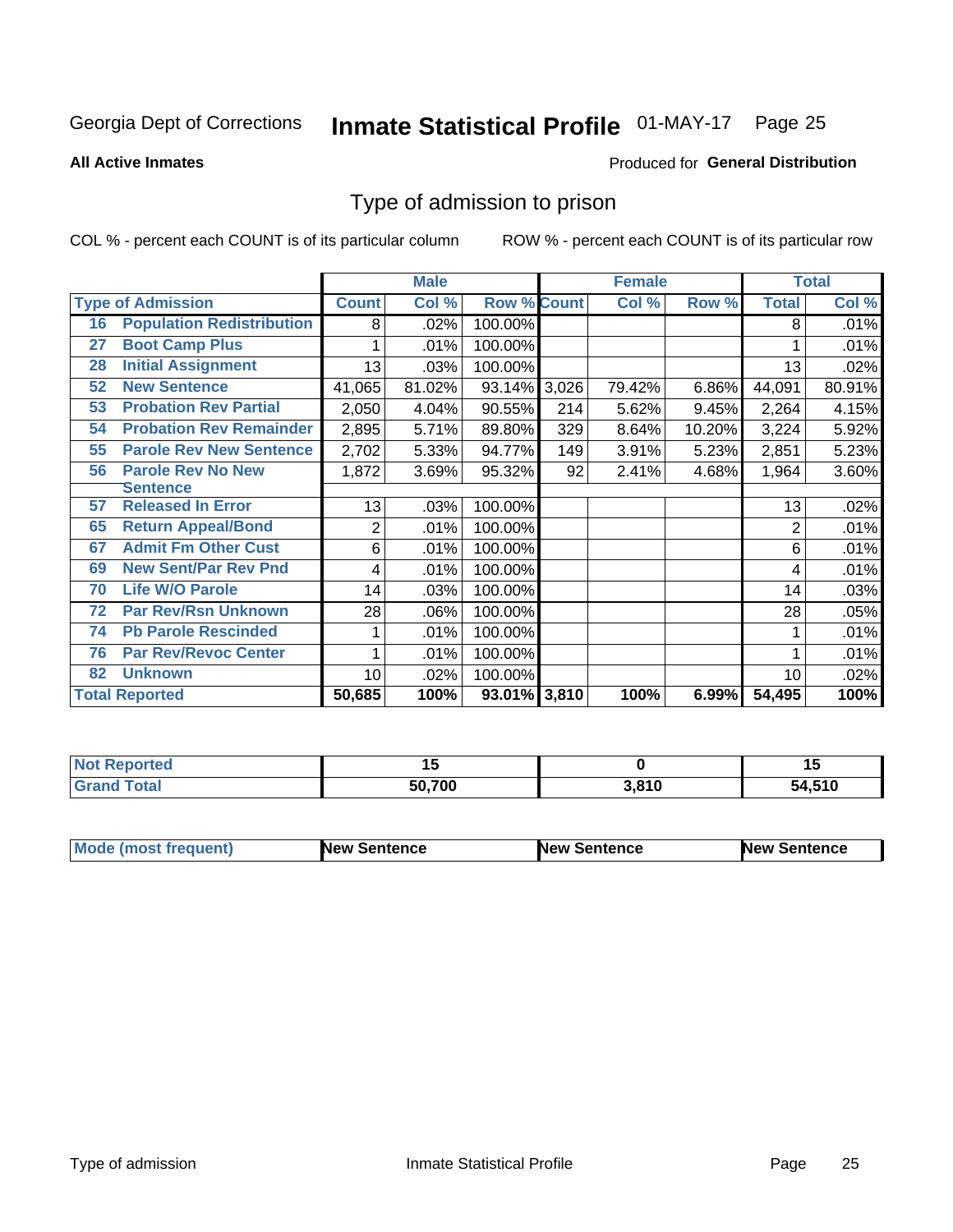Georgia Dept of Corrections **Inmate Statistical Profile** 01-MAY-17 Page 25

**All Active Inmates**

Produced for **General Distribution**

## Type of admission to prison

COL % - percent each COUNT is of its particular column

ROW % - percent each COUNT is of its particular row

| | | Male | | | Female | | | Total | |
|---|---|---|---|---|---|---|---|---|---|
| **Type of Admission** | | **Count** | **Col %** | **Row %** | **Count** | **Col %** | **Row %** | **Total** | **Col %** |
| 16 | Population Redistribution | 8 | .02% | 100.00% | | | | 8 | .01% |
| 27 | Boot Camp Plus | 1 | .01% | 100.00% | | | | 1 | .01% |
| 28 | Initial Assignment | 13 | .03% | 100.00% | | | | 13 | .02% |
| 52 | New Sentence | 41,065 | 81.02% | 93.14% | 3,026 | 79.42% | 6.86% | 44,091 | 80.91% |
| 53 | Probation Rev Partial | 2,050 | 4.04% | 90.55% | 214 | 5.62% | 9.45% | 2,264 | 4.15% |
| 54 | Probation Rev Remainder | 2,895 | 5.71% | 89.80% | 329 | 8.64% | 10.20% | 3,224 | 5.92% |
| 55 | Parole Rev New Sentence | 2,702 | 5.33% | 94.77% | 149 | 3.91% | 5.23% | 2,851 | 5.23% |
| 56 | Parole Rev No New Sentence | 1,872 | 3.69% | 95.32% | 92 | 2.41% | 4.68% | 1,964 | 3.60% |
| 57 | Released In Error | 13 | .03% | 100.00% | | | | 13 | .02% |
| 65 | Return Appeal/Bond | 2 | .01% | 100.00% | | | | 2 | .01% |
| 67 | Admit Fm Other Cust | 6 | .01% | 100.00% | | | | 6 | .01% |
| 69 | New Sent/Par Rev Pnd | 4 | .01% | 100.00% | | | | 4 | .01% |
| 70 | Life W/O Parole | 14 | .03% | 100.00% | | | | 14 | .03% |
| 72 | Par Rev/Rsn Unknown | 28 | .06% | 100.00% | | | | 28 | .05% |
| 74 | Pb Parole Rescinded | 1 | .01% | 100.00% | | | | 1 | .01% |
| 76 | Par Rev/Revoc Center | 1 | .01% | 100.00% | | | | 1 | .01% |
| 82 | Unknown | 10 | .02% | 100.00% | | | | 10 | .02% |
| **Total Reported** | | **50,685** | **100%** | **93.01%** | **3,810** | **100%** | **6.99%** | **54,495** | **100%** |

| | Male | Female | Total |
|---|---|---|---|
| Not Reported | 15 | 0 | 15 |
| Grand Total | 50,700 | 3,810 | 54,510 |

| | Male | Female | Total |
|---|---|---|---|
| Mode (most frequent) | New Sentence | New Sentence | New Sentence |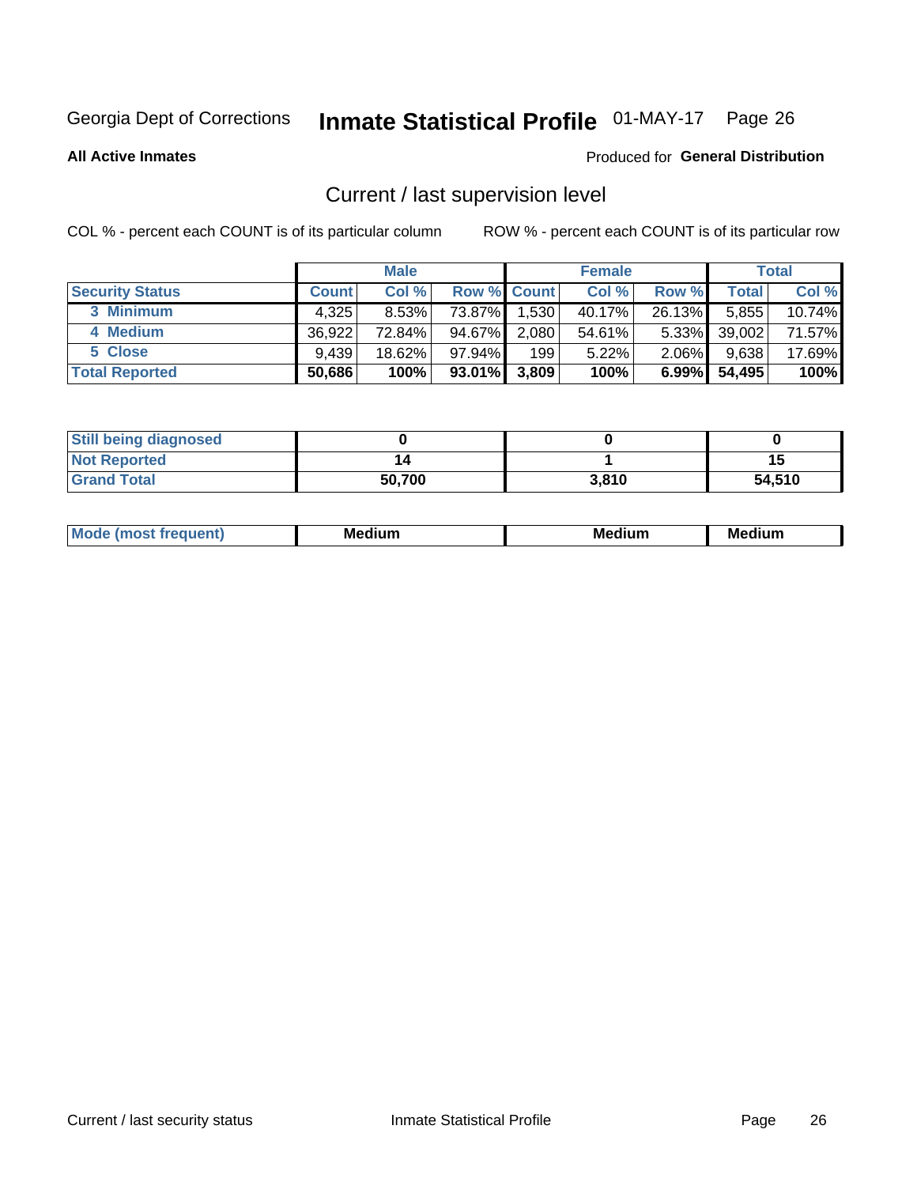Georgia Dept of Corrections **Inmate Statistical Profile** 01-MAY-17

**All Active Inmates**

Produced for **General Distribution**

## Current / last supervision level

COL % - percent each COUNT is of its particular column ROW % - percent each COUNT is of its particular row

| | Male | | | Female | | | Total | |
|---|---|---|---|---|---|---|---|---|
| **Security Status** | **Count** | **Col %** | **Row %** | **Count** | **Col %** | **Row %** | **Total** | **Col %** |
| 3 Minimum | 4,325 | 8.53% | 73.87% | 1,530 | 40.17% | 26.13% | 5,855 | 10.74% |
| 4 Medium | 36,922 | 72.84% | 94.67% | 2,080 | 54.61% | 5.33% | 39,002 | 71.57% |
| 5 Close | 9,439 | 18.62% | 97.94% | 199 | 5.22% | 2.06% | 9,638 | 17.69% |
| **Total Reported** | **50,686** | **100%** | **93.01%** | **3,809** | **100%** | **6.99%** | **54,495** | **100%** |

| | Male | Female | Total |
|---|---|---|---|
| Still being diagnosed | 0 | 0 | 0 |
| Not Reported | 14 | 1 | 15 |
| Grand Total | 50,700 | 3,810 | 54,510 |

| | Male | Female | Total |
|---|---|---|---|
| Mode (most frequent) | Medium | Medium | Medium |

Current / last security status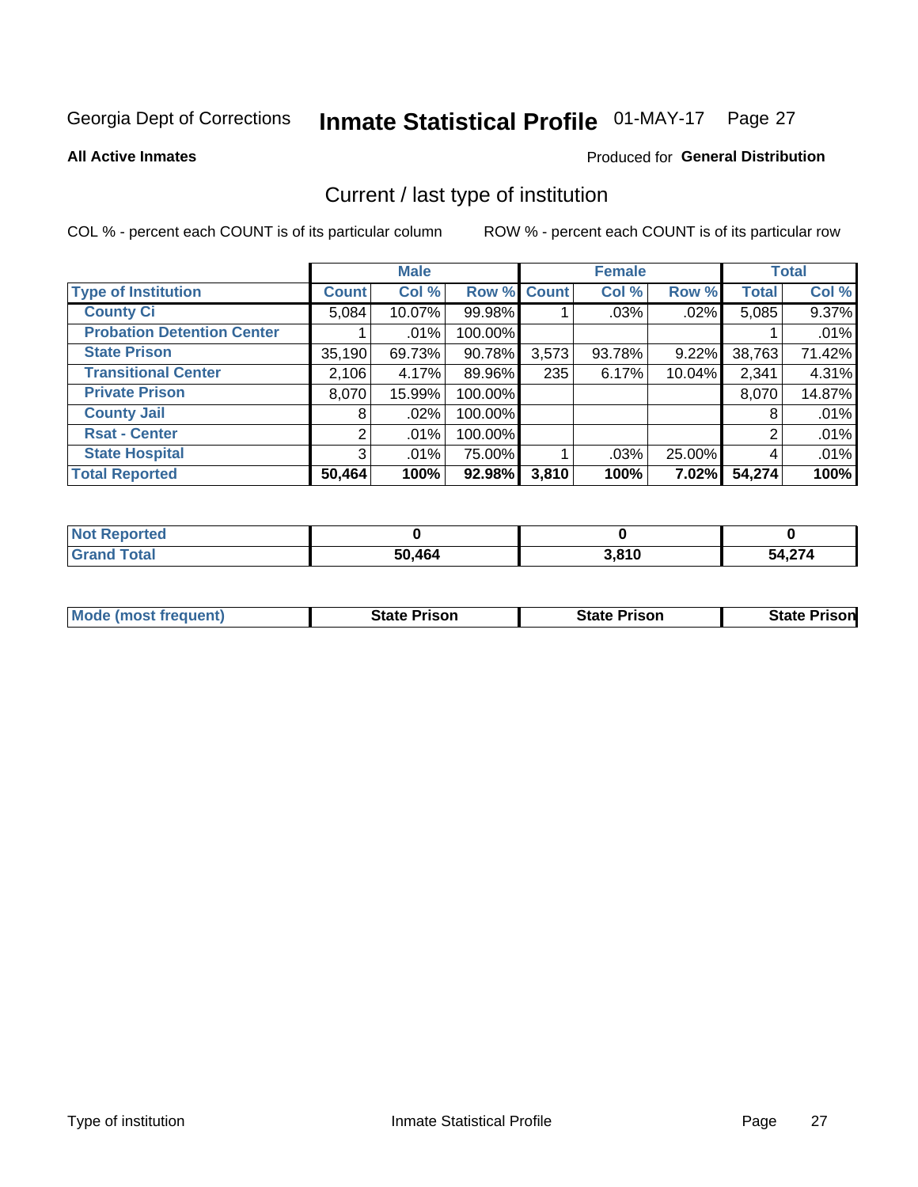Georgia Dept of Corrections **Inmate Statistical Profile** 01-MAY-17

**All Active Inmates**

Produced for **General Distribution**

## Current / last type of institution

COL % - percent each COUNT is of its particular column

ROW % - percent each COUNT is of its particular row

| | Male | | | Female | | | Total | |
|---|---|---|---|---|---|---|---|---|
| **Type of Institution** | **Count** | **Col %** | **Row %** | **Count** | **Col %** | **Row %** | **Total** | **Col %** |
| **County Ci** | 5,084 | 10.07% | 99.98% | 1 | .03% | .02% | 5,085 | 9.37% |
| **Probation Detention Center** | 1 | .01% | 100.00% | | | | 1 | .01% |
| **State Prison** | 35,190 | 69.73% | 90.78% | 3,573 | 93.78% | 9.22% | 38,763 | 71.42% |
| **Transitional Center** | 2,106 | 4.17% | 89.96% | 235 | 6.17% | 10.04% | 2,341 | 4.31% |
| **Private Prison** | 8,070 | 15.99% | 100.00% | | | | 8,070 | 14.87% |
| **County Jail** | 8 | .02% | 100.00% | | | | 8 | .01% |
| **Rsat - Center** | 2 | .01% | 100.00% | | | | 2 | .01% |
| **State Hospital** | 3 | .01% | 75.00% | 1 | .03% | 25.00% | 4 | .01% |
| **Total Reported** | **50,464** | **100%** | **92.98%** | **3,810** | **100%** | **7.02%** | **54,274** | **100%** |

| | Male | Female | Total |
|---|---|---|---|
| **Not Reported** | **0** | **0** | **0** |
| **Grand Total** | **50,464** | **3,810** | **54,274** |

| | Male | Female | Total |
|---|---|---|---|
| **Mode (most frequent)** | **State Prison** | **State Prison** | **State Prison** |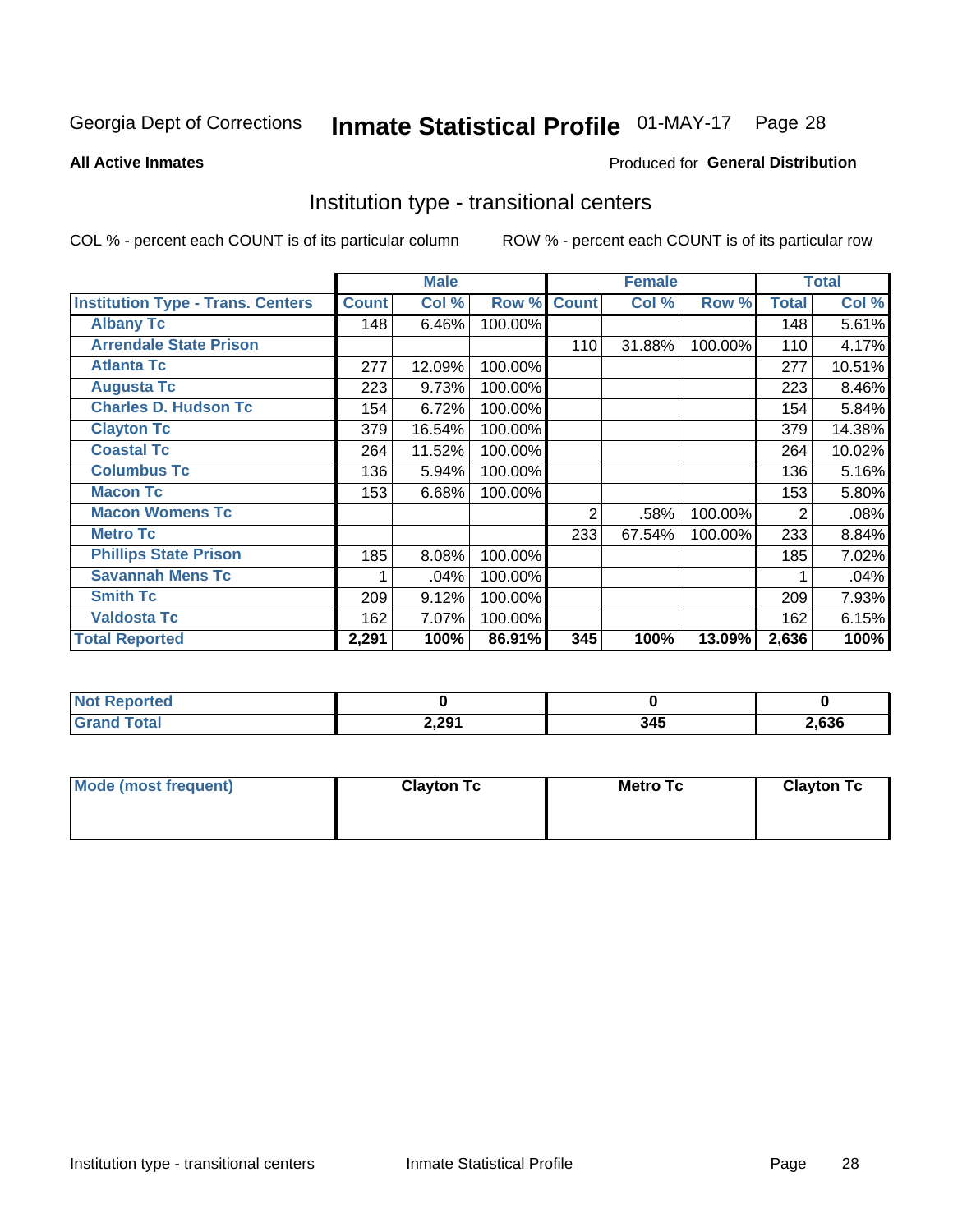Georgia Dept of Corrections **Inmate Statistical Profile** 01-MAY-17 Page 28

**All Active Inmates**

Produced for **General Distribution**

## Institution type - transitional centers

COL % - percent each COUNT is of its particular column ROW % - percent each COUNT is of its particular row

| | Male | | | Female | | | Total | |
|---|---|---|---|---|---|---|---|---|
| **Institution Type - Trans. Centers** | **Count** | **Col %** | **Row %** | **Count** | **Col %** | **Row %** | **Total** | **Col %** |
| **Albany Tc** | 148 | 6.46% | 100.00% | | | | 148 | 5.61% |
| **Arrendale State Prison** | | | | 110 | 31.88% | 100.00% | 110 | 4.17% |
| **Atlanta Tc** | 277 | 12.09% | 100.00% | | | | 277 | 10.51% |
| **Augusta Tc** | 223 | 9.73% | 100.00% | | | | 223 | 8.46% |
| **Charles D. Hudson Tc** | 154 | 6.72% | 100.00% | | | | 154 | 5.84% |
| **Clayton Tc** | 379 | 16.54% | 100.00% | | | | 379 | 14.38% |
| **Coastal Tc** | 264 | 11.52% | 100.00% | | | | 264 | 10.02% |
| **Columbus Tc** | 136 | 5.94% | 100.00% | | | | 136 | 5.16% |
| **Macon Tc** | 153 | 6.68% | 100.00% | | | | 153 | 5.80% |
| **Macon Womens Tc** | | | | 2 | .58% | 100.00% | 2 | .08% |
| **Metro Tc** | | | | 233 | 67.54% | 100.00% | 233 | 8.84% |
| **Phillips State Prison** | 185 | 8.08% | 100.00% | | | | 185 | 7.02% |
| **Savannah Mens Tc** | 1 | .04% | 100.00% | | | | 1 | .04% |
| **Smith Tc** | 209 | 9.12% | 100.00% | | | | 209 | 7.93% |
| **Valdosta Tc** | 162 | 7.07% | 100.00% | | | | 162 | 6.15% |
| **Total Reported** | **2,291** | **100%** | **86.91%** | **345** | **100%** | **13.09%** | **2,636** | **100%** |

| | Male | Female | Total |
|---|---|---|---|
| **Not Reported** | **0** | **0** | **0** |
| **Grand Total** | **2,291** | **345** | **2,636** |

| | Male | Female | Total |
|---|---|---|---|
| **Mode (most frequent)** | **Clayton Tc** | **Metro Tc** | **Clayton Tc** |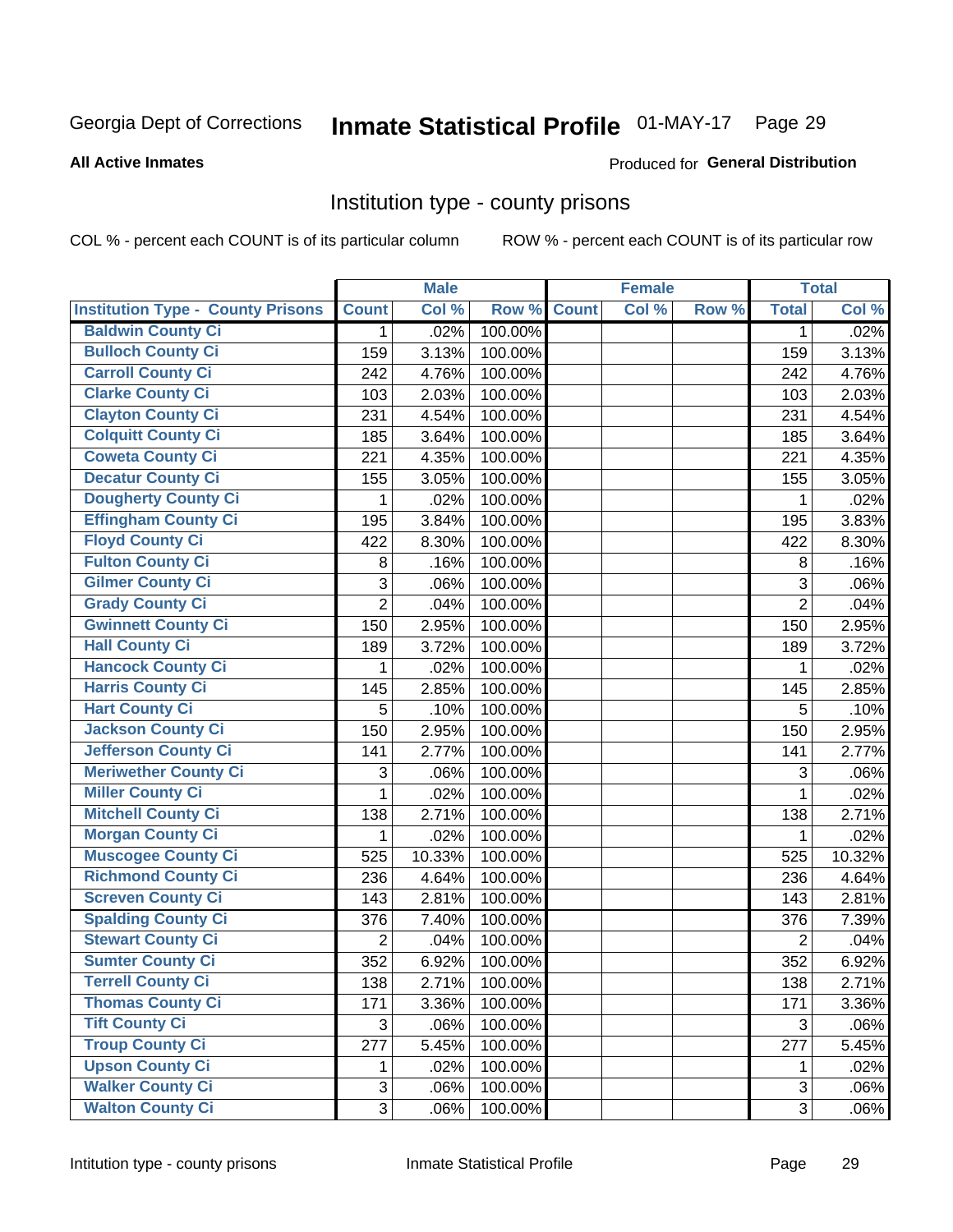Georgia Dept of Corrections **Inmate Statistical Profile** 01-MAY-17

**All Active Inmates**

Produced for **General Distribution**

## Institution type - county prisons

COL % - percent each COUNT is of its particular column

ROW % - percent each COUNT is of its particular row

| | Male | | | Female | | | Total | |
|---|---|---|---|---|---|---|---|---|
| Institution Type - County Prisons | Count | Col % | Row % | Count | Col % | Row % | Total | Col % |
| Baldwin County Ci | 1 | .02% | 100.00% | | | | 1 | .02% |
| Bulloch County Ci | 159 | 3.13% | 100.00% | | | | 159 | 3.13% |
| Carroll County Ci | 242 | 4.76% | 100.00% | | | | 242 | 4.76% |
| Clarke County Ci | 103 | 2.03% | 100.00% | | | | 103 | 2.03% |
| Clayton County Ci | 231 | 4.54% | 100.00% | | | | 231 | 4.54% |
| Colquitt County Ci | 185 | 3.64% | 100.00% | | | | 185 | 3.64% |
| Coweta County Ci | 221 | 4.35% | 100.00% | | | | 221 | 4.35% |
| Decatur County Ci | 155 | 3.05% | 100.00% | | | | 155 | 3.05% |
| Dougherty County Ci | 1 | .02% | 100.00% | | | | 1 | .02% |
| Effingham County Ci | 195 | 3.84% | 100.00% | | | | 195 | 3.83% |
| Floyd County Ci | 422 | 8.30% | 100.00% | | | | 422 | 8.30% |
| Fulton County Ci | 8 | .16% | 100.00% | | | | 8 | .16% |
| Gilmer County Ci | 3 | .06% | 100.00% | | | | 3 | .06% |
| Grady County Ci | 2 | .04% | 100.00% | | | | 2 | .04% |
| Gwinnett County Ci | 150 | 2.95% | 100.00% | | | | 150 | 2.95% |
| Hall County Ci | 189 | 3.72% | 100.00% | | | | 189 | 3.72% |
| Hancock County Ci | 1 | .02% | 100.00% | | | | 1 | .02% |
| Harris County Ci | 145 | 2.85% | 100.00% | | | | 145 | 2.85% |
| Hart County Ci | 5 | .10% | 100.00% | | | | 5 | .10% |
| Jackson County Ci | 150 | 2.95% | 100.00% | | | | 150 | 2.95% |
| Jefferson County Ci | 141 | 2.77% | 100.00% | | | | 141 | 2.77% |
| Meriwether County Ci | 3 | .06% | 100.00% | | | | 3 | .06% |
| Miller County Ci | 1 | .02% | 100.00% | | | | 1 | .02% |
| Mitchell County Ci | 138 | 2.71% | 100.00% | | | | 138 | 2.71% |
| Morgan County Ci | 1 | .02% | 100.00% | | | | 1 | .02% |
| Muscogee County Ci | 525 | 10.33% | 100.00% | | | | 525 | 10.32% |
| Richmond County Ci | 236 | 4.64% | 100.00% | | | | 236 | 4.64% |
| Screven County Ci | 143 | 2.81% | 100.00% | | | | 143 | 2.81% |
| Spalding County Ci | 376 | 7.40% | 100.00% | | | | 376 | 7.39% |
| Stewart County Ci | 2 | .04% | 100.00% | | | | 2 | .04% |
| Sumter County Ci | 352 | 6.92% | 100.00% | | | | 352 | 6.92% |
| Terrell County Ci | 138 | 2.71% | 100.00% | | | | 138 | 2.71% |
| Thomas County Ci | 171 | 3.36% | 100.00% | | | | 171 | 3.36% |
| Tift County Ci | 3 | .06% | 100.00% | | | | 3 | .06% |
| Troup County Ci | 277 | 5.45% | 100.00% | | | | 277 | 5.45% |
| Upson County Ci | 1 | .02% | 100.00% | | | | 1 | .02% |
| Walker County Ci | 3 | .06% | 100.00% | | | | 3 | .06% |
| Walton County Ci | 3 | .06% | 100.00% | | | | 3 | .06% |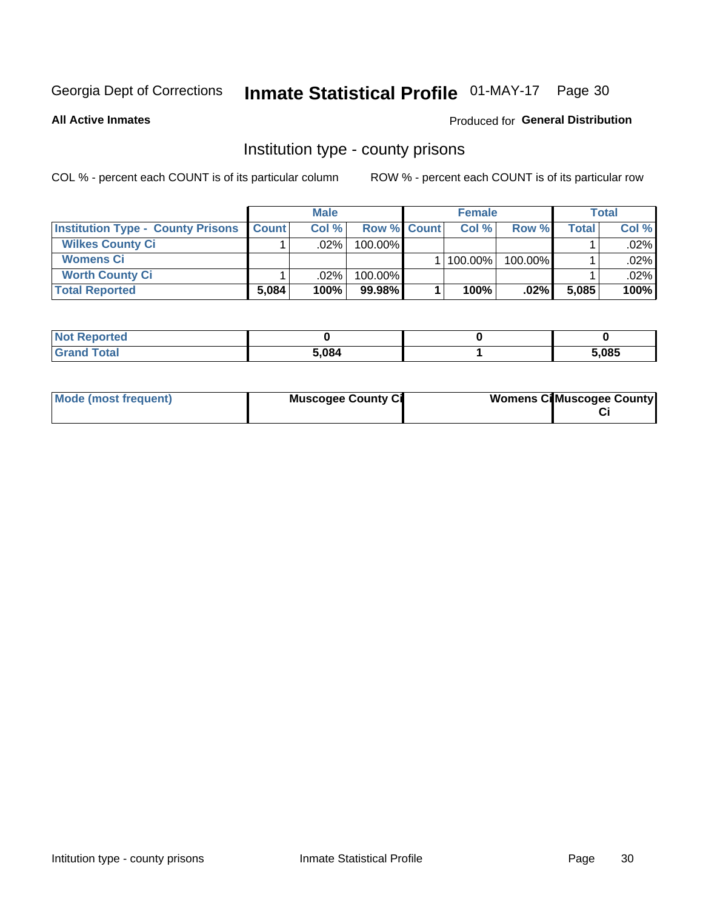Georgia Dept of Corrections **Inmate Statistical Profile** 01-MAY-17 Page 30

**All Active Inmates**

Produced for **General Distribution**

## Institution type - county prisons

COL % - percent each COUNT is of its particular column

ROW % - percent each COUNT is of its particular row

| | Male | | | Female | | | Total | |
|---|---|---|---|---|---|---|---|---|
| **Institution Type - County Prisons** | **Count** | **Col %** | **Row %** | **Count** | **Col %** | **Row %** | **Total** | **Col %** |
| **Wilkes County Ci** | 1 | .02% | 100.00% | | | | 1 | .02% |
| **Womens Ci** | | | | 1 | 100.00% | 100.00% | 1 | .02% |
| **Worth County Ci** | 1 | .02% | 100.00% | | | | 1 | .02% |
| **Total Reported** | **5,084** | **100%** | **99.98%** | **1** | **100%** | **.02%** | **5,085** | **100%** |

| | Male | Female | Total |
|---|---|---|---|
| **Not Reported** | **0** | **0** | **0** |
| **Grand Total** | **5,084** | **1** | **5,085** |

| | Male | Female | Total |
|---|---|---|---|
| **Mode (most frequent)** | **Muscogee County Ci** | **Womens Ci** | **Muscogee County Ci** |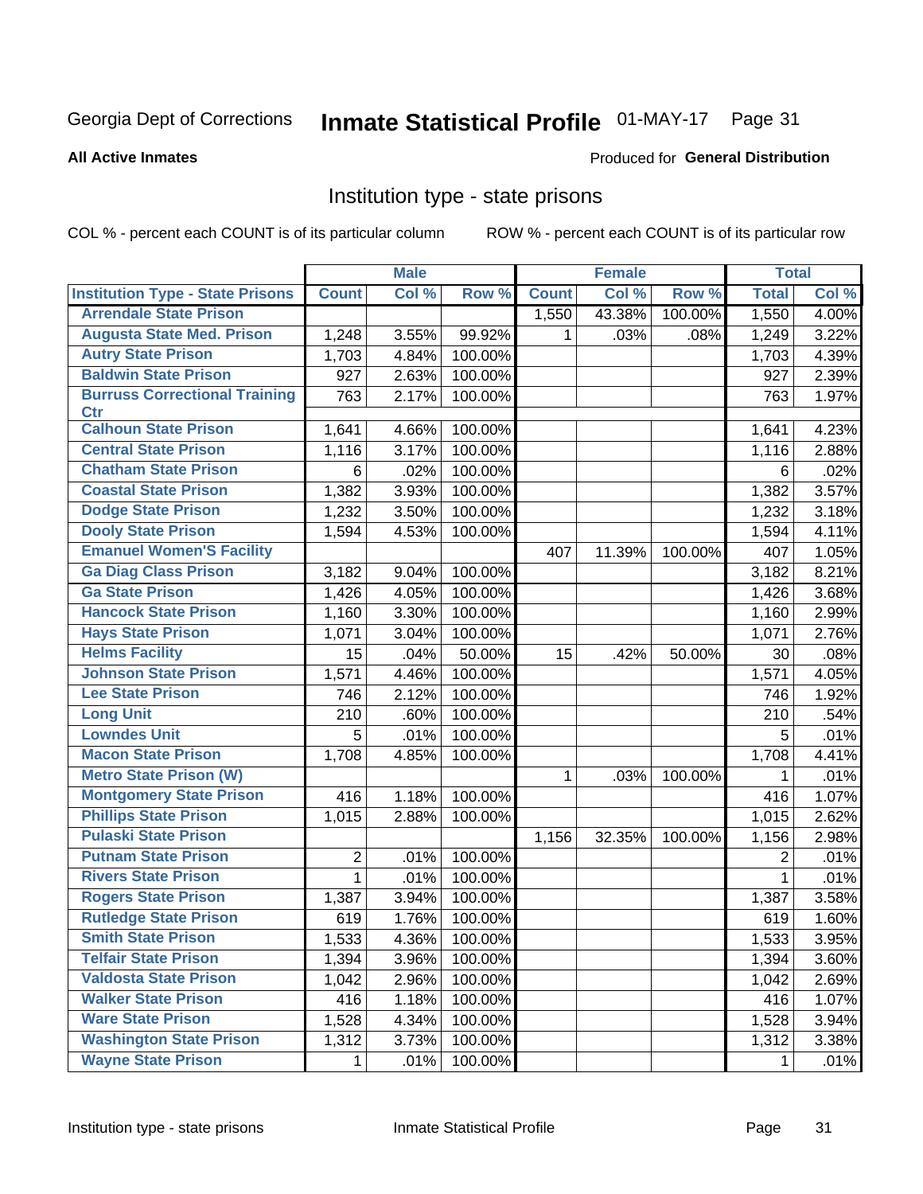Georgia Dept of Corrections **Inmate Statistical Profile** 01-MAY-17

**All Active Inmates**

Produced for **General Distribution**

## Institution type - state prisons

COL % - percent each COUNT is of its particular column ROW % - percent each COUNT is of its particular row

| | Male | | | Female | | | Total | |
|---|---|---|---|---|---|---|---|---|
| **Institution Type - State Prisons** | **Count** | **Col %** | **Row %** | **Count** | **Col %** | **Row %** | **Total** | **Col %** |
| Arrendale State Prison | | | | 1,550 | 43.38% | 100.00% | 1,550 | 4.00% |
| Augusta State Med. Prison | 1,248 | 3.55% | 99.92% | 1 | .03% | .08% | 1,249 | 3.22% |
| Autry State Prison | 1,703 | 4.84% | 100.00% | | | | 1,703 | 4.39% |
| Baldwin State Prison | 927 | 2.63% | 100.00% | | | | 927 | 2.39% |
| Burruss Correctional Training Ctr | 763 | 2.17% | 100.00% | | | | 763 | 1.97% |
| Calhoun State Prison | 1,641 | 4.66% | 100.00% | | | | 1,641 | 4.23% |
| Central State Prison | 1,116 | 3.17% | 100.00% | | | | 1,116 | 2.88% |
| Chatham State Prison | 6 | .02% | 100.00% | | | | 6 | .02% |
| Coastal State Prison | 1,382 | 3.93% | 100.00% | | | | 1,382 | 3.57% |
| Dodge State Prison | 1,232 | 3.50% | 100.00% | | | | 1,232 | 3.18% |
| Dooly State Prison | 1,594 | 4.53% | 100.00% | | | | 1,594 | 4.11% |
| Emanuel Women'S Facility | | | | 407 | 11.39% | 100.00% | 407 | 1.05% |
| Ga Diag Class Prison | 3,182 | 9.04% | 100.00% | | | | 3,182 | 8.21% |
| Ga State Prison | 1,426 | 4.05% | 100.00% | | | | 1,426 | 3.68% |
| Hancock State Prison | 1,160 | 3.30% | 100.00% | | | | 1,160 | 2.99% |
| Hays State Prison | 1,071 | 3.04% | 100.00% | | | | 1,071 | 2.76% |
| Helms Facility | 15 | .04% | 50.00% | 15 | .42% | 50.00% | 30 | .08% |
| Johnson State Prison | 1,571 | 4.46% | 100.00% | | | | 1,571 | 4.05% |
| Lee State Prison | 746 | 2.12% | 100.00% | | | | 746 | 1.92% |
| Long Unit | 210 | .60% | 100.00% | | | | 210 | .54% |
| Lowndes Unit | 5 | .01% | 100.00% | | | | 5 | .01% |
| Macon State Prison | 1,708 | 4.85% | 100.00% | | | | 1,708 | 4.41% |
| Metro State Prison (W) | | | | 1 | .03% | 100.00% | 1 | .01% |
| Montgomery State Prison | 416 | 1.18% | 100.00% | | | | 416 | 1.07% |
| Phillips State Prison | 1,015 | 2.88% | 100.00% | | | | 1,015 | 2.62% |
| Pulaski State Prison | | | | 1,156 | 32.35% | 100.00% | 1,156 | 2.98% |
| Putnam State Prison | 2 | .01% | 100.00% | | | | 2 | .01% |
| Rivers State Prison | 1 | .01% | 100.00% | | | | 1 | .01% |
| Rogers State Prison | 1,387 | 3.94% | 100.00% | | | | 1,387 | 3.58% |
| Rutledge State Prison | 619 | 1.76% | 100.00% | | | | 619 | 1.60% |
| Smith State Prison | 1,533 | 4.36% | 100.00% | | | | 1,533 | 3.95% |
| Telfair State Prison | 1,394 | 3.96% | 100.00% | | | | 1,394 | 3.60% |
| Valdosta State Prison | 1,042 | 2.96% | 100.00% | | | | 1,042 | 2.69% |
| Walker State Prison | 416 | 1.18% | 100.00% | | | | 416 | 1.07% |
| Ware State Prison | 1,528 | 4.34% | 100.00% | | | | 1,528 | 3.94% |
| Washington State Prison | 1,312 | 3.73% | 100.00% | | | | 1,312 | 3.38% |
| Wayne State Prison | 1 | .01% | 100.00% | | | | 1 | .01% |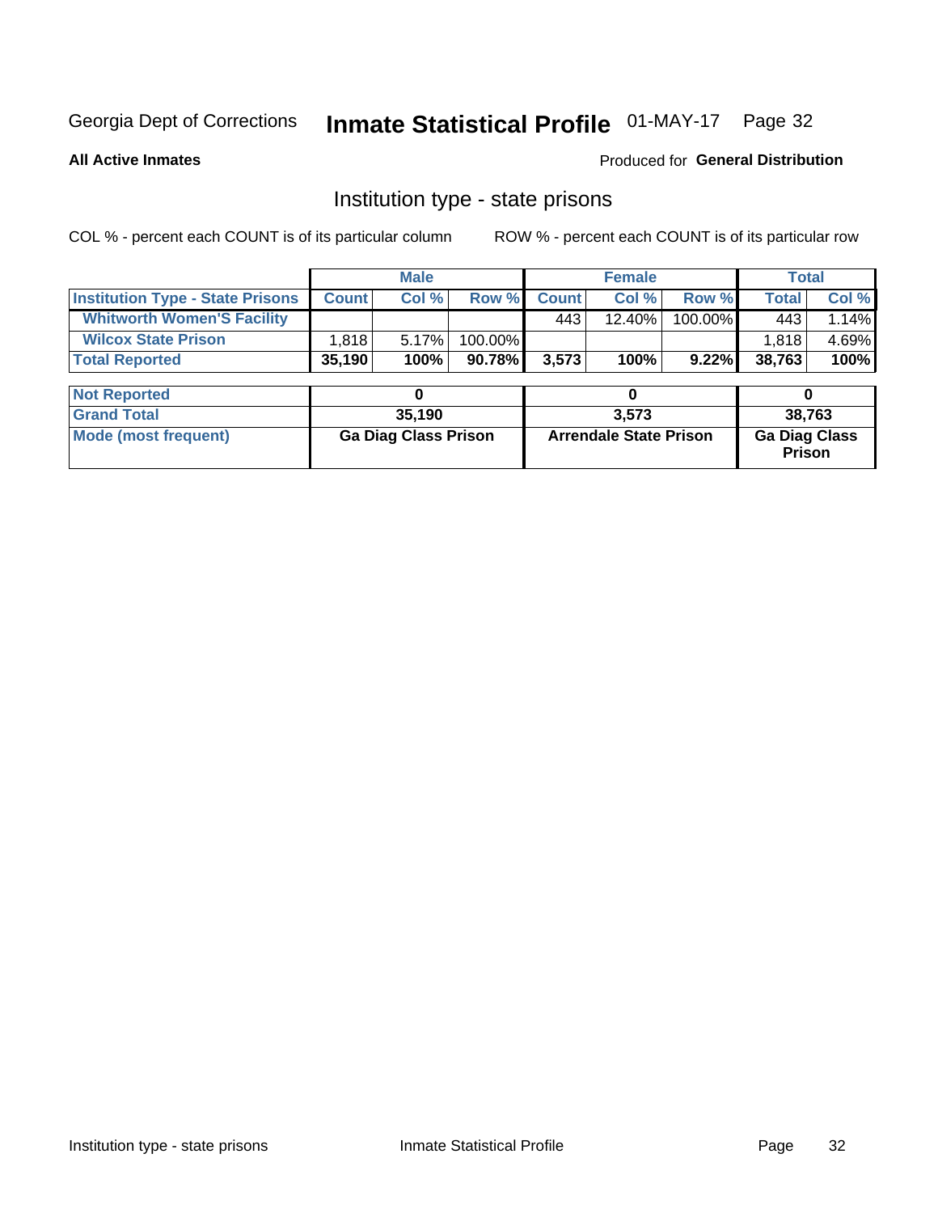Georgia Dept of Corrections **Inmate Statistical Profile** 01-MAY-17

**All Active Inmates**

Produced for **General Distribution**

## Institution type - state prisons

COL % - percent each COUNT is of its particular column ROW % - percent each COUNT is of its particular row

| | Male | | | Female | | | Total | |
|---|---|---|---|---|---|---|---|---|
| **Institution Type - State Prisons** | **Count** | **Col %** | **Row %** | **Count** | **Col %** | **Row %** | **Total** | **Col %** |
| **Whitworth Women'S Facility** | | | | 443 | 12.40% | 100.00% | 443 | 1.14% |
| **Wilcox State Prison** | 1,818 | 5.17% | 100.00% | | | | 1,818 | 4.69% |
| **Total Reported** | **35,190** | **100%** | **90.78%** | **3,573** | **100%** | **9.22%** | **38,763** | **100%** |
| **Not Reported** | **0** | | | **0** | | | **0** | |
| **Grand Total** | **35,190** | | | **3,573** | | | **38,763** | |
| **Mode (most frequent)** | **Ga Diag Class Prison** | | | **Arrendale State Prison** | | | **Ga Diag Class Prison** | |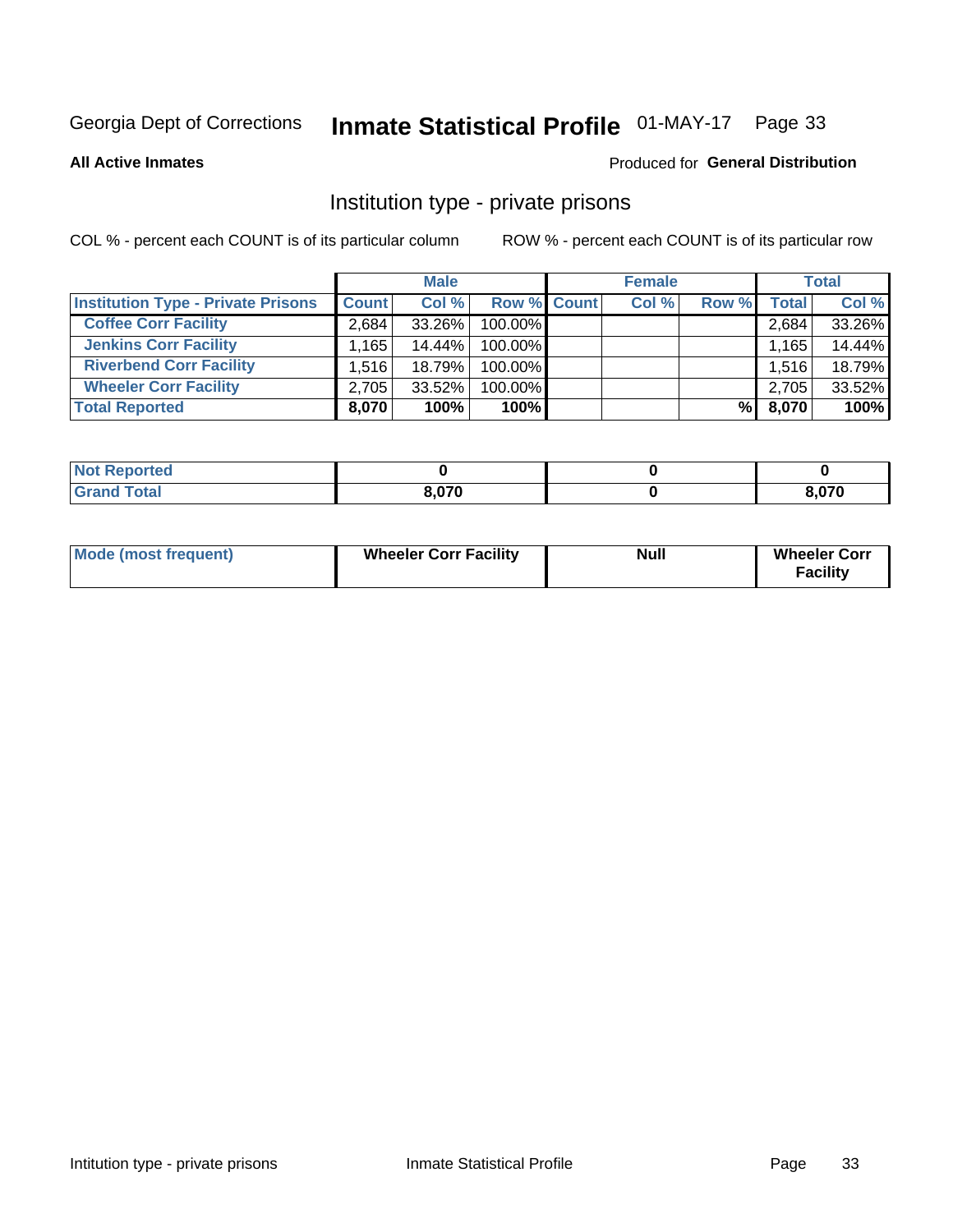Georgia Dept of Corrections **Inmate Statistical Profile** 01-MAY-17

**All Active Inmates**

Produced for **General Distribution**

## Institution type - private prisons

COL % - percent each COUNT is of its particular column ROW % - percent each COUNT is of its particular row

| | Male | | | Female | | | Total | |
|---|---|---|---|---|---|---|---|---|
| **Institution Type - Private Prisons** | **Count** | **Col %** | **Row %** | **Count** | **Col %** | **Row %** | **Total** | **Col %** |
| **Coffee Corr Facility** | 2,684 | 33.26% | 100.00% | | | | 2,684 | 33.26% |
| **Jenkins Corr Facility** | 1,165 | 14.44% | 100.00% | | | | 1,165 | 14.44% |
| **Riverbend Corr Facility** | 1,516 | 18.79% | 100.00% | | | | 1,516 | 18.79% |
| **Wheeler Corr Facility** | 2,705 | 33.52% | 100.00% | | | | 2,705 | 33.52% |
| **Total Reported** | **8,070** | **100%** | **100%** | | | **%** | **8,070** | **100%** |

| | Male | Female | Total |
|---|---|---|---|
| **Not Reported** | **0** | **0** | **0** |
| **Grand Total** | **8,070** | **0** | **8,070** |

| | Male | Female | Total |
|---|---|---|---|
| **Mode (most frequent)** | **Wheeler Corr Facility** | **Null** | **Wheeler Corr Facility** |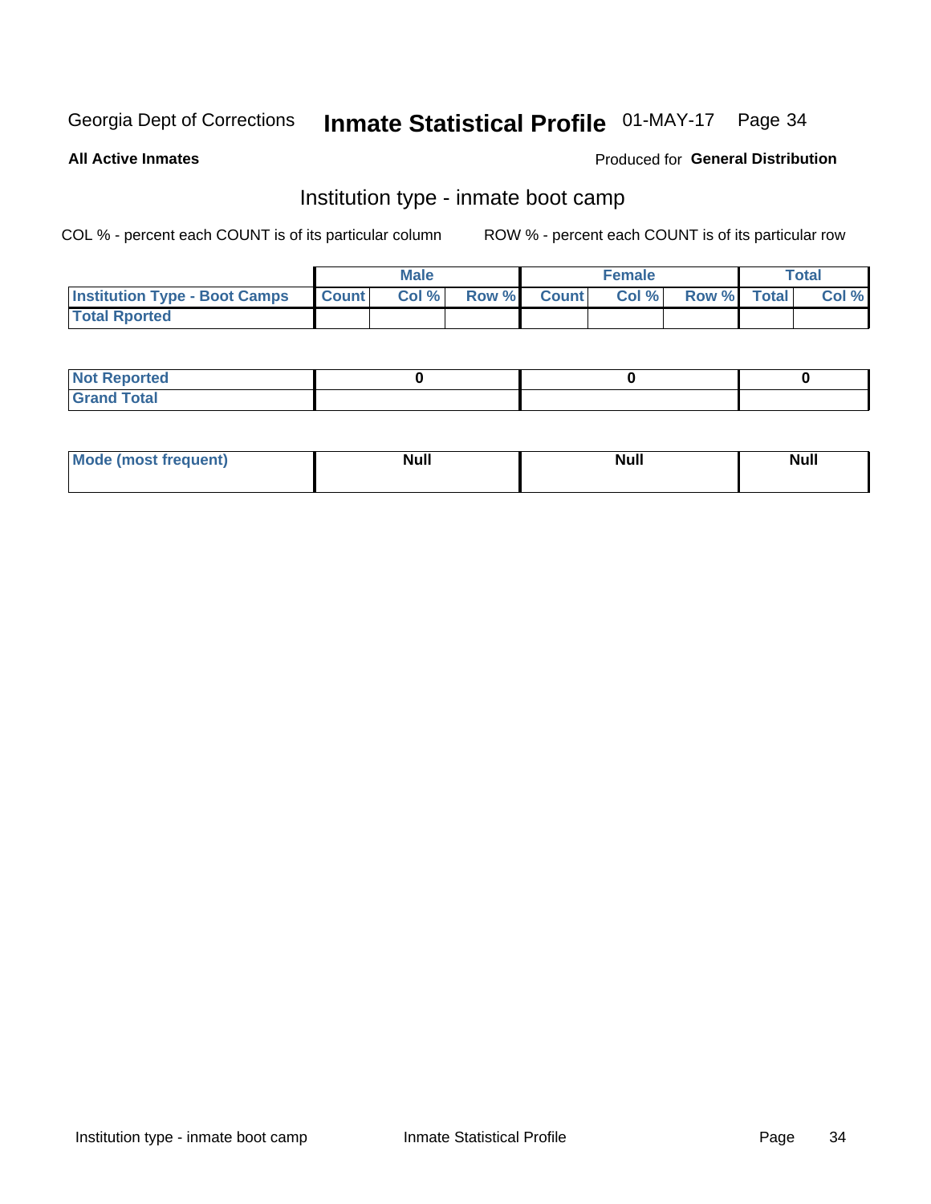# Georgia Dept of Corrections — Inmate Statistical Profile 01-MAY-17

**All Active Inmates**

Produced for **General Distribution**

## Institution type - inmate boot camp

COL % - percent each COUNT is of its particular column

ROW % - percent each COUNT is of its particular row

| | Male | | | Female | | | Total | |
|---|---|---|---|---|---|---|---|---|
| **Institution Type - Boot Camps** | **Count** | **Col %** | **Row %** | **Count** | **Col %** | **Row %** | **Total** | **Col %** |
| **Total Rported** | | | | | | | | |

| | Male | Female | Total |
|---|---|---|---|
| **Not Reported** | **0** | **0** | **0** |
| **Grand Total** | | | |

| | Male | Female | Total |
|---|---|---|---|
| **Mode (most frequent)** | **Null** | **Null** | **Null** |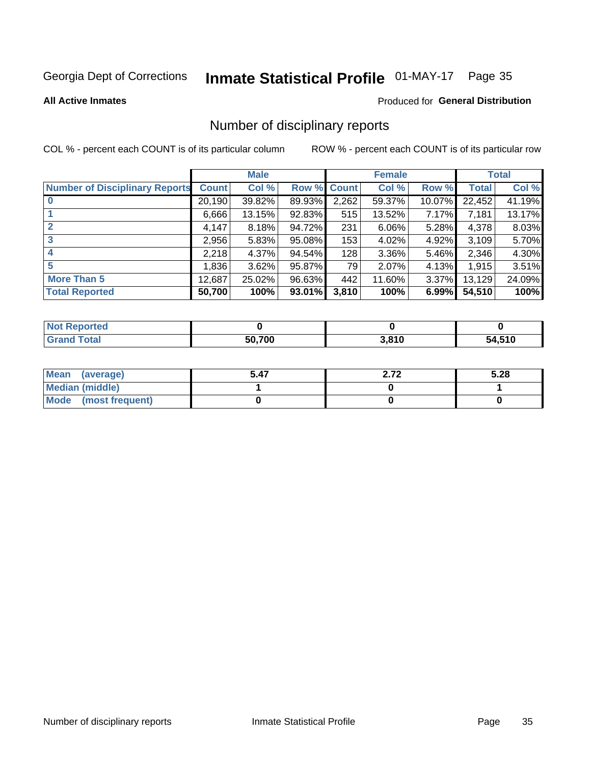Georgia Dept of Corrections **Inmate Statistical Profile** 01-MAY-17

**All Active Inmates**

Produced for **General Distribution**

## Number of disciplinary reports

COL % - percent each COUNT is of its particular column

ROW % - percent each COUNT is of its particular row

| | Male | | | Female | | | Total | |
|---|---|---|---|---|---|---|---|---|
| **Number of Disciplinary Reports** | **Count** | **Col %** | **Row %** | **Count** | **Col %** | **Row %** | **Total** | **Col %** |
| **0** | 20,190 | 39.82% | 89.93% | 2,262 | 59.37% | 10.07% | 22,452 | 41.19% |
| **1** | 6,666 | 13.15% | 92.83% | 515 | 13.52% | 7.17% | 7,181 | 13.17% |
| **2** | 4,147 | 8.18% | 94.72% | 231 | 6.06% | 5.28% | 4,378 | 8.03% |
| **3** | 2,956 | 5.83% | 95.08% | 153 | 4.02% | 4.92% | 3,109 | 5.70% |
| **4** | 2,218 | 4.37% | 94.54% | 128 | 3.36% | 5.46% | 2,346 | 4.30% |
| **5** | 1,836 | 3.62% | 95.87% | 79 | 2.07% | 4.13% | 1,915 | 3.51% |
| **More Than 5** | 12,687 | 25.02% | 96.63% | 442 | 11.60% | 3.37% | 13,129 | 24.09% |
| **Total Reported** | **50,700** | **100%** | **93.01%** | **3,810** | **100%** | **6.99%** | **54,510** | **100%** |

| | Male | Female | Total |
|---|---|---|---|
| **Not Reported** | **0** | **0** | **0** |
| **Grand Total** | **50,700** | **3,810** | **54,510** |

| | Male | Female | Total |
|---|---|---|---|
| **Mean (average)** | **5.47** | **2.72** | **5.28** |
| **Median (middle)** | **1** | **0** | **1** |
| **Mode (most frequent)** | **0** | **0** | **0** |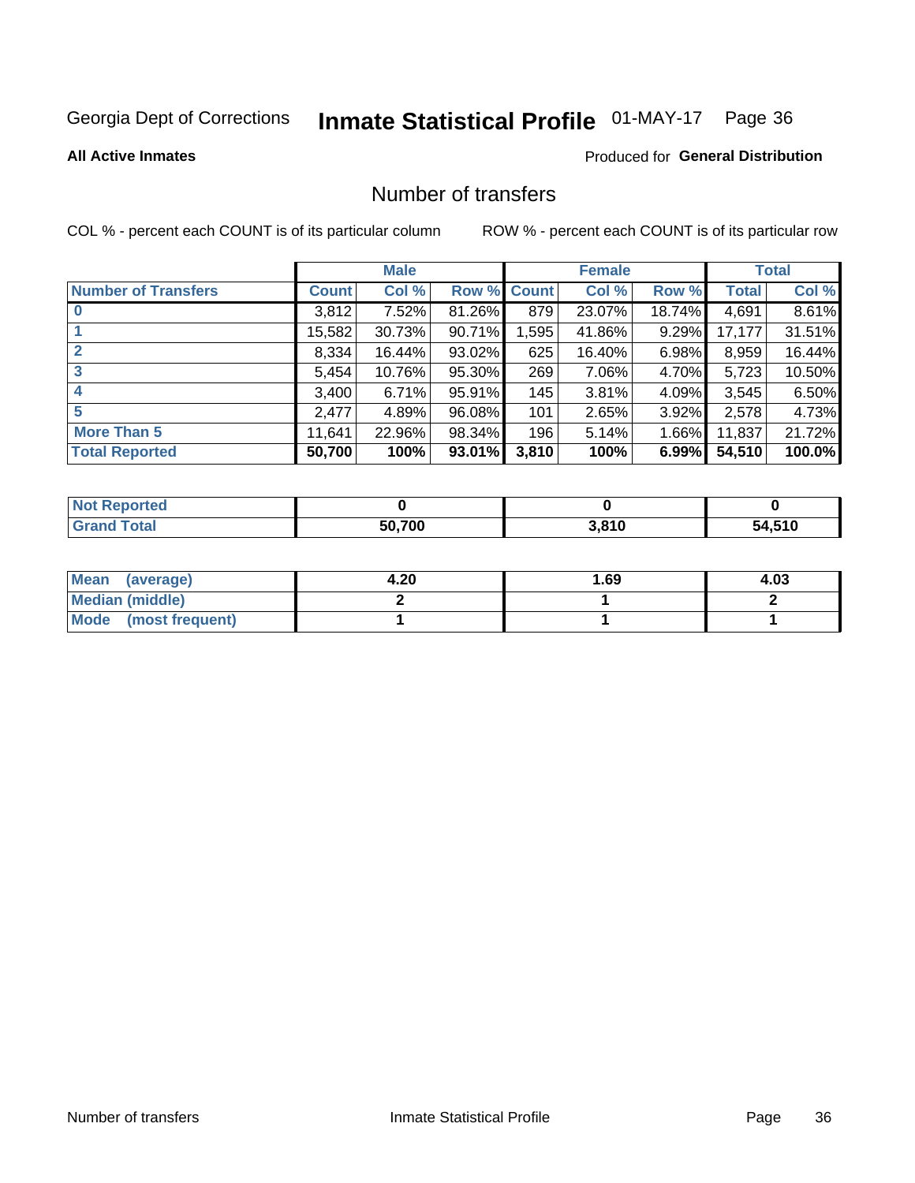# Georgia Dept of Corrections — Inmate Statistical Profile 01-MAY-17

**All Active Inmates** — Produced for **General Distribution**

## Number of transfers

COL % - percent each COUNT is of its particular column ROW % - percent each COUNT is of its particular row

| | Male | | | Female | | | Total | |
|---|---|---|---|---|---|---|---|---|
| **Number of Transfers** | **Count** | **Col %** | **Row %** | **Count** | **Col %** | **Row %** | **Total** | **Col %** |
| **0** | 3,812 | 7.52% | 81.26% | 879 | 23.07% | 18.74% | 4,691 | 8.61% |
| **1** | 15,582 | 30.73% | 90.71% | 1,595 | 41.86% | 9.29% | 17,177 | 31.51% |
| **2** | 8,334 | 16.44% | 93.02% | 625 | 16.40% | 6.98% | 8,959 | 16.44% |
| **3** | 5,454 | 10.76% | 95.30% | 269 | 7.06% | 4.70% | 5,723 | 10.50% |
| **4** | 3,400 | 6.71% | 95.91% | 145 | 3.81% | 4.09% | 3,545 | 6.50% |
| **5** | 2,477 | 4.89% | 96.08% | 101 | 2.65% | 3.92% | 2,578 | 4.73% |
| **More Than 5** | 11,641 | 22.96% | 98.34% | 196 | 5.14% | 1.66% | 11,837 | 21.72% |
| **Total Reported** | **50,700** | **100%** | **93.01%** | **3,810** | **100%** | **6.99%** | **54,510** | **100.0%** |

| | Male | Female | Total |
|---|---|---|---|
| **Not Reported** | **0** | **0** | **0** |
| **Grand Total** | **50,700** | **3,810** | **54,510** |

| | Male | Female | Total |
|---|---|---|---|
| **Mean (average)** | **4.20** | **1.69** | **4.03** |
| **Median (middle)** | **2** | **1** | **2** |
| **Mode (most frequent)** | **1** | **1** | **1** |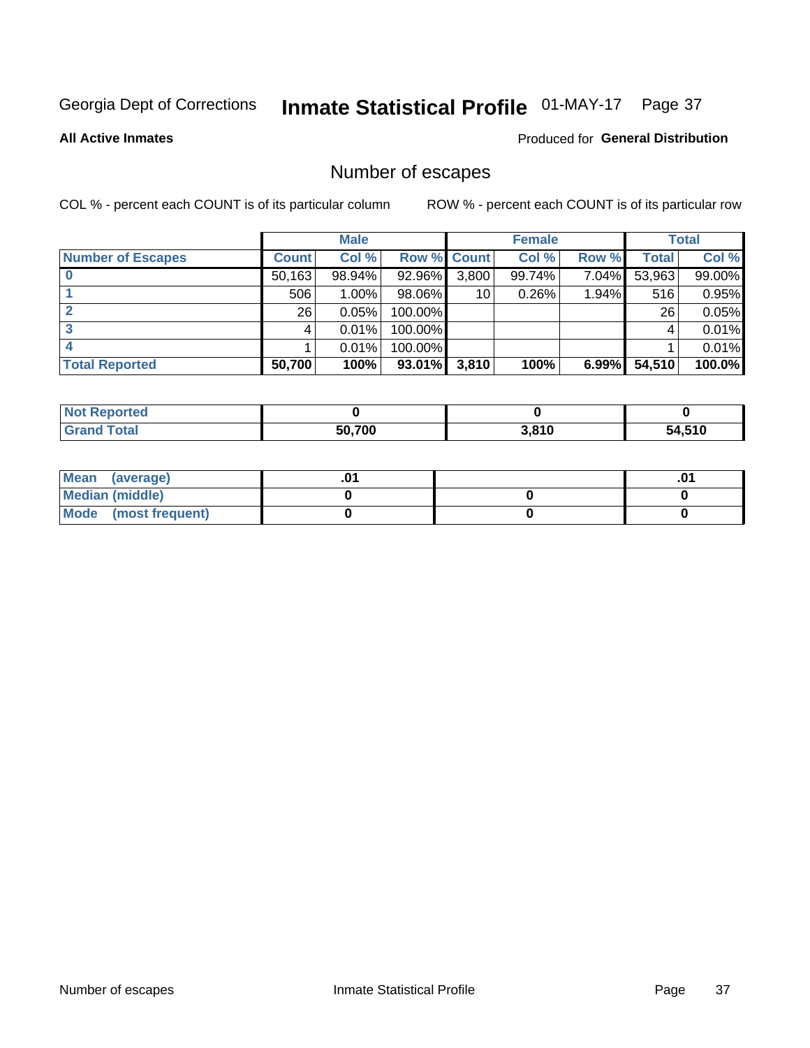Georgia Dept of Corrections **Inmate Statistical Profile** 01-MAY-17 Page 37

**All Active Inmates**

Produced for **General Distribution**

## Number of escapes

COL % - percent each COUNT is of its particular column

ROW % - percent each COUNT is of its particular row

| | Male | | | Female | | | Total | |
|---|---|---|---|---|---|---|---|---|
| **Number of Escapes** | **Count** | **Col %** | **Row %** | **Count** | **Col %** | **Row %** | **Total** | **Col %** |
| **0** | 50,163 | 98.94% | 92.96% | 3,800 | 99.74% | 7.04% | 53,963 | 99.00% |
| **1** | 506 | 1.00% | 98.06% | 10 | 0.26% | 1.94% | 516 | 0.95% |
| **2** | 26 | 0.05% | 100.00% | | | | 26 | 0.05% |
| **3** | 4 | 0.01% | 100.00% | | | | 4 | 0.01% |
| **4** | 1 | 0.01% | 100.00% | | | | 1 | 0.01% |
| **Total Reported** | **50,700** | **100%** | **93.01%** | **3,810** | **100%** | **6.99%** | **54,510** | **100.0%** |

| | Male | Female | Total |
|---|---|---|---|
| **Not Reported** | **0** | **0** | **0** |
| **Grand Total** | **50,700** | **3,810** | **54,510** |

| | Male | Female | Total |
|---|---|---|---|
| **Mean (average)** | **.01** | | **.01** |
| **Median (middle)** | **0** | **0** | **0** |
| **Mode (most frequent)** | **0** | **0** | **0** |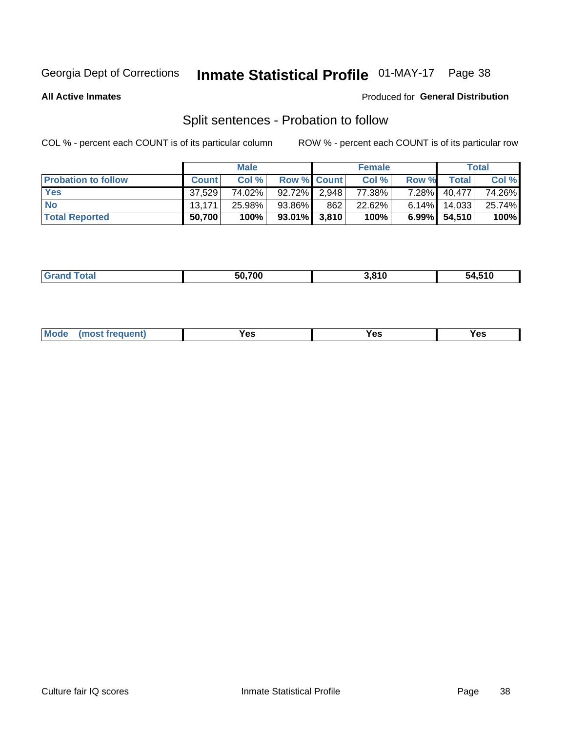Georgia Dept of Corrections **Inmate Statistical Profile** 01-MAY-17

**All Active Inmates**

Produced for **General Distribution**

## Split sentences - Probation to follow

COL % - percent each COUNT is of its particular column

ROW % - percent each COUNT is of its particular row

| | Male | | | Female | | | Total | |
|---|---|---|---|---|---|---|---|---|
| **Probation to follow** | **Count** | **Col %** | **Row %** | **Count** | **Col %** | **Row %** | **Total** | **Col %** |
| **Yes** | 37,529 | 74.02% | 92.72% | 2,948 | 77.38% | 7.28% | 40,477 | 74.26% |
| **No** | 13,171 | 25.98% | 93.86% | 862 | 22.62% | 6.14% | 14,033 | 25.74% |
| **Total Reported** | **50,700** | **100%** | **93.01%** | **3,810** | **100%** | **6.99%** | **54,510** | **100%** |

| | Male | Female | Total |
|---|---|---|---|
| **Grand Total** | **50,700** | **3,810** | **54,510** |

| | Male | Female | Total |
|---|---|---|---|
| **Mode (most frequent)** | **Yes** | **Yes** | **Yes** |

Culture fair IQ scores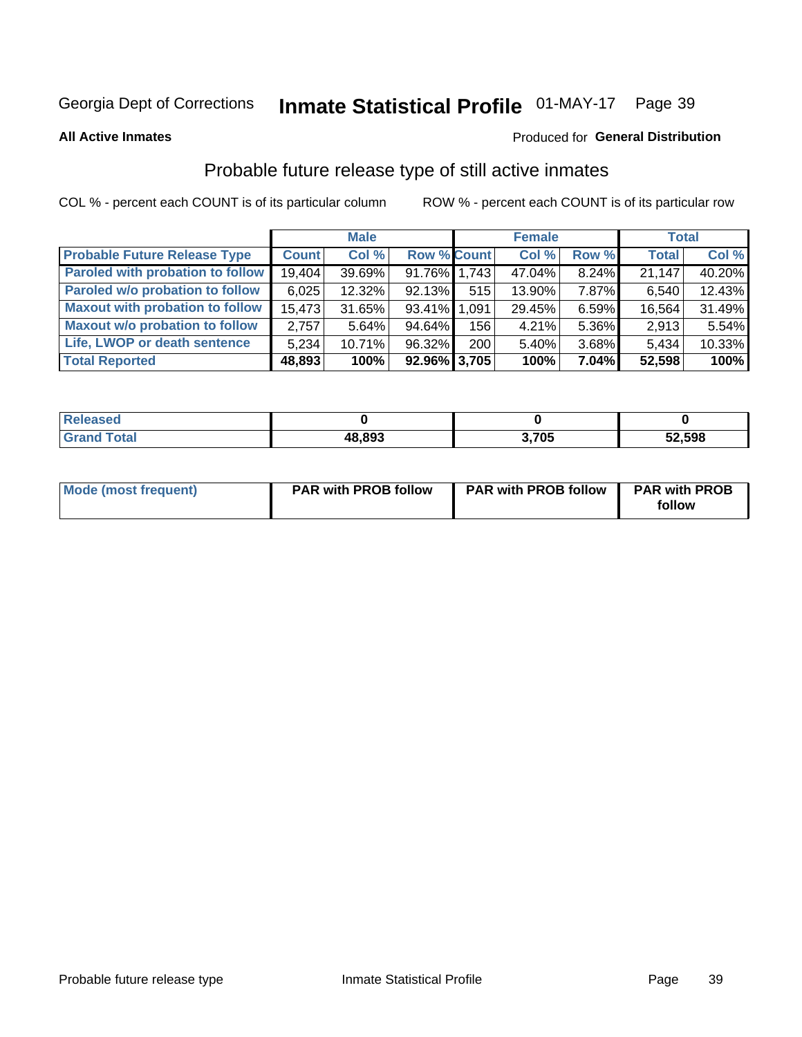Georgia Dept of Corrections **Inmate Statistical Profile** 01-MAY-17

**All Active Inmates**

Produced for **General Distribution**

## Probable future release type of still active inmates

COL % - percent each COUNT is of its particular column ROW % - percent each COUNT is of its particular row

| | Male | | | Female | | | Total | |
|---|---|---|---|---|---|---|---|---|
| **Probable Future Release Type** | **Count** | **Col %** | **Row %** | **Count** | **Col %** | **Row %** | **Total** | **Col %** |
| Paroled with probation to follow | 19,404 | 39.69% | 91.76% | 1,743 | 47.04% | 8.24% | 21,147 | 40.20% |
| Paroled w/o probation to follow | 6,025 | 12.32% | 92.13% | 515 | 13.90% | 7.87% | 6,540 | 12.43% |
| Maxout with probation to follow | 15,473 | 31.65% | 93.41% | 1,091 | 29.45% | 6.59% | 16,564 | 31.49% |
| Maxout w/o probation to follow | 2,757 | 5.64% | 94.64% | 156 | 4.21% | 5.36% | 2,913 | 5.54% |
| Life, LWOP or death sentence | 5,234 | 10.71% | 96.32% | 200 | 5.40% | 3.68% | 5,434 | 10.33% |
| **Total Reported** | **48,893** | **100%** | **92.96%** | **3,705** | **100%** | **7.04%** | **52,598** | **100%** |

| | Male | Female | Total |
|---|---|---|---|
| **Released** | **0** | **0** | **0** |
| **Grand Total** | **48,893** | **3,705** | **52,598** |

| | Male | Female | Total |
|---|---|---|---|
| **Mode (most frequent)** | **PAR with PROB follow** | **PAR with PROB follow** | **PAR with PROB follow** |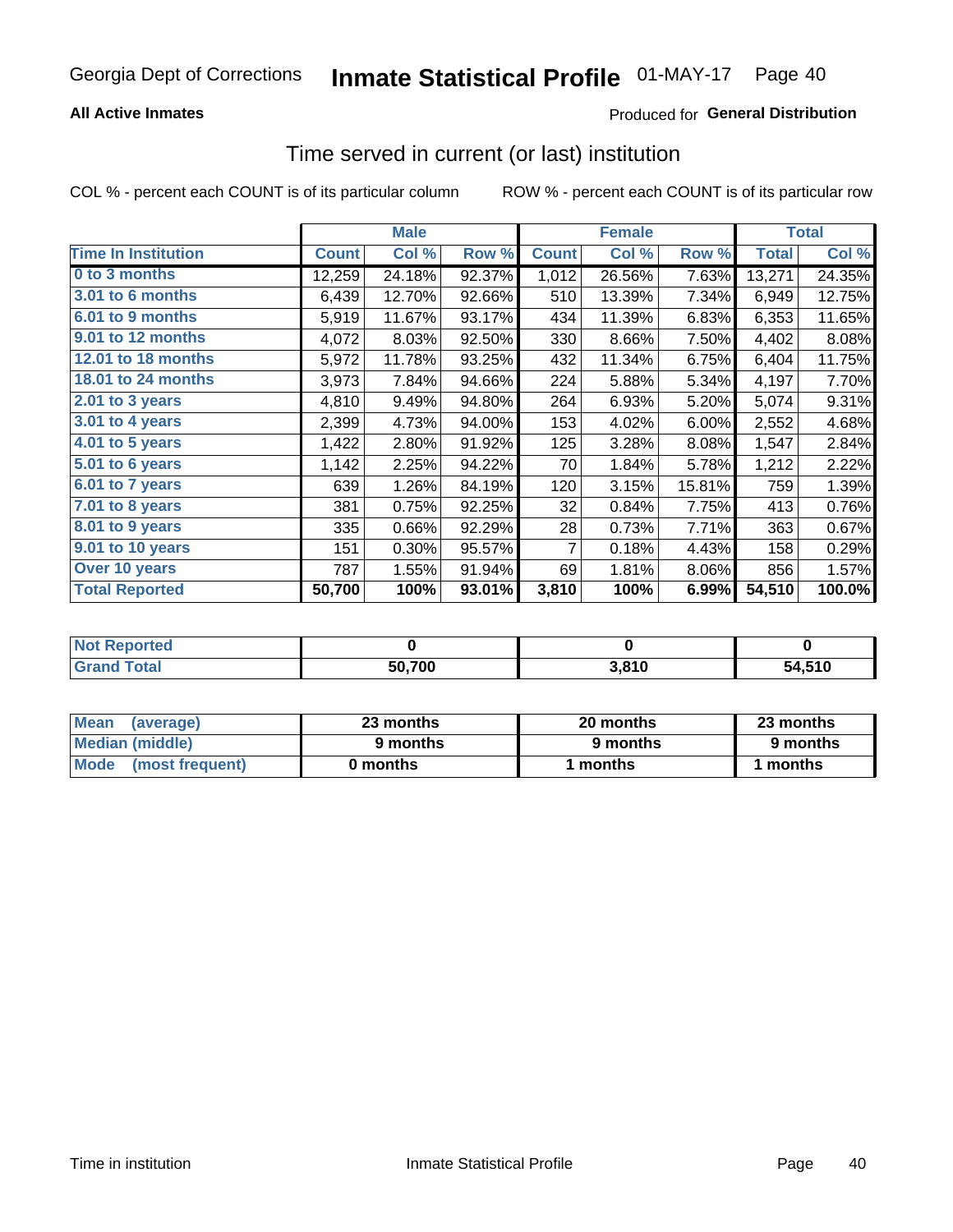Georgia Dept of Corrections **Inmate Statistical Profile** 01-MAY-17

**All Active Inmates**

Produced for **General Distribution**

## Time served in current (or last) institution

COL % - percent each COUNT is of its particular column

ROW % - percent each COUNT is of its particular row

| Time In Institution | Male | | | Female | | | Total | |
|---|---|---|---|---|---|---|---|---|
| | Count | Col % | Row % | Count | Col % | Row % | Total | Col % |
| 0 to 3 months | 12,259 | 24.18% | 92.37% | 1,012 | 26.56% | 7.63% | 13,271 | 24.35% |
| 3.01 to 6 months | 6,439 | 12.70% | 92.66% | 510 | 13.39% | 7.34% | 6,949 | 12.75% |
| 6.01 to 9 months | 5,919 | 11.67% | 93.17% | 434 | 11.39% | 6.83% | 6,353 | 11.65% |
| 9.01 to 12 months | 4,072 | 8.03% | 92.50% | 330 | 8.66% | 7.50% | 4,402 | 8.08% |
| 12.01 to 18 months | 5,972 | 11.78% | 93.25% | 432 | 11.34% | 6.75% | 6,404 | 11.75% |
| 18.01 to 24 months | 3,973 | 7.84% | 94.66% | 224 | 5.88% | 5.34% | 4,197 | 7.70% |
| 2.01 to 3 years | 4,810 | 9.49% | 94.80% | 264 | 6.93% | 5.20% | 5,074 | 9.31% |
| 3.01 to 4 years | 2,399 | 4.73% | 94.00% | 153 | 4.02% | 6.00% | 2,552 | 4.68% |
| 4.01 to 5 years | 1,422 | 2.80% | 91.92% | 125 | 3.28% | 8.08% | 1,547 | 2.84% |
| 5.01 to 6 years | 1,142 | 2.25% | 94.22% | 70 | 1.84% | 5.78% | 1,212 | 2.22% |
| 6.01 to 7 years | 639 | 1.26% | 84.19% | 120 | 3.15% | 15.81% | 759 | 1.39% |
| 7.01 to 8 years | 381 | 0.75% | 92.25% | 32 | 0.84% | 7.75% | 413 | 0.76% |
| 8.01 to 9 years | 335 | 0.66% | 92.29% | 28 | 0.73% | 7.71% | 363 | 0.67% |
| 9.01 to 10 years | 151 | 0.30% | 95.57% | 7 | 0.18% | 4.43% | 158 | 0.29% |
| Over 10 years | 787 | 1.55% | 91.94% | 69 | 1.81% | 8.06% | 856 | 1.57% |
| **Total Reported** | **50,700** | **100%** | **93.01%** | **3,810** | **100%** | **6.99%** | **54,510** | **100.0%** |

| | Male | Female | Total |
|---|---|---|---|
| Not Reported | **0** | **0** | **0** |
| Grand Total | **50,700** | **3,810** | **54,510** |

| | Male | Female | Total |
|---|---|---|---|
| Mean (average) | **23 months** | **20 months** | **23 months** |
| Median (middle) | **9 months** | **9 months** | **9 months** |
| Mode (most frequent) | **0 months** | **1 months** | **1 months** |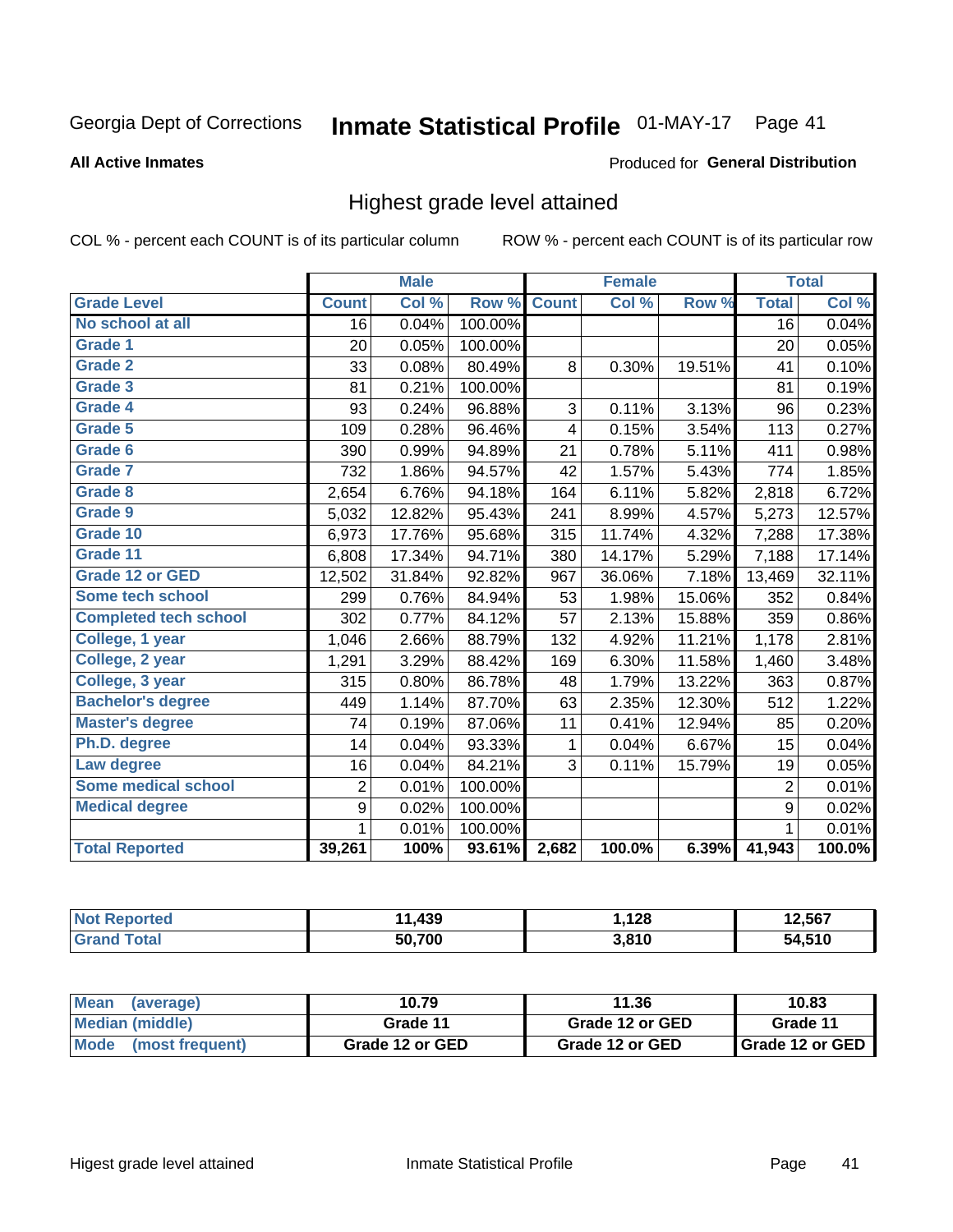Georgia Dept of Corrections **Inmate Statistical Profile** 01-MAY-17 Page 41

**All Active Inmates**

Produced for **General Distribution**

## Highest grade level attained

COL % - percent each COUNT is of its particular column ROW % - percent each COUNT is of its particular row

| | Male | | | Female | | | Total | |
|---|---|---|---|---|---|---|---|---|
| **Grade Level** | **Count** | **Col %** | **Row %** | **Count** | **Col %** | **Row %** | **Total** | **Col %** |
| No school at all | 16 | 0.04% | 100.00% | | | | 16 | 0.04% |
| Grade 1 | 20 | 0.05% | 100.00% | | | | 20 | 0.05% |
| Grade 2 | 33 | 0.08% | 80.49% | 8 | 0.30% | 19.51% | 41 | 0.10% |
| Grade 3 | 81 | 0.21% | 100.00% | | | | 81 | 0.19% |
| Grade 4 | 93 | 0.24% | 96.88% | 3 | 0.11% | 3.13% | 96 | 0.23% |
| Grade 5 | 109 | 0.28% | 96.46% | 4 | 0.15% | 3.54% | 113 | 0.27% |
| Grade 6 | 390 | 0.99% | 94.89% | 21 | 0.78% | 5.11% | 411 | 0.98% |
| Grade 7 | 732 | 1.86% | 94.57% | 42 | 1.57% | 5.43% | 774 | 1.85% |
| Grade 8 | 2,654 | 6.76% | 94.18% | 164 | 6.11% | 5.82% | 2,818 | 6.72% |
| Grade 9 | 5,032 | 12.82% | 95.43% | 241 | 8.99% | 4.57% | 5,273 | 12.57% |
| Grade 10 | 6,973 | 17.76% | 95.68% | 315 | 11.74% | 4.32% | 7,288 | 17.38% |
| Grade 11 | 6,808 | 17.34% | 94.71% | 380 | 14.17% | 5.29% | 7,188 | 17.14% |
| Grade 12 or GED | 12,502 | 31.84% | 92.82% | 967 | 36.06% | 7.18% | 13,469 | 32.11% |
| Some tech school | 299 | 0.76% | 84.94% | 53 | 1.98% | 15.06% | 352 | 0.84% |
| Completed tech school | 302 | 0.77% | 84.12% | 57 | 2.13% | 15.88% | 359 | 0.86% |
| College, 1 year | 1,046 | 2.66% | 88.79% | 132 | 4.92% | 11.21% | 1,178 | 2.81% |
| College, 2 year | 1,291 | 3.29% | 88.42% | 169 | 6.30% | 11.58% | 1,460 | 3.48% |
| College, 3 year | 315 | 0.80% | 86.78% | 48 | 1.79% | 13.22% | 363 | 0.87% |
| Bachelor's degree | 449 | 1.14% | 87.70% | 63 | 2.35% | 12.30% | 512 | 1.22% |
| Master's degree | 74 | 0.19% | 87.06% | 11 | 0.41% | 12.94% | 85 | 0.20% |
| Ph.D. degree | 14 | 0.04% | 93.33% | 1 | 0.04% | 6.67% | 15 | 0.04% |
| Law degree | 16 | 0.04% | 84.21% | 3 | 0.11% | 15.79% | 19 | 0.05% |
| Some medical school | 2 | 0.01% | 100.00% | | | | 2 | 0.01% |
| Medical degree | 9 | 0.02% | 100.00% | | | | 9 | 0.02% |
| | 1 | 0.01% | 100.00% | | | | 1 | 0.01% |
| **Total Reported** | **39,261** | **100%** | **93.61%** | **2,682** | **100.0%** | **6.39%** | **41,943** | **100.0%** |

| | Male | Female | Total |
|---|---|---|---|
| Not Reported | 11,439 | 1,128 | 12,567 |
| Grand Total | 50,700 | 3,810 | 54,510 |

| | Male | Female | Total |
|---|---|---|---|
| Mean (average) | 10.79 | 11.36 | 10.83 |
| Median (middle) | Grade 11 | Grade 12 or GED | Grade 11 |
| Mode (most frequent) | Grade 12 or GED | Grade 12 or GED | Grade 12 or GED |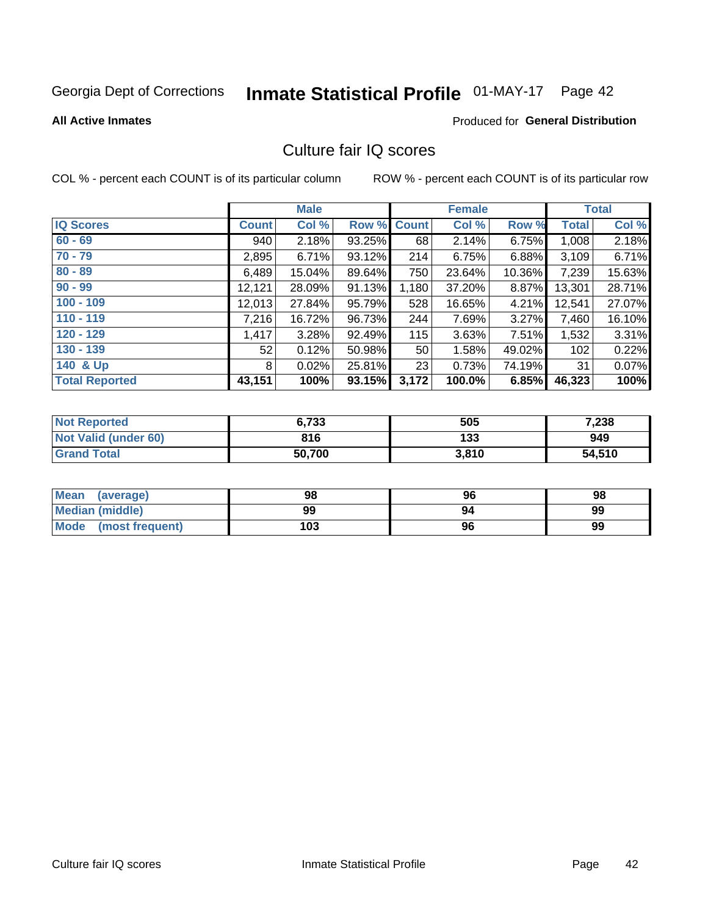Georgia Dept of Corrections **Inmate Statistical Profile** 01-MAY-17

**All Active Inmates**

Produced for **General Distribution**

## Culture fair IQ scores

COL % - percent each COUNT is of its particular column

ROW % - percent each COUNT is of its particular row

| | Male | | | Female | | | Total | |
|---|---|---|---|---|---|---|---|---|
| **IQ Scores** | **Count** | **Col %** | **Row %** | **Count** | **Col %** | **Row %** | **Total** | **Col %** |
| **60 - 69** | 940 | 2.18% | 93.25% | 68 | 2.14% | 6.75% | 1,008 | 2.18% |
| **70 - 79** | 2,895 | 6.71% | 93.12% | 214 | 6.75% | 6.88% | 3,109 | 6.71% |
| **80 - 89** | 6,489 | 15.04% | 89.64% | 750 | 23.64% | 10.36% | 7,239 | 15.63% |
| **90 - 99** | 12,121 | 28.09% | 91.13% | 1,180 | 37.20% | 8.87% | 13,301 | 28.71% |
| **100 - 109** | 12,013 | 27.84% | 95.79% | 528 | 16.65% | 4.21% | 12,541 | 27.07% |
| **110 - 119** | 7,216 | 16.72% | 96.73% | 244 | 7.69% | 3.27% | 7,460 | 16.10% |
| **120 - 129** | 1,417 | 3.28% | 92.49% | 115 | 3.63% | 7.51% | 1,532 | 3.31% |
| **130 - 139** | 52 | 0.12% | 50.98% | 50 | 1.58% | 49.02% | 102 | 0.22% |
| **140 & Up** | 8 | 0.02% | 25.81% | 23 | 0.73% | 74.19% | 31 | 0.07% |
| **Total Reported** | **43,151** | **100%** | **93.15%** | **3,172** | **100.0%** | **6.85%** | **46,323** | **100%** |

| | Male | Female | Total |
|---|---|---|---|
| **Not Reported** | **6,733** | **505** | **7,238** |
| **Not Valid (under 60)** | **816** | **133** | **949** |
| **Grand Total** | **50,700** | **3,810** | **54,510** |

| | Male | Female | Total |
|---|---|---|---|
| **Mean (average)** | **98** | **96** | **98** |
| **Median (middle)** | **99** | **94** | **99** |
| **Mode (most frequent)** | **103** | **96** | **99** |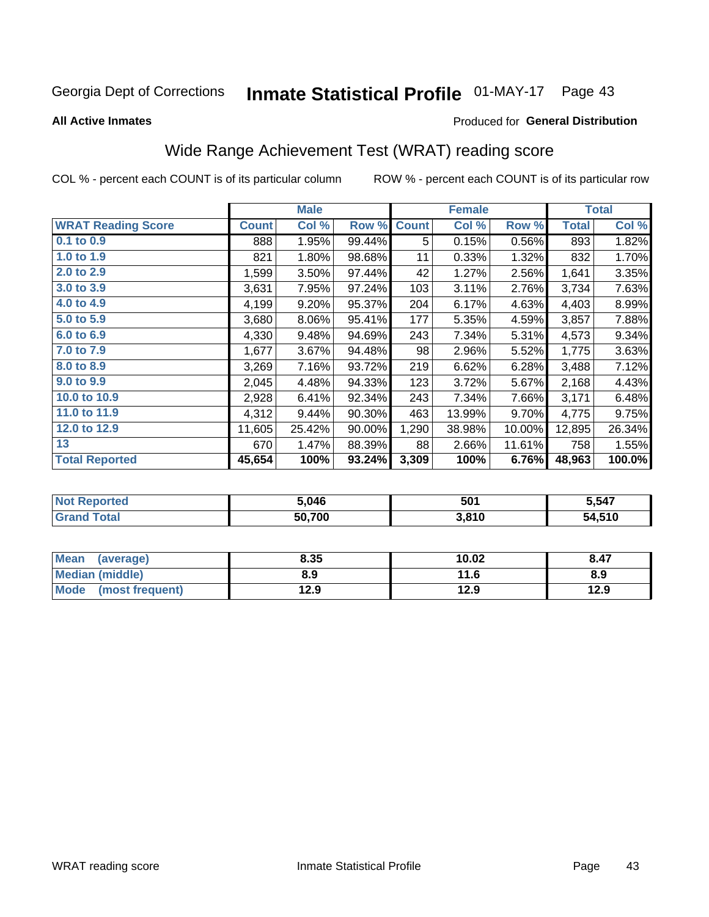Georgia Dept of Corrections **Inmate Statistical Profile** 01-MAY-17

**All Active Inmates**

Produced for **General Distribution**

## Wide Range Achievement Test (WRAT) reading score

COL % - percent each COUNT is of its particular column ROW % - percent each COUNT is of its particular row

| | Male | | | Female | | | Total | |
|---|---|---|---|---|---|---|---|---|
| **WRAT Reading Score** | **Count** | **Col %** | **Row %** | **Count** | **Col %** | **Row %** | **Total** | **Col %** |
| **0.1 to 0.9** | 888 | 1.95% | 99.44% | 5 | 0.15% | 0.56% | 893 | 1.82% |
| **1.0 to 1.9** | 821 | 1.80% | 98.68% | 11 | 0.33% | 1.32% | 832 | 1.70% |
| **2.0 to 2.9** | 1,599 | 3.50% | 97.44% | 42 | 1.27% | 2.56% | 1,641 | 3.35% |
| **3.0 to 3.9** | 3,631 | 7.95% | 97.24% | 103 | 3.11% | 2.76% | 3,734 | 7.63% |
| **4.0 to 4.9** | 4,199 | 9.20% | 95.37% | 204 | 6.17% | 4.63% | 4,403 | 8.99% |
| **5.0 to 5.9** | 3,680 | 8.06% | 95.41% | 177 | 5.35% | 4.59% | 3,857 | 7.88% |
| **6.0 to 6.9** | 4,330 | 9.48% | 94.69% | 243 | 7.34% | 5.31% | 4,573 | 9.34% |
| **7.0 to 7.9** | 1,677 | 3.67% | 94.48% | 98 | 2.96% | 5.52% | 1,775 | 3.63% |
| **8.0 to 8.9** | 3,269 | 7.16% | 93.72% | 219 | 6.62% | 6.28% | 3,488 | 7.12% |
| **9.0 to 9.9** | 2,045 | 4.48% | 94.33% | 123 | 3.72% | 5.67% | 2,168 | 4.43% |
| **10.0 to 10.9** | 2,928 | 6.41% | 92.34% | 243 | 7.34% | 7.66% | 3,171 | 6.48% |
| **11.0 to 11.9** | 4,312 | 9.44% | 90.30% | 463 | 13.99% | 9.70% | 4,775 | 9.75% |
| **12.0 to 12.9** | 11,605 | 25.42% | 90.00% | 1,290 | 38.98% | 10.00% | 12,895 | 26.34% |
| **13** | 670 | 1.47% | 88.39% | 88 | 2.66% | 11.61% | 758 | 1.55% |
| **Total Reported** | **45,654** | **100%** | **93.24%** | **3,309** | **100%** | **6.76%** | **48,963** | **100.0%** |

| | Male | Female | Total |
|---|---|---|---|
| **Not Reported** | **5,046** | **501** | **5,547** |
| **Grand Total** | **50,700** | **3,810** | **54,510** |

| | Male | Female | Total |
|---|---|---|---|
| **Mean (average)** | **8.35** | **10.02** | **8.47** |
| **Median (middle)** | **8.9** | **11.6** | **8.9** |
| **Mode (most frequent)** | **12.9** | **12.9** | **12.9** |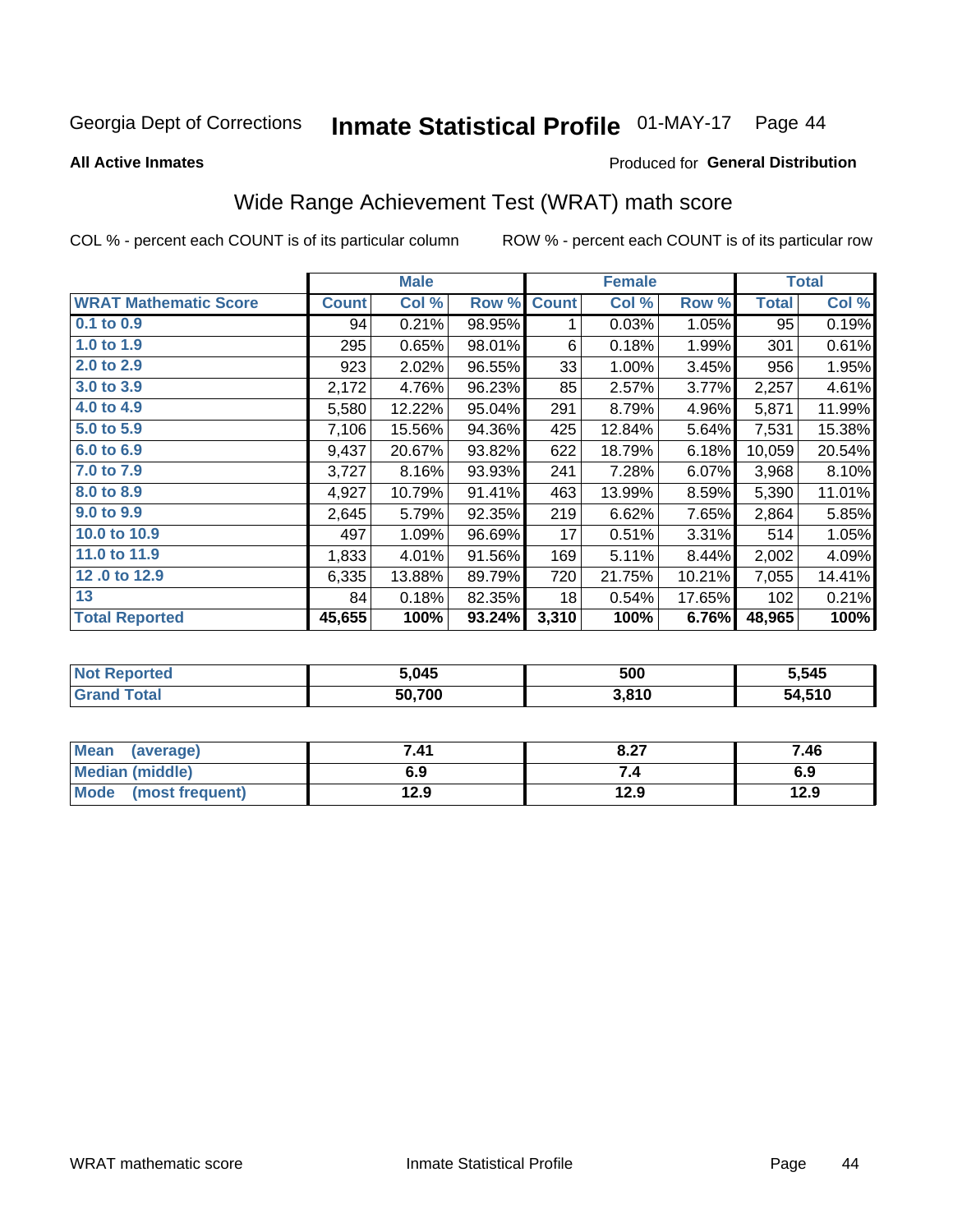Georgia Dept of Corrections **Inmate Statistical Profile** 01-MAY-17

**All Active Inmates**

Produced for **General Distribution**

## Wide Range Achievement Test (WRAT) math score

COL % - percent each COUNT is of its particular column ROW % - percent each COUNT is of its particular row

| | Male | | | Female | | | Total | |
|---|---|---|---|---|---|---|---|---|
| **WRAT Mathematic Score** | **Count** | **Col %** | **Row %** | **Count** | **Col %** | **Row %** | **Total** | **Col %** |
| 0.1 to 0.9 | 94 | 0.21% | 98.95% | 1 | 0.03% | 1.05% | 95 | 0.19% |
| 1.0 to 1.9 | 295 | 0.65% | 98.01% | 6 | 0.18% | 1.99% | 301 | 0.61% |
| 2.0 to 2.9 | 923 | 2.02% | 96.55% | 33 | 1.00% | 3.45% | 956 | 1.95% |
| 3.0 to 3.9 | 2,172 | 4.76% | 96.23% | 85 | 2.57% | 3.77% | 2,257 | 4.61% |
| 4.0 to 4.9 | 5,580 | 12.22% | 95.04% | 291 | 8.79% | 4.96% | 5,871 | 11.99% |
| 5.0 to 5.9 | 7,106 | 15.56% | 94.36% | 425 | 12.84% | 5.64% | 7,531 | 15.38% |
| 6.0 to 6.9 | 9,437 | 20.67% | 93.82% | 622 | 18.79% | 6.18% | 10,059 | 20.54% |
| 7.0 to 7.9 | 3,727 | 8.16% | 93.93% | 241 | 7.28% | 6.07% | 3,968 | 8.10% |
| 8.0 to 8.9 | 4,927 | 10.79% | 91.41% | 463 | 13.99% | 8.59% | 5,390 | 11.01% |
| 9.0 to 9.9 | 2,645 | 5.79% | 92.35% | 219 | 6.62% | 7.65% | 2,864 | 5.85% |
| 10.0 to 10.9 | 497 | 1.09% | 96.69% | 17 | 0.51% | 3.31% | 514 | 1.05% |
| 11.0 to 11.9 | 1,833 | 4.01% | 91.56% | 169 | 5.11% | 8.44% | 2,002 | 4.09% |
| 12 .0 to 12.9 | 6,335 | 13.88% | 89.79% | 720 | 21.75% | 10.21% | 7,055 | 14.41% |
| 13 | 84 | 0.18% | 82.35% | 18 | 0.54% | 17.65% | 102 | 0.21% |
| **Total Reported** | **45,655** | **100%** | **93.24%** | **3,310** | **100%** | **6.76%** | **48,965** | **100%** |

| | Male | Female | Total |
|---|---|---|---|
| Not Reported | 5,045 | 500 | 5,545 |
| Grand Total | 50,700 | 3,810 | 54,510 |

| | Male | Female | Total |
|---|---|---|---|
| Mean (average) | 7.41 | 8.27 | 7.46 |
| Median (middle) | 6.9 | 7.4 | 6.9 |
| Mode (most frequent) | 12.9 | 12.9 | 12.9 |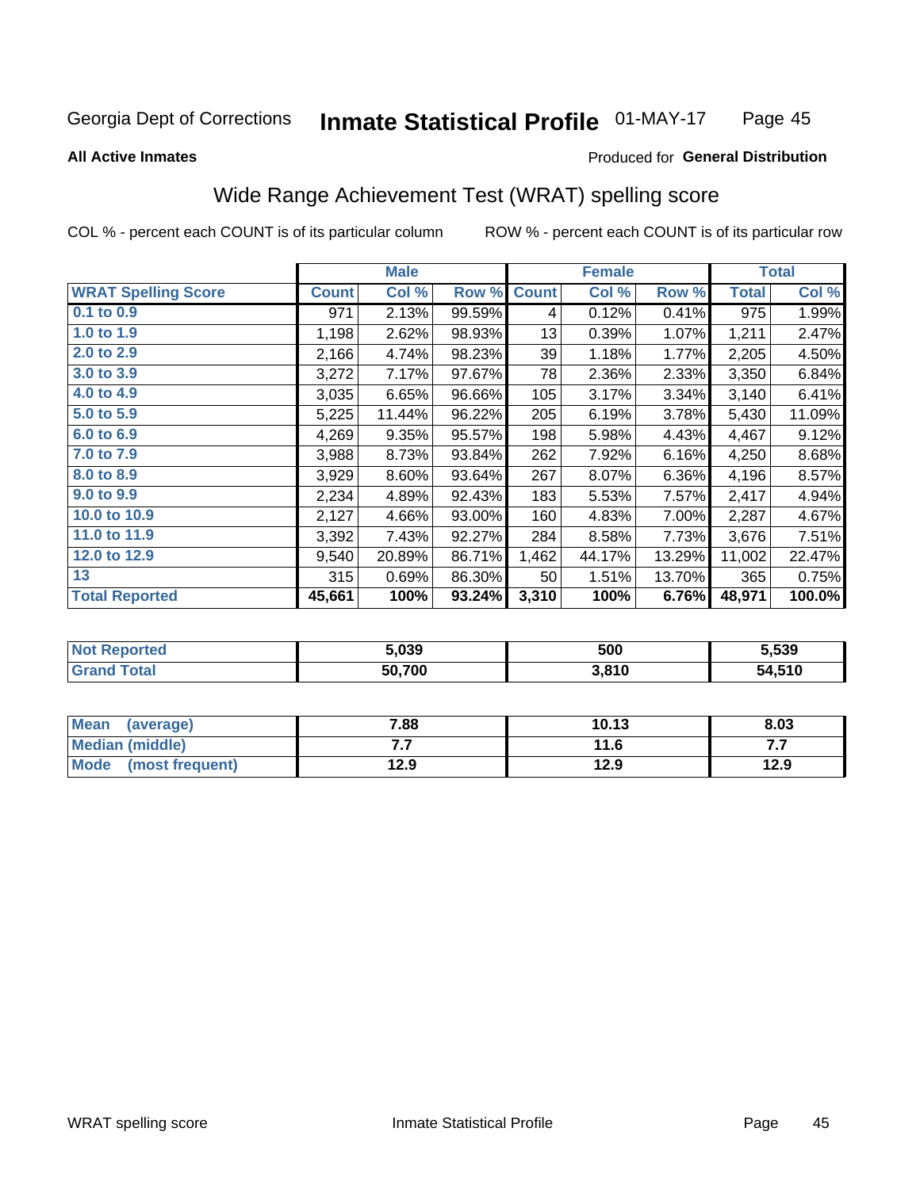Georgia Dept of Corrections **Inmate Statistical Profile** 01-MAY-17

**All Active Inmates**

Produced for **General Distribution**

## Wide Range Achievement Test (WRAT) spelling score

COL % - percent each COUNT is of its particular column

ROW % - percent each COUNT is of its particular row

| | Male | | | Female | | | Total | |
|---|---|---|---|---|---|---|---|---|
| **WRAT Spelling Score** | **Count** | **Col %** | **Row %** | **Count** | **Col %** | **Row %** | **Total** | **Col %** |
| 0.1 to 0.9 | 971 | 2.13% | 99.59% | 4 | 0.12% | 0.41% | 975 | 1.99% |
| 1.0 to 1.9 | 1,198 | 2.62% | 98.93% | 13 | 0.39% | 1.07% | 1,211 | 2.47% |
| 2.0 to 2.9 | 2,166 | 4.74% | 98.23% | 39 | 1.18% | 1.77% | 2,205 | 4.50% |
| 3.0 to 3.9 | 3,272 | 7.17% | 97.67% | 78 | 2.36% | 2.33% | 3,350 | 6.84% |
| 4.0 to 4.9 | 3,035 | 6.65% | 96.66% | 105 | 3.17% | 3.34% | 3,140 | 6.41% |
| 5.0 to 5.9 | 5,225 | 11.44% | 96.22% | 205 | 6.19% | 3.78% | 5,430 | 11.09% |
| 6.0 to 6.9 | 4,269 | 9.35% | 95.57% | 198 | 5.98% | 4.43% | 4,467 | 9.12% |
| 7.0 to 7.9 | 3,988 | 8.73% | 93.84% | 262 | 7.92% | 6.16% | 4,250 | 8.68% |
| 8.0 to 8.9 | 3,929 | 8.60% | 93.64% | 267 | 8.07% | 6.36% | 4,196 | 8.57% |
| 9.0 to 9.9 | 2,234 | 4.89% | 92.43% | 183 | 5.53% | 7.57% | 2,417 | 4.94% |
| 10.0 to 10.9 | 2,127 | 4.66% | 93.00% | 160 | 4.83% | 7.00% | 2,287 | 4.67% |
| 11.0 to 11.9 | 3,392 | 7.43% | 92.27% | 284 | 8.58% | 7.73% | 3,676 | 7.51% |
| 12.0 to 12.9 | 9,540 | 20.89% | 86.71% | 1,462 | 44.17% | 13.29% | 11,002 | 22.47% |
| 13 | 315 | 0.69% | 86.30% | 50 | 1.51% | 13.70% | 365 | 0.75% |
| **Total Reported** | **45,661** | **100%** | **93.24%** | **3,310** | **100%** | **6.76%** | **48,971** | **100.0%** |

| | Male | Female | Total |
|---|---|---|---|
| Not Reported | 5,039 | 500 | 5,539 |
| Grand Total | 50,700 | 3,810 | 54,510 |

| | Male | Female | Total |
|---|---|---|---|
| Mean (average) | 7.88 | 10.13 | 8.03 |
| Median (middle) | 7.7 | 11.6 | 7.7 |
| Mode (most frequent) | 12.9 | 12.9 | 12.9 |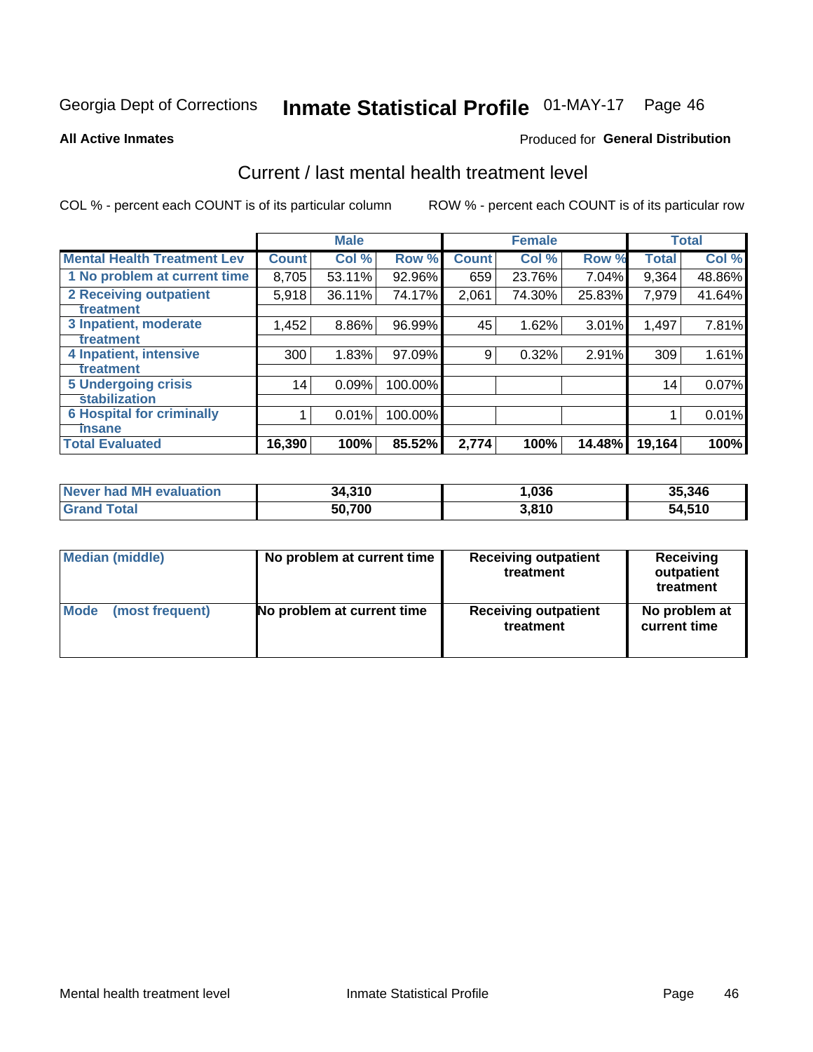Georgia Dept of Corrections **Inmate Statistical Profile** 01-MAY-17 Page 46

**All Active Inmates**

Produced for **General Distribution**

## Current / last mental health treatment level

COL % - percent each COUNT is of its particular column

ROW % - percent each COUNT is of its particular row

| | Male | | | Female | | | Total | |
|---|---|---|---|---|---|---|---|---|
| **Mental Health Treatment Lev** | **Count** | **Col %** | **Row %** | **Count** | **Col %** | **Row %** | **Total** | **Col %** |
| 1 No problem at current time | 8,705 | 53.11% | 92.96% | 659 | 23.76% | 7.04% | 9,364 | 48.86% |
| 2 Receiving outpatient treatment | 5,918 | 36.11% | 74.17% | 2,061 | 74.30% | 25.83% | 7,979 | 41.64% |
| 3 Inpatient, moderate treatment | 1,452 | 8.86% | 96.99% | 45 | 1.62% | 3.01% | 1,497 | 7.81% |
| 4 Inpatient, intensive treatment | 300 | 1.83% | 97.09% | 9 | 0.32% | 2.91% | 309 | 1.61% |
| 5 Undergoing crisis stabilization | 14 | 0.09% | 100.00% | | | | 14 | 0.07% |
| 6 Hospital for criminally insane | 1 | 0.01% | 100.00% | | | | 1 | 0.01% |
| **Total Evaluated** | **16,390** | **100%** | **85.52%** | **2,774** | **100%** | **14.48%** | **19,164** | **100%** |

| | Male | Female | Total |
|---|---|---|---|
| Never had MH evaluation | 34,310 | 1,036 | 35,346 |
| Grand Total | 50,700 | 3,810 | 54,510 |

| | Male | Female | Total |
|---|---|---|---|
| Median (middle) | No problem at current time | Receiving outpatient treatment | Receiving outpatient treatment |
| Mode (most frequent) | No problem at current time | Receiving outpatient treatment | No problem at current time |

Mental health treatment level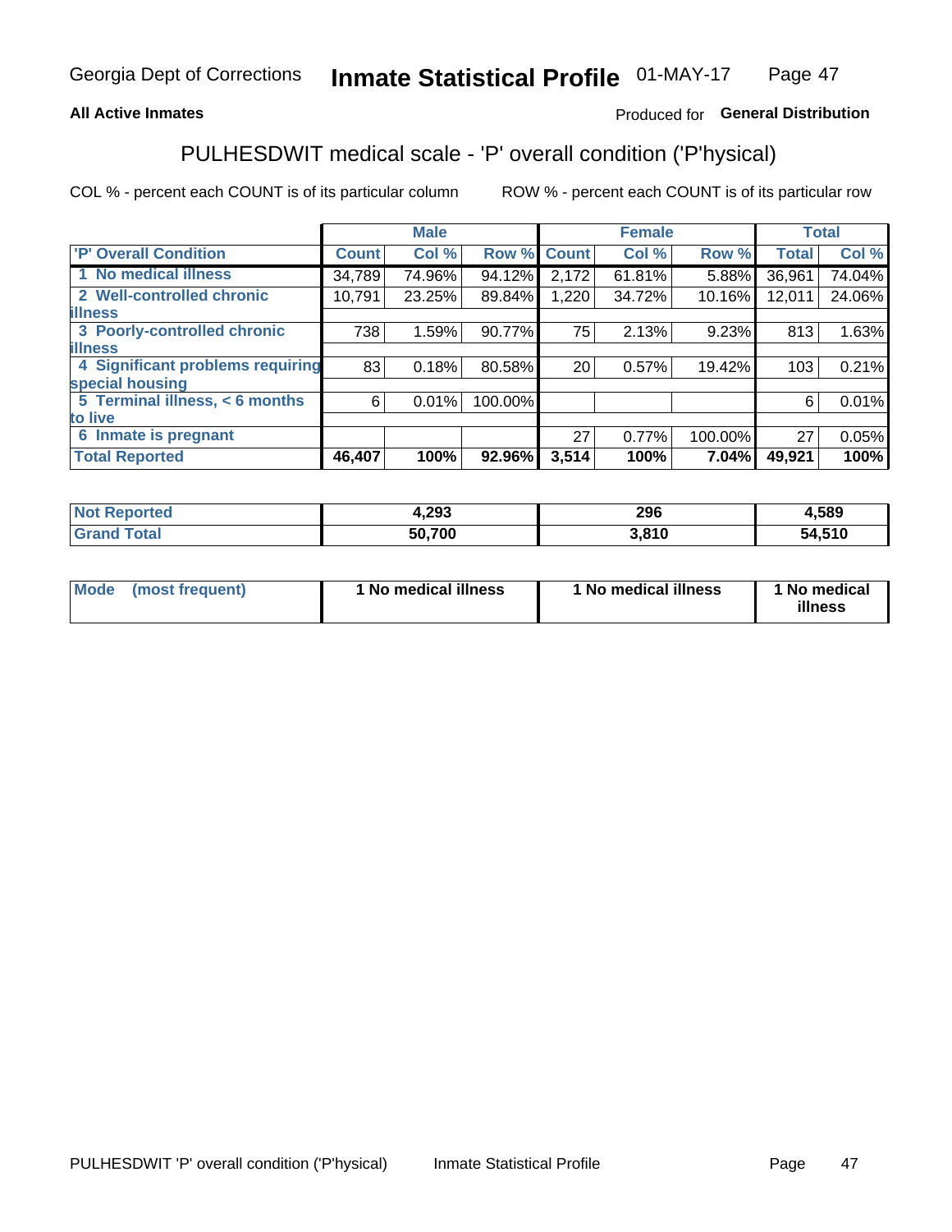Georgia Dept of Corrections **Inmate Statistical Profile** 01-MAY-17

**All Active Inmates**

Produced for **General Distribution**

## PULHESDWIT medical scale - 'P' overall condition ('P'hysical)

COL % - percent each COUNT is of its particular column

ROW % - percent each COUNT is of its particular row

| | Male | | | Female | | | Total | |
|---|---|---|---|---|---|---|---|---|
| **'P' Overall Condition** | **Count** | **Col %** | **Row %** | **Count** | **Col %** | **Row %** | **Total** | **Col %** |
| **1 No medical illness** | 34,789 | 74.96% | 94.12% | 2,172 | 61.81% | 5.88% | 36,961 | 74.04% |
| **2 Well-controlled chronic illness** | 10,791 | 23.25% | 89.84% | 1,220 | 34.72% | 10.16% | 12,011 | 24.06% |
| **3 Poorly-controlled chronic illness** | 738 | 1.59% | 90.77% | 75 | 2.13% | 9.23% | 813 | 1.63% |
| **4 Significant problems requiring special housing** | 83 | 0.18% | 80.58% | 20 | 0.57% | 19.42% | 103 | 0.21% |
| **5 Terminal illness, < 6 months to live** | 6 | 0.01% | 100.00% | | | | 6 | 0.01% |
| **6 Inmate is pregnant** | | | | 27 | 0.77% | 100.00% | 27 | 0.05% |
| **Total Reported** | **46,407** | **100%** | **92.96%** | **3,514** | **100%** | **7.04%** | **49,921** | **100%** |

| | Male | Female | Total |
|---|---|---|---|
| **Not Reported** | **4,293** | **296** | **4,589** |
| **Grand Total** | **50,700** | **3,810** | **54,510** |

| | Male | Female | Total |
|---|---|---|---|
| **Mode (most frequent)** | **1 No medical illness** | **1 No medical illness** | **1 No medical illness** |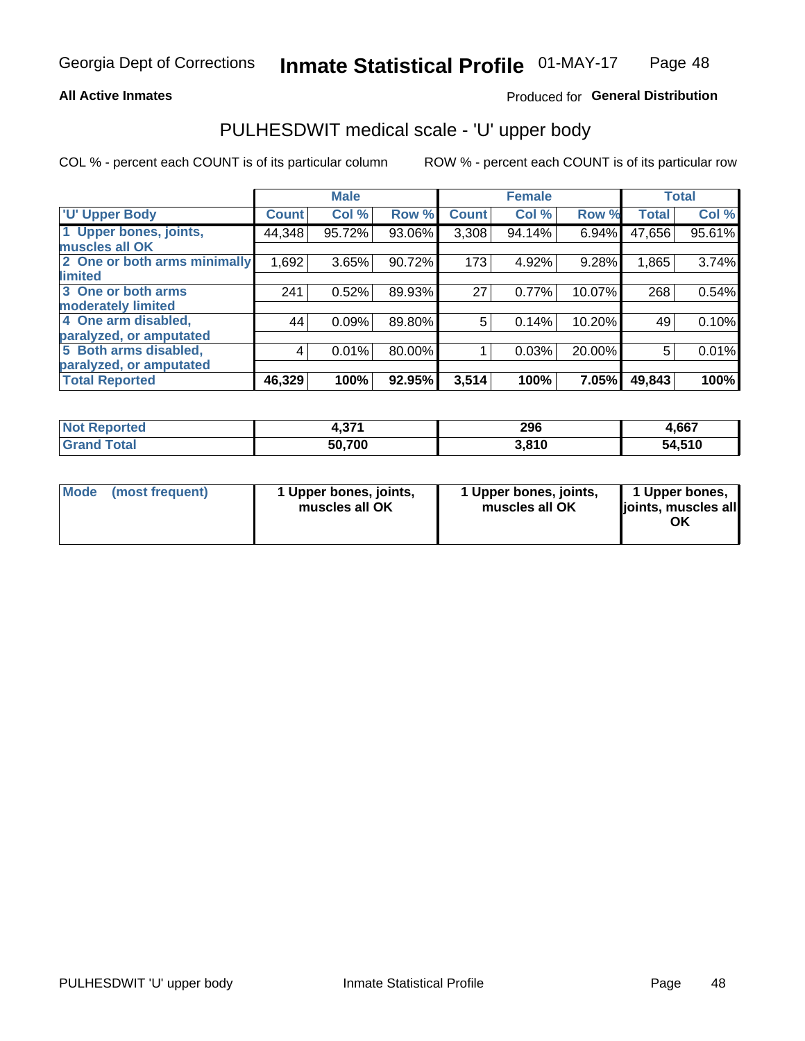Georgia Dept of Corrections **Inmate Statistical Profile** 01-MAY-17

**All Active Inmates**

Produced for **General Distribution**

## PULHESDWIT medical scale - 'U' upper body

COL % - percent each COUNT is of its particular column

ROW % - percent each COUNT is of its particular row

| | Male | | | Female | | | Total | |
|---|---|---|---|---|---|---|---|---|
| **'U' Upper Body** | **Count** | **Col %** | **Row %** | **Count** | **Col %** | **Row %** | **Total** | **Col %** |
| **1 Upper bones, joints, muscles all OK** | 44,348 | 95.72% | 93.06% | 3,308 | 94.14% | 6.94% | 47,656 | 95.61% |
| **2 One or both arms minimally limited** | 1,692 | 3.65% | 90.72% | 173 | 4.92% | 9.28% | 1,865 | 3.74% |
| **3 One or both arms moderately limited** | 241 | 0.52% | 89.93% | 27 | 0.77% | 10.07% | 268 | 0.54% |
| **4 One arm disabled, paralyzed, or amputated** | 44 | 0.09% | 89.80% | 5 | 0.14% | 10.20% | 49 | 0.10% |
| **5 Both arms disabled, paralyzed, or amputated** | 4 | 0.01% | 80.00% | 1 | 0.03% | 20.00% | 5 | 0.01% |
| **Total Reported** | **46,329** | **100%** | **92.95%** | **3,514** | **100%** | **7.05%** | **49,843** | **100%** |

| | Male | Female | Total |
|---|---|---|---|
| **Not Reported** | **4,371** | **296** | **4,667** |
| **Grand Total** | **50,700** | **3,810** | **54,510** |

| | Male | Female | Total |
|---|---|---|---|
| **Mode (most frequent)** | **1 Upper bones, joints, muscles all OK** | **1 Upper bones, joints, muscles all OK** | **1 Upper bones, joints, muscles all OK** |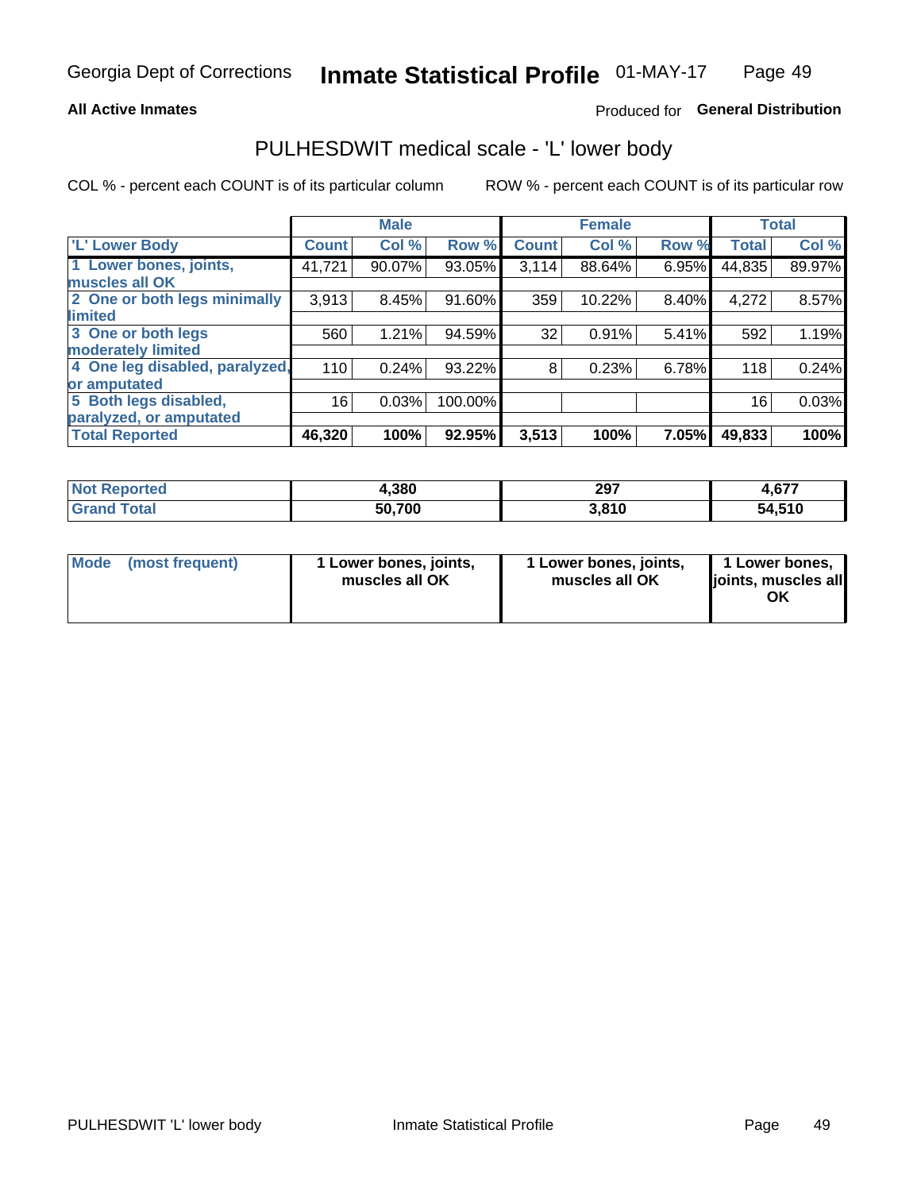Georgia Dept of Corrections **Inmate Statistical Profile** 01-MAY-17

**All Active Inmates**

Produced for **General Distribution**

## PULHESDWIT medical scale - 'L' lower body

COL % - percent each COUNT is of its particular column

ROW % - percent each COUNT is of its particular row

| | Male | | | Female | | | Total | |
|---|---|---|---|---|---|---|---|---|
| **'L' Lower Body** | **Count** | **Col %** | **Row %** | **Count** | **Col %** | **Row %** | **Total** | **Col %** |
| **1 Lower bones, joints, muscles all OK** | 41,721 | 90.07% | 93.05% | 3,114 | 88.64% | 6.95% | 44,835 | 89.97% |
| **2 One or both legs minimally limited** | 3,913 | 8.45% | 91.60% | 359 | 10.22% | 8.40% | 4,272 | 8.57% |
| **3 One or both legs moderately limited** | 560 | 1.21% | 94.59% | 32 | 0.91% | 5.41% | 592 | 1.19% |
| **4 One leg disabled, paralyzed, or amputated** | 110 | 0.24% | 93.22% | 8 | 0.23% | 6.78% | 118 | 0.24% |
| **5 Both legs disabled, paralyzed, or amputated** | 16 | 0.03% | 100.00% | | | | 16 | 0.03% |
| **Total Reported** | **46,320** | **100%** | **92.95%** | **3,513** | **100%** | **7.05%** | **49,833** | **100%** |

| | Male | Female | Total |
|---|---|---|---|
| **Not Reported** | **4,380** | **297** | **4,677** |
| **Grand Total** | **50,700** | **3,810** | **54,510** |

| | Male | Female | Total |
|---|---|---|---|
| **Mode (most frequent)** | **1 Lower bones, joints, muscles all OK** | **1 Lower bones, joints, muscles all OK** | **1 Lower bones, joints, muscles all OK** |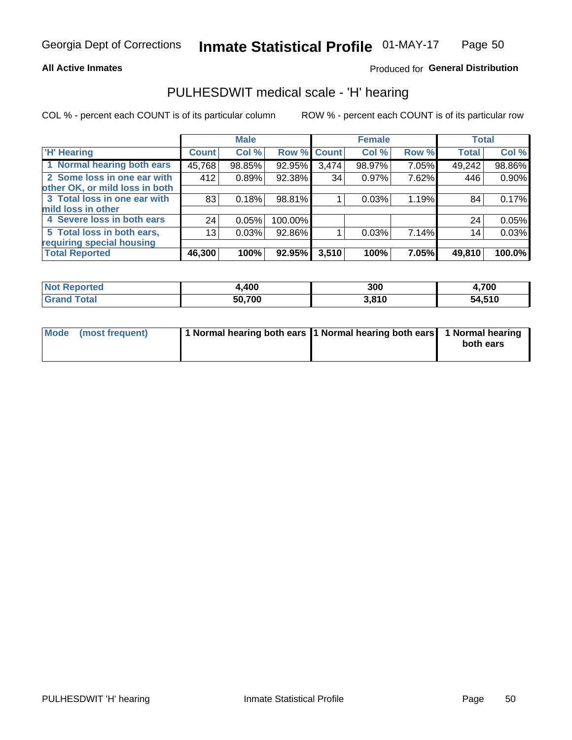# Inmate Statistical Profile

Georgia Dept of Corrections — 01-MAY-17

**All Active Inmates** — Produced for **General Distribution**

## PULHESDWIT medical scale - 'H' hearing

COL % - percent each COUNT is of its particular column    ROW % - percent each COUNT is of its particular row

| | Male | | | Female | | | Total | |
|---|---|---|---|---|---|---|---|---|
| 'H' Hearing | Count | Col % | Row % | Count | Col % | Row % | Total | Col % |
| 1 Normal hearing both ears | 45,768 | 98.85% | 92.95% | 3,474 | 98.97% | 7.05% | 49,242 | 98.86% |
| 2 Some loss in one ear with other OK, or mild loss in both | 412 | 0.89% | 92.38% | 34 | 0.97% | 7.62% | 446 | 0.90% |
| 3 Total loss in one ear with mild loss in other | 83 | 0.18% | 98.81% | 1 | 0.03% | 1.19% | 84 | 0.17% |
| 4 Severe loss in both ears | 24 | 0.05% | 100.00% | | | | 24 | 0.05% |
| 5 Total loss in both ears, requiring special housing | 13 | 0.03% | 92.86% | 1 | 0.03% | 7.14% | 14 | 0.03% |
| **Total Reported** | **46,300** | **100%** | **92.95%** | **3,510** | **100%** | **7.05%** | **49,810** | **100.0%** |

| | Male | Female | Total |
|---|---|---|---|
| Not Reported | 4,400 | 300 | 4,700 |
| Grand Total | 50,700 | 3,810 | 54,510 |

| | Male | Female | Total |
|---|---|---|---|
| Mode (most frequent) | 1 Normal hearing both ears | 1 Normal hearing both ears | 1 Normal hearing both ears |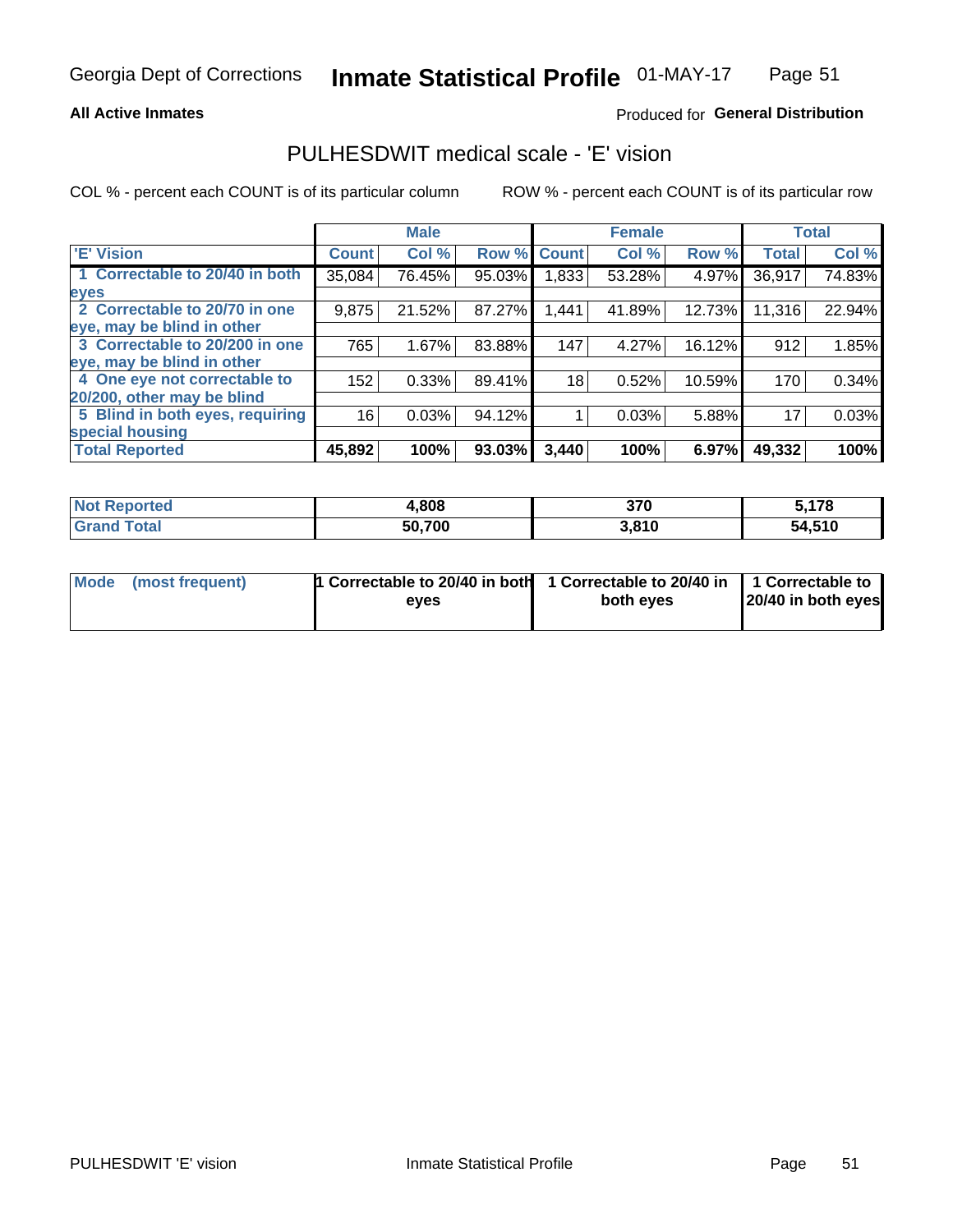Georgia Dept of Corrections **Inmate Statistical Profile** 01-MAY-17

**All Active Inmates**

Produced for **General Distribution**

## PULHESDWIT medical scale - 'E' vision

COL % - percent each COUNT is of its particular column ROW % - percent each COUNT is of its particular row

| | Male | | | Female | | | Total | |
|---|---|---|---|---|---|---|---|---|
| 'E' Vision | Count | Col % | Row % | Count | Col % | Row % | Total | Col % |
| 1 Correctable to 20/40 in both eyes | 35,084 | 76.45% | 95.03% | 1,833 | 53.28% | 4.97% | 36,917 | 74.83% |
| 2 Correctable to 20/70 in one eye, may be blind in other | 9,875 | 21.52% | 87.27% | 1,441 | 41.89% | 12.73% | 11,316 | 22.94% |
| 3 Correctable to 20/200 in one eye, may be blind in other | 765 | 1.67% | 83.88% | 147 | 4.27% | 16.12% | 912 | 1.85% |
| 4 One eye not correctable to 20/200, other may be blind | 152 | 0.33% | 89.41% | 18 | 0.52% | 10.59% | 170 | 0.34% |
| 5 Blind in both eyes, requiring special housing | 16 | 0.03% | 94.12% | 1 | 0.03% | 5.88% | 17 | 0.03% |
| **Total Reported** | **45,892** | **100%** | **93.03%** | **3,440** | **100%** | **6.97%** | **49,332** | **100%** |

| | Male | Female | Total |
|---|---|---|---|
| **Not Reported** | **4,808** | **370** | **5,178** |
| **Grand Total** | **50,700** | **3,810** | **54,510** |

| | Male | Female | Total |
|---|---|---|---|
| **Mode (most frequent)** | **1 Correctable to 20/40 in both eyes** | **1 Correctable to 20/40 in both eyes** | **1 Correctable to 20/40 in both eyes** |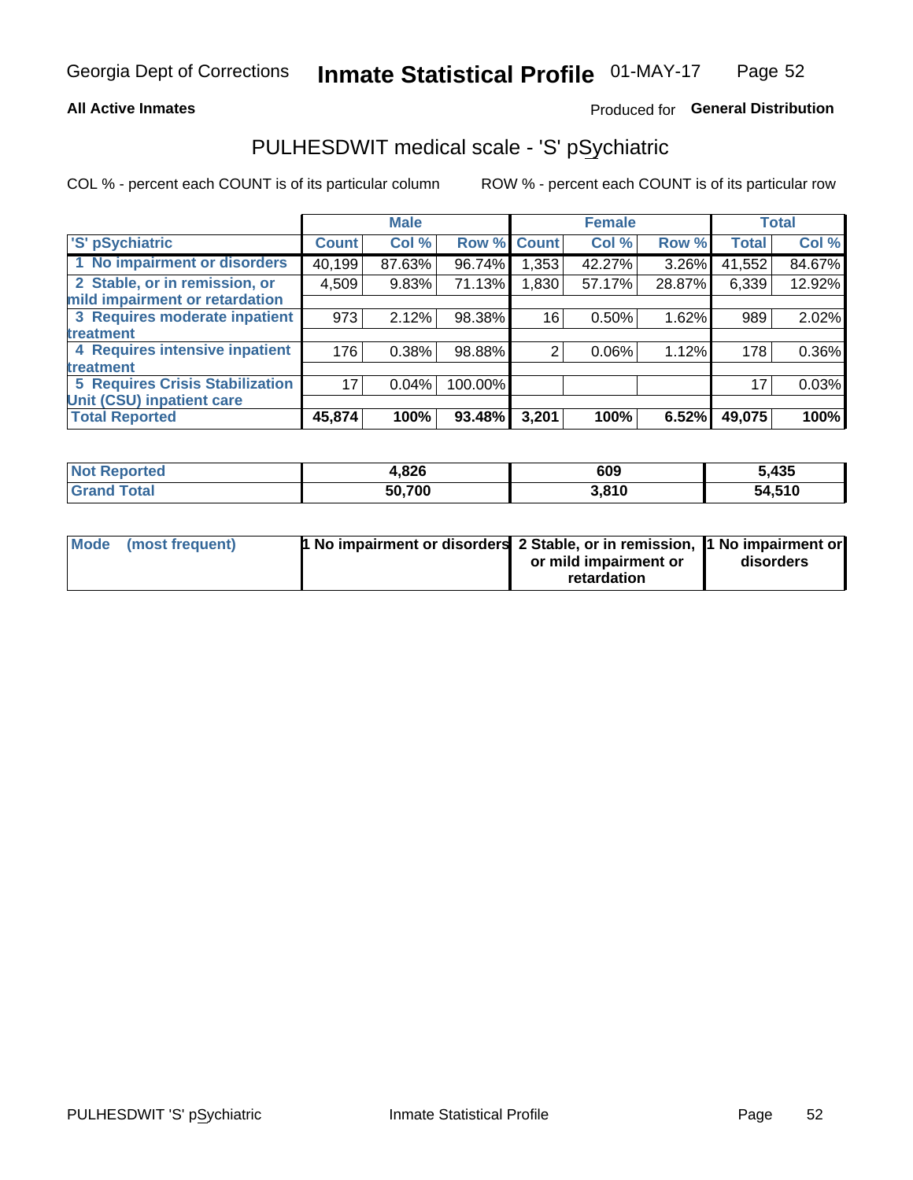Georgia Dept of Corrections **Inmate Statistical Profile** 01-MAY-17

**All Active Inmates**

Produced for **General Distribution**

# PULHESDWIT medical scale - 'S' pSychiatric

COL % - percent each COUNT is of its particular column

ROW % - percent each COUNT is of its particular row

| | Male | | | Female | | | Total | |
|---|---|---|---|---|---|---|---|---|
| 'S' pSychiatric | Count | Col % | Row % | Count | Col % | Row % | Total | Col % |
| 1 No impairment or disorders | 40,199 | 87.63% | 96.74% | 1,353 | 42.27% | 3.26% | 41,552 | 84.67% |
| 2 Stable, or in remission, or mild impairment or retardation | 4,509 | 9.83% | 71.13% | 1,830 | 57.17% | 28.87% | 6,339 | 12.92% |
| 3 Requires moderate inpatient treatment | 973 | 2.12% | 98.38% | 16 | 0.50% | 1.62% | 989 | 2.02% |
| 4 Requires intensive inpatient treatment | 176 | 0.38% | 98.88% | 2 | 0.06% | 1.12% | 178 | 0.36% |
| 5 Requires Crisis Stabilization Unit (CSU) inpatient care | 17 | 0.04% | 100.00% | | | | 17 | 0.03% |
| **Total Reported** | **45,874** | **100%** | **93.48%** | **3,201** | **100%** | **6.52%** | **49,075** | **100%** |

| | Male | Female | Total |
|---|---|---|---|
| Not Reported | 4,826 | 609 | 5,435 |
| Grand Total | 50,700 | 3,810 | 54,510 |

| | Male | Female | Total |
|---|---|---|---|
| Mode (most frequent) | 1 No impairment or disorders | 2 Stable, or in remission, or mild impairment or retardation | 1 No impairment or disorders |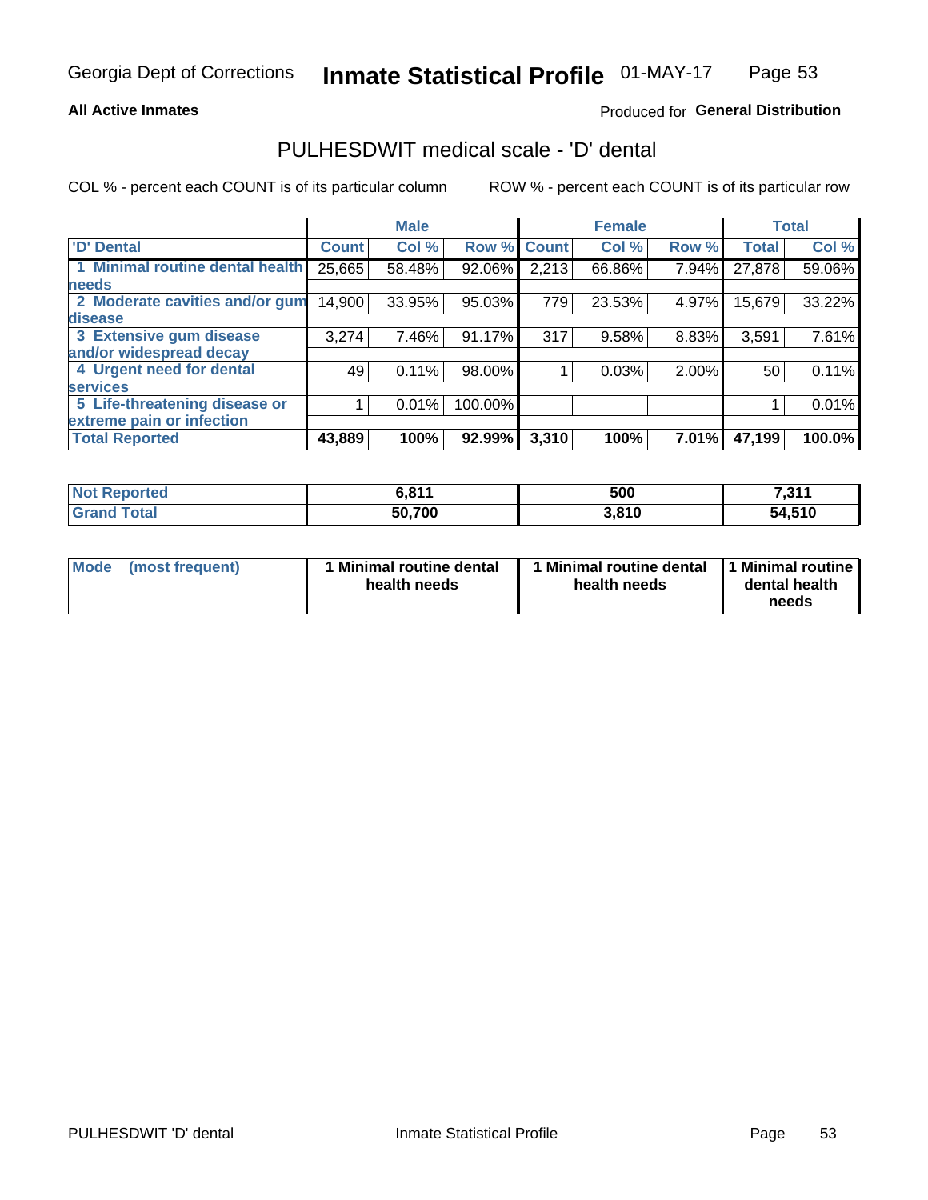Georgia Dept of Corrections **Inmate Statistical Profile** 01-MAY-17

**All Active Inmates**

Produced for **General Distribution**

## PULHESDWIT medical scale - 'D' dental

COL % - percent each COUNT is of its particular column

ROW % - percent each COUNT is of its particular row

| | Male | | | Female | | | Total | |
|---|---|---|---|---|---|---|---|---|
| 'D' Dental | Count | Col % | Row % | Count | Col % | Row % | Total | Col % |
| 1 Minimal routine dental health needs | 25,665 | 58.48% | 92.06% | 2,213 | 66.86% | 7.94% | 27,878 | 59.06% |
| 2 Moderate cavities and/or gum disease | 14,900 | 33.95% | 95.03% | 779 | 23.53% | 4.97% | 15,679 | 33.22% |
| 3 Extensive gum disease and/or widespread decay | 3,274 | 7.46% | 91.17% | 317 | 9.58% | 8.83% | 3,591 | 7.61% |
| 4 Urgent need for dental services | 49 | 0.11% | 98.00% | 1 | 0.03% | 2.00% | 50 | 0.11% |
| 5 Life-threatening disease or extreme pain or infection | 1 | 0.01% | 100.00% | | | | 1 | 0.01% |
| **Total Reported** | **43,889** | **100%** | **92.99%** | **3,310** | **100%** | **7.01%** | **47,199** | **100.0%** |

| | Male | Female | Total |
|---|---|---|---|
| **Not Reported** | **6,811** | **500** | **7,311** |
| **Grand Total** | **50,700** | **3,810** | **54,510** |

| | Male | Female | Total |
|---|---|---|---|
| **Mode (most frequent)** | **1 Minimal routine dental health needs** | **1 Minimal routine dental health needs** | **1 Minimal routine dental health needs** |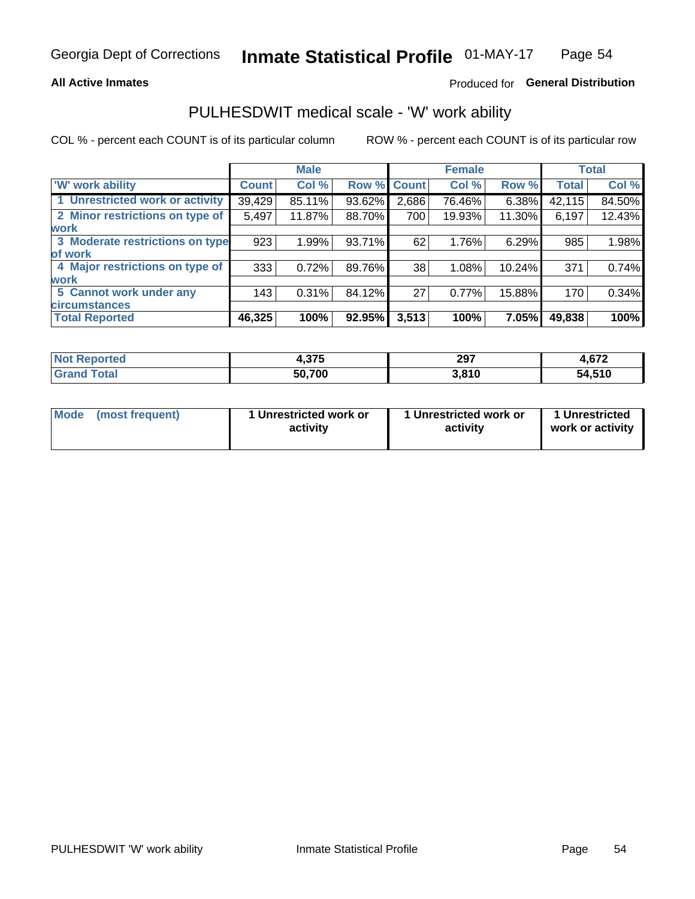Georgia Dept of Corrections **Inmate Statistical Profile** 01-MAY-17

**All Active Inmates** Produced for **General Distribution**

## PULHESDWIT medical scale - 'W' work ability

COL % - percent each COUNT is of its particular column ROW % - percent each COUNT is of its particular row

| | Male | | | Female | | | Total | |
|---|---|---|---|---|---|---|---|---|
| 'W' work ability | Count | Col % | Row % | Count | Col % | Row % | Total | Col % |
| 1 Unrestricted work or activity | 39,429 | 85.11% | 93.62% | 2,686 | 76.46% | 6.38% | 42,115 | 84.50% |
| 2 Minor restrictions on type of work | 5,497 | 11.87% | 88.70% | 700 | 19.93% | 11.30% | 6,197 | 12.43% |
| 3 Moderate restrictions on type of work | 923 | 1.99% | 93.71% | 62 | 1.76% | 6.29% | 985 | 1.98% |
| 4 Major restrictions on type of work | 333 | 0.72% | 89.76% | 38 | 1.08% | 10.24% | 371 | 0.74% |
| 5 Cannot work under any circumstances | 143 | 0.31% | 84.12% | 27 | 0.77% | 15.88% | 170 | 0.34% |
| **Total Reported** | **46,325** | **100%** | **92.95%** | **3,513** | **100%** | **7.05%** | **49,838** | **100%** |

| | Male | Female | Total |
|---|---|---|---|
| Not Reported | 4,375 | 297 | 4,672 |
| Grand Total | 50,700 | 3,810 | 54,510 |

| | Male | Female | Total |
|---|---|---|---|
| Mode (most frequent) | 1 Unrestricted work or activity | 1 Unrestricted work or activity | 1 Unrestricted work or activity |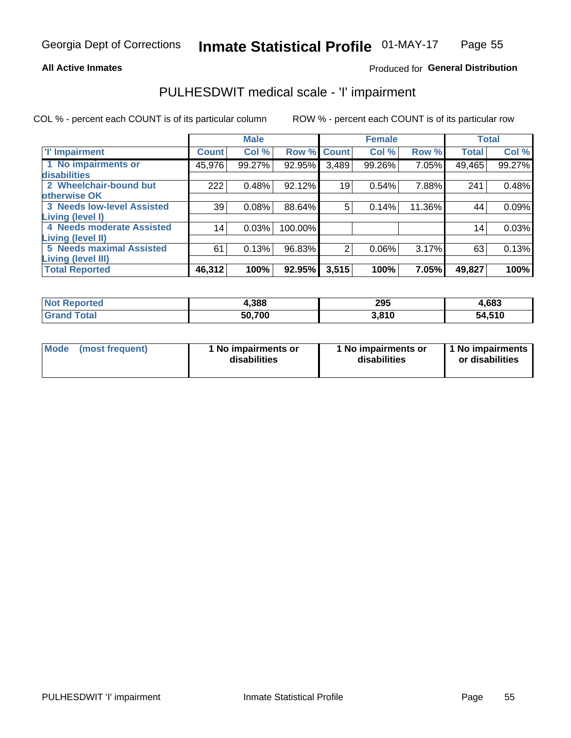Georgia Dept of Corrections **Inmate Statistical Profile** 01-MAY-17

**All Active Inmates**

Produced for **General Distribution**

## PULHESDWIT medical scale - 'I' impairment

COL % - percent each COUNT is of its particular column ROW % - percent each COUNT is of its particular row

| | Male | | | Female | | | Total | |
|---|---|---|---|---|---|---|---|---|
| **'I' Impairment** | **Count** | **Col %** | **Row %** | **Count** | **Col %** | **Row %** | **Total** | **Col %** |
| **1 No impairments or disabilities** | 45,976 | 99.27% | 92.95% | 3,489 | 99.26% | 7.05% | 49,465 | 99.27% |
| **2 Wheelchair-bound but otherwise OK** | 222 | 0.48% | 92.12% | 19 | 0.54% | 7.88% | 241 | 0.48% |
| **3 Needs low-level Assisted Living (level I)** | 39 | 0.08% | 88.64% | 5 | 0.14% | 11.36% | 44 | 0.09% |
| **4 Needs moderate Assisted Living (level II)** | 14 | 0.03% | 100.00% | | | | 14 | 0.03% |
| **5 Needs maximal Assisted Living (level III)** | 61 | 0.13% | 96.83% | 2 | 0.06% | 3.17% | 63 | 0.13% |
| **Total Reported** | **46,312** | **100%** | **92.95%** | **3,515** | **100%** | **7.05%** | **49,827** | **100%** |

| | Male | Female | Total |
|---|---|---|---|
| **Not Reported** | **4,388** | **295** | **4,683** |
| **Grand Total** | **50,700** | **3,810** | **54,510** |

| | Male | Female | Total |
|---|---|---|---|
| **Mode (most frequent)** | **1 No impairments or disabilities** | **1 No impairments or disabilities** | **1 No impairments or disabilities** |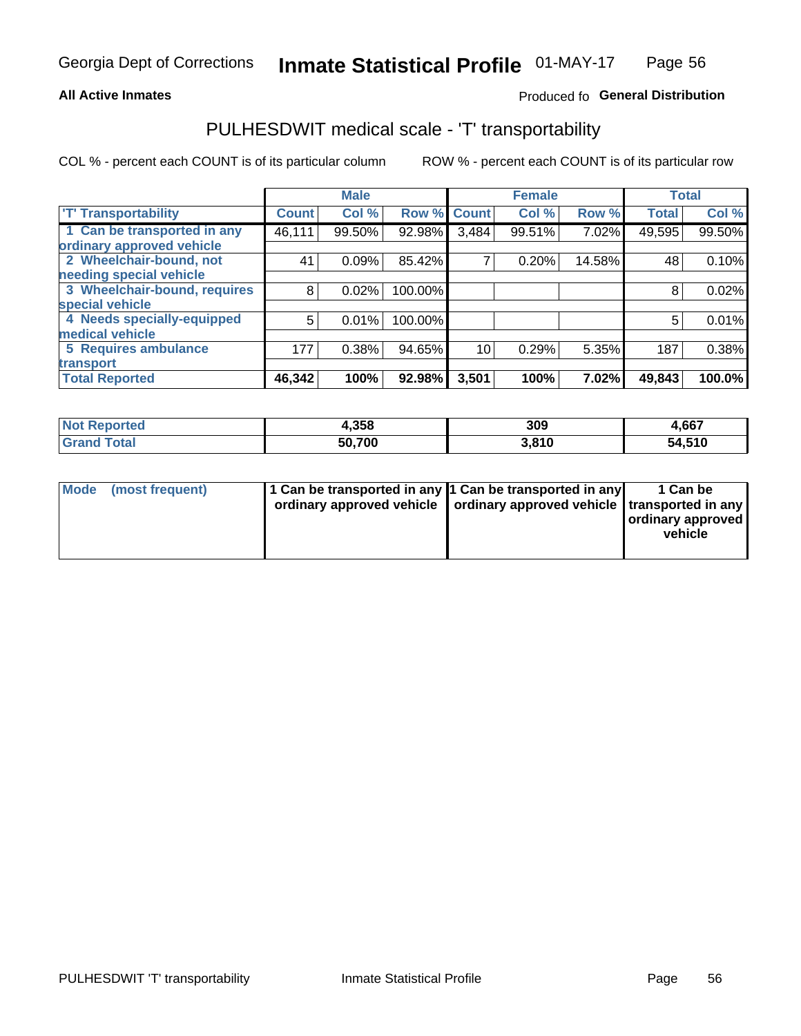Georgia Dept of Corrections **Inmate Statistical Profile** 01-MAY-17

**All Active Inmates**

Produced fo **General Distribution**

## PULHESDWIT medical scale - 'T' transportability

COL % - percent each COUNT is of its particular column

ROW % - percent each COUNT is of its particular row

| | Male | | | Female | | | Total | |
|---|---|---|---|---|---|---|---|---|
| 'T' Transportability | Count | Col % | Row % | Count | Col % | Row % | Total | Col % |
| 1 Can be transported in any ordinary approved vehicle | 46,111 | 99.50% | 92.98% | 3,484 | 99.51% | 7.02% | 49,595 | 99.50% |
| 2 Wheelchair-bound, not needing special vehicle | 41 | 0.09% | 85.42% | 7 | 0.20% | 14.58% | 48 | 0.10% |
| 3 Wheelchair-bound, requires special vehicle | 8 | 0.02% | 100.00% | | | | 8 | 0.02% |
| 4 Needs specially-equipped medical vehicle | 5 | 0.01% | 100.00% | | | | 5 | 0.01% |
| 5 Requires ambulance transport | 177 | 0.38% | 94.65% | 10 | 0.29% | 5.35% | 187 | 0.38% |
| **Total Reported** | **46,342** | **100%** | **92.98%** | **3,501** | **100%** | **7.02%** | **49,843** | **100.0%** |

| | Male | Female | Total |
|---|---|---|---|
| **Not Reported** | **4,358** | **309** | **4,667** |
| **Grand Total** | **50,700** | **3,810** | **54,510** |

| | Male | Female | Total |
|---|---|---|---|
| **Mode (most frequent)** | **1 Can be transported in any ordinary approved vehicle** | **1 Can be transported in any ordinary approved vehicle** | **1 Can be transported in any ordinary approved vehicle** |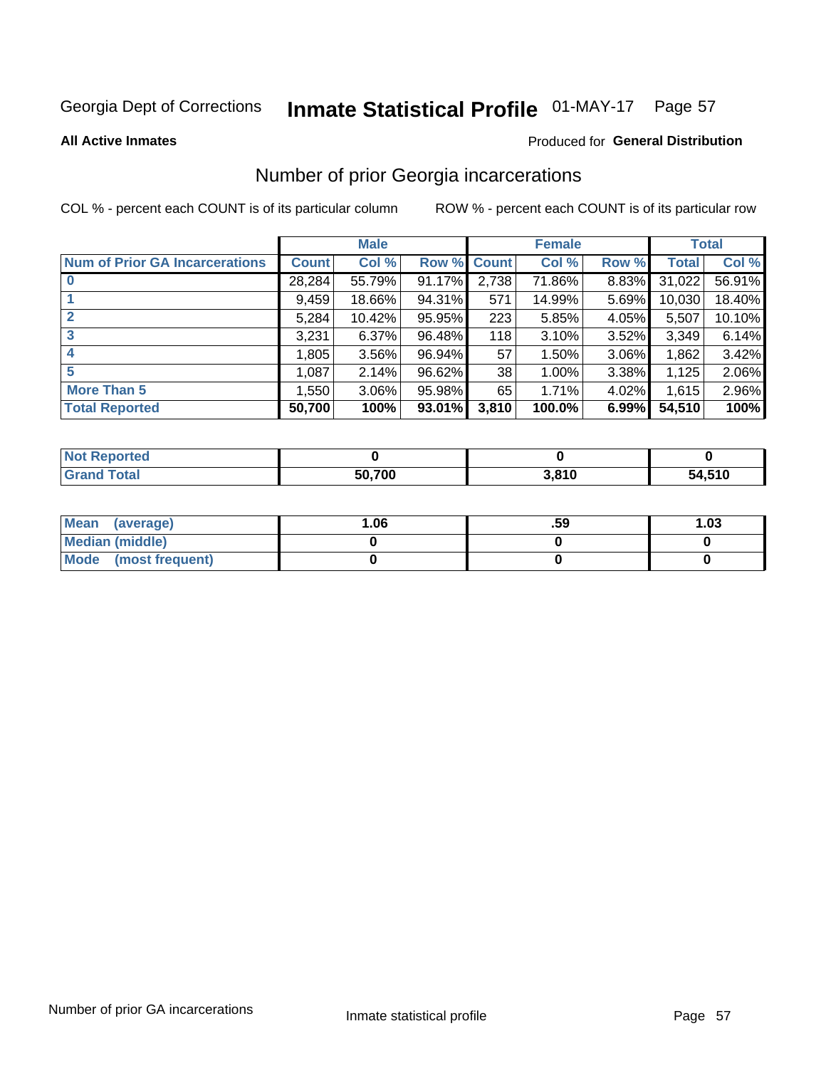Georgia Dept of Corrections **Inmate Statistical Profile** 01-MAY-17

**All Active Inmates**

Produced for **General Distribution**

## Number of prior Georgia incarcerations

COL % - percent each COUNT is of its particular column

ROW % - percent each COUNT is of its particular row

| | Male | | | Female | | | Total | |
|---|---|---|---|---|---|---|---|---|
| **Num of Prior GA Incarcerations** | **Count** | **Col %** | **Row %** | **Count** | **Col %** | **Row %** | **Total** | **Col %** |
| **0** | 28,284 | 55.79% | 91.17% | 2,738 | 71.86% | 8.83% | 31,022 | 56.91% |
| **1** | 9,459 | 18.66% | 94.31% | 571 | 14.99% | 5.69% | 10,030 | 18.40% |
| **2** | 5,284 | 10.42% | 95.95% | 223 | 5.85% | 4.05% | 5,507 | 10.10% |
| **3** | 3,231 | 6.37% | 96.48% | 118 | 3.10% | 3.52% | 3,349 | 6.14% |
| **4** | 1,805 | 3.56% | 96.94% | 57 | 1.50% | 3.06% | 1,862 | 3.42% |
| **5** | 1,087 | 2.14% | 96.62% | 38 | 1.00% | 3.38% | 1,125 | 2.06% |
| **More Than 5** | 1,550 | 3.06% | 95.98% | 65 | 1.71% | 4.02% | 1,615 | 2.96% |
| **Total Reported** | **50,700** | **100%** | **93.01%** | **3,810** | **100.0%** | **6.99%** | **54,510** | **100%** |

| | Male | Female | Total |
|---|---|---|---|
| **Not Reported** | **0** | **0** | **0** |
| **Grand Total** | **50,700** | **3,810** | **54,510** |

| | Male | Female | Total |
|---|---|---|---|
| **Mean (average)** | **1.06** | **.59** | **1.03** |
| **Median (middle)** | **0** | **0** | **0** |
| **Mode (most frequent)** | **0** | **0** | **0** |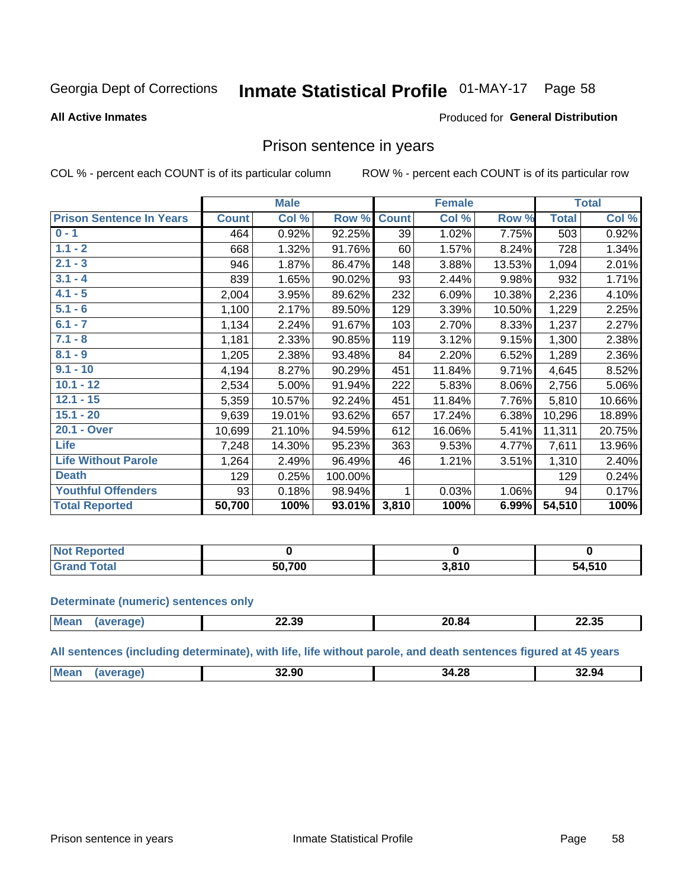Georgia Dept of Corrections **Inmate Statistical Profile** 01-MAY-17 Page 58

**All Active Inmates**

Produced for **General Distribution**

## Prison sentence in years

COL % - percent each COUNT is of its particular column ROW % - percent each COUNT is of its particular row

| | Male | | | Female | | | Total | |
|---|---|---|---|---|---|---|---|---|
| **Prison Sentence In Years** | **Count** | **Col %** | **Row %** | **Count** | **Col %** | **Row %** | **Total** | **Col %** |
| **0 - 1** | 464 | 0.92% | 92.25% | 39 | 1.02% | 7.75% | 503 | 0.92% |
| **1.1 - 2** | 668 | 1.32% | 91.76% | 60 | 1.57% | 8.24% | 728 | 1.34% |
| **2.1 - 3** | 946 | 1.87% | 86.47% | 148 | 3.88% | 13.53% | 1,094 | 2.01% |
| **3.1 - 4** | 839 | 1.65% | 90.02% | 93 | 2.44% | 9.98% | 932 | 1.71% |
| **4.1 - 5** | 2,004 | 3.95% | 89.62% | 232 | 6.09% | 10.38% | 2,236 | 4.10% |
| **5.1 - 6** | 1,100 | 2.17% | 89.50% | 129 | 3.39% | 10.50% | 1,229 | 2.25% |
| **6.1 - 7** | 1,134 | 2.24% | 91.67% | 103 | 2.70% | 8.33% | 1,237 | 2.27% |
| **7.1 - 8** | 1,181 | 2.33% | 90.85% | 119 | 3.12% | 9.15% | 1,300 | 2.38% |
| **8.1 - 9** | 1,205 | 2.38% | 93.48% | 84 | 2.20% | 6.52% | 1,289 | 2.36% |
| **9.1 - 10** | 4,194 | 8.27% | 90.29% | 451 | 11.84% | 9.71% | 4,645 | 8.52% |
| **10.1 - 12** | 2,534 | 5.00% | 91.94% | 222 | 5.83% | 8.06% | 2,756 | 5.06% |
| **12.1 - 15** | 5,359 | 10.57% | 92.24% | 451 | 11.84% | 7.76% | 5,810 | 10.66% |
| **15.1 - 20** | 9,639 | 19.01% | 93.62% | 657 | 17.24% | 6.38% | 10,296 | 18.89% |
| **20.1 - Over** | 10,699 | 21.10% | 94.59% | 612 | 16.06% | 5.41% | 11,311 | 20.75% |
| **Life** | 7,248 | 14.30% | 95.23% | 363 | 9.53% | 4.77% | 7,611 | 13.96% |
| **Life Without Parole** | 1,264 | 2.49% | 96.49% | 46 | 1.21% | 3.51% | 1,310 | 2.40% |
| **Death** | 129 | 0.25% | 100.00% | | | | 129 | 0.24% |
| **Youthful Offenders** | 93 | 0.18% | 98.94% | 1 | 0.03% | 1.06% | 94 | 0.17% |
| **Total Reported** | **50,700** | **100%** | **93.01%** | **3,810** | **100%** | **6.99%** | **54,510** | **100%** |

| | Male | Female | Total |
|---|---|---|---|
| **Not Reported** | **0** | **0** | **0** |
| **Grand Total** | **50,700** | **3,810** | **54,510** |

**Determinate (numeric) sentences only**

| | Male | Female | Total |
|---|---|---|---|
| **Mean (average)** | **22.39** | **20.84** | **22.35** |

**All sentences (including determinate), with life, life without parole, and death sentences figured at 45 years**

| | Male | Female | Total |
|---|---|---|---|
| **Mean (average)** | **32.90** | **34.28** | **32.94** |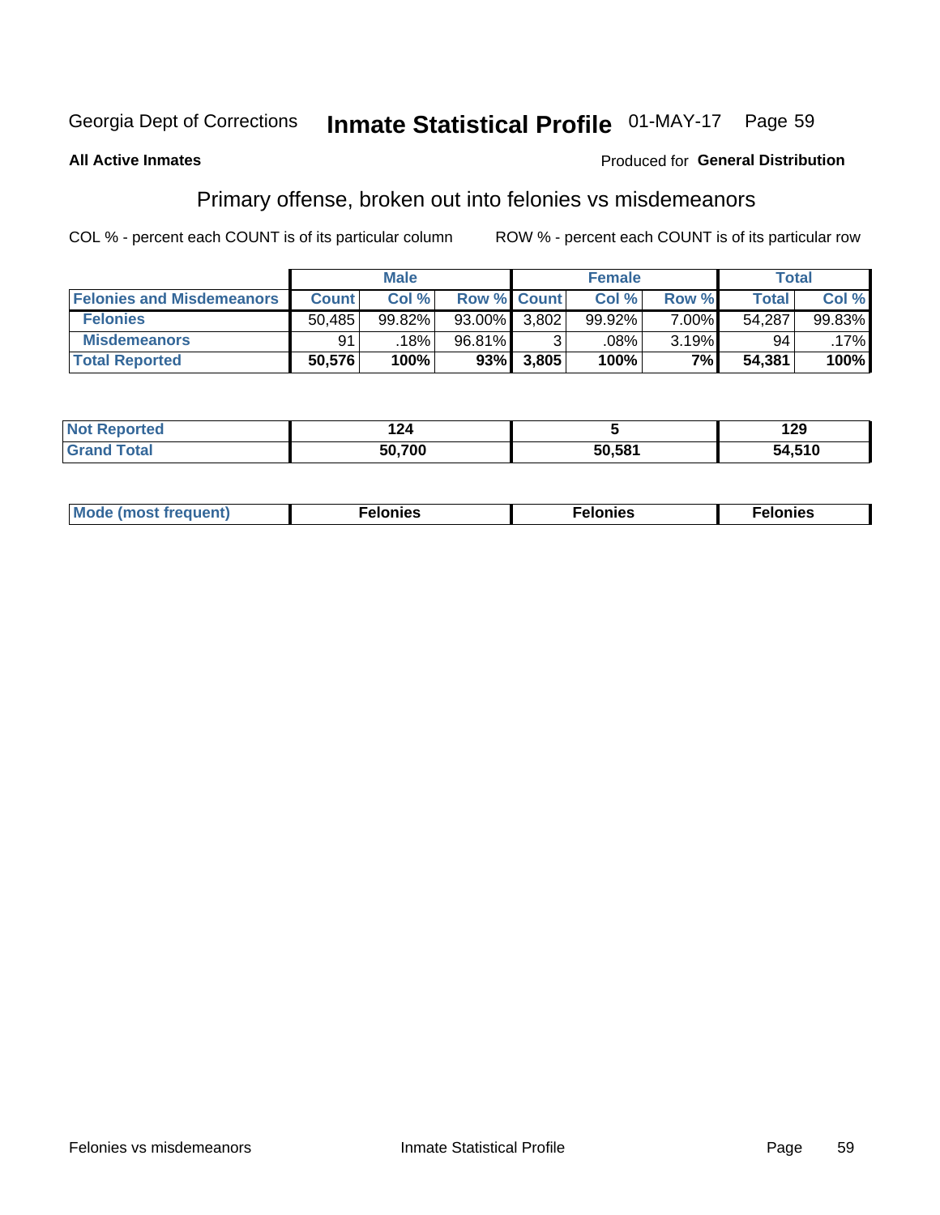Georgia Dept of Corrections **Inmate Statistical Profile** 01-MAY-17

**All Active Inmates**

Produced for **General Distribution**

## Primary offense, broken out into felonies vs misdemeanors

COL % - percent each COUNT is of its particular column ROW % - percent each COUNT is of its particular row

| | Male | | | Female | | | Total | |
|---|---|---|---|---|---|---|---|---|
| **Felonies and Misdemeanors** | **Count** | **Col %** | **Row %** | **Count** | **Col %** | **Row %** | **Total** | **Col %** |
| **Felonies** | 50,485 | 99.82% | 93.00% | 3,802 | 99.92% | 7.00% | 54,287 | 99.83% |
| **Misdemeanors** | 91 | .18% | 96.81% | 3 | .08% | 3.19% | 94 | .17% |
| **Total Reported** | **50,576** | **100%** | **93%** | **3,805** | **100%** | **7%** | **54,381** | **100%** |

| | Male | Female | Total |
|---|---|---|---|
| **Not Reported** | **124** | **5** | **129** |
| **Grand Total** | **50,700** | **50,581** | **54,510** |

| | Male | Female | Total |
|---|---|---|---|
| **Mode (most frequent)** | **Felonies** | **Felonies** | **Felonies** |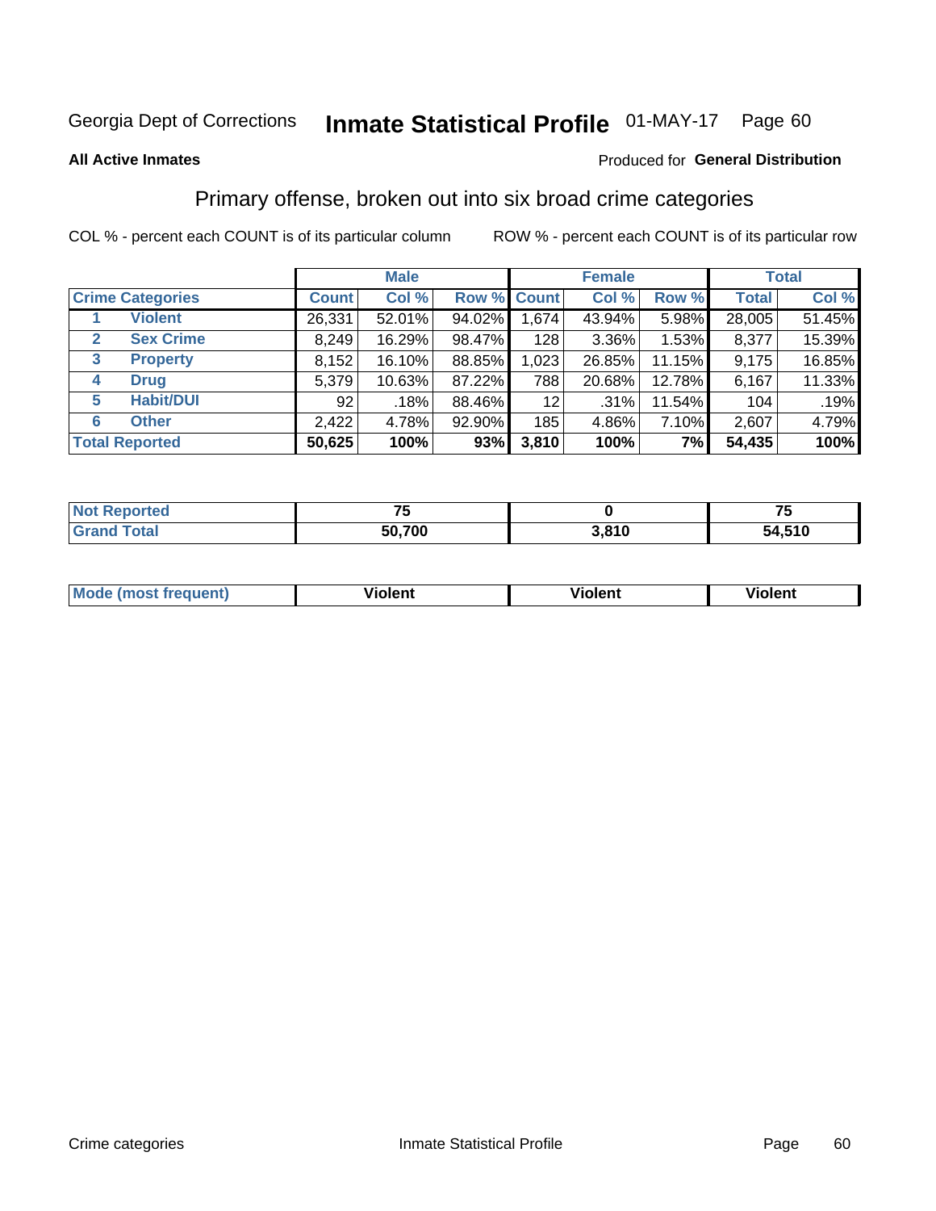Georgia Dept of Corrections **Inmate Statistical Profile** 01-MAY-17

**All Active Inmates**

Produced for **General Distribution**

## Primary offense, broken out into six broad crime categories

COL % - percent each COUNT is of its particular column

ROW % - percent each COUNT is of its particular row

| | | Male | | | Female | | | Total | |
|---|---|---|---|---|---|---|---|---|---|
| **Crime Categories** | | **Count** | **Col %** | **Row %** | **Count** | **Col %** | **Row %** | **Total** | **Col %** |
| 1 | **Violent** | 26,331 | 52.01% | 94.02% | 1,674 | 43.94% | 5.98% | 28,005 | 51.45% |
| 2 | **Sex Crime** | 8,249 | 16.29% | 98.47% | 128 | 3.36% | 1.53% | 8,377 | 15.39% |
| 3 | **Property** | 8,152 | 16.10% | 88.85% | 1,023 | 26.85% | 11.15% | 9,175 | 16.85% |
| 4 | **Drug** | 5,379 | 10.63% | 87.22% | 788 | 20.68% | 12.78% | 6,167 | 11.33% |
| 5 | **Habit/DUI** | 92 | .18% | 88.46% | 12 | .31% | 11.54% | 104 | .19% |
| 6 | **Other** | 2,422 | 4.78% | 92.90% | 185 | 4.86% | 7.10% | 2,607 | 4.79% |
| **Total Reported** | | **50,625** | **100%** | **93%** | **3,810** | **100%** | **7%** | **54,435** | **100%** |

| | Male | Female | Total |
|---|---|---|---|
| **Not Reported** | **75** | **0** | **75** |
| **Grand Total** | **50,700** | **3,810** | **54,510** |

| | Male | Female | Total |
|---|---|---|---|
| **Mode (most frequent)** | **Violent** | **Violent** | **Violent** |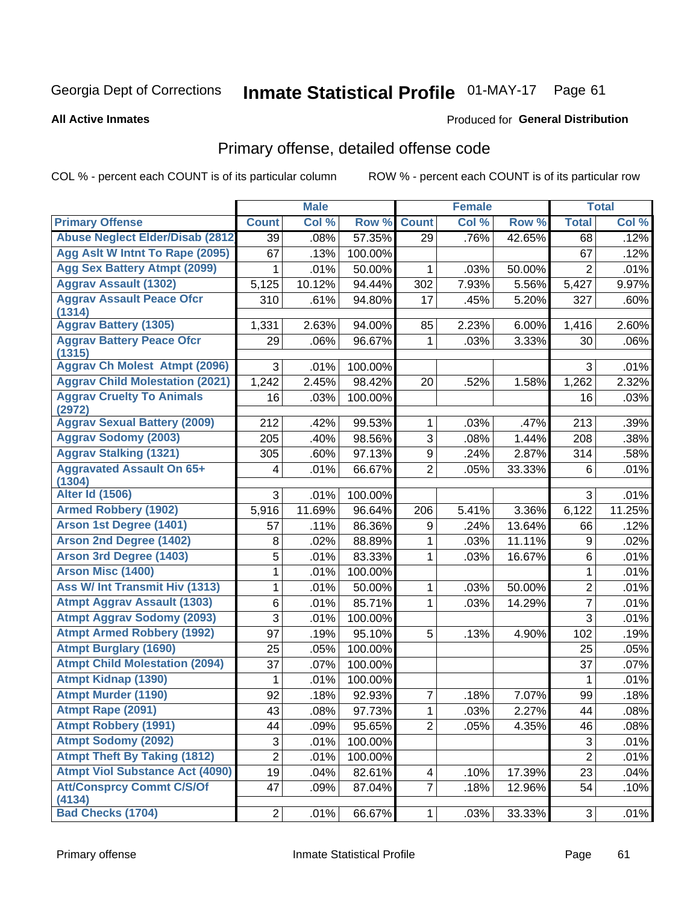Georgia Dept of Corrections **Inmate Statistical Profile** 01-MAY-17

**All Active Inmates**

Produced for **General Distribution**

## Primary offense, detailed offense code

COL % - percent each COUNT is of its particular column

ROW % - percent each COUNT is of its particular row

| | Male | | | Female | | | Total | |
|---|---|---|---|---|---|---|---|---|
| **Primary Offense** | **Count** | **Col %** | **Row %** | **Count** | **Col %** | **Row %** | **Total** | **Col %** |
| Abuse Neglect Elder/Disab (2812 | 39 | .08% | 57.35% | 29 | .76% | 42.65% | 68 | .12% |
| Agg Aslt W Intnt To Rape (2095) | 67 | .13% | 100.00% | | | | 67 | .12% |
| Agg Sex Battery Atmpt (2099) | 1 | .01% | 50.00% | 1 | .03% | 50.00% | 2 | .01% |
| Aggrav Assault (1302) | 5,125 | 10.12% | 94.44% | 302 | 7.93% | 5.56% | 5,427 | 9.97% |
| Aggrav Assault Peace Ofcr (1314) | 310 | .61% | 94.80% | 17 | .45% | 5.20% | 327 | .60% |
| Aggrav Battery (1305) | 1,331 | 2.63% | 94.00% | 85 | 2.23% | 6.00% | 1,416 | 2.60% |
| Aggrav Battery Peace Ofcr (1315) | 29 | .06% | 96.67% | 1 | .03% | 3.33% | 30 | .06% |
| Aggrav Ch Molest Atmpt (2096) | 3 | .01% | 100.00% | | | | 3 | .01% |
| Aggrav Child Molestation (2021) | 1,242 | 2.45% | 98.42% | 20 | .52% | 1.58% | 1,262 | 2.32% |
| Aggrav Cruelty To Animals (2972) | 16 | .03% | 100.00% | | | | 16 | .03% |
| Aggrav Sexual Battery (2009) | 212 | .42% | 99.53% | 1 | .03% | .47% | 213 | .39% |
| Aggrav Sodomy (2003) | 205 | .40% | 98.56% | 3 | .08% | 1.44% | 208 | .38% |
| Aggrav Stalking (1321) | 305 | .60% | 97.13% | 9 | .24% | 2.87% | 314 | .58% |
| Aggravated Assault On 65+ (1304) | 4 | .01% | 66.67% | 2 | .05% | 33.33% | 6 | .01% |
| Alter Id (1506) | 3 | .01% | 100.00% | | | | 3 | .01% |
| Armed Robbery (1902) | 5,916 | 11.69% | 96.64% | 206 | 5.41% | 3.36% | 6,122 | 11.25% |
| Arson 1st Degree (1401) | 57 | .11% | 86.36% | 9 | .24% | 13.64% | 66 | .12% |
| Arson 2nd Degree (1402) | 8 | .02% | 88.89% | 1 | .03% | 11.11% | 9 | .02% |
| Arson 3rd Degree (1403) | 5 | .01% | 83.33% | 1 | .03% | 16.67% | 6 | .01% |
| Arson Misc (1400) | 1 | .01% | 100.00% | | | | 1 | .01% |
| Ass W/ Int Transmit Hiv (1313) | 1 | .01% | 50.00% | 1 | .03% | 50.00% | 2 | .01% |
| Atmpt Aggrav Assault (1303) | 6 | .01% | 85.71% | 1 | .03% | 14.29% | 7 | .01% |
| Atmpt Aggrav Sodomy (2093) | 3 | .01% | 100.00% | | | | 3 | .01% |
| Atmpt Armed Robbery (1992) | 97 | .19% | 95.10% | 5 | .13% | 4.90% | 102 | .19% |
| Atmpt Burglary (1690) | 25 | .05% | 100.00% | | | | 25 | .05% |
| Atmpt Child Molestation (2094) | 37 | .07% | 100.00% | | | | 37 | .07% |
| Atmpt Kidnap (1390) | 1 | .01% | 100.00% | | | | 1 | .01% |
| Atmpt Murder (1190) | 92 | .18% | 92.93% | 7 | .18% | 7.07% | 99 | .18% |
| Atmpt Rape (2091) | 43 | .08% | 97.73% | 1 | .03% | 2.27% | 44 | .08% |
| Atmpt Robbery (1991) | 44 | .09% | 95.65% | 2 | .05% | 4.35% | 46 | .08% |
| Atmpt Sodomy (2092) | 3 | .01% | 100.00% | | | | 3 | .01% |
| Atmpt Theft By Taking (1812) | 2 | .01% | 100.00% | | | | 2 | .01% |
| Atmpt Viol Substance Act (4090) | 19 | .04% | 82.61% | 4 | .10% | 17.39% | 23 | .04% |
| Att/Consprcy Commt C/S/Of (4134) | 47 | .09% | 87.04% | 7 | .18% | 12.96% | 54 | .10% |
| Bad Checks (1704) | 2 | .01% | 66.67% | 1 | .03% | 33.33% | 3 | .01% |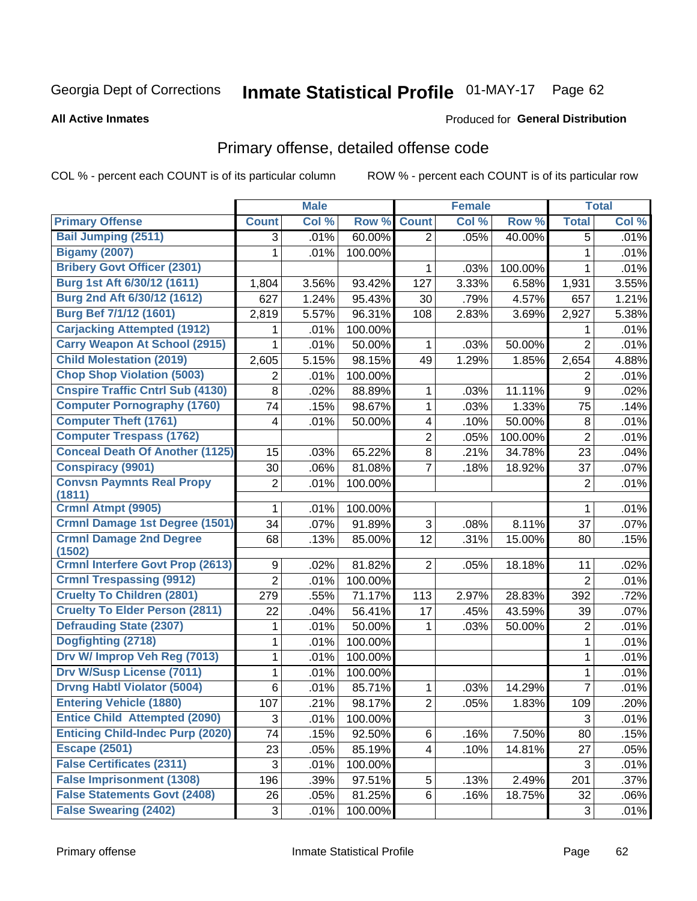Georgia Dept of Corrections **Inmate Statistical Profile** 01-MAY-17

**All Active Inmates**

Produced for **General Distribution**

## Primary offense, detailed offense code

COL % - percent each COUNT is of its particular column ROW % - percent each COUNT is of its particular row

| | Male | | | Female | | | Total | |
|---|---|---|---|---|---|---|---|---|
| **Primary Offense** | **Count** | **Col %** | **Row %** | **Count** | **Col %** | **Row %** | **Total** | **Col %** |
| Bail Jumping (2511) | 3 | .01% | 60.00% | 2 | .05% | 40.00% | 5 | .01% |
| Bigamy (2007) | 1 | .01% | 100.00% | | | | 1 | .01% |
| Bribery Govt Officer (2301) | | | | 1 | .03% | 100.00% | 1 | .01% |
| Burg 1st Aft 6/30/12 (1611) | 1,804 | 3.56% | 93.42% | 127 | 3.33% | 6.58% | 1,931 | 3.55% |
| Burg 2nd Aft 6/30/12 (1612) | 627 | 1.24% | 95.43% | 30 | .79% | 4.57% | 657 | 1.21% |
| Burg Bef 7/1/12 (1601) | 2,819 | 5.57% | 96.31% | 108 | 2.83% | 3.69% | 2,927 | 5.38% |
| Carjacking Attempted (1912) | 1 | .01% | 100.00% | | | | 1 | .01% |
| Carry Weapon At School (2915) | 1 | .01% | 50.00% | 1 | .03% | 50.00% | 2 | .01% |
| Child Molestation (2019) | 2,605 | 5.15% | 98.15% | 49 | 1.29% | 1.85% | 2,654 | 4.88% |
| Chop Shop Violation (5003) | 2 | .01% | 100.00% | | | | 2 | .01% |
| Cnspire Traffic Cntrl Sub (4130) | 8 | .02% | 88.89% | 1 | .03% | 11.11% | 9 | .02% |
| Computer Pornography (1760) | 74 | .15% | 98.67% | 1 | .03% | 1.33% | 75 | .14% |
| Computer Theft (1761) | 4 | .01% | 50.00% | 4 | .10% | 50.00% | 8 | .01% |
| Computer Trespass (1762) | | | | 2 | .05% | 100.00% | 2 | .01% |
| Conceal Death Of Another (1125) | 15 | .03% | 65.22% | 8 | .21% | 34.78% | 23 | .04% |
| Conspiracy (9901) | 30 | .06% | 81.08% | 7 | .18% | 18.92% | 37 | .07% |
| Convsn Paymnts Real Propy (1811) | 2 | .01% | 100.00% | | | | 2 | .01% |
| Crmnl Atmpt (9905) | 1 | .01% | 100.00% | | | | 1 | .01% |
| Crmnl Damage 1st Degree (1501) | 34 | .07% | 91.89% | 3 | .08% | 8.11% | 37 | .07% |
| Crmnl Damage 2nd Degree (1502) | 68 | .13% | 85.00% | 12 | .31% | 15.00% | 80 | .15% |
| Crmnl Interfere Govt Prop (2613) | 9 | .02% | 81.82% | 2 | .05% | 18.18% | 11 | .02% |
| Crmnl Trespassing (9912) | 2 | .01% | 100.00% | | | | 2 | .01% |
| Cruelty To Children (2801) | 279 | .55% | 71.17% | 113 | 2.97% | 28.83% | 392 | .72% |
| Cruelty To Elder Person (2811) | 22 | .04% | 56.41% | 17 | .45% | 43.59% | 39 | .07% |
| Defrauding State (2307) | 1 | .01% | 50.00% | 1 | .03% | 50.00% | 2 | .01% |
| Dogfighting (2718) | 1 | .01% | 100.00% | | | | 1 | .01% |
| Drv W/ Improp Veh Reg (7013) | 1 | .01% | 100.00% | | | | 1 | .01% |
| Drv W/Susp License (7011) | 1 | .01% | 100.00% | | | | 1 | .01% |
| Drvng Habtl Violator (5004) | 6 | .01% | 85.71% | 1 | .03% | 14.29% | 7 | .01% |
| Entering Vehicle (1880) | 107 | .21% | 98.17% | 2 | .05% | 1.83% | 109 | .20% |
| Entice Child Attempted (2090) | 3 | .01% | 100.00% | | | | 3 | .01% |
| Enticing Child-Indec Purp (2020) | 74 | .15% | 92.50% | 6 | .16% | 7.50% | 80 | .15% |
| Escape (2501) | 23 | .05% | 85.19% | 4 | .10% | 14.81% | 27 | .05% |
| False Certificates (2311) | 3 | .01% | 100.00% | | | | 3 | .01% |
| False Imprisonment (1308) | 196 | .39% | 97.51% | 5 | .13% | 2.49% | 201 | .37% |
| False Statements Govt (2408) | 26 | .05% | 81.25% | 6 | .16% | 18.75% | 32 | .06% |
| False Swearing (2402) | 3 | .01% | 100.00% | | | | 3 | .01% |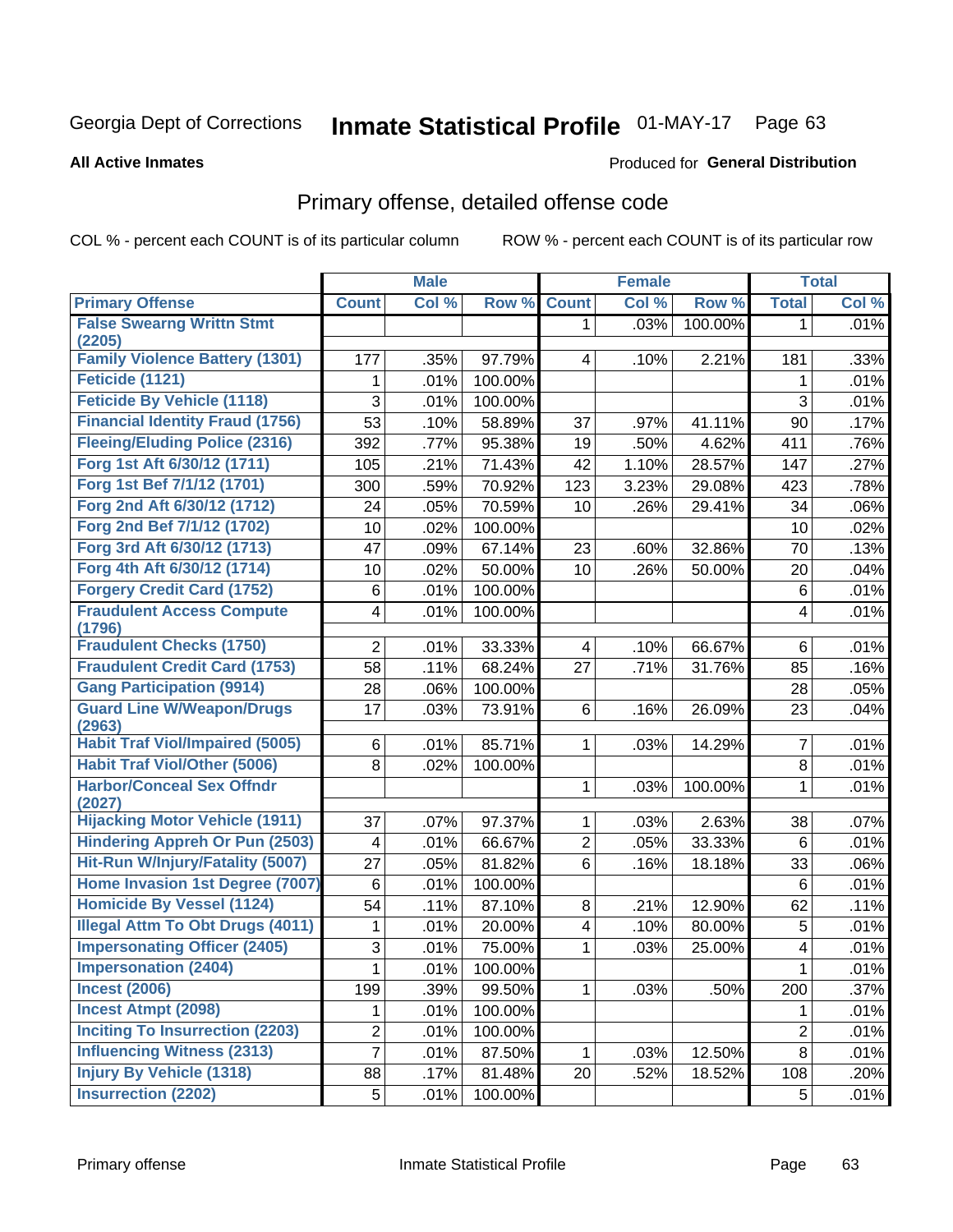Georgia Dept of Corrections **Inmate Statistical Profile** 01-MAY-17 Page 63

**All Active Inmates**

Produced for **General Distribution**

## Primary offense, detailed offense code

COL % - percent each COUNT is of its particular column ROW % - percent each COUNT is of its particular row

| | Male | | | Female | | | Total | |
|---|---|---|---|---|---|---|---|---|
| **Primary Offense** | **Count** | **Col %** | **Row %** | **Count** | **Col %** | **Row %** | **Total** | **Col %** |
| False Swearng Writtn Stmt (2205) | | | | 1 | .03% | 100.00% | 1 | .01% |
| Family Violence Battery (1301) | 177 | .35% | 97.79% | 4 | .10% | 2.21% | 181 | .33% |
| Feticide (1121) | 1 | .01% | 100.00% | | | | 1 | .01% |
| Feticide By Vehicle (1118) | 3 | .01% | 100.00% | | | | 3 | .01% |
| Financial Identity Fraud (1756) | 53 | .10% | 58.89% | 37 | .97% | 41.11% | 90 | .17% |
| Fleeing/Eluding Police (2316) | 392 | .77% | 95.38% | 19 | .50% | 4.62% | 411 | .76% |
| Forg 1st Aft 6/30/12 (1711) | 105 | .21% | 71.43% | 42 | 1.10% | 28.57% | 147 | .27% |
| Forg 1st Bef 7/1/12 (1701) | 300 | .59% | 70.92% | 123 | 3.23% | 29.08% | 423 | .78% |
| Forg 2nd Aft 6/30/12 (1712) | 24 | .05% | 70.59% | 10 | .26% | 29.41% | 34 | .06% |
| Forg 2nd Bef 7/1/12 (1702) | 10 | .02% | 100.00% | | | | 10 | .02% |
| Forg 3rd Aft 6/30/12 (1713) | 47 | .09% | 67.14% | 23 | .60% | 32.86% | 70 | .13% |
| Forg 4th Aft 6/30/12 (1714) | 10 | .02% | 50.00% | 10 | .26% | 50.00% | 20 | .04% |
| Forgery Credit Card (1752) | 6 | .01% | 100.00% | | | | 6 | .01% |
| Fraudulent Access Compute (1796) | 4 | .01% | 100.00% | | | | 4 | .01% |
| Fraudulent Checks (1750) | 2 | .01% | 33.33% | 4 | .10% | 66.67% | 6 | .01% |
| Fraudulent Credit Card (1753) | 58 | .11% | 68.24% | 27 | .71% | 31.76% | 85 | .16% |
| Gang Participation (9914) | 28 | .06% | 100.00% | | | | 28 | .05% |
| Guard Line W/Weapon/Drugs (2963) | 17 | .03% | 73.91% | 6 | .16% | 26.09% | 23 | .04% |
| Habit Traf Viol/Impaired (5005) | 6 | .01% | 85.71% | 1 | .03% | 14.29% | 7 | .01% |
| Habit Traf Viol/Other (5006) | 8 | .02% | 100.00% | | | | 8 | .01% |
| Harbor/Conceal Sex Offndr (2027) | | | | 1 | .03% | 100.00% | 1 | .01% |
| Hijacking Motor Vehicle (1911) | 37 | .07% | 97.37% | 1 | .03% | 2.63% | 38 | .07% |
| Hindering Appreh Or Pun (2503) | 4 | .01% | 66.67% | 2 | .05% | 33.33% | 6 | .01% |
| Hit-Run W/Injury/Fatality (5007) | 27 | .05% | 81.82% | 6 | .16% | 18.18% | 33 | .06% |
| Home Invasion 1st Degree (7007) | 6 | .01% | 100.00% | | | | 6 | .01% |
| Homicide By Vessel (1124) | 54 | .11% | 87.10% | 8 | .21% | 12.90% | 62 | .11% |
| Illegal Attm To Obt Drugs (4011) | 1 | .01% | 20.00% | 4 | .10% | 80.00% | 5 | .01% |
| Impersonating Officer (2405) | 3 | .01% | 75.00% | 1 | .03% | 25.00% | 4 | .01% |
| Impersonation (2404) | 1 | .01% | 100.00% | | | | 1 | .01% |
| Incest (2006) | 199 | .39% | 99.50% | 1 | .03% | .50% | 200 | .37% |
| Incest Atmpt (2098) | 1 | .01% | 100.00% | | | | 1 | .01% |
| Inciting To Insurrection (2203) | 2 | .01% | 100.00% | | | | 2 | .01% |
| Influencing Witness (2313) | 7 | .01% | 87.50% | 1 | .03% | 12.50% | 8 | .01% |
| Injury By Vehicle (1318) | 88 | .17% | 81.48% | 20 | .52% | 18.52% | 108 | .20% |
| Insurrection (2202) | 5 | .01% | 100.00% | | | | 5 | .01% |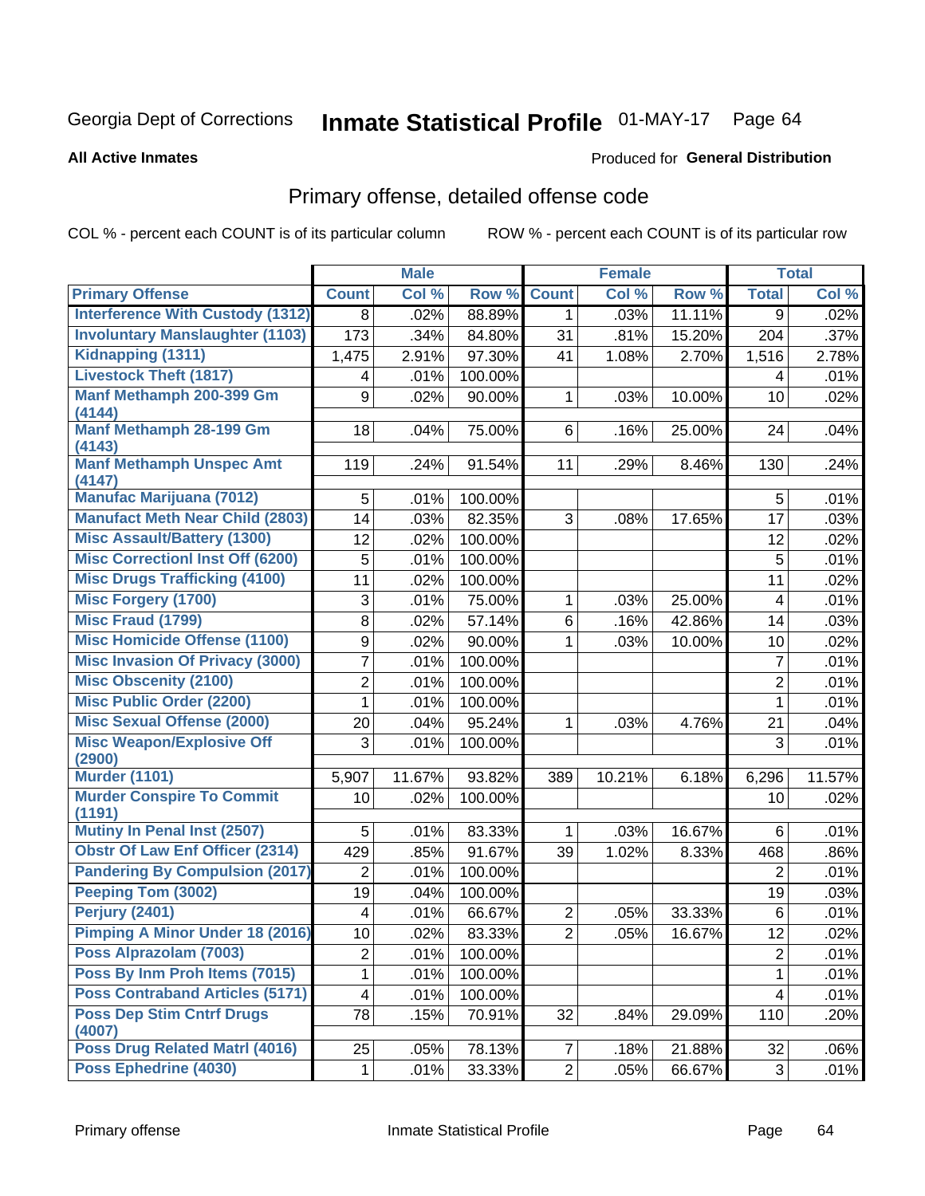Georgia Dept of Corrections **Inmate Statistical Profile** 01-MAY-17 Page 64

**All Active Inmates**

Produced for **General Distribution**

## Primary offense, detailed offense code

COL % - percent each COUNT is of its particular column

ROW % - percent each COUNT is of its particular row

| | Male | | | Female | | | Total | |
|---|---|---|---|---|---|---|---|---|
| **Primary Offense** | **Count** | **Col %** | **Row %** | **Count** | **Col %** | **Row %** | **Total** | **Col %** |
| Interference With Custody (1312) | 8 | .02% | 88.89% | 1 | .03% | 11.11% | 9 | .02% |
| Involuntary Manslaughter (1103) | 173 | .34% | 84.80% | 31 | .81% | 15.20% | 204 | .37% |
| Kidnapping (1311) | 1,475 | 2.91% | 97.30% | 41 | 1.08% | 2.70% | 1,516 | 2.78% |
| Livestock Theft (1817) | 4 | .01% | 100.00% | | | | 4 | .01% |
| Manf Methamph 200-399 Gm (4144) | 9 | .02% | 90.00% | 1 | .03% | 10.00% | 10 | .02% |
| Manf Methamph 28-199 Gm (4143) | 18 | .04% | 75.00% | 6 | .16% | 25.00% | 24 | .04% |
| Manf Methamph Unspec Amt (4147) | 119 | .24% | 91.54% | 11 | .29% | 8.46% | 130 | .24% |
| Manufac Marijuana (7012) | 5 | .01% | 100.00% | | | | 5 | .01% |
| Manufact Meth Near Child (2803) | 14 | .03% | 82.35% | 3 | .08% | 17.65% | 17 | .03% |
| Misc Assault/Battery (1300) | 12 | .02% | 100.00% | | | | 12 | .02% |
| Misc Correctionl Inst Off (6200) | 5 | .01% | 100.00% | | | | 5 | .01% |
| Misc Drugs Trafficking (4100) | 11 | .02% | 100.00% | | | | 11 | .02% |
| Misc Forgery (1700) | 3 | .01% | 75.00% | 1 | .03% | 25.00% | 4 | .01% |
| Misc Fraud (1799) | 8 | .02% | 57.14% | 6 | .16% | 42.86% | 14 | .03% |
| Misc Homicide Offense (1100) | 9 | .02% | 90.00% | 1 | .03% | 10.00% | 10 | .02% |
| Misc Invasion Of Privacy (3000) | 7 | .01% | 100.00% | | | | 7 | .01% |
| Misc Obscenity (2100) | 2 | .01% | 100.00% | | | | 2 | .01% |
| Misc Public Order (2200) | 1 | .01% | 100.00% | | | | 1 | .01% |
| Misc Sexual Offense (2000) | 20 | .04% | 95.24% | 1 | .03% | 4.76% | 21 | .04% |
| Misc Weapon/Explosive Off (2900) | 3 | .01% | 100.00% | | | | 3 | .01% |
| Murder (1101) | 5,907 | 11.67% | 93.82% | 389 | 10.21% | 6.18% | 6,296 | 11.57% |
| Murder Conspire To Commit (1191) | 10 | .02% | 100.00% | | | | 10 | .02% |
| Mutiny In Penal Inst (2507) | 5 | .01% | 83.33% | 1 | .03% | 16.67% | 6 | .01% |
| Obstr Of Law Enf Officer (2314) | 429 | .85% | 91.67% | 39 | 1.02% | 8.33% | 468 | .86% |
| Pandering By Compulsion (2017) | 2 | .01% | 100.00% | | | | 2 | .01% |
| Peeping Tom (3002) | 19 | .04% | 100.00% | | | | 19 | .03% |
| Perjury (2401) | 4 | .01% | 66.67% | 2 | .05% | 33.33% | 6 | .01% |
| Pimping A Minor Under 18 (2016) | 10 | .02% | 83.33% | 2 | .05% | 16.67% | 12 | .02% |
| Poss Alprazolam (7003) | 2 | .01% | 100.00% | | | | 2 | .01% |
| Poss By Inm Proh Items (7015) | 1 | .01% | 100.00% | | | | 1 | .01% |
| Poss Contraband Articles (5171) | 4 | .01% | 100.00% | | | | 4 | .01% |
| Poss Dep Stim Cntrf Drugs (4007) | 78 | .15% | 70.91% | 32 | .84% | 29.09% | 110 | .20% |
| Poss Drug Related Matrl (4016) | 25 | .05% | 78.13% | 7 | .18% | 21.88% | 32 | .06% |
| Poss Ephedrine (4030) | 1 | .01% | 33.33% | 2 | .05% | 66.67% | 3 | .01% |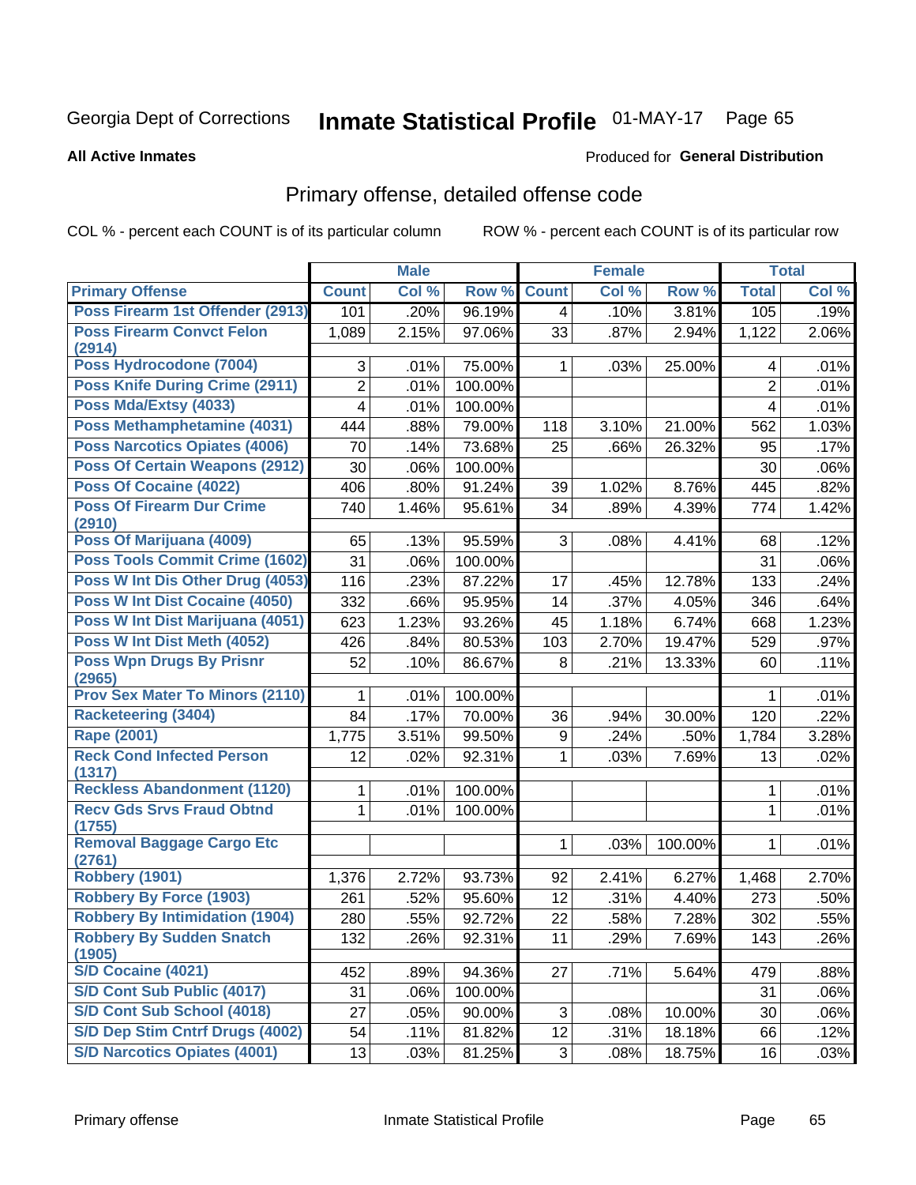Georgia Dept of Corrections **Inmate Statistical Profile** 01-MAY-17 Page 65

**All Active Inmates**

Produced for **General Distribution**

## Primary offense, detailed offense code

COL % - percent each COUNT is of its particular column ROW % - percent each COUNT is of its particular row

| | Male | | | Female | | | Total | |
|---|---|---|---|---|---|---|---|---|
| **Primary Offense** | **Count** | **Col %** | **Row %** | **Count** | **Col %** | **Row %** | **Total** | **Col %** |
| Poss Firearm 1st Offender (2913) | 101 | .20% | 96.19% | 4 | .10% | 3.81% | 105 | .19% |
| Poss Firearm Convct Felon (2914) | 1,089 | 2.15% | 97.06% | 33 | .87% | 2.94% | 1,122 | 2.06% |
| Poss Hydrocodone (7004) | 3 | .01% | 75.00% | 1 | .03% | 25.00% | 4 | .01% |
| Poss Knife During Crime (2911) | 2 | .01% | 100.00% | | | | 2 | .01% |
| Poss Mda/Extsy (4033) | 4 | .01% | 100.00% | | | | 4 | .01% |
| Poss Methamphetamine (4031) | 444 | .88% | 79.00% | 118 | 3.10% | 21.00% | 562 | 1.03% |
| Poss Narcotics Opiates (4006) | 70 | .14% | 73.68% | 25 | .66% | 26.32% | 95 | .17% |
| Poss Of Certain Weapons (2912) | 30 | .06% | 100.00% | | | | 30 | .06% |
| Poss Of Cocaine (4022) | 406 | .80% | 91.24% | 39 | 1.02% | 8.76% | 445 | .82% |
| Poss Of Firearm Dur Crime (2910) | 740 | 1.46% | 95.61% | 34 | .89% | 4.39% | 774 | 1.42% |
| Poss Of Marijuana (4009) | 65 | .13% | 95.59% | 3 | .08% | 4.41% | 68 | .12% |
| Poss Tools Commit Crime (1602) | 31 | .06% | 100.00% | | | | 31 | .06% |
| Poss W Int Dis Other Drug (4053) | 116 | .23% | 87.22% | 17 | .45% | 12.78% | 133 | .24% |
| Poss W Int Dist Cocaine (4050) | 332 | .66% | 95.95% | 14 | .37% | 4.05% | 346 | .64% |
| Poss W Int Dist Marijuana (4051) | 623 | 1.23% | 93.26% | 45 | 1.18% | 6.74% | 668 | 1.23% |
| Poss W Int Dist Meth (4052) | 426 | .84% | 80.53% | 103 | 2.70% | 19.47% | 529 | .97% |
| Poss Wpn Drugs By Prisnr (2965) | 52 | .10% | 86.67% | 8 | .21% | 13.33% | 60 | .11% |
| Prov Sex Mater To Minors (2110) | 1 | .01% | 100.00% | | | | 1 | .01% |
| Racketeering (3404) | 84 | .17% | 70.00% | 36 | .94% | 30.00% | 120 | .22% |
| Rape (2001) | 1,775 | 3.51% | 99.50% | 9 | .24% | .50% | 1,784 | 3.28% |
| Reck Cond Infected Person (1317) | 12 | .02% | 92.31% | 1 | .03% | 7.69% | 13 | .02% |
| Reckless Abandonment (1120) | 1 | .01% | 100.00% | | | | 1 | .01% |
| Recv Gds Srvs Fraud Obtnd (1755) | 1 | .01% | 100.00% | | | | 1 | .01% |
| Removal Baggage Cargo Etc (2761) | | | | 1 | .03% | 100.00% | 1 | .01% |
| Robbery (1901) | 1,376 | 2.72% | 93.73% | 92 | 2.41% | 6.27% | 1,468 | 2.70% |
| Robbery By Force (1903) | 261 | .52% | 95.60% | 12 | .31% | 4.40% | 273 | .50% |
| Robbery By Intimidation (1904) | 280 | .55% | 92.72% | 22 | .58% | 7.28% | 302 | .55% |
| Robbery By Sudden Snatch (1905) | 132 | .26% | 92.31% | 11 | .29% | 7.69% | 143 | .26% |
| S/D Cocaine (4021) | 452 | .89% | 94.36% | 27 | .71% | 5.64% | 479 | .88% |
| S/D Cont Sub Public (4017) | 31 | .06% | 100.00% | | | | 31 | .06% |
| S/D Cont Sub School (4018) | 27 | .05% | 90.00% | 3 | .08% | 10.00% | 30 | .06% |
| S/D Dep Stim Cntrf Drugs (4002) | 54 | .11% | 81.82% | 12 | .31% | 18.18% | 66 | .12% |
| S/D Narcotics Opiates (4001) | 13 | .03% | 81.25% | 3 | .08% | 18.75% | 16 | .03% |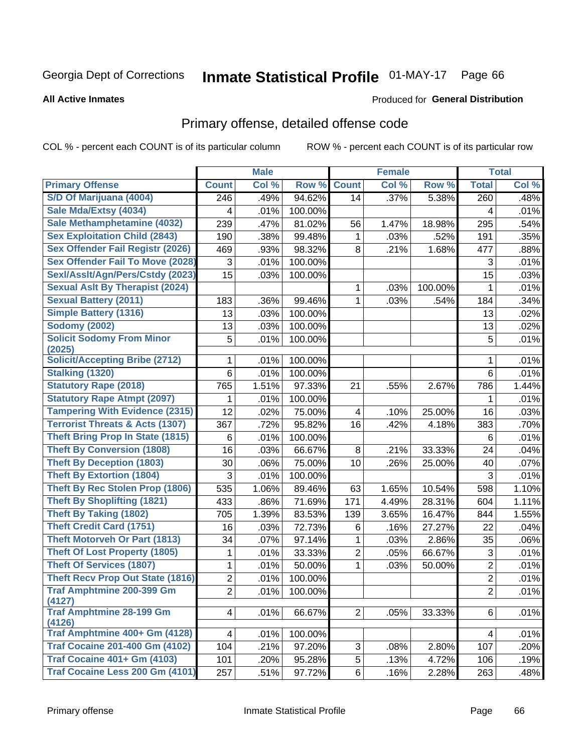Georgia Dept of Corrections **Inmate Statistical Profile** 01-MAY-17 Page 66

**All Active Inmates** Produced for **General Distribution**

## Primary offense, detailed offense code

COL % - percent each COUNT is of its particular column ROW % - percent each COUNT is of its particular row

| | Male | | | Female | | | Total | |
|---|---|---|---|---|---|---|---|---|
| **Primary Offense** | **Count** | **Col %** | **Row %** | **Count** | **Col %** | **Row %** | **Total** | **Col %** |
| S/D Of Marijuana (4004) | 246 | .49% | 94.62% | 14 | .37% | 5.38% | 260 | .48% |
| Sale Mda/Extsy (4034) | 4 | .01% | 100.00% | | | | 4 | .01% |
| Sale Methamphetamine (4032) | 239 | .47% | 81.02% | 56 | 1.47% | 18.98% | 295 | .54% |
| Sex Exploitation Child (2843) | 190 | .38% | 99.48% | 1 | .03% | .52% | 191 | .35% |
| Sex Offender Fail Registr (2026) | 469 | .93% | 98.32% | 8 | .21% | 1.68% | 477 | .88% |
| Sex Offender Fail To Move (2028) | 3 | .01% | 100.00% | | | | 3 | .01% |
| Sexl/Asslt/Agn/Pers/Cstdy (2023) | 15 | .03% | 100.00% | | | | 15 | .03% |
| Sexual Aslt By Therapist (2024) | | | | 1 | .03% | 100.00% | 1 | .01% |
| Sexual Battery (2011) | 183 | .36% | 99.46% | 1 | .03% | .54% | 184 | .34% |
| Simple Battery (1316) | 13 | .03% | 100.00% | | | | 13 | .02% |
| Sodomy (2002) | 13 | .03% | 100.00% | | | | 13 | .02% |
| Solicit Sodomy From Minor (2025) | 5 | .01% | 100.00% | | | | 5 | .01% |
| Solicit/Accepting Bribe (2712) | 1 | .01% | 100.00% | | | | 1 | .01% |
| Stalking (1320) | 6 | .01% | 100.00% | | | | 6 | .01% |
| Statutory Rape (2018) | 765 | 1.51% | 97.33% | 21 | .55% | 2.67% | 786 | 1.44% |
| Statutory Rape Atmpt (2097) | 1 | .01% | 100.00% | | | | 1 | .01% |
| Tampering With Evidence (2315) | 12 | .02% | 75.00% | 4 | .10% | 25.00% | 16 | .03% |
| Terrorist Threats & Acts (1307) | 367 | .72% | 95.82% | 16 | .42% | 4.18% | 383 | .70% |
| Theft Bring Prop In State (1815) | 6 | .01% | 100.00% | | | | 6 | .01% |
| Theft By Conversion (1808) | 16 | .03% | 66.67% | 8 | .21% | 33.33% | 24 | .04% |
| Theft By Deception (1803) | 30 | .06% | 75.00% | 10 | .26% | 25.00% | 40 | .07% |
| Theft By Extortion (1804) | 3 | .01% | 100.00% | | | | 3 | .01% |
| Theft By Rec Stolen Prop (1806) | 535 | 1.06% | 89.46% | 63 | 1.65% | 10.54% | 598 | 1.10% |
| Theft By Shoplifting (1821) | 433 | .86% | 71.69% | 171 | 4.49% | 28.31% | 604 | 1.11% |
| Theft By Taking (1802) | 705 | 1.39% | 83.53% | 139 | 3.65% | 16.47% | 844 | 1.55% |
| Theft Credit Card (1751) | 16 | .03% | 72.73% | 6 | .16% | 27.27% | 22 | .04% |
| Theft Motorveh Or Part (1813) | 34 | .07% | 97.14% | 1 | .03% | 2.86% | 35 | .06% |
| Theft Of Lost Property (1805) | 1 | .01% | 33.33% | 2 | .05% | 66.67% | 3 | .01% |
| Theft Of Services (1807) | 1 | .01% | 50.00% | 1 | .03% | 50.00% | 2 | .01% |
| Theft Recv Prop Out State (1816) | 2 | .01% | 100.00% | | | | 2 | .01% |
| Traf Amphtmine 200-399 Gm (4127) | 2 | .01% | 100.00% | | | | 2 | .01% |
| Traf Amphtmine 28-199 Gm (4126) | 4 | .01% | 66.67% | 2 | .05% | 33.33% | 6 | .01% |
| Traf Amphtmine 400+ Gm (4128) | 4 | .01% | 100.00% | | | | 4 | .01% |
| Traf Cocaine 201-400 Gm (4102) | 104 | .21% | 97.20% | 3 | .08% | 2.80% | 107 | .20% |
| Traf Cocaine 401+ Gm (4103) | 101 | .20% | 95.28% | 5 | .13% | 4.72% | 106 | .19% |
| Traf Cocaine Less 200 Gm (4101) | 257 | .51% | 97.72% | 6 | .16% | 2.28% | 263 | .48% |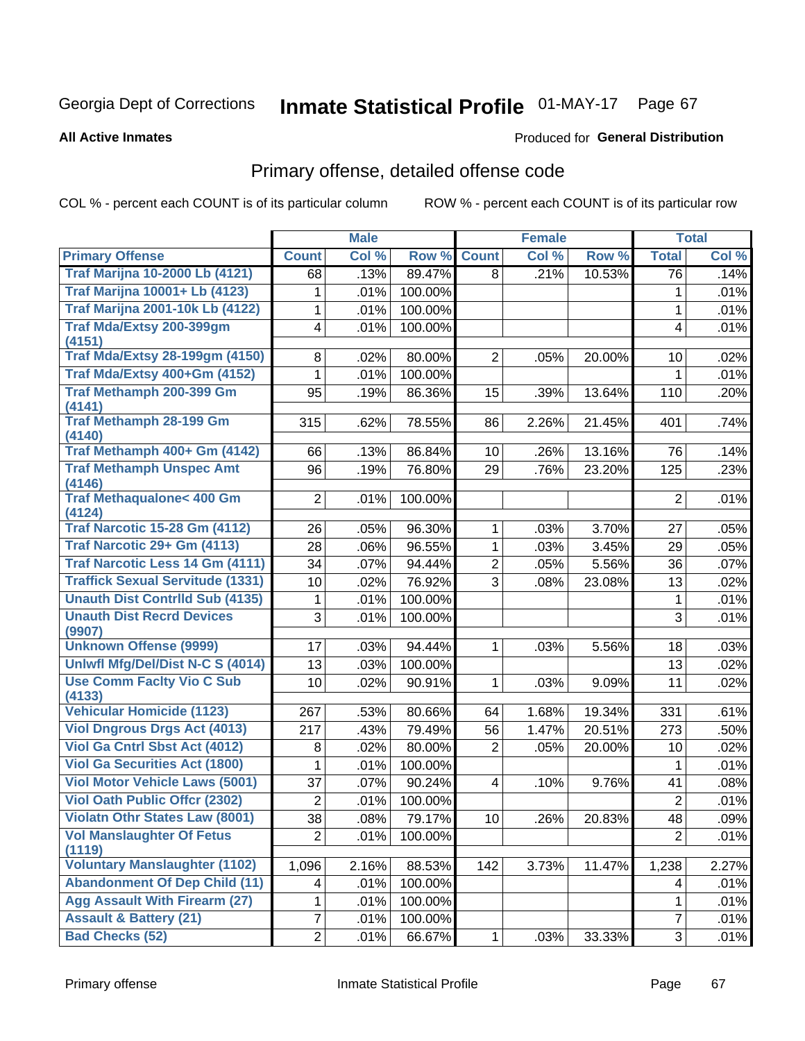Georgia Dept of Corrections **Inmate Statistical Profile** 01-MAY-17 Page 67

**All Active Inmates**

Produced for **General Distribution**

## Primary offense, detailed offense code

COL % - percent each COUNT is of its particular column ROW % - percent each COUNT is of its particular row

| | Male | | | Female | | | Total | |
|---|---|---|---|---|---|---|---|---|
| Primary Offense | Count | Col % | Row % | Count | Col % | Row % | Total | Col % |
| Traf Marijna 10-2000 Lb (4121) | 68 | .13% | 89.47% | 8 | .21% | 10.53% | 76 | .14% |
| Traf Marijna 10001+ Lb (4123) | 1 | .01% | 100.00% | | | | 1 | .01% |
| Traf Marijna 2001-10k Lb (4122) | 1 | .01% | 100.00% | | | | 1 | .01% |
| Traf Mda/Extsy 200-399gm (4151) | 4 | .01% | 100.00% | | | | 4 | .01% |
| Traf Mda/Extsy 28-199gm (4150) | 8 | .02% | 80.00% | 2 | .05% | 20.00% | 10 | .02% |
| Traf Mda/Extsy 400+Gm (4152) | 1 | .01% | 100.00% | | | | 1 | .01% |
| Traf Methamph 200-399 Gm (4141) | 95 | .19% | 86.36% | 15 | .39% | 13.64% | 110 | .20% |
| Traf Methamph 28-199 Gm (4140) | 315 | .62% | 78.55% | 86 | 2.26% | 21.45% | 401 | .74% |
| Traf Methamph 400+ Gm (4142) | 66 | .13% | 86.84% | 10 | .26% | 13.16% | 76 | .14% |
| Traf Methamph Unspec Amt (4146) | 96 | .19% | 76.80% | 29 | .76% | 23.20% | 125 | .23% |
| Traf Methaqualone< 400 Gm (4124) | 2 | .01% | 100.00% | | | | 2 | .01% |
| Traf Narcotic 15-28 Gm (4112) | 26 | .05% | 96.30% | 1 | .03% | 3.70% | 27 | .05% |
| Traf Narcotic 29+ Gm (4113) | 28 | .06% | 96.55% | 1 | .03% | 3.45% | 29 | .05% |
| Traf Narcotic Less 14 Gm (4111) | 34 | .07% | 94.44% | 2 | .05% | 5.56% | 36 | .07% |
| Traffick Sexual Servitude (1331) | 10 | .02% | 76.92% | 3 | .08% | 23.08% | 13 | .02% |
| Unauth Dist Contrlld Sub (4135) | 1 | .01% | 100.00% | | | | 1 | .01% |
| Unauth Dist Recrd Devices (9907) | 3 | .01% | 100.00% | | | | 3 | .01% |
| Unknown Offense (9999) | 17 | .03% | 94.44% | 1 | .03% | 5.56% | 18 | .03% |
| Unlwfl Mfg/Del/Dist N-C S (4014) | 13 | .03% | 100.00% | | | | 13 | .02% |
| Use Comm Faclty Vio C Sub (4133) | 10 | .02% | 90.91% | 1 | .03% | 9.09% | 11 | .02% |
| Vehicular Homicide (1123) | 267 | .53% | 80.66% | 64 | 1.68% | 19.34% | 331 | .61% |
| Viol Dngrous Drgs Act (4013) | 217 | .43% | 79.49% | 56 | 1.47% | 20.51% | 273 | .50% |
| Viol Ga Cntrl Sbst Act (4012) | 8 | .02% | 80.00% | 2 | .05% | 20.00% | 10 | .02% |
| Viol Ga Securities Act (1800) | 1 | .01% | 100.00% | | | | 1 | .01% |
| Viol Motor Vehicle Laws (5001) | 37 | .07% | 90.24% | 4 | .10% | 9.76% | 41 | .08% |
| Viol Oath Public Offcr (2302) | 2 | .01% | 100.00% | | | | 2 | .01% |
| Violatn Othr States Law (8001) | 38 | .08% | 79.17% | 10 | .26% | 20.83% | 48 | .09% |
| Vol Manslaughter Of Fetus (1119) | 2 | .01% | 100.00% | | | | 2 | .01% |
| Voluntary Manslaughter (1102) | 1,096 | 2.16% | 88.53% | 142 | 3.73% | 11.47% | 1,238 | 2.27% |
| Abandonment Of Dep Child (11) | 4 | .01% | 100.00% | | | | 4 | .01% |
| Agg Assault With Firearm (27) | 1 | .01% | 100.00% | | | | 1 | .01% |
| Assault & Battery (21) | 7 | .01% | 100.00% | | | | 7 | .01% |
| Bad Checks (52) | 2 | .01% | 66.67% | 1 | .03% | 33.33% | 3 | .01% |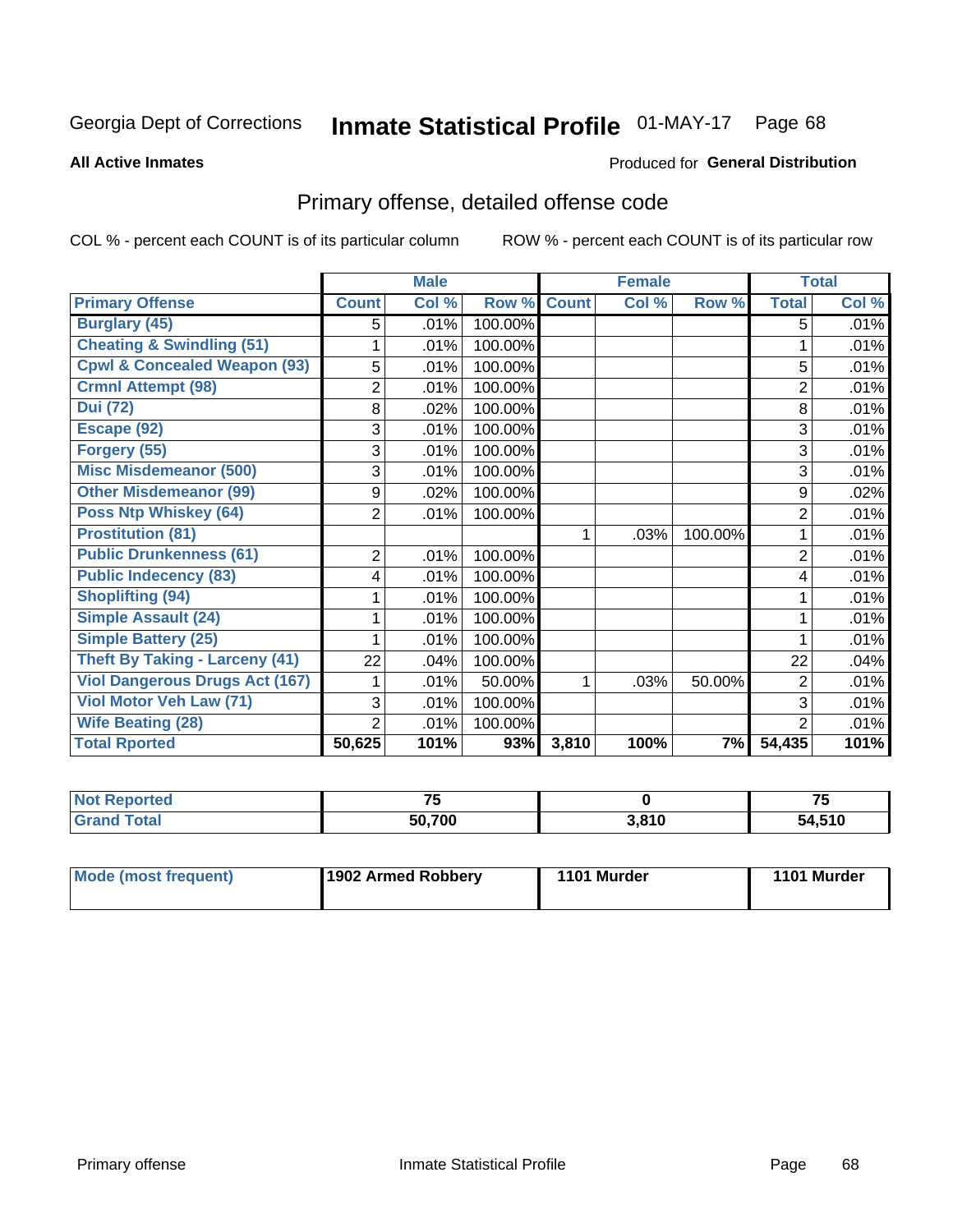Georgia Dept of Corrections **Inmate Statistical Profile** 01-MAY-17 Page 68

**All Active Inmates**

Produced for **General Distribution**

## Primary offense, detailed offense code

COL % - percent each COUNT is of its particular column ROW % - percent each COUNT is of its particular row

| | Male | | | Female | | | Total | |
|---|---|---|---|---|---|---|---|---|
| **Primary Offense** | **Count** | **Col %** | **Row %** | **Count** | **Col %** | **Row %** | **Total** | **Col %** |
| **Burglary (45)** | 5 | .01% | 100.00% | | | | 5 | .01% |
| **Cheating & Swindling (51)** | 1 | .01% | 100.00% | | | | 1 | .01% |
| **Cpwl & Concealed Weapon (93)** | 5 | .01% | 100.00% | | | | 5 | .01% |
| **Crmnl Attempt (98)** | 2 | .01% | 100.00% | | | | 2 | .01% |
| **Dui (72)** | 8 | .02% | 100.00% | | | | 8 | .01% |
| **Escape (92)** | 3 | .01% | 100.00% | | | | 3 | .01% |
| **Forgery (55)** | 3 | .01% | 100.00% | | | | 3 | .01% |
| **Misc Misdemeanor (500)** | 3 | .01% | 100.00% | | | | 3 | .01% |
| **Other Misdemeanor (99)** | 9 | .02% | 100.00% | | | | 9 | .02% |
| **Poss Ntp Whiskey (64)** | 2 | .01% | 100.00% | | | | 2 | .01% |
| **Prostitution (81)** | | | | 1 | .03% | 100.00% | 1 | .01% |
| **Public Drunkenness (61)** | 2 | .01% | 100.00% | | | | 2 | .01% |
| **Public Indecency (83)** | 4 | .01% | 100.00% | | | | 4 | .01% |
| **Shoplifting (94)** | 1 | .01% | 100.00% | | | | 1 | .01% |
| **Simple Assault (24)** | 1 | .01% | 100.00% | | | | 1 | .01% |
| **Simple Battery (25)** | 1 | .01% | 100.00% | | | | 1 | .01% |
| **Theft By Taking - Larceny (41)** | 22 | .04% | 100.00% | | | | 22 | .04% |
| **Viol Dangerous Drugs Act (167)** | 1 | .01% | 50.00% | 1 | .03% | 50.00% | 2 | .01% |
| **Viol Motor Veh Law (71)** | 3 | .01% | 100.00% | | | | 3 | .01% |
| **Wife Beating (28)** | 2 | .01% | 100.00% | | | | 2 | .01% |
| **Total Rported** | **50,625** | **101%** | **93%** | **3,810** | **100%** | **7%** | **54,435** | **101%** |

| | Male | Female | Total |
|---|---|---|---|
| **Not Reported** | **75** | **0** | **75** |
| **Grand Total** | **50,700** | **3,810** | **54,510** |

| | Male | Female | Total |
|---|---|---|---|
| **Mode (most frequent)** | **1902 Armed Robbery** | **1101 Murder** | **1101 Murder** |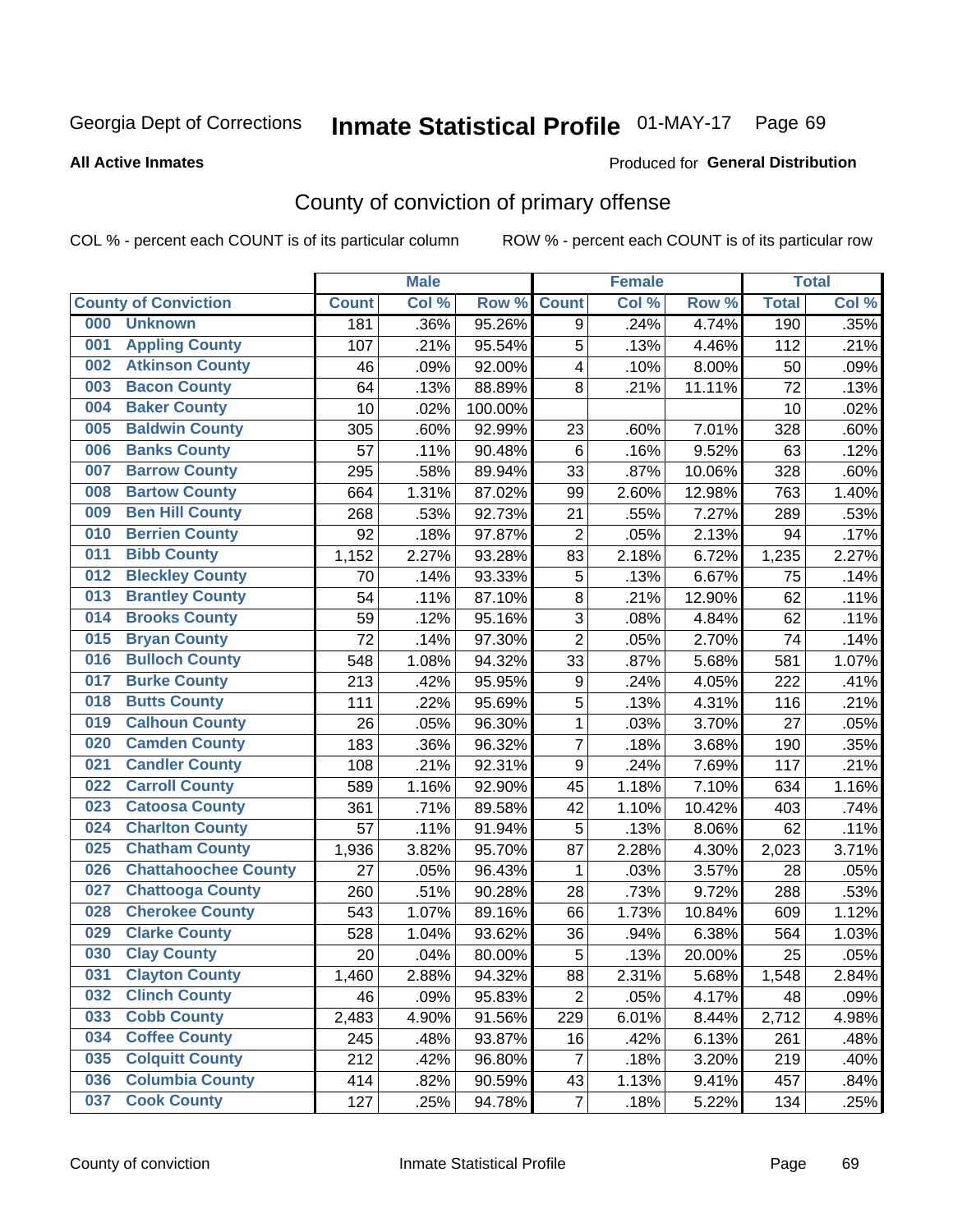Georgia Dept of Corrections **Inmate Statistical Profile** 01-MAY-17 Page 69

**All Active Inmates**

Produced for **General Distribution**

## County of conviction of primary offense

COL % - percent each COUNT is of its particular column ROW % - percent each COUNT is of its particular row

| County of Conviction | Male | | | Female | | | Total | |
|---|---|---|---|---|---|---|---|---|
| | Count | Col % | Row % | Count | Col % | Row % | Total | Col % |
| 000 Unknown | 181 | .36% | 95.26% | 9 | .24% | 4.74% | 190 | .35% |
| 001 Appling County | 107 | .21% | 95.54% | 5 | .13% | 4.46% | 112 | .21% |
| 002 Atkinson County | 46 | .09% | 92.00% | 4 | .10% | 8.00% | 50 | .09% |
| 003 Bacon County | 64 | .13% | 88.89% | 8 | .21% | 11.11% | 72 | .13% |
| 004 Baker County | 10 | .02% | 100.00% | | | | 10 | .02% |
| 005 Baldwin County | 305 | .60% | 92.99% | 23 | .60% | 7.01% | 328 | .60% |
| 006 Banks County | 57 | .11% | 90.48% | 6 | .16% | 9.52% | 63 | .12% |
| 007 Barrow County | 295 | .58% | 89.94% | 33 | .87% | 10.06% | 328 | .60% |
| 008 Bartow County | 664 | 1.31% | 87.02% | 99 | 2.60% | 12.98% | 763 | 1.40% |
| 009 Ben Hill County | 268 | .53% | 92.73% | 21 | .55% | 7.27% | 289 | .53% |
| 010 Berrien County | 92 | .18% | 97.87% | 2 | .05% | 2.13% | 94 | .17% |
| 011 Bibb County | 1,152 | 2.27% | 93.28% | 83 | 2.18% | 6.72% | 1,235 | 2.27% |
| 012 Bleckley County | 70 | .14% | 93.33% | 5 | .13% | 6.67% | 75 | .14% |
| 013 Brantley County | 54 | .11% | 87.10% | 8 | .21% | 12.90% | 62 | .11% |
| 014 Brooks County | 59 | .12% | 95.16% | 3 | .08% | 4.84% | 62 | .11% |
| 015 Bryan County | 72 | .14% | 97.30% | 2 | .05% | 2.70% | 74 | .14% |
| 016 Bulloch County | 548 | 1.08% | 94.32% | 33 | .87% | 5.68% | 581 | 1.07% |
| 017 Burke County | 213 | .42% | 95.95% | 9 | .24% | 4.05% | 222 | .41% |
| 018 Butts County | 111 | .22% | 95.69% | 5 | .13% | 4.31% | 116 | .21% |
| 019 Calhoun County | 26 | .05% | 96.30% | 1 | .03% | 3.70% | 27 | .05% |
| 020 Camden County | 183 | .36% | 96.32% | 7 | .18% | 3.68% | 190 | .35% |
| 021 Candler County | 108 | .21% | 92.31% | 9 | .24% | 7.69% | 117 | .21% |
| 022 Carroll County | 589 | 1.16% | 92.90% | 45 | 1.18% | 7.10% | 634 | 1.16% |
| 023 Catoosa County | 361 | .71% | 89.58% | 42 | 1.10% | 10.42% | 403 | .74% |
| 024 Charlton County | 57 | .11% | 91.94% | 5 | .13% | 8.06% | 62 | .11% |
| 025 Chatham County | 1,936 | 3.82% | 95.70% | 87 | 2.28% | 4.30% | 2,023 | 3.71% |
| 026 Chattahoochee County | 27 | .05% | 96.43% | 1 | .03% | 3.57% | 28 | .05% |
| 027 Chattooga County | 260 | .51% | 90.28% | 28 | .73% | 9.72% | 288 | .53% |
| 028 Cherokee County | 543 | 1.07% | 89.16% | 66 | 1.73% | 10.84% | 609 | 1.12% |
| 029 Clarke County | 528 | 1.04% | 93.62% | 36 | .94% | 6.38% | 564 | 1.03% |
| 030 Clay County | 20 | .04% | 80.00% | 5 | .13% | 20.00% | 25 | .05% |
| 031 Clayton County | 1,460 | 2.88% | 94.32% | 88 | 2.31% | 5.68% | 1,548 | 2.84% |
| 032 Clinch County | 46 | .09% | 95.83% | 2 | .05% | 4.17% | 48 | .09% |
| 033 Cobb County | 2,483 | 4.90% | 91.56% | 229 | 6.01% | 8.44% | 2,712 | 4.98% |
| 034 Coffee County | 245 | .48% | 93.87% | 16 | .42% | 6.13% | 261 | .48% |
| 035 Colquitt County | 212 | .42% | 96.80% | 7 | .18% | 3.20% | 219 | .40% |
| 036 Columbia County | 414 | .82% | 90.59% | 43 | 1.13% | 9.41% | 457 | .84% |
| 037 Cook County | 127 | .25% | 94.78% | 7 | .18% | 5.22% | 134 | .25% |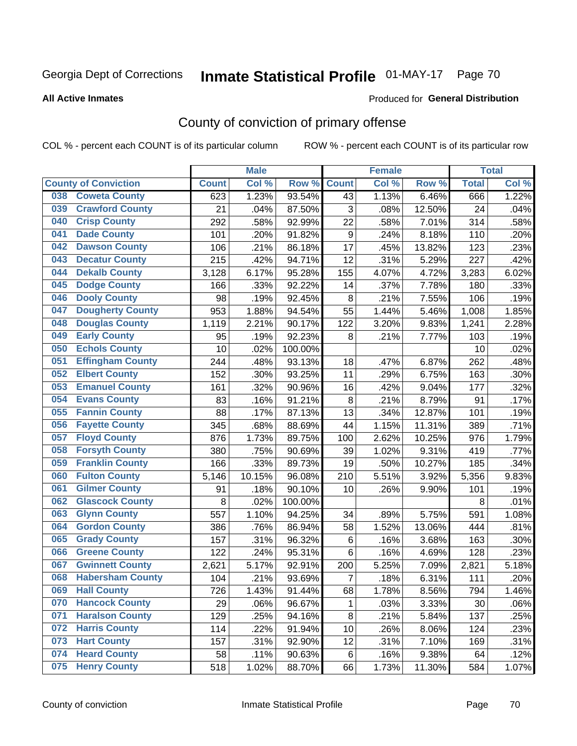Georgia Dept of Corrections **Inmate Statistical Profile** 01-MAY-17 Page 70

**All Active Inmates**

Produced for **General Distribution**

## County of conviction of primary offense

COL % - percent each COUNT is of its particular column ROW % - percent each COUNT is of its particular row

| County of Conviction | Male | | | Female | | | Total | |
|---|---|---|---|---|---|---|---|---|
| | Count | Col % | Row % | Count | Col % | Row % | Total | Col % |
| 038 Coweta County | 623 | 1.23% | 93.54% | 43 | 1.13% | 6.46% | 666 | 1.22% |
| 039 Crawford County | 21 | .04% | 87.50% | 3 | .08% | 12.50% | 24 | .04% |
| 040 Crisp County | 292 | .58% | 92.99% | 22 | .58% | 7.01% | 314 | .58% |
| 041 Dade County | 101 | .20% | 91.82% | 9 | .24% | 8.18% | 110 | .20% |
| 042 Dawson County | 106 | .21% | 86.18% | 17 | .45% | 13.82% | 123 | .23% |
| 043 Decatur County | 215 | .42% | 94.71% | 12 | .31% | 5.29% | 227 | .42% |
| 044 Dekalb County | 3,128 | 6.17% | 95.28% | 155 | 4.07% | 4.72% | 3,283 | 6.02% |
| 045 Dodge County | 166 | .33% | 92.22% | 14 | .37% | 7.78% | 180 | .33% |
| 046 Dooly County | 98 | .19% | 92.45% | 8 | .21% | 7.55% | 106 | .19% |
| 047 Dougherty County | 953 | 1.88% | 94.54% | 55 | 1.44% | 5.46% | 1,008 | 1.85% |
| 048 Douglas County | 1,119 | 2.21% | 90.17% | 122 | 3.20% | 9.83% | 1,241 | 2.28% |
| 049 Early County | 95 | .19% | 92.23% | 8 | .21% | 7.77% | 103 | .19% |
| 050 Echols County | 10 | .02% | 100.00% | | | | 10 | .02% |
| 051 Effingham County | 244 | .48% | 93.13% | 18 | .47% | 6.87% | 262 | .48% |
| 052 Elbert County | 152 | .30% | 93.25% | 11 | .29% | 6.75% | 163 | .30% |
| 053 Emanuel County | 161 | .32% | 90.96% | 16 | .42% | 9.04% | 177 | .32% |
| 054 Evans County | 83 | .16% | 91.21% | 8 | .21% | 8.79% | 91 | .17% |
| 055 Fannin County | 88 | .17% | 87.13% | 13 | .34% | 12.87% | 101 | .19% |
| 056 Fayette County | 345 | .68% | 88.69% | 44 | 1.15% | 11.31% | 389 | .71% |
| 057 Floyd County | 876 | 1.73% | 89.75% | 100 | 2.62% | 10.25% | 976 | 1.79% |
| 058 Forsyth County | 380 | .75% | 90.69% | 39 | 1.02% | 9.31% | 419 | .77% |
| 059 Franklin County | 166 | .33% | 89.73% | 19 | .50% | 10.27% | 185 | .34% |
| 060 Fulton County | 5,146 | 10.15% | 96.08% | 210 | 5.51% | 3.92% | 5,356 | 9.83% |
| 061 Gilmer County | 91 | .18% | 90.10% | 10 | .26% | 9.90% | 101 | .19% |
| 062 Glascock County | 8 | .02% | 100.00% | | | | 8 | .01% |
| 063 Glynn County | 557 | 1.10% | 94.25% | 34 | .89% | 5.75% | 591 | 1.08% |
| 064 Gordon County | 386 | .76% | 86.94% | 58 | 1.52% | 13.06% | 444 | .81% |
| 065 Grady County | 157 | .31% | 96.32% | 6 | .16% | 3.68% | 163 | .30% |
| 066 Greene County | 122 | .24% | 95.31% | 6 | .16% | 4.69% | 128 | .23% |
| 067 Gwinnett County | 2,621 | 5.17% | 92.91% | 200 | 5.25% | 7.09% | 2,821 | 5.18% |
| 068 Habersham County | 104 | .21% | 93.69% | 7 | .18% | 6.31% | 111 | .20% |
| 069 Hall County | 726 | 1.43% | 91.44% | 68 | 1.78% | 8.56% | 794 | 1.46% |
| 070 Hancock County | 29 | .06% | 96.67% | 1 | .03% | 3.33% | 30 | .06% |
| 071 Haralson County | 129 | .25% | 94.16% | 8 | .21% | 5.84% | 137 | .25% |
| 072 Harris County | 114 | .22% | 91.94% | 10 | .26% | 8.06% | 124 | .23% |
| 073 Hart County | 157 | .31% | 92.90% | 12 | .31% | 7.10% | 169 | .31% |
| 074 Heard County | 58 | .11% | 90.63% | 6 | .16% | 9.38% | 64 | .12% |
| 075 Henry County | 518 | 1.02% | 88.70% | 66 | 1.73% | 11.30% | 584 | 1.07% |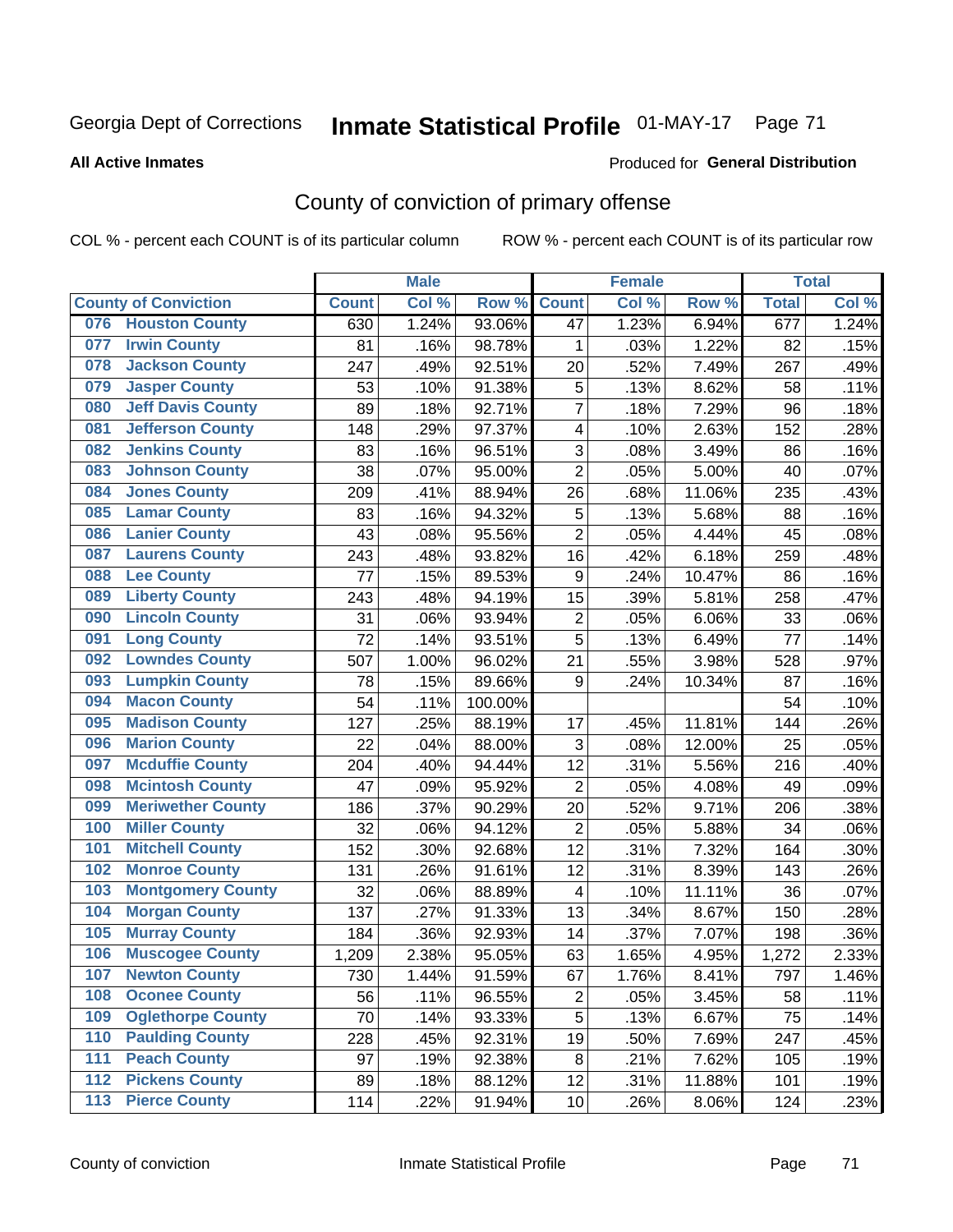Georgia Dept of Corrections **Inmate Statistical Profile** 01-MAY-17 Page 71

**All Active Inmates**

Produced for **General Distribution**

## County of conviction of primary offense

COL % - percent each COUNT is of its particular column ROW % - percent each COUNT is of its particular row

| County of Conviction | | Male | | | Female | | | Total | |
|---|---|---|---|---|---|---|---|---|---|
| | | Count | Col % | Row % | Count | Col % | Row % | Total | Col % |
| 076 | Houston County | 630 | 1.24% | 93.06% | 47 | 1.23% | 6.94% | 677 | 1.24% |
| 077 | Irwin County | 81 | .16% | 98.78% | 1 | .03% | 1.22% | 82 | .15% |
| 078 | Jackson County | 247 | .49% | 92.51% | 20 | .52% | 7.49% | 267 | .49% |
| 079 | Jasper County | 53 | .10% | 91.38% | 5 | .13% | 8.62% | 58 | .11% |
| 080 | Jeff Davis County | 89 | .18% | 92.71% | 7 | .18% | 7.29% | 96 | .18% |
| 081 | Jefferson County | 148 | .29% | 97.37% | 4 | .10% | 2.63% | 152 | .28% |
| 082 | Jenkins County | 83 | .16% | 96.51% | 3 | .08% | 3.49% | 86 | .16% |
| 083 | Johnson County | 38 | .07% | 95.00% | 2 | .05% | 5.00% | 40 | .07% |
| 084 | Jones County | 209 | .41% | 88.94% | 26 | .68% | 11.06% | 235 | .43% |
| 085 | Lamar County | 83 | .16% | 94.32% | 5 | .13% | 5.68% | 88 | .16% |
| 086 | Lanier County | 43 | .08% | 95.56% | 2 | .05% | 4.44% | 45 | .08% |
| 087 | Laurens County | 243 | .48% | 93.82% | 16 | .42% | 6.18% | 259 | .48% |
| 088 | Lee County | 77 | .15% | 89.53% | 9 | .24% | 10.47% | 86 | .16% |
| 089 | Liberty County | 243 | .48% | 94.19% | 15 | .39% | 5.81% | 258 | .47% |
| 090 | Lincoln County | 31 | .06% | 93.94% | 2 | .05% | 6.06% | 33 | .06% |
| 091 | Long County | 72 | .14% | 93.51% | 5 | .13% | 6.49% | 77 | .14% |
| 092 | Lowndes County | 507 | 1.00% | 96.02% | 21 | .55% | 3.98% | 528 | .97% |
| 093 | Lumpkin County | 78 | .15% | 89.66% | 9 | .24% | 10.34% | 87 | .16% |
| 094 | Macon County | 54 | .11% | 100.00% | | | | 54 | .10% |
| 095 | Madison County | 127 | .25% | 88.19% | 17 | .45% | 11.81% | 144 | .26% |
| 096 | Marion County | 22 | .04% | 88.00% | 3 | .08% | 12.00% | 25 | .05% |
| 097 | Mcduffie County | 204 | .40% | 94.44% | 12 | .31% | 5.56% | 216 | .40% |
| 098 | Mcintosh County | 47 | .09% | 95.92% | 2 | .05% | 4.08% | 49 | .09% |
| 099 | Meriwether County | 186 | .37% | 90.29% | 20 | .52% | 9.71% | 206 | .38% |
| 100 | Miller County | 32 | .06% | 94.12% | 2 | .05% | 5.88% | 34 | .06% |
| 101 | Mitchell County | 152 | .30% | 92.68% | 12 | .31% | 7.32% | 164 | .30% |
| 102 | Monroe County | 131 | .26% | 91.61% | 12 | .31% | 8.39% | 143 | .26% |
| 103 | Montgomery County | 32 | .06% | 88.89% | 4 | .10% | 11.11% | 36 | .07% |
| 104 | Morgan County | 137 | .27% | 91.33% | 13 | .34% | 8.67% | 150 | .28% |
| 105 | Murray County | 184 | .36% | 92.93% | 14 | .37% | 7.07% | 198 | .36% |
| 106 | Muscogee County | 1,209 | 2.38% | 95.05% | 63 | 1.65% | 4.95% | 1,272 | 2.33% |
| 107 | Newton County | 730 | 1.44% | 91.59% | 67 | 1.76% | 8.41% | 797 | 1.46% |
| 108 | Oconee County | 56 | .11% | 96.55% | 2 | .05% | 3.45% | 58 | .11% |
| 109 | Oglethorpe County | 70 | .14% | 93.33% | 5 | .13% | 6.67% | 75 | .14% |
| 110 | Paulding County | 228 | .45% | 92.31% | 19 | .50% | 7.69% | 247 | .45% |
| 111 | Peach County | 97 | .19% | 92.38% | 8 | .21% | 7.62% | 105 | .19% |
| 112 | Pickens County | 89 | .18% | 88.12% | 12 | .31% | 11.88% | 101 | .19% |
| 113 | Pierce County | 114 | .22% | 91.94% | 10 | .26% | 8.06% | 124 | .23% |

County of conviction Inmate Statistical Profile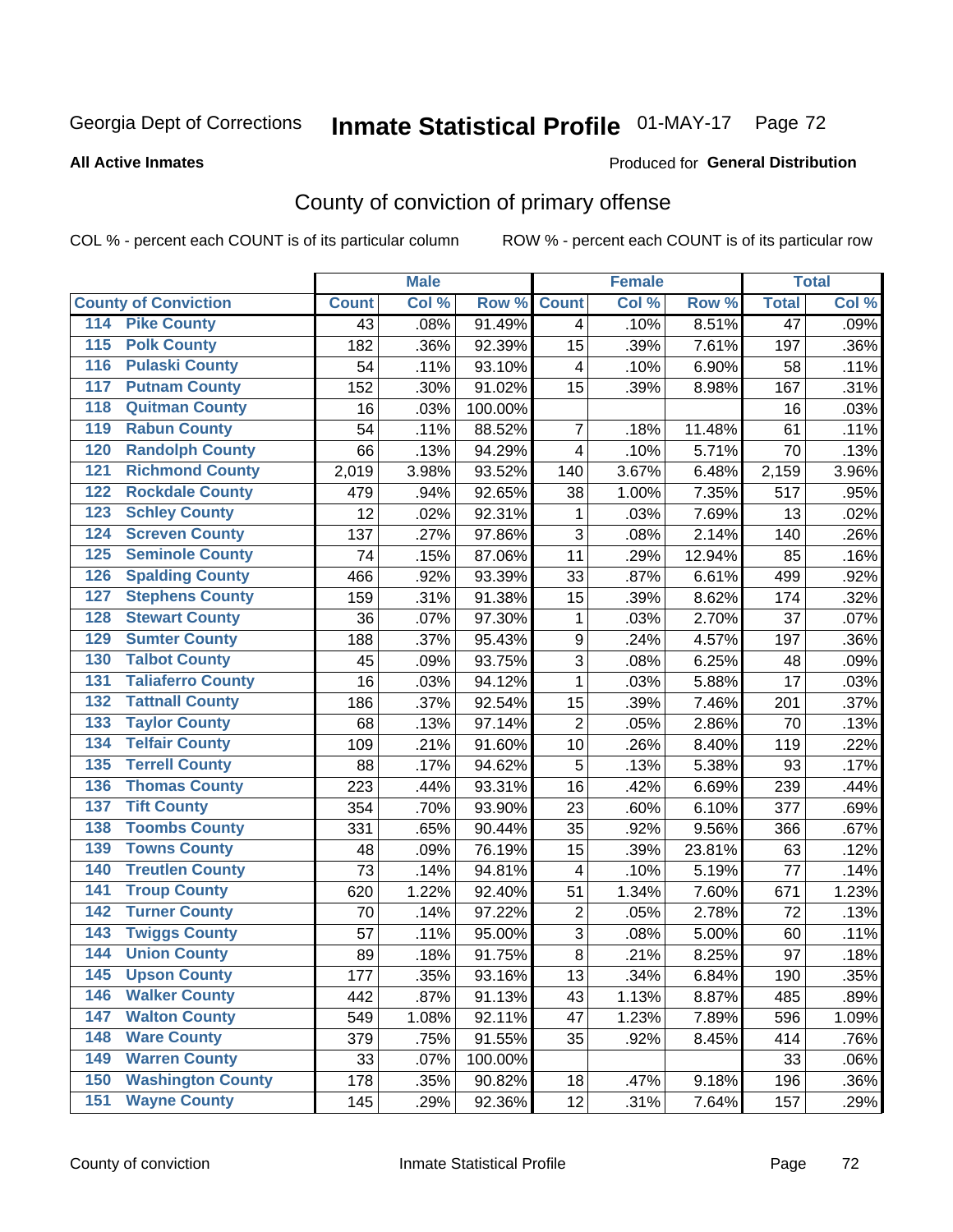Georgia Dept of Corrections **Inmate Statistical Profile** 01-MAY-17

**All Active Inmates**

Produced for **General Distribution**

## County of conviction of primary offense

COL % - percent each COUNT is of its particular column ROW % - percent each COUNT is of its particular row

| County of Conviction | | Male | | | Female | | | Total | |
|---|---|---|---|---|---|---|---|---|---|
| | | Count | Col % | Row % | Count | Col % | Row % | Total | Col % |
| 114 | Pike County | 43 | .08% | 91.49% | 4 | .10% | 8.51% | 47 | .09% |
| 115 | Polk County | 182 | .36% | 92.39% | 15 | .39% | 7.61% | 197 | .36% |
| 116 | Pulaski County | 54 | .11% | 93.10% | 4 | .10% | 6.90% | 58 | .11% |
| 117 | Putnam County | 152 | .30% | 91.02% | 15 | .39% | 8.98% | 167 | .31% |
| 118 | Quitman County | 16 | .03% | 100.00% | | | | 16 | .03% |
| 119 | Rabun County | 54 | .11% | 88.52% | 7 | .18% | 11.48% | 61 | .11% |
| 120 | Randolph County | 66 | .13% | 94.29% | 4 | .10% | 5.71% | 70 | .13% |
| 121 | Richmond County | 2,019 | 3.98% | 93.52% | 140 | 3.67% | 6.48% | 2,159 | 3.96% |
| 122 | Rockdale County | 479 | .94% | 92.65% | 38 | 1.00% | 7.35% | 517 | .95% |
| 123 | Schley County | 12 | .02% | 92.31% | 1 | .03% | 7.69% | 13 | .02% |
| 124 | Screven County | 137 | .27% | 97.86% | 3 | .08% | 2.14% | 140 | .26% |
| 125 | Seminole County | 74 | .15% | 87.06% | 11 | .29% | 12.94% | 85 | .16% |
| 126 | Spalding County | 466 | .92% | 93.39% | 33 | .87% | 6.61% | 499 | .92% |
| 127 | Stephens County | 159 | .31% | 91.38% | 15 | .39% | 8.62% | 174 | .32% |
| 128 | Stewart County | 36 | .07% | 97.30% | 1 | .03% | 2.70% | 37 | .07% |
| 129 | Sumter County | 188 | .37% | 95.43% | 9 | .24% | 4.57% | 197 | .36% |
| 130 | Talbot County | 45 | .09% | 93.75% | 3 | .08% | 6.25% | 48 | .09% |
| 131 | Taliaferro County | 16 | .03% | 94.12% | 1 | .03% | 5.88% | 17 | .03% |
| 132 | Tattnall County | 186 | .37% | 92.54% | 15 | .39% | 7.46% | 201 | .37% |
| 133 | Taylor County | 68 | .13% | 97.14% | 2 | .05% | 2.86% | 70 | .13% |
| 134 | Telfair County | 109 | .21% | 91.60% | 10 | .26% | 8.40% | 119 | .22% |
| 135 | Terrell County | 88 | .17% | 94.62% | 5 | .13% | 5.38% | 93 | .17% |
| 136 | Thomas County | 223 | .44% | 93.31% | 16 | .42% | 6.69% | 239 | .44% |
| 137 | Tift County | 354 | .70% | 93.90% | 23 | .60% | 6.10% | 377 | .69% |
| 138 | Toombs County | 331 | .65% | 90.44% | 35 | .92% | 9.56% | 366 | .67% |
| 139 | Towns County | 48 | .09% | 76.19% | 15 | .39% | 23.81% | 63 | .12% |
| 140 | Treutlen County | 73 | .14% | 94.81% | 4 | .10% | 5.19% | 77 | .14% |
| 141 | Troup County | 620 | 1.22% | 92.40% | 51 | 1.34% | 7.60% | 671 | 1.23% |
| 142 | Turner County | 70 | .14% | 97.22% | 2 | .05% | 2.78% | 72 | .13% |
| 143 | Twiggs County | 57 | .11% | 95.00% | 3 | .08% | 5.00% | 60 | .11% |
| 144 | Union County | 89 | .18% | 91.75% | 8 | .21% | 8.25% | 97 | .18% |
| 145 | Upson County | 177 | .35% | 93.16% | 13 | .34% | 6.84% | 190 | .35% |
| 146 | Walker County | 442 | .87% | 91.13% | 43 | 1.13% | 8.87% | 485 | .89% |
| 147 | Walton County | 549 | 1.08% | 92.11% | 47 | 1.23% | 7.89% | 596 | 1.09% |
| 148 | Ware County | 379 | .75% | 91.55% | 35 | .92% | 8.45% | 414 | .76% |
| 149 | Warren County | 33 | .07% | 100.00% | | | | 33 | .06% |
| 150 | Washington County | 178 | .35% | 90.82% | 18 | .47% | 9.18% | 196 | .36% |
| 151 | Wayne County | 145 | .29% | 92.36% | 12 | .31% | 7.64% | 157 | .29% |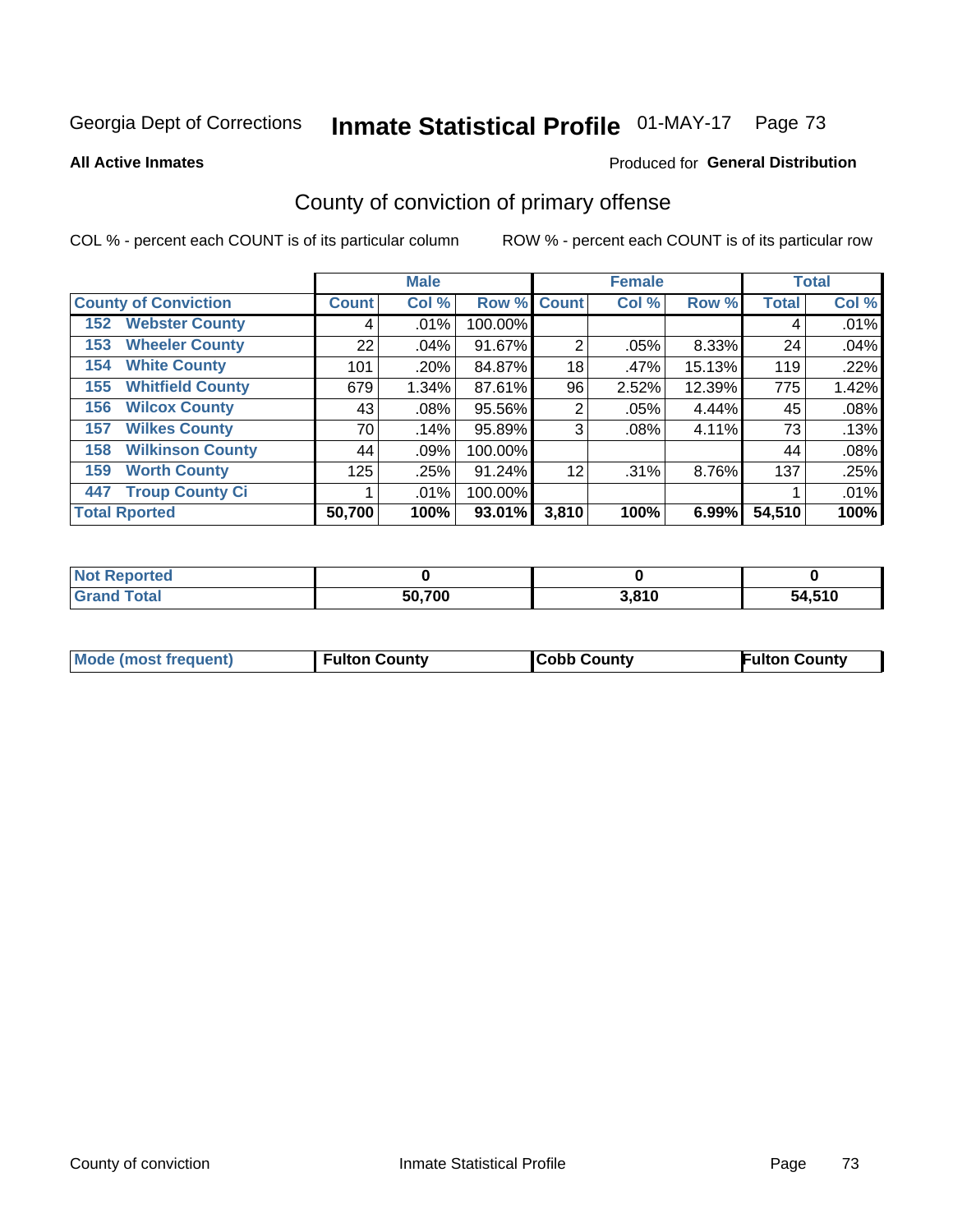Georgia Dept of Corrections **Inmate Statistical Profile** 01-MAY-17

**All Active Inmates**

Produced for **General Distribution**

## County of conviction of primary offense

COL % - percent each COUNT is of its particular column ROW % - percent each COUNT is of its particular row

| County of Conviction | Male | | | Female | | | Total | |
|---|---|---|---|---|---|---|---|---|
| | Count | Col % | Row % | Count | Col % | Row % | Total | Col % |
| 152 Webster County | 4 | .01% | 100.00% | | | | 4 | .01% |
| 153 Wheeler County | 22 | .04% | 91.67% | 2 | .05% | 8.33% | 24 | .04% |
| 154 White County | 101 | .20% | 84.87% | 18 | .47% | 15.13% | 119 | .22% |
| 155 Whitfield County | 679 | 1.34% | 87.61% | 96 | 2.52% | 12.39% | 775 | 1.42% |
| 156 Wilcox County | 43 | .08% | 95.56% | 2 | .05% | 4.44% | 45 | .08% |
| 157 Wilkes County | 70 | .14% | 95.89% | 3 | .08% | 4.11% | 73 | .13% |
| 158 Wilkinson County | 44 | .09% | 100.00% | | | | 44 | .08% |
| 159 Worth County | 125 | .25% | 91.24% | 12 | .31% | 8.76% | 137 | .25% |
| 447 Troup County Ci | 1 | .01% | 100.00% | | | | 1 | .01% |
| **Total Rported** | **50,700** | **100%** | **93.01%** | **3,810** | **100%** | **6.99%** | **54,510** | **100%** |

| | Male | Female | Total |
|---|---|---|---|
| Not Reported | **0** | **0** | **0** |
| Grand Total | **50,700** | **3,810** | **54,510** |

| | Male | Female | Total |
|---|---|---|---|
| Mode (most frequent) | **Fulton County** | **Cobb County** | **Fulton County** |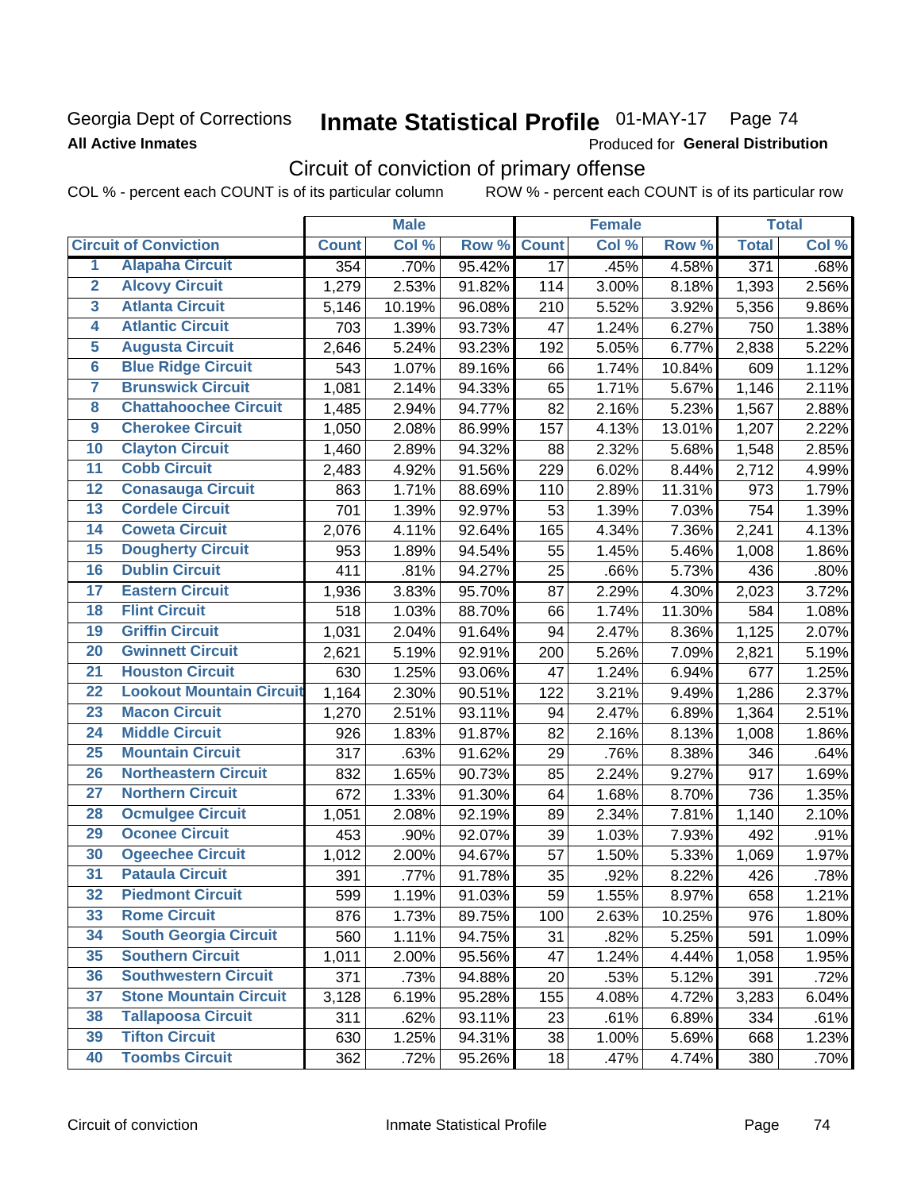Georgia Dept of Corrections **Inmate Statistical Profile** 01-MAY-17

**All Active Inmates**

Produced for **General Distribution**

## Circuit of conviction of primary offense

COL % - percent each COUNT is of its particular column ROW % - percent each COUNT is of its particular row

| | | Male | | | Female | | | Total | |
|---|---|---|---|---|---|---|---|---|---|
| **Circuit of Conviction** | | **Count** | **Col %** | **Row %** | **Count** | **Col %** | **Row %** | **Total** | **Col %** |
| 1 | Alapaha Circuit | 354 | .70% | 95.42% | 17 | .45% | 4.58% | 371 | .68% |
| 2 | Alcovy Circuit | 1,279 | 2.53% | 91.82% | 114 | 3.00% | 8.18% | 1,393 | 2.56% |
| 3 | Atlanta Circuit | 5,146 | 10.19% | 96.08% | 210 | 5.52% | 3.92% | 5,356 | 9.86% |
| 4 | Atlantic Circuit | 703 | 1.39% | 93.73% | 47 | 1.24% | 6.27% | 750 | 1.38% |
| 5 | Augusta Circuit | 2,646 | 5.24% | 93.23% | 192 | 5.05% | 6.77% | 2,838 | 5.22% |
| 6 | Blue Ridge Circuit | 543 | 1.07% | 89.16% | 66 | 1.74% | 10.84% | 609 | 1.12% |
| 7 | Brunswick Circuit | 1,081 | 2.14% | 94.33% | 65 | 1.71% | 5.67% | 1,146 | 2.11% |
| 8 | Chattahoochee Circuit | 1,485 | 2.94% | 94.77% | 82 | 2.16% | 5.23% | 1,567 | 2.88% |
| 9 | Cherokee Circuit | 1,050 | 2.08% | 86.99% | 157 | 4.13% | 13.01% | 1,207 | 2.22% |
| 10 | Clayton Circuit | 1,460 | 2.89% | 94.32% | 88 | 2.32% | 5.68% | 1,548 | 2.85% |
| 11 | Cobb Circuit | 2,483 | 4.92% | 91.56% | 229 | 6.02% | 8.44% | 2,712 | 4.99% |
| 12 | Conasauga Circuit | 863 | 1.71% | 88.69% | 110 | 2.89% | 11.31% | 973 | 1.79% |
| 13 | Cordele Circuit | 701 | 1.39% | 92.97% | 53 | 1.39% | 7.03% | 754 | 1.39% |
| 14 | Coweta Circuit | 2,076 | 4.11% | 92.64% | 165 | 4.34% | 7.36% | 2,241 | 4.13% |
| 15 | Dougherty Circuit | 953 | 1.89% | 94.54% | 55 | 1.45% | 5.46% | 1,008 | 1.86% |
| 16 | Dublin Circuit | 411 | .81% | 94.27% | 25 | .66% | 5.73% | 436 | .80% |
| 17 | Eastern Circuit | 1,936 | 3.83% | 95.70% | 87 | 2.29% | 4.30% | 2,023 | 3.72% |
| 18 | Flint Circuit | 518 | 1.03% | 88.70% | 66 | 1.74% | 11.30% | 584 | 1.08% |
| 19 | Griffin Circuit | 1,031 | 2.04% | 91.64% | 94 | 2.47% | 8.36% | 1,125 | 2.07% |
| 20 | Gwinnett Circuit | 2,621 | 5.19% | 92.91% | 200 | 5.26% | 7.09% | 2,821 | 5.19% |
| 21 | Houston Circuit | 630 | 1.25% | 93.06% | 47 | 1.24% | 6.94% | 677 | 1.25% |
| 22 | Lookout Mountain Circuit | 1,164 | 2.30% | 90.51% | 122 | 3.21% | 9.49% | 1,286 | 2.37% |
| 23 | Macon Circuit | 1,270 | 2.51% | 93.11% | 94 | 2.47% | 6.89% | 1,364 | 2.51% |
| 24 | Middle Circuit | 926 | 1.83% | 91.87% | 82 | 2.16% | 8.13% | 1,008 | 1.86% |
| 25 | Mountain Circuit | 317 | .63% | 91.62% | 29 | .76% | 8.38% | 346 | .64% |
| 26 | Northeastern Circuit | 832 | 1.65% | 90.73% | 85 | 2.24% | 9.27% | 917 | 1.69% |
| 27 | Northern Circuit | 672 | 1.33% | 91.30% | 64 | 1.68% | 8.70% | 736 | 1.35% |
| 28 | Ocmulgee Circuit | 1,051 | 2.08% | 92.19% | 89 | 2.34% | 7.81% | 1,140 | 2.10% |
| 29 | Oconee Circuit | 453 | .90% | 92.07% | 39 | 1.03% | 7.93% | 492 | .91% |
| 30 | Ogeechee Circuit | 1,012 | 2.00% | 94.67% | 57 | 1.50% | 5.33% | 1,069 | 1.97% |
| 31 | Pataula Circuit | 391 | .77% | 91.78% | 35 | .92% | 8.22% | 426 | .78% |
| 32 | Piedmont Circuit | 599 | 1.19% | 91.03% | 59 | 1.55% | 8.97% | 658 | 1.21% |
| 33 | Rome Circuit | 876 | 1.73% | 89.75% | 100 | 2.63% | 10.25% | 976 | 1.80% |
| 34 | South Georgia Circuit | 560 | 1.11% | 94.75% | 31 | .82% | 5.25% | 591 | 1.09% |
| 35 | Southern Circuit | 1,011 | 2.00% | 95.56% | 47 | 1.24% | 4.44% | 1,058 | 1.95% |
| 36 | Southwestern Circuit | 371 | .73% | 94.88% | 20 | .53% | 5.12% | 391 | .72% |
| 37 | Stone Mountain Circuit | 3,128 | 6.19% | 95.28% | 155 | 4.08% | 4.72% | 3,283 | 6.04% |
| 38 | Tallapoosa Circuit | 311 | .62% | 93.11% | 23 | .61% | 6.89% | 334 | .61% |
| 39 | Tifton Circuit | 630 | 1.25% | 94.31% | 38 | 1.00% | 5.69% | 668 | 1.23% |
| 40 | Toombs Circuit | 362 | .72% | 95.26% | 18 | .47% | 4.74% | 380 | .70% |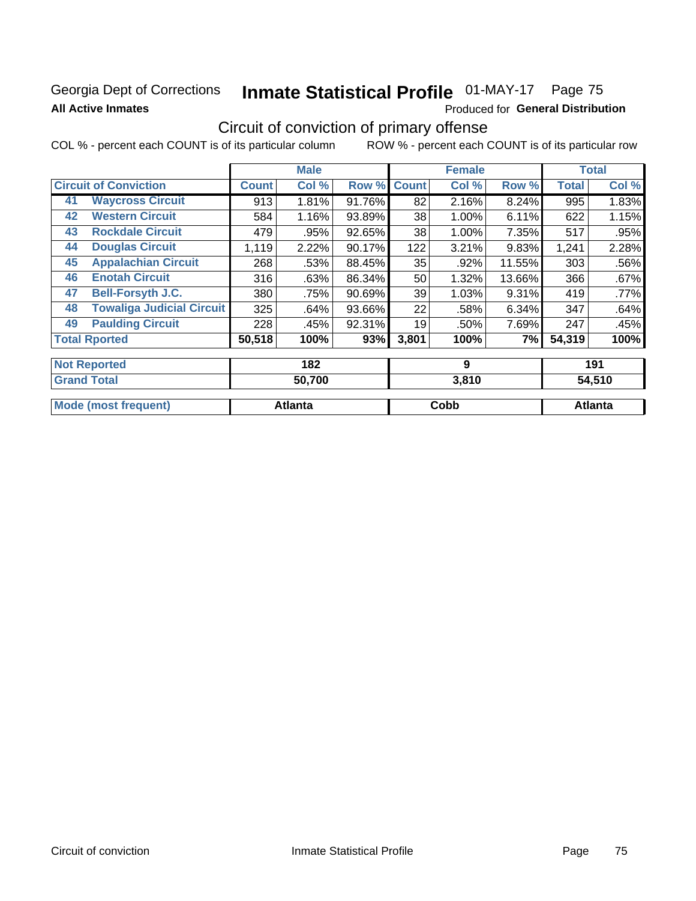Georgia Dept of Corrections **Inmate Statistical Profile** 01-MAY-17 Page 75

**All Active Inmates**

Produced for **General Distribution**

## Circuit of conviction of primary offense

COL % - percent each COUNT is of its particular column    ROW % - percent each COUNT is of its particular row

| | | Male | | | Female | | | Total | |
|---|---|---|---|---|---|---|---|---|---|
| **Circuit of Conviction** | | **Count** | **Col %** | **Row %** | **Count** | **Col %** | **Row %** | **Total** | **Col %** |
| 41 | **Waycross Circuit** | 913 | 1.81% | 91.76% | 82 | 2.16% | 8.24% | 995 | 1.83% |
| 42 | **Western Circuit** | 584 | 1.16% | 93.89% | 38 | 1.00% | 6.11% | 622 | 1.15% |
| 43 | **Rockdale Circuit** | 479 | .95% | 92.65% | 38 | 1.00% | 7.35% | 517 | .95% |
| 44 | **Douglas Circuit** | 1,119 | 2.22% | 90.17% | 122 | 3.21% | 9.83% | 1,241 | 2.28% |
| 45 | **Appalachian Circuit** | 268 | .53% | 88.45% | 35 | .92% | 11.55% | 303 | .56% |
| 46 | **Enotah Circuit** | 316 | .63% | 86.34% | 50 | 1.32% | 13.66% | 366 | .67% |
| 47 | **Bell-Forsyth J.C.** | 380 | .75% | 90.69% | 39 | 1.03% | 9.31% | 419 | .77% |
| 48 | **Towaliga Judicial Circuit** | 325 | .64% | 93.66% | 22 | .58% | 6.34% | 347 | .64% |
| 49 | **Paulding Circuit** | 228 | .45% | 92.31% | 19 | .50% | 7.69% | 247 | .45% |
| **Total Rported** | | **50,518** | **100%** | **93%** | **3,801** | **100%** | **7%** | **54,319** | **100%** |

| | Male | Female | Total |
|---|---|---|---|
| **Not Reported** | **182** | **9** | **191** |
| **Grand Total** | **50,700** | **3,810** | **54,510** |

| | Male | Female | Total |
|---|---|---|---|
| **Mode (most frequent)** | **Atlanta** | **Cobb** | **Atlanta** |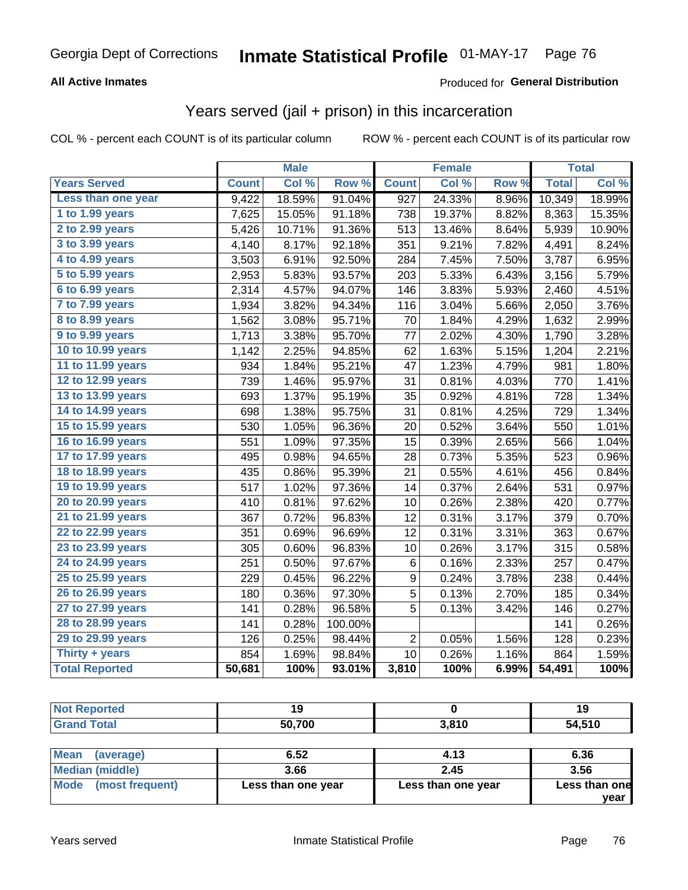Georgia Dept of Corrections **Inmate Statistical Profile** 01-MAY-17

**All Active Inmates**

Produced for **General Distribution**

## Years served (jail + prison) in this incarceration

COL % - percent each COUNT is of its particular column ROW % - percent each COUNT is of its particular row

| | Male | | | Female | | | Total | |
|---|---|---|---|---|---|---|---|---|
| **Years Served** | **Count** | **Col %** | **Row %** | **Count** | **Col %** | **Row %** | **Total** | **Col %** |
| Less than one year | 9,422 | 18.59% | 91.04% | 927 | 24.33% | 8.96% | 10,349 | 18.99% |
| 1 to 1.99 years | 7,625 | 15.05% | 91.18% | 738 | 19.37% | 8.82% | 8,363 | 15.35% |
| 2 to 2.99 years | 5,426 | 10.71% | 91.36% | 513 | 13.46% | 8.64% | 5,939 | 10.90% |
| 3 to 3.99 years | 4,140 | 8.17% | 92.18% | 351 | 9.21% | 7.82% | 4,491 | 8.24% |
| 4 to 4.99 years | 3,503 | 6.91% | 92.50% | 284 | 7.45% | 7.50% | 3,787 | 6.95% |
| 5 to 5.99 years | 2,953 | 5.83% | 93.57% | 203 | 5.33% | 6.43% | 3,156 | 5.79% |
| 6 to 6.99 years | 2,314 | 4.57% | 94.07% | 146 | 3.83% | 5.93% | 2,460 | 4.51% |
| 7 to 7.99 years | 1,934 | 3.82% | 94.34% | 116 | 3.04% | 5.66% | 2,050 | 3.76% |
| 8 to 8.99 years | 1,562 | 3.08% | 95.71% | 70 | 1.84% | 4.29% | 1,632 | 2.99% |
| 9 to 9.99 years | 1,713 | 3.38% | 95.70% | 77 | 2.02% | 4.30% | 1,790 | 3.28% |
| 10 to 10.99 years | 1,142 | 2.25% | 94.85% | 62 | 1.63% | 5.15% | 1,204 | 2.21% |
| 11 to 11.99 years | 934 | 1.84% | 95.21% | 47 | 1.23% | 4.79% | 981 | 1.80% |
| 12 to 12.99 years | 739 | 1.46% | 95.97% | 31 | 0.81% | 4.03% | 770 | 1.41% |
| 13 to 13.99 years | 693 | 1.37% | 95.19% | 35 | 0.92% | 4.81% | 728 | 1.34% |
| 14 to 14.99 years | 698 | 1.38% | 95.75% | 31 | 0.81% | 4.25% | 729 | 1.34% |
| 15 to 15.99 years | 530 | 1.05% | 96.36% | 20 | 0.52% | 3.64% | 550 | 1.01% |
| 16 to 16.99 years | 551 | 1.09% | 97.35% | 15 | 0.39% | 2.65% | 566 | 1.04% |
| 17 to 17.99 years | 495 | 0.98% | 94.65% | 28 | 0.73% | 5.35% | 523 | 0.96% |
| 18 to 18.99 years | 435 | 0.86% | 95.39% | 21 | 0.55% | 4.61% | 456 | 0.84% |
| 19 to 19.99 years | 517 | 1.02% | 97.36% | 14 | 0.37% | 2.64% | 531 | 0.97% |
| 20 to 20.99 years | 410 | 0.81% | 97.62% | 10 | 0.26% | 2.38% | 420 | 0.77% |
| 21 to 21.99 years | 367 | 0.72% | 96.83% | 12 | 0.31% | 3.17% | 379 | 0.70% |
| 22 to 22.99 years | 351 | 0.69% | 96.69% | 12 | 0.31% | 3.31% | 363 | 0.67% |
| 23 to 23.99 years | 305 | 0.60% | 96.83% | 10 | 0.26% | 3.17% | 315 | 0.58% |
| 24 to 24.99 years | 251 | 0.50% | 97.67% | 6 | 0.16% | 2.33% | 257 | 0.47% |
| 25 to 25.99 years | 229 | 0.45% | 96.22% | 9 | 0.24% | 3.78% | 238 | 0.44% |
| 26 to 26.99 years | 180 | 0.36% | 97.30% | 5 | 0.13% | 2.70% | 185 | 0.34% |
| 27 to 27.99 years | 141 | 0.28% | 96.58% | 5 | 0.13% | 3.42% | 146 | 0.27% |
| 28 to 28.99 years | 141 | 0.28% | 100.00% | | | | 141 | 0.26% |
| 29 to 29.99 years | 126 | 0.25% | 98.44% | 2 | 0.05% | 1.56% | 128 | 0.23% |
| Thirty + years | 854 | 1.69% | 98.84% | 10 | 0.26% | 1.16% | 864 | 1.59% |
| **Total Reported** | **50,681** | **100%** | **93.01%** | **3,810** | **100%** | **6.99%** | **54,491** | **100%** |

| | Male | Female | Total |
|---|---|---|---|
| Not Reported | 19 | 0 | 19 |
| Grand Total | 50,700 | 3,810 | 54,510 |

| | Male | Female | Total |
|---|---|---|---|
| Mean (average) | 6.52 | 4.13 | 6.36 |
| Median (middle) | 3.66 | 2.45 | 3.56 |
| Mode (most frequent) | Less than one year | Less than one year | Less than one year |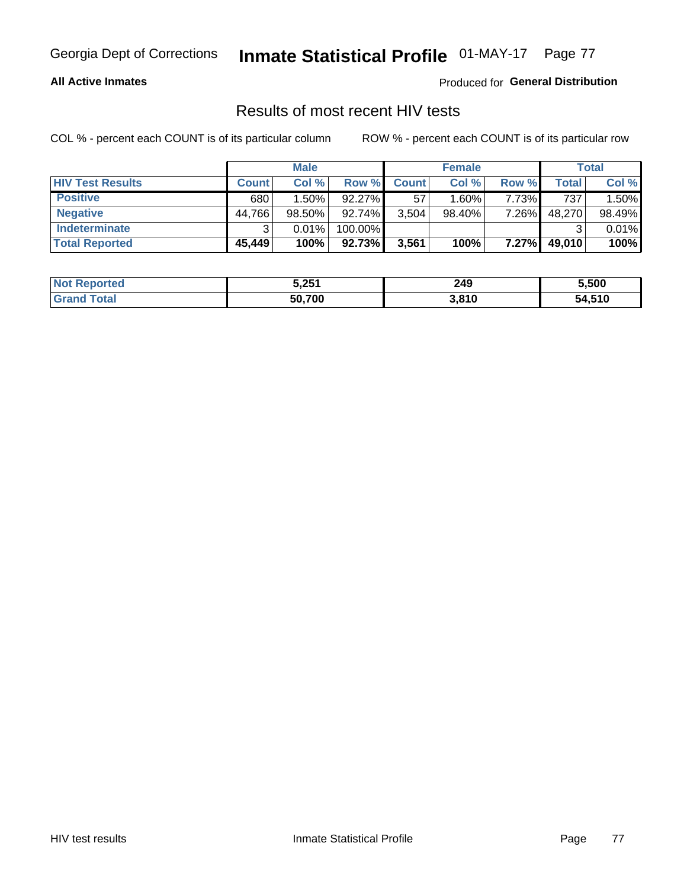## Results of most recent HIV tests

COL % - percent each COUNT is of its particular column ROW % - percent each COUNT is of its particular row

| | Male | | | Female | | | Total | |
|---|---|---|---|---|---|---|---|---|
| **HIV Test Results** | **Count** | **Col %** | **Row %** | **Count** | **Col %** | **Row %** | **Total** | **Col %** |
| **Positive** | 680 | 1.50% | 92.27% | 57 | 1.60% | 7.73% | 737 | 1.50% |
| **Negative** | 44,766 | 98.50% | 92.74% | 3,504 | 98.40% | 7.26% | 48,270 | 98.49% |
| **Indeterminate** | 3 | 0.01% | 100.00% | | | | 3 | 0.01% |
| **Total Reported** | **45,449** | **100%** | **92.73%** | **3,561** | **100%** | **7.27%** | **49,010** | **100%** |

| | Male | Female | Total |
|---|---|---|---|
| **Not Reported** | **5,251** | **249** | **5,500** |
| **Grand Total** | **50,700** | **3,810** | **54,510** |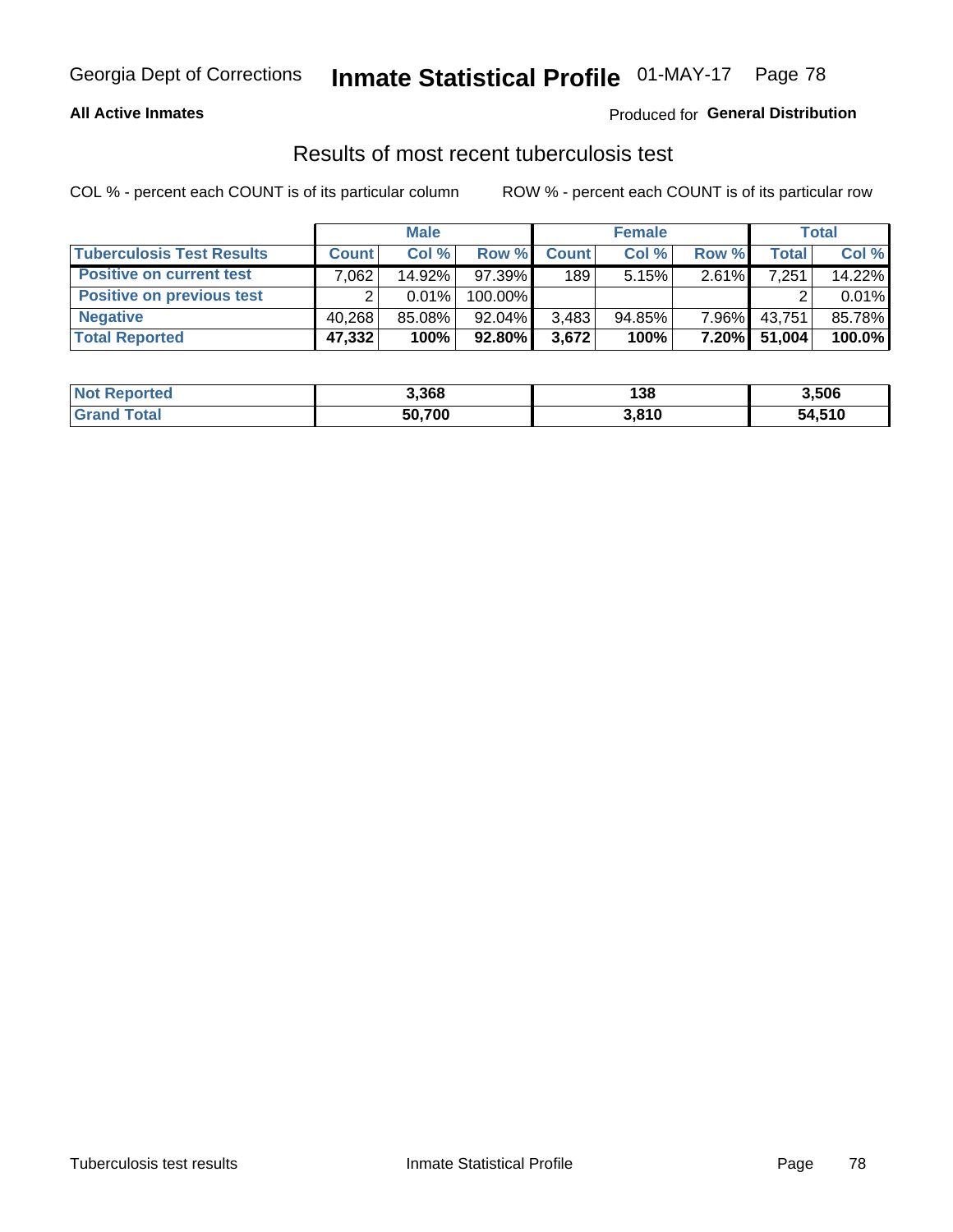Georgia Dept of Corrections **Inmate Statistical Profile** 01-MAY-17

**All Active Inmates**

Produced for **General Distribution**

## Results of most recent tuberculosis test

COL % - percent each COUNT is of its particular column

ROW % - percent each COUNT is of its particular row

| | Male | | | Female | | | Total | |
|---|---|---|---|---|---|---|---|---|
| **Tuberculosis Test Results** | **Count** | **Col %** | **Row %** | **Count** | **Col %** | **Row %** | **Total** | **Col %** |
| **Positive on current test** | 7,062 | 14.92% | 97.39% | 189 | 5.15% | 2.61% | 7,251 | 14.22% |
| **Positive on previous test** | 2 | 0.01% | 100.00% | | | | 2 | 0.01% |
| **Negative** | 40,268 | 85.08% | 92.04% | 3,483 | 94.85% | 7.96% | 43,751 | 85.78% |
| **Total Reported** | **47,332** | **100%** | **92.80%** | **3,672** | **100%** | **7.20%** | **51,004** | **100.0%** |

| | Male | Female | Total |
|---|---|---|---|
| **Not Reported** | **3,368** | **138** | **3,506** |
| **Grand Total** | **50,700** | **3,810** | **54,510** |

Tuberculosis test results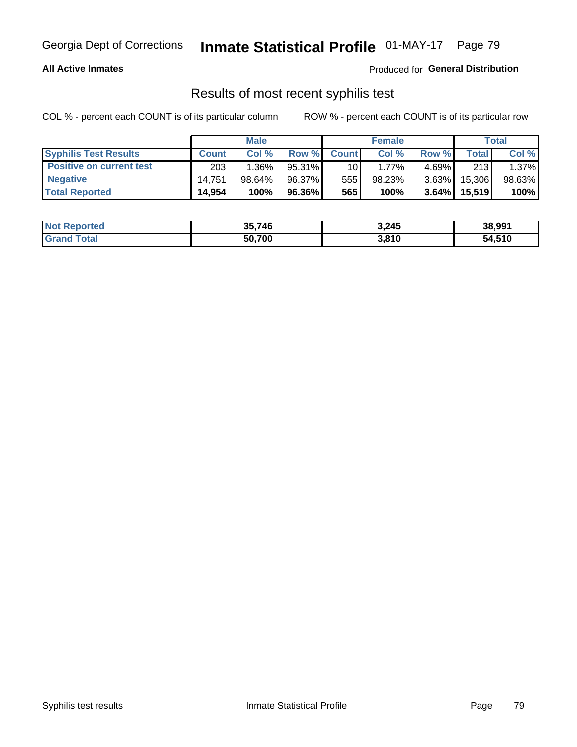Georgia Dept of Corrections **Inmate Statistical Profile** 01-MAY-17

**All Active Inmates**

Produced for **General Distribution**

## Results of most recent syphilis test

COL % - percent each COUNT is of its particular column ROW % - percent each COUNT is of its particular row

| | Male | | | Female | | | Total | |
|---|---|---|---|---|---|---|---|---|
| **Syphilis Test Results** | **Count** | **Col %** | **Row %** | **Count** | **Col %** | **Row %** | **Total** | **Col %** |
| **Positive on current test** | 203 | 1.36% | 95.31% | 10 | 1.77% | 4.69% | 213 | 1.37% |
| **Negative** | 14,751 | 98.64% | 96.37% | 555 | 98.23% | 3.63% | 15,306 | 98.63% |
| **Total Reported** | **14,954** | **100%** | **96.36%** | **565** | **100%** | **3.64%** | **15,519** | **100%** |

| | Male | Female | Total |
|---|---|---|---|
| **Not Reported** | **35,746** | **3,245** | **38,991** |
| **Grand Total** | **50,700** | **3,810** | **54,510** |

Syphilis test results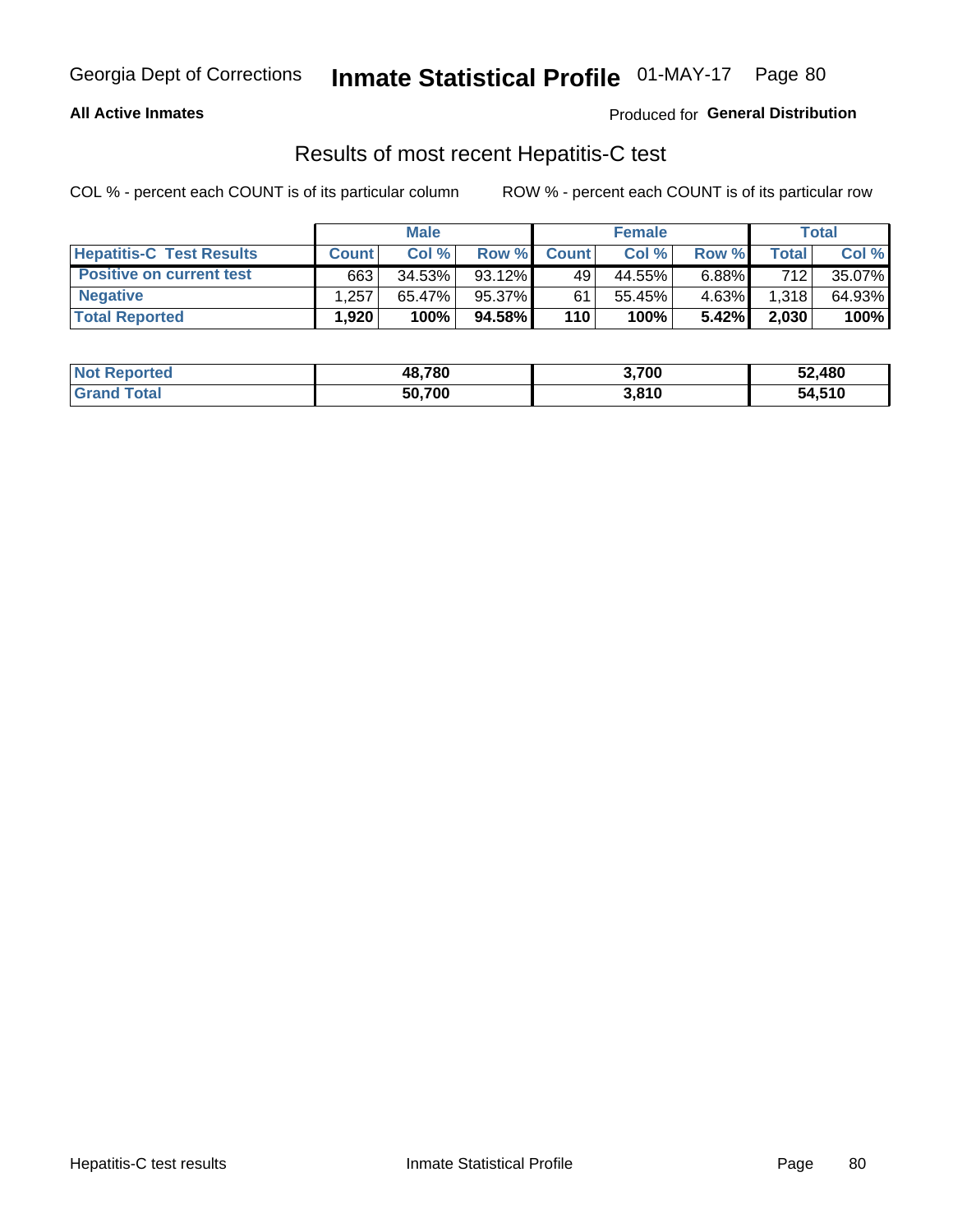# Inmate Statistical Profile

**All Active Inmates**

Produced for **General Distribution**

## Results of most recent Hepatitis-C test

COL % - percent each COUNT is of its particular column

ROW % - percent each COUNT is of its particular row

| | Male | | | Female | | | Total | |
|---|---|---|---|---|---|---|---|---|
| **Hepatitis-C Test Results** | **Count** | **Col %** | **Row %** | **Count** | **Col %** | **Row %** | **Total** | **Col %** |
| **Positive on current test** | 663 | 34.53% | 93.12% | 49 | 44.55% | 6.88% | 712 | 35.07% |
| **Negative** | 1,257 | 65.47% | 95.37% | 61 | 55.45% | 4.63% | 1,318 | 64.93% |
| **Total Reported** | **1,920** | **100%** | **94.58%** | **110** | **100%** | **5.42%** | **2,030** | **100%** |

| | Male | Female | Total |
|---|---|---|---|
| **Not Reported** | **48,780** | **3,700** | **52,480** |
| **Grand Total** | **50,700** | **3,810** | **54,510** |